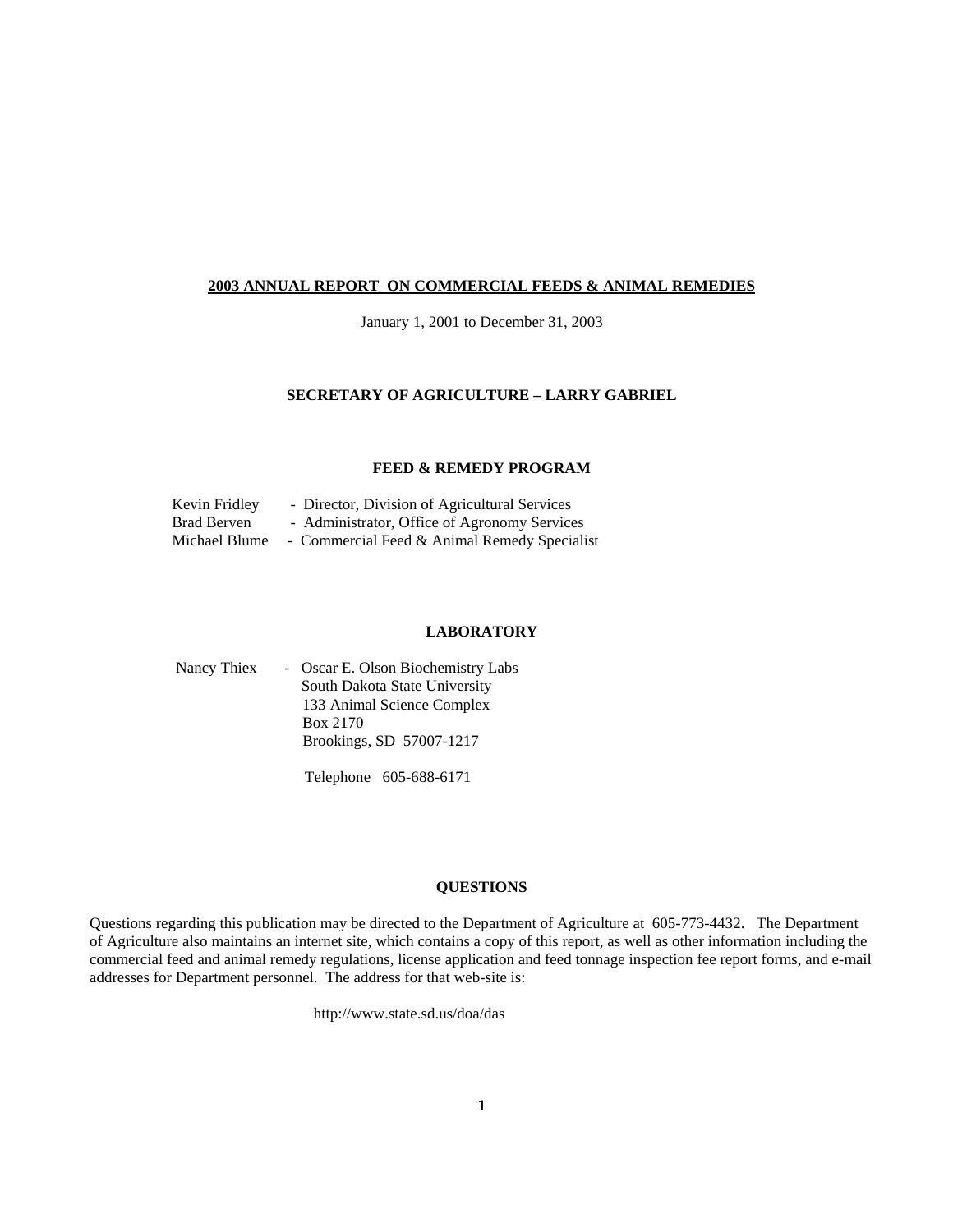# 2003 ANNUAL REPORT ON COMMERCIAL FEEDS & ANIMAL REMEDIES

January 1, 2001 to December 31, 2003

## SECRETARY OF AGRICULTURE – LARRY GABRIEL

## FEED & REMEDY PROGRAM

Kevin Fridley - Director, Division of Agricultural Services
Brad Berven - Administrator, Office of Agronomy Services
Michael Blume - Commercial Feed & Animal Remedy Specialist

## LABORATORY

Nancy Thiex - Oscar E. Olson Biochemistry Labs
South Dakota State University
133 Animal Science Complex
Box 2170
Brookings, SD 57007-1217

Telephone 605-688-6171

## QUESTIONS

Questions regarding this publication may be directed to the Department of Agriculture at 605-773-4432. The Department of Agriculture also maintains an internet site, which contains a copy of this report, as well as other information including the commercial feed and animal remedy regulations, license application and feed tonnage inspection fee report forms, and e-mail addresses for Department personnel. The address for that web-site is:

http://www.state.sd.us/doa/das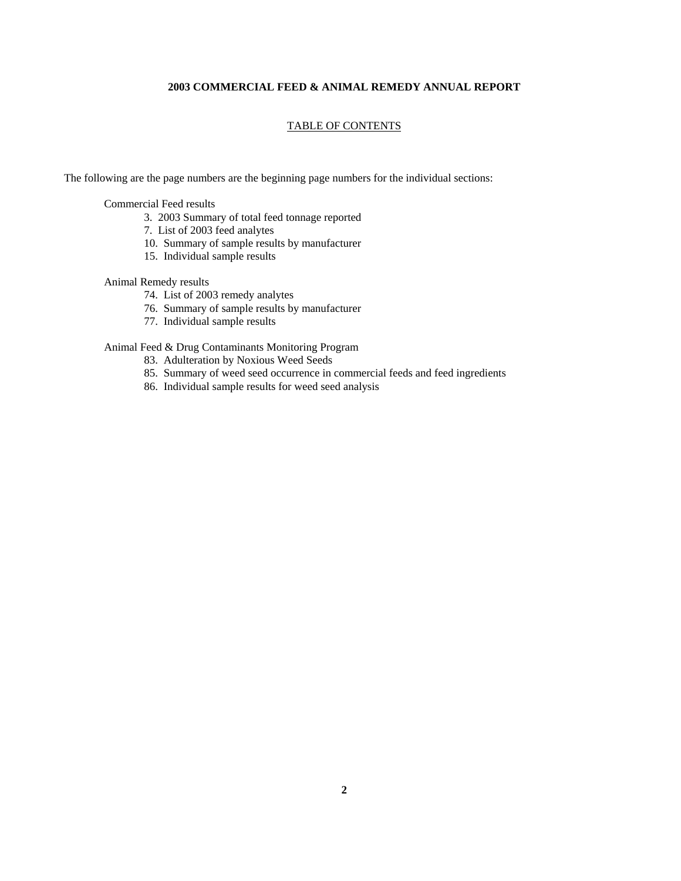**2003 COMMERCIAL FEED & ANIMAL REMEDY ANNUAL REPORT**

TABLE OF CONTENTS

The following are the page numbers are the beginning page numbers for the individual sections:

Commercial Feed results

- 3. 2003 Summary of total feed tonnage reported
- 7. List of 2003 feed analytes
- 10. Summary of sample results by manufacturer
- 15. Individual sample results

Animal Remedy results

- 74. List of 2003 remedy analytes
- 76. Summary of sample results by manufacturer
- 77. Individual sample results

Animal Feed & Drug Contaminants Monitoring Program

- 83. Adulteration by Noxious Weed Seeds
- 85. Summary of weed seed occurrence in commercial feeds and feed ingredients
- 86. Individual sample results for weed seed analysis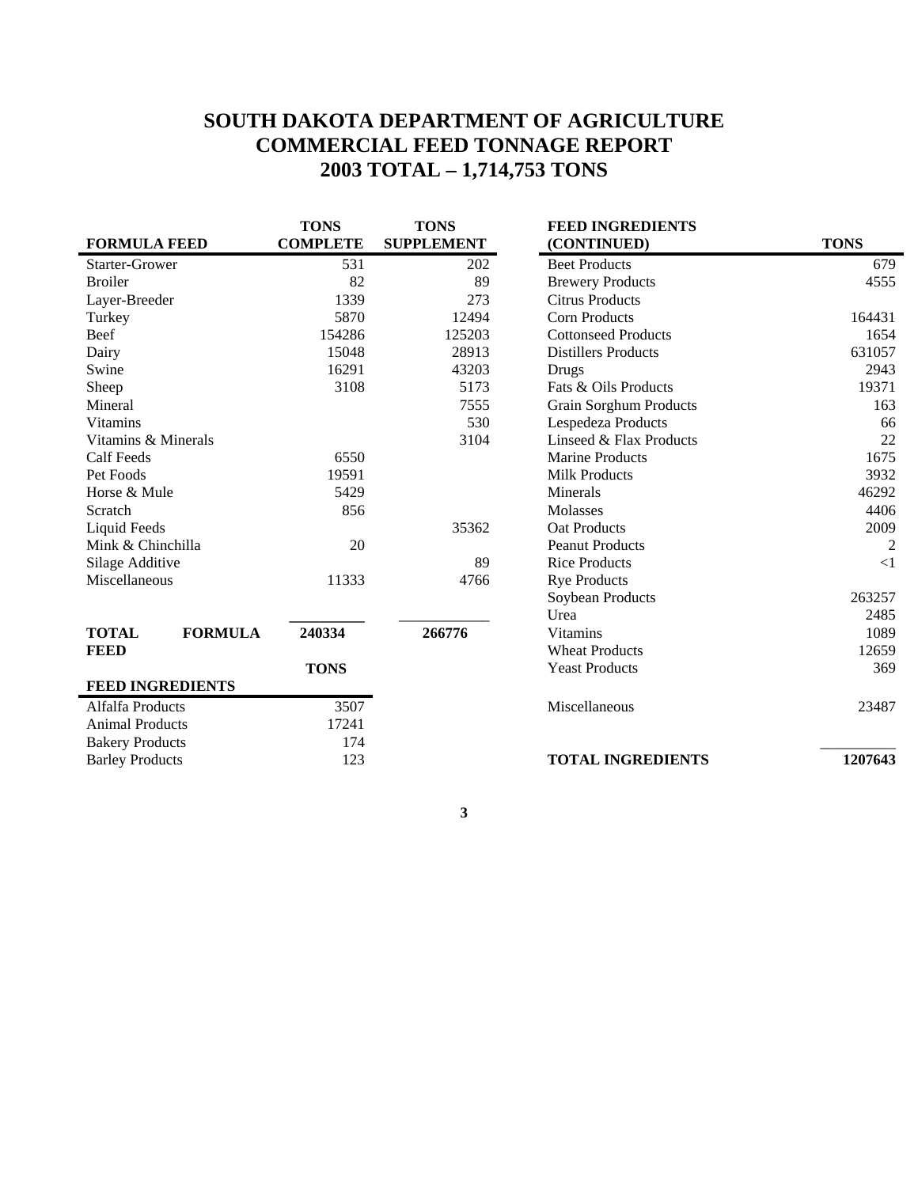# SOUTH DAKOTA DEPARTMENT OF AGRICULTURE
# COMMERCIAL FEED TONNAGE REPORT
# 2003 TOTAL – 1,714,753 TONS

| FORMULA FEED | TONS COMPLETE | TONS SUPPLEMENT |
|---|---|---|
| Starter-Grower | 531 | 202 |
| Broiler | 82 | 89 |
| Layer-Breeder | 1339 | 273 |
| Turkey | 5870 | 12494 |
| Beef | 154286 | 125203 |
| Dairy | 15048 | 28913 |
| Swine | 16291 | 43203 |
| Sheep | 3108 | 5173 |
| Mineral | | 7555 |
| Vitamins | | 530 |
| Vitamins & Minerals | | 3104 |
| Calf Feeds | 6550 | |
| Pet Foods | 19591 | |
| Horse & Mule | 5429 | |
| Scratch | 856 | |
| Liquid Feeds | | 35362 |
| Mink & Chinchilla | 20 | |
| Silage Additive | | 89 |
| Miscellaneous | 11333 | 4766 |
| **TOTAL FORMULA FEED** | **240334** | **266776** |

| FEED INGREDIENTS | TONS |
|---|---|
| Alfalfa Products | 3507 |
| Animal Products | 17241 |
| Bakery Products | 174 |
| Barley Products | 123 |
| Beet Products | 679 |
| Brewery Products | 4555 |
| Citrus Products | |
| Corn Products | 164431 |
| Cottonseed Products | 1654 |
| Distillers Products | 631057 |
| Drugs | 2943 |
| Fats & Oils Products | 19371 |
| Grain Sorghum Products | 163 |
| Lespedeza Products | 66 |
| Linseed & Flax Products | 22 |
| Marine Products | 1675 |
| Milk Products | 3932 |
| Minerals | 46292 |
| Molasses | 4406 |
| Oat Products | 2009 |
| Peanut Products | 2 |
| Rice Products | <1 |
| Rye Products | |
| Soybean Products | 263257 |
| Urea | 2485 |
| Vitamins | 1089 |
| Wheat Products | 12659 |
| Yeast Products | 369 |
| Miscellaneous | 23487 |
| **TOTAL INGREDIENTS** | **1207643** |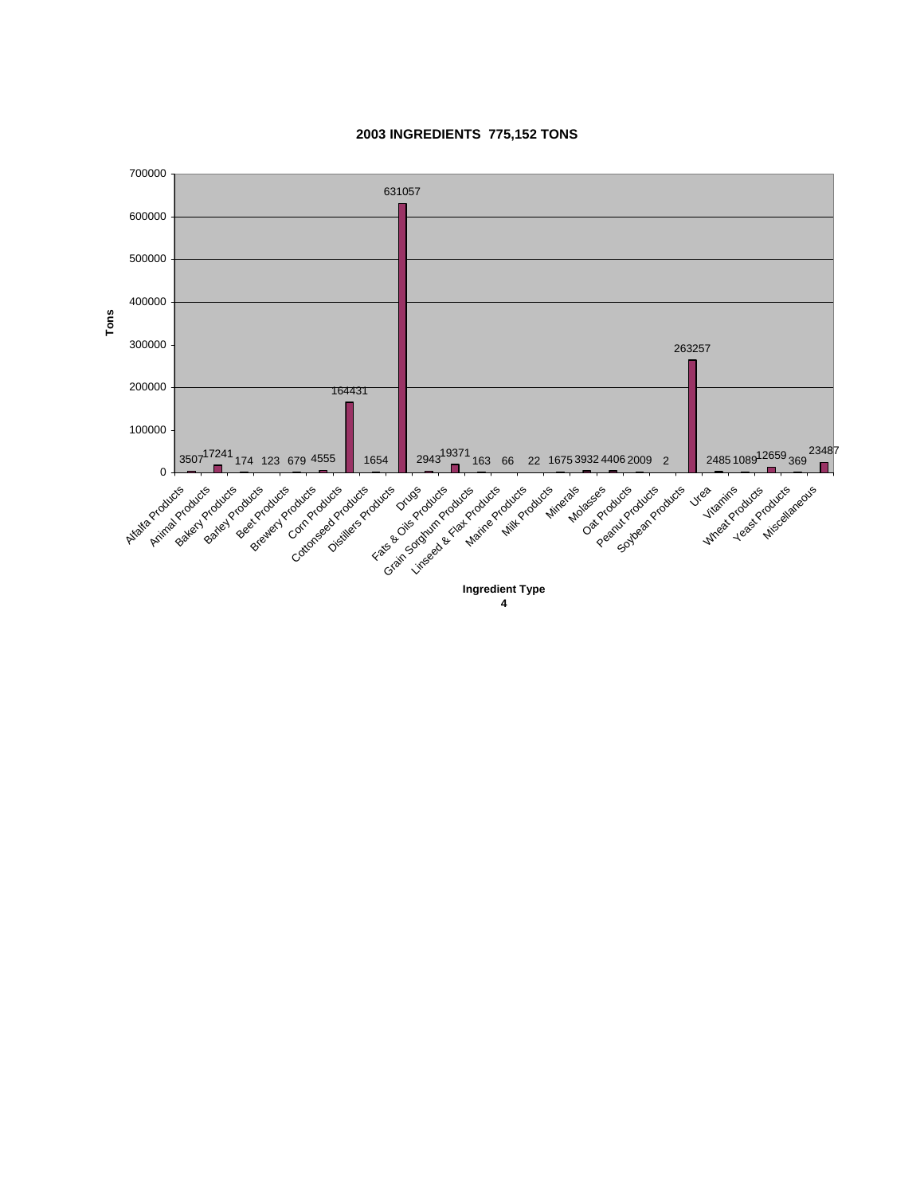## 2003 INGREDIENTS 775,152 TONS

| Ingredient Type | Tons |
|---|---|
| Alfalfa Products | 3507 |
| Animal Products | 17241 |
| Bakery Products | 174 |
| Barley Products | 123 |
| Beet Products | 679 |
| Brewery Products | 4555 |
| Corn Products | 164431 |
| Cottonseed Products | 1654 |
| Distillers Products | 631057 |
| Drugs | 2943 |
| Fats & Oils Products | 19371 |
| Grain Sorghum Products | 163 |
| Linseed & Flax Products | 66 |
| Marine Products | 22 |
| Milk Products | 1675 |
| Minerals | 3932 |
| Molasses | 4406 |
| Oat Products | 2009 |
| Peanut Products | 2 |
| Soybean Products | 263257 |
| Urea | 2485 |
| Vitamins | 1089 |
| Wheat Products | 12659 |
| Yeast Products | 369 |
| Miscellaneous | 23487 |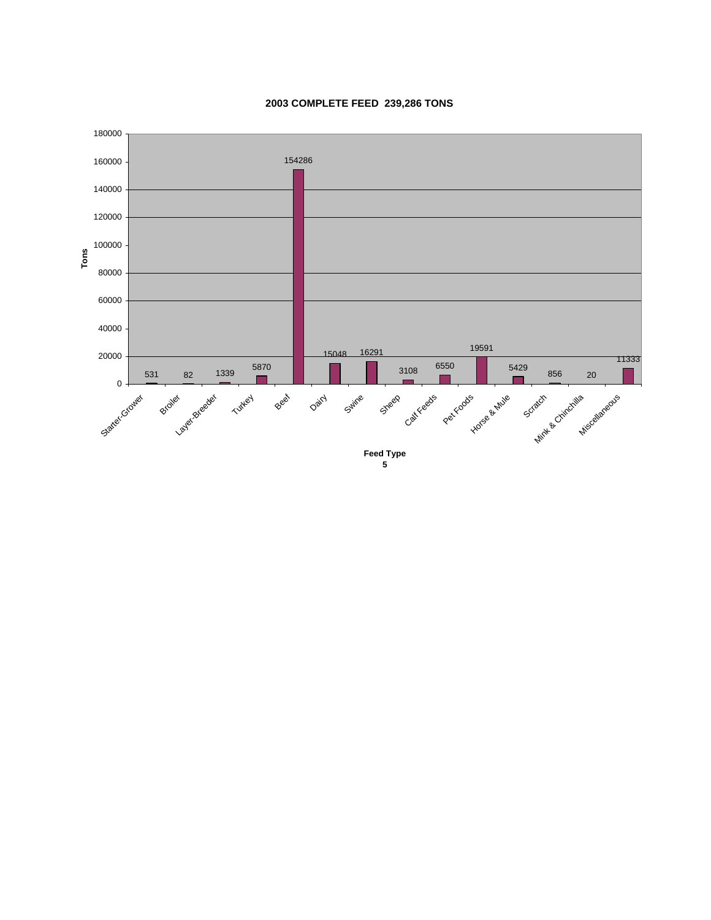**2003 COMPLETE FEED 239,286 TONS**

| Feed Type | Tons |
|---|---|
| Starter-Grower | 531 |
| Broiler | 82 |
| Layer-Breeder | 1339 |
| Turkey | 5870 |
| Beef | 154286 |
| Dairy | 15048 |
| Swine | 16291 |
| Sheep | 3108 |
| Calf Feeds | 6550 |
| Pet Foods | 19591 |
| Horse & Mule | 5429 |
| Scratch | 856 |
| Mink & Chinchilla | 20 |
| Miscellaneous | 11333 |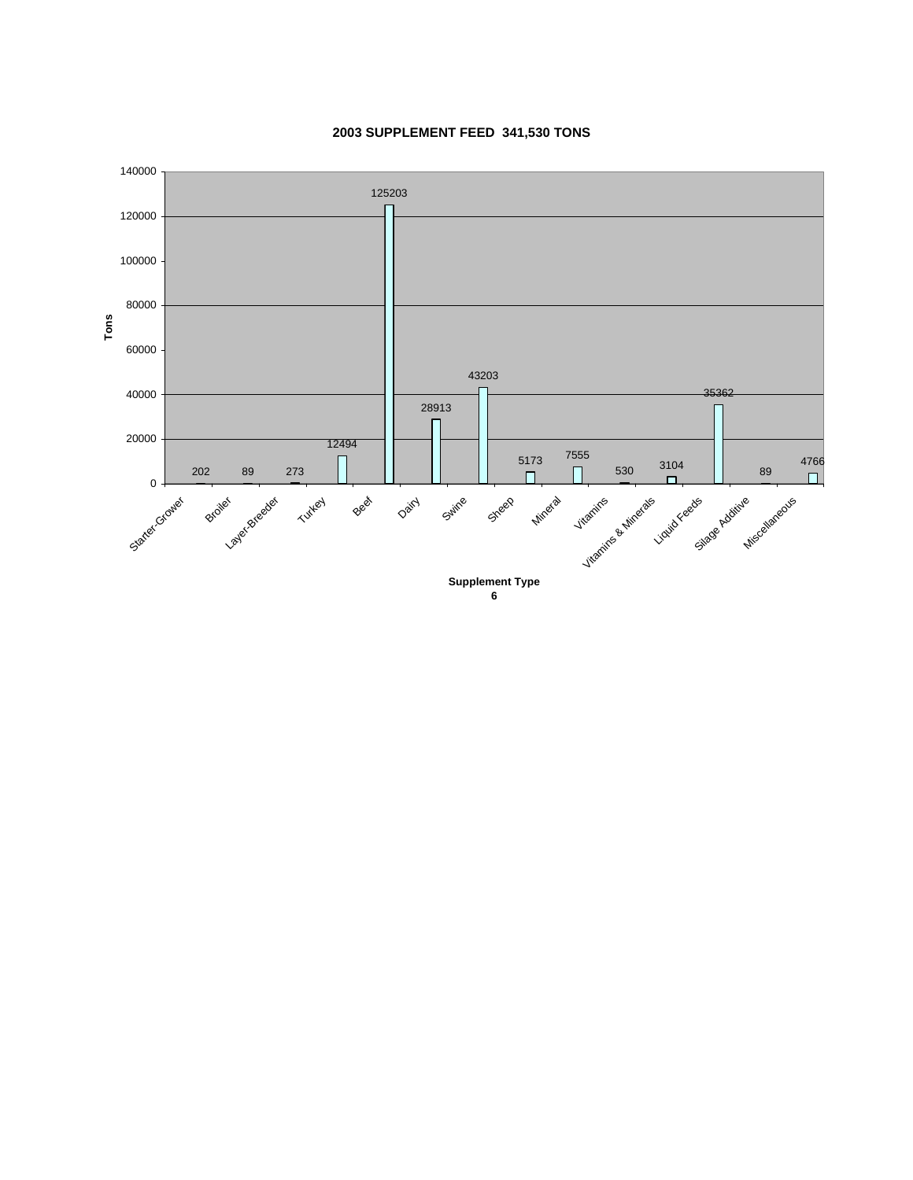## 2003 SUPPLEMENT FEED 341,530 TONS

| Supplement Type | Tons |
| --- | --- |
| Starter-Grower | 202 |
| Broiler | 89 |
| Layer-Breeder | 273 |
| Turkey | 12494 |
| Beef | 125203 |
| Dairy | 28913 |
| Swine | 43203 |
| Sheep | 5173 |
| Mineral | 7555 |
| Vitamins | 530 |
| Vitamins & Minerals | 3104 |
| Liquid Feeds | 35362 |
| Silage Additive | 89 |
| Miscellaneous | 4766 |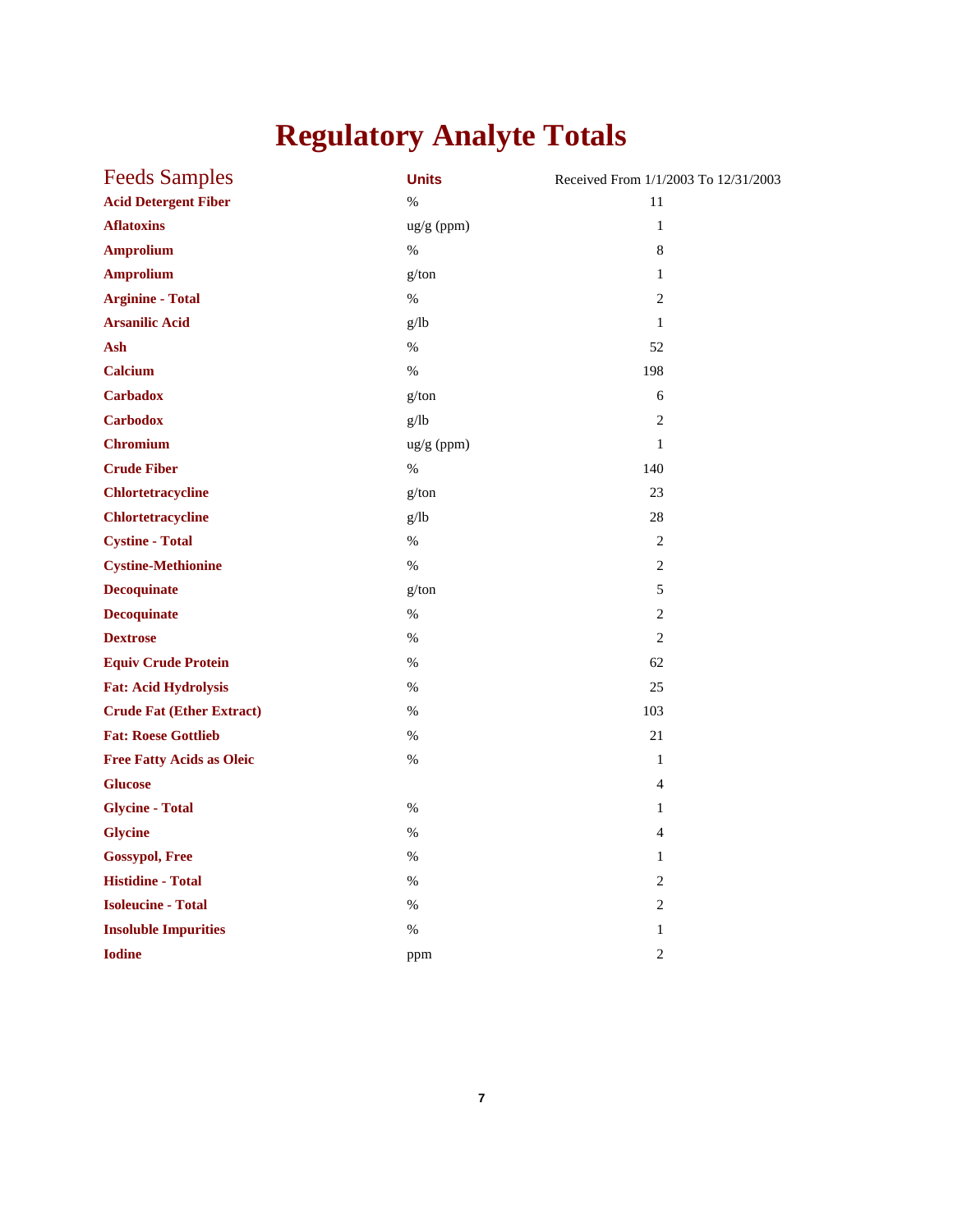# Regulatory Analyte Totals

| Feeds Samples | Units | Received From 1/1/2003 To 12/31/2003 |
|---|---|---|
| **Acid Detergent Fiber** | % | 11 |
| **Aflatoxins** | ug/g (ppm) | 1 |
| **Amprolium** | % | 8 |
| **Amprolium** | g/ton | 1 |
| **Arginine - Total** | % | 2 |
| **Arsanilic Acid** | g/lb | 1 |
| **Ash** | % | 52 |
| **Calcium** | % | 198 |
| **Carbadox** | g/ton | 6 |
| **Carbodox** | g/lb | 2 |
| **Chromium** | ug/g (ppm) | 1 |
| **Crude Fiber** | % | 140 |
| **Chlortetracycline** | g/ton | 23 |
| **Chlortetracycline** | g/lb | 28 |
| **Cystine - Total** | % | 2 |
| **Cystine-Methionine** | % | 2 |
| **Decoquinate** | g/ton | 5 |
| **Decoquinate** | % | 2 |
| **Dextrose** | % | 2 |
| **Equiv Crude Protein** | % | 62 |
| **Fat: Acid Hydrolysis** | % | 25 |
| **Crude Fat (Ether Extract)** | % | 103 |
| **Fat: Roese Gottlieb** | % | 21 |
| **Free Fatty Acids as Oleic** | % | 1 |
| **Glucose** | | 4 |
| **Glycine - Total** | % | 1 |
| **Glycine** | % | 4 |
| **Gossypol, Free** | % | 1 |
| **Histidine - Total** | % | 2 |
| **Isoleucine - Total** | % | 2 |
| **Insoluble Impurities** | % | 1 |
| **Iodine** | ppm | 2 |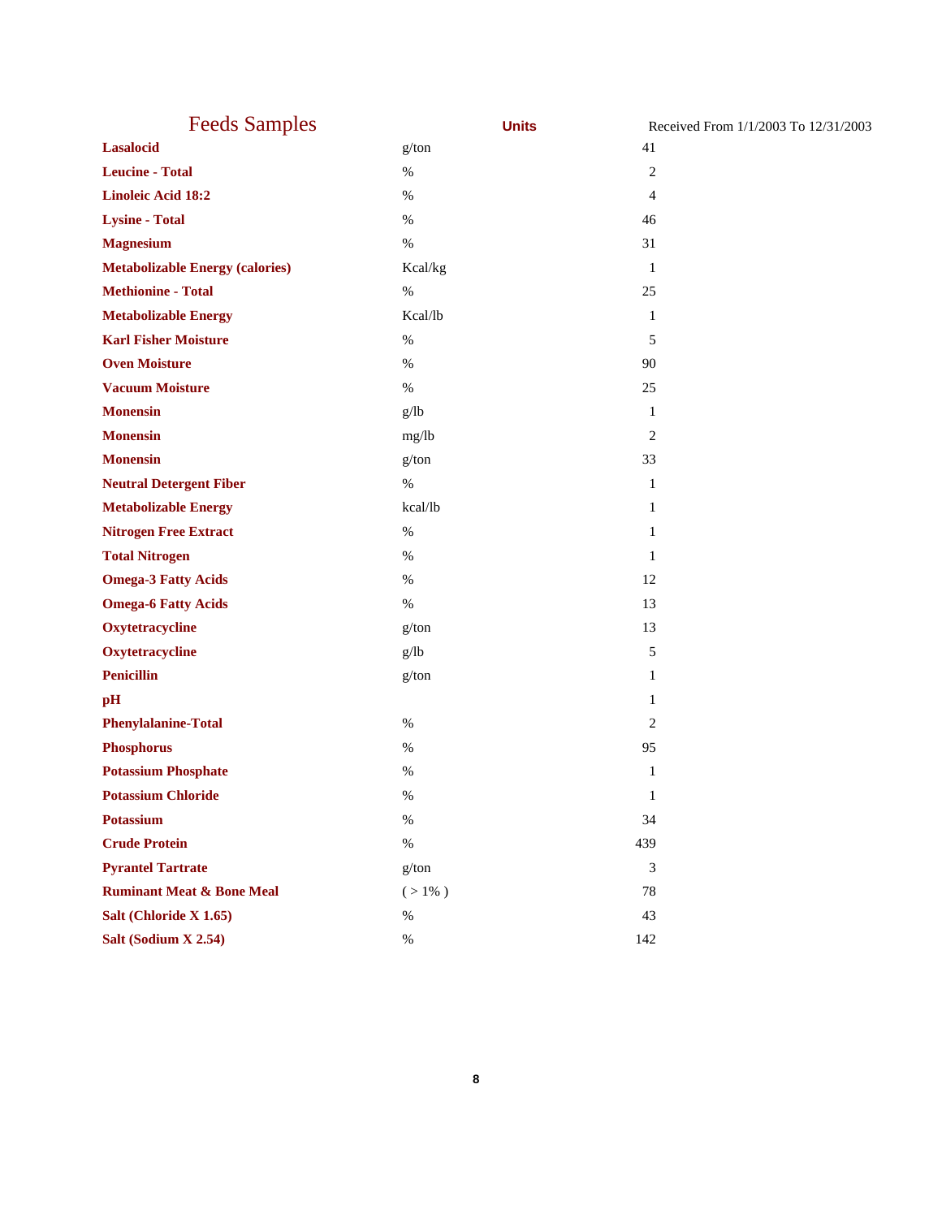| Feeds Samples | Units | Received From 1/1/2003 To 12/31/2003 |
|---|---|---|
| **Lasalocid** | g/ton | 41 |
| **Leucine - Total** | % | 2 |
| **Linoleic Acid 18:2** | % | 4 |
| **Lysine - Total** | % | 46 |
| **Magnesium** | % | 31 |
| **Metabolizable Energy (calories)** | Kcal/kg | 1 |
| **Methionine - Total** | % | 25 |
| **Metabolizable Energy** | Kcal/lb | 1 |
| **Karl Fisher Moisture** | % | 5 |
| **Oven Moisture** | % | 90 |
| **Vacuum Moisture** | % | 25 |
| **Monensin** | g/lb | 1 |
| **Monensin** | mg/lb | 2 |
| **Monensin** | g/ton | 33 |
| **Neutral Detergent Fiber** | % | 1 |
| **Metabolizable Energy** | kcal/lb | 1 |
| **Nitrogen Free Extract** | % | 1 |
| **Total Nitrogen** | % | 1 |
| **Omega-3 Fatty Acids** | % | 12 |
| **Omega-6 Fatty Acids** | % | 13 |
| **Oxytetracycline** | g/ton | 13 |
| **Oxytetracycline** | g/lb | 5 |
| **Penicillin** | g/ton | 1 |
| **pH** | | 1 |
| **Phenylalanine-Total** | % | 2 |
| **Phosphorus** | % | 95 |
| **Potassium Phosphate** | % | 1 |
| **Potassium Chloride** | % | 1 |
| **Potassium** | % | 34 |
| **Crude Protein** | % | 439 |
| **Pyrantel Tartrate** | g/ton | 3 |
| **Ruminant Meat & Bone Meal** | ( > 1% ) | 78 |
| **Salt (Chloride X 1.65)** | % | 43 |
| **Salt (Sodium X 2.54)** | % | 142 |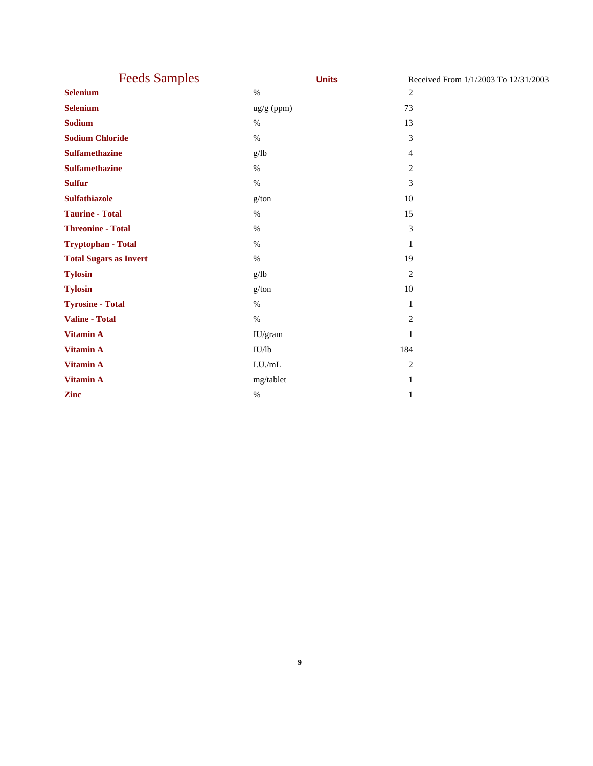| Feeds Samples | Units | Received From 1/1/2003 To 12/31/2003 |
|---|---|---|
| **Selenium** | % | 2 |
| **Selenium** | ug/g (ppm) | 73 |
| **Sodium** | % | 13 |
| **Sodium Chloride** | % | 3 |
| **Sulfamethazine** | g/lb | 4 |
| **Sulfamethazine** | % | 2 |
| **Sulfur** | % | 3 |
| **Sulfathiazole** | g/ton | 10 |
| **Taurine - Total** | % | 15 |
| **Threonine - Total** | % | 3 |
| **Tryptophan - Total** | % | 1 |
| **Total Sugars as Invert** | % | 19 |
| **Tylosin** | g/lb | 2 |
| **Tylosin** | g/ton | 10 |
| **Tyrosine - Total** | % | 1 |
| **Valine - Total** | % | 2 |
| **Vitamin A** | IU/gram | 1 |
| **Vitamin A** | IU/lb | 184 |
| **Vitamin A** | I.U./mL | 2 |
| **Vitamin A** | mg/tablet | 1 |
| **Zinc** | % | 1 |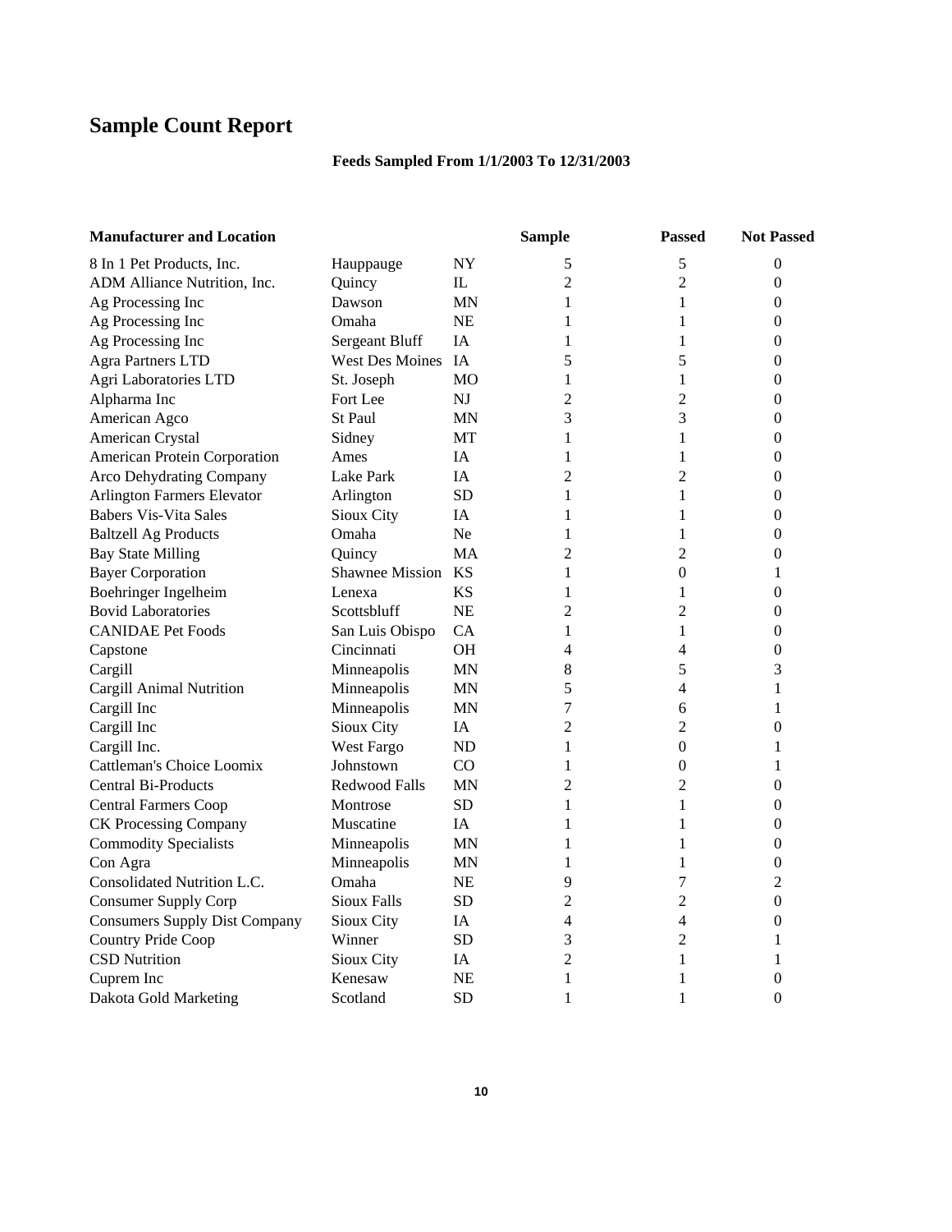# Sample Count Report

**Feeds Sampled From 1/1/2003 To 12/31/2003**

| Manufacturer and Location | | | Sample | Passed | Not Passed |
|---|---|---|---|---|---|
| 8 In 1 Pet Products, Inc. | Hauppauge | NY | 5 | 5 | 0 |
| ADM Alliance Nutrition, Inc. | Quincy | IL | 2 | 2 | 0 |
| Ag Processing Inc | Dawson | MN | 1 | 1 | 0 |
| Ag Processing Inc | Omaha | NE | 1 | 1 | 0 |
| Ag Processing Inc | Sergeant Bluff | IA | 1 | 1 | 0 |
| Agra Partners LTD | West Des Moines | IA | 5 | 5 | 0 |
| Agri Laboratories LTD | St. Joseph | MO | 1 | 1 | 0 |
| Alpharma Inc | Fort Lee | NJ | 2 | 2 | 0 |
| American Agco | St Paul | MN | 3 | 3 | 0 |
| American Crystal | Sidney | MT | 1 | 1 | 0 |
| American Protein Corporation | Ames | IA | 1 | 1 | 0 |
| Arco Dehydrating Company | Lake Park | IA | 2 | 2 | 0 |
| Arlington Farmers Elevator | Arlington | SD | 1 | 1 | 0 |
| Babers Vis-Vita Sales | Sioux City | IA | 1 | 1 | 0 |
| Baltzell Ag Products | Omaha | Ne | 1 | 1 | 0 |
| Bay State Milling | Quincy | MA | 2 | 2 | 0 |
| Bayer Corporation | Shawnee Mission | KS | 1 | 0 | 1 |
| Boehringer Ingelheim | Lenexa | KS | 1 | 1 | 0 |
| Bovid Laboratories | Scottsbluff | NE | 2 | 2 | 0 |
| CANIDAE Pet Foods | San Luis Obispo | CA | 1 | 1 | 0 |
| Capstone | Cincinnati | OH | 4 | 4 | 0 |
| Cargill | Minneapolis | MN | 8 | 5 | 3 |
| Cargill Animal Nutrition | Minneapolis | MN | 5 | 4 | 1 |
| Cargill Inc | Minneapolis | MN | 7 | 6 | 1 |
| Cargill Inc | Sioux City | IA | 2 | 2 | 0 |
| Cargill Inc. | West Fargo | ND | 1 | 0 | 1 |
| Cattleman's Choice Loomix | Johnstown | CO | 1 | 0 | 1 |
| Central Bi-Products | Redwood Falls | MN | 2 | 2 | 0 |
| Central Farmers Coop | Montrose | SD | 1 | 1 | 0 |
| CK Processing Company | Muscatine | IA | 1 | 1 | 0 |
| Commodity Specialists | Minneapolis | MN | 1 | 1 | 0 |
| Con Agra | Minneapolis | MN | 1 | 1 | 0 |
| Consolidated Nutrition L.C. | Omaha | NE | 9 | 7 | 2 |
| Consumer Supply Corp | Sioux Falls | SD | 2 | 2 | 0 |
| Consumers Supply Dist Company | Sioux City | IA | 4 | 4 | 0 |
| Country Pride Coop | Winner | SD | 3 | 2 | 1 |
| CSD Nutrition | Sioux City | IA | 2 | 1 | 1 |
| Cuprem Inc | Kenesaw | NE | 1 | 1 | 0 |
| Dakota Gold Marketing | Scotland | SD | 1 | 1 | 0 |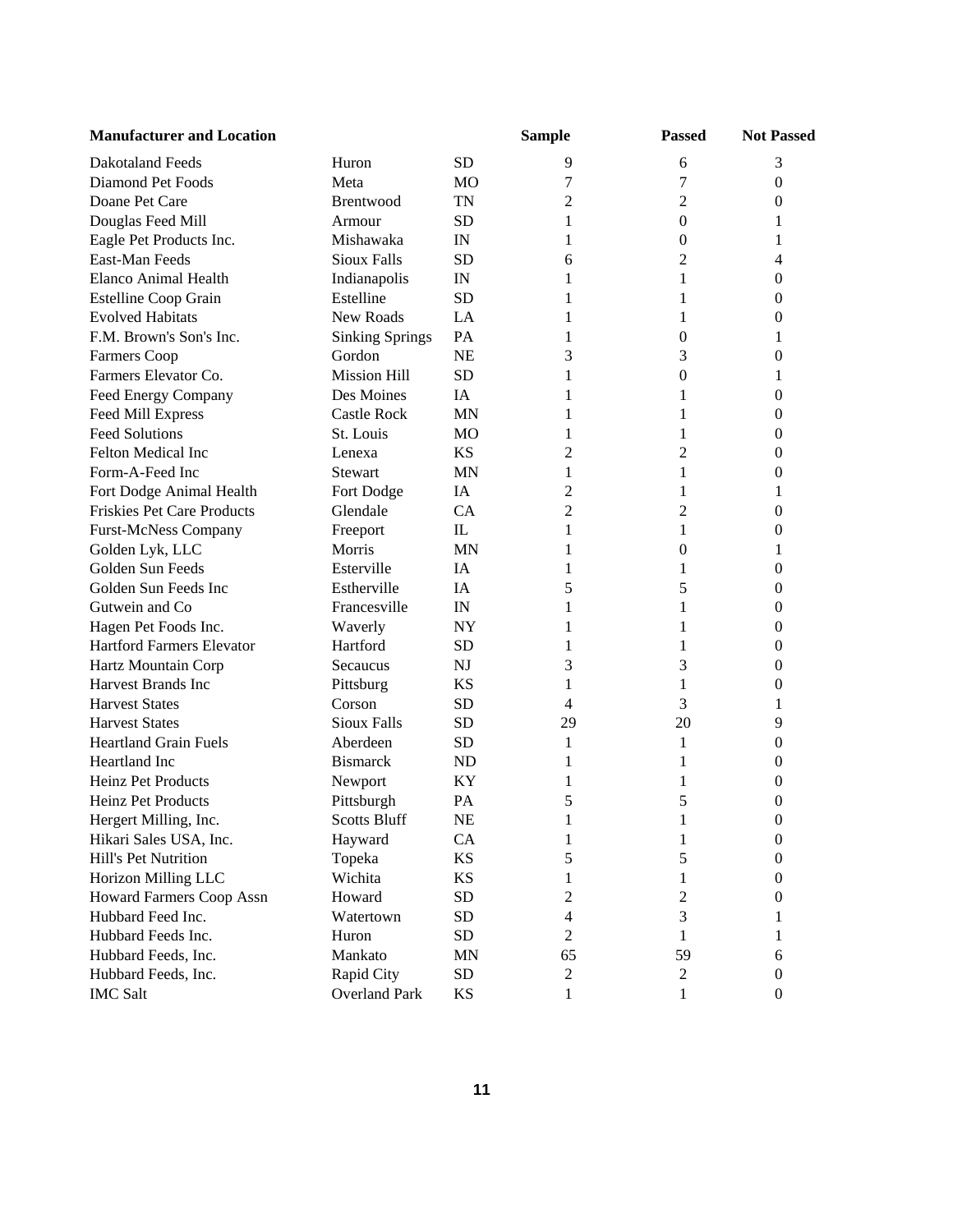| Manufacturer and Location | | | Sample | Passed | Not Passed |
|---|---|---|---|---|---|
| Dakotaland Feeds | Huron | SD | 9 | 6 | 3 |
| Diamond Pet Foods | Meta | MO | 7 | 7 | 0 |
| Doane Pet Care | Brentwood | TN | 2 | 2 | 0 |
| Douglas Feed Mill | Armour | SD | 1 | 0 | 1 |
| Eagle Pet Products Inc. | Mishawaka | IN | 1 | 0 | 1 |
| East-Man Feeds | Sioux Falls | SD | 6 | 2 | 4 |
| Elanco Animal Health | Indianapolis | IN | 1 | 1 | 0 |
| Estelline Coop Grain | Estelline | SD | 1 | 1 | 0 |
| Evolved Habitats | New Roads | LA | 1 | 1 | 0 |
| F.M. Brown's Son's Inc. | Sinking Springs | PA | 1 | 0 | 1 |
| Farmers Coop | Gordon | NE | 3 | 3 | 0 |
| Farmers Elevator Co. | Mission Hill | SD | 1 | 0 | 1 |
| Feed Energy Company | Des Moines | IA | 1 | 1 | 0 |
| Feed Mill Express | Castle Rock | MN | 1 | 1 | 0 |
| Feed Solutions | St. Louis | MO | 1 | 1 | 0 |
| Felton Medical Inc | Lenexa | KS | 2 | 2 | 0 |
| Form-A-Feed Inc | Stewart | MN | 1 | 1 | 0 |
| Fort Dodge Animal Health | Fort Dodge | IA | 2 | 1 | 1 |
| Friskies Pet Care Products | Glendale | CA | 2 | 2 | 0 |
| Furst-McNess Company | Freeport | IL | 1 | 1 | 0 |
| Golden Lyk, LLC | Morris | MN | 1 | 0 | 1 |
| Golden Sun Feeds | Esterville | IA | 1 | 1 | 0 |
| Golden Sun Feeds Inc | Estherville | IA | 5 | 5 | 0 |
| Gutwein and Co | Francesville | IN | 1 | 1 | 0 |
| Hagen Pet Foods Inc. | Waverly | NY | 1 | 1 | 0 |
| Hartford Farmers Elevator | Hartford | SD | 1 | 1 | 0 |
| Hartz Mountain Corp | Secaucus | NJ | 3 | 3 | 0 |
| Harvest Brands Inc | Pittsburg | KS | 1 | 1 | 0 |
| Harvest States | Corson | SD | 4 | 3 | 1 |
| Harvest States | Sioux Falls | SD | 29 | 20 | 9 |
| Heartland Grain Fuels | Aberdeen | SD | 1 | 1 | 0 |
| Heartland Inc | Bismarck | ND | 1 | 1 | 0 |
| Heinz Pet Products | Newport | KY | 1 | 1 | 0 |
| Heinz Pet Products | Pittsburgh | PA | 5 | 5 | 0 |
| Hergert Milling, Inc. | Scotts Bluff | NE | 1 | 1 | 0 |
| Hikari Sales USA, Inc. | Hayward | CA | 1 | 1 | 0 |
| Hill's Pet Nutrition | Topeka | KS | 5 | 5 | 0 |
| Horizon Milling LLC | Wichita | KS | 1 | 1 | 0 |
| Howard Farmers Coop Assn | Howard | SD | 2 | 2 | 0 |
| Hubbard Feed Inc. | Watertown | SD | 4 | 3 | 1 |
| Hubbard Feeds Inc. | Huron | SD | 2 | 1 | 1 |
| Hubbard Feeds, Inc. | Mankato | MN | 65 | 59 | 6 |
| Hubbard Feeds, Inc. | Rapid City | SD | 2 | 2 | 0 |
| IMC Salt | Overland Park | KS | 1 | 1 | 0 |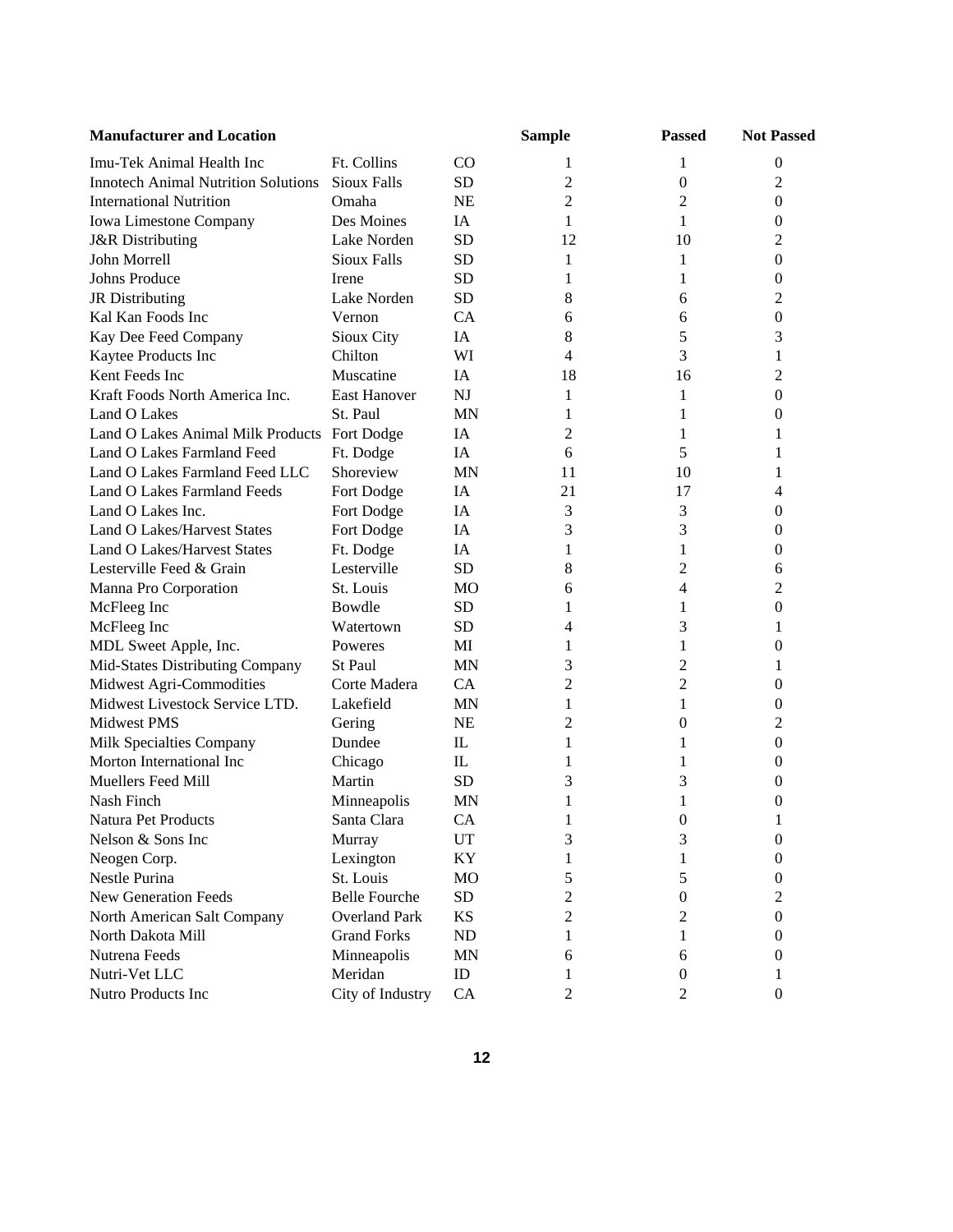| Manufacturer and Location | | | Sample | Passed | Not Passed |
|---|---|---|---|---|---|
| Imu-Tek Animal Health Inc | Ft. Collins | CO | 1 | 1 | 0 |
| Innotech Animal Nutrition Solutions | Sioux Falls | SD | 2 | 0 | 2 |
| International Nutrition | Omaha | NE | 2 | 2 | 0 |
| Iowa Limestone Company | Des Moines | IA | 1 | 1 | 0 |
| J&R Distributing | Lake Norden | SD | 12 | 10 | 2 |
| John Morrell | Sioux Falls | SD | 1 | 1 | 0 |
| Johns Produce | Irene | SD | 1 | 1 | 0 |
| JR Distributing | Lake Norden | SD | 8 | 6 | 2 |
| Kal Kan Foods Inc | Vernon | CA | 6 | 6 | 0 |
| Kay Dee Feed Company | Sioux City | IA | 8 | 5 | 3 |
| Kaytee Products Inc | Chilton | WI | 4 | 3 | 1 |
| Kent Feeds Inc | Muscatine | IA | 18 | 16 | 2 |
| Kraft Foods North America Inc. | East Hanover | NJ | 1 | 1 | 0 |
| Land O Lakes | St. Paul | MN | 1 | 1 | 0 |
| Land O Lakes Animal Milk Products | Fort Dodge | IA | 2 | 1 | 1 |
| Land O Lakes Farmland Feed | Ft. Dodge | IA | 6 | 5 | 1 |
| Land O Lakes Farmland Feed LLC | Shoreview | MN | 11 | 10 | 1 |
| Land O Lakes Farmland Feeds | Fort Dodge | IA | 21 | 17 | 4 |
| Land O Lakes Inc. | Fort Dodge | IA | 3 | 3 | 0 |
| Land O Lakes/Harvest States | Fort Dodge | IA | 3 | 3 | 0 |
| Land O Lakes/Harvest States | Ft. Dodge | IA | 1 | 1 | 0 |
| Lesterville Feed & Grain | Lesterville | SD | 8 | 2 | 6 |
| Manna Pro Corporation | St. Louis | MO | 6 | 4 | 2 |
| McFleeg Inc | Bowdle | SD | 1 | 1 | 0 |
| McFleeg Inc | Watertown | SD | 4 | 3 | 1 |
| MDL Sweet Apple, Inc. | Poweres | MI | 1 | 1 | 0 |
| Mid-States Distributing Company | St Paul | MN | 3 | 2 | 1 |
| Midwest Agri-Commodities | Corte Madera | CA | 2 | 2 | 0 |
| Midwest Livestock Service LTD. | Lakefield | MN | 1 | 1 | 0 |
| Midwest PMS | Gering | NE | 2 | 0 | 2 |
| Milk Specialties Company | Dundee | IL | 1 | 1 | 0 |
| Morton International Inc | Chicago | IL | 1 | 1 | 0 |
| Muellers Feed Mill | Martin | SD | 3 | 3 | 0 |
| Nash Finch | Minneapolis | MN | 1 | 1 | 0 |
| Natura Pet Products | Santa Clara | CA | 1 | 0 | 1 |
| Nelson & Sons Inc | Murray | UT | 3 | 3 | 0 |
| Neogen Corp. | Lexington | KY | 1 | 1 | 0 |
| Nestle Purina | St. Louis | MO | 5 | 5 | 0 |
| New Generation Feeds | Belle Fourche | SD | 2 | 0 | 2 |
| North American Salt Company | Overland Park | KS | 2 | 2 | 0 |
| North Dakota Mill | Grand Forks | ND | 1 | 1 | 0 |
| Nutrena Feeds | Minneapolis | MN | 6 | 6 | 0 |
| Nutri-Vet LLC | Meridan | ID | 1 | 0 | 1 |
| Nutro Products Inc | City of Industry | CA | 2 | 2 | 0 |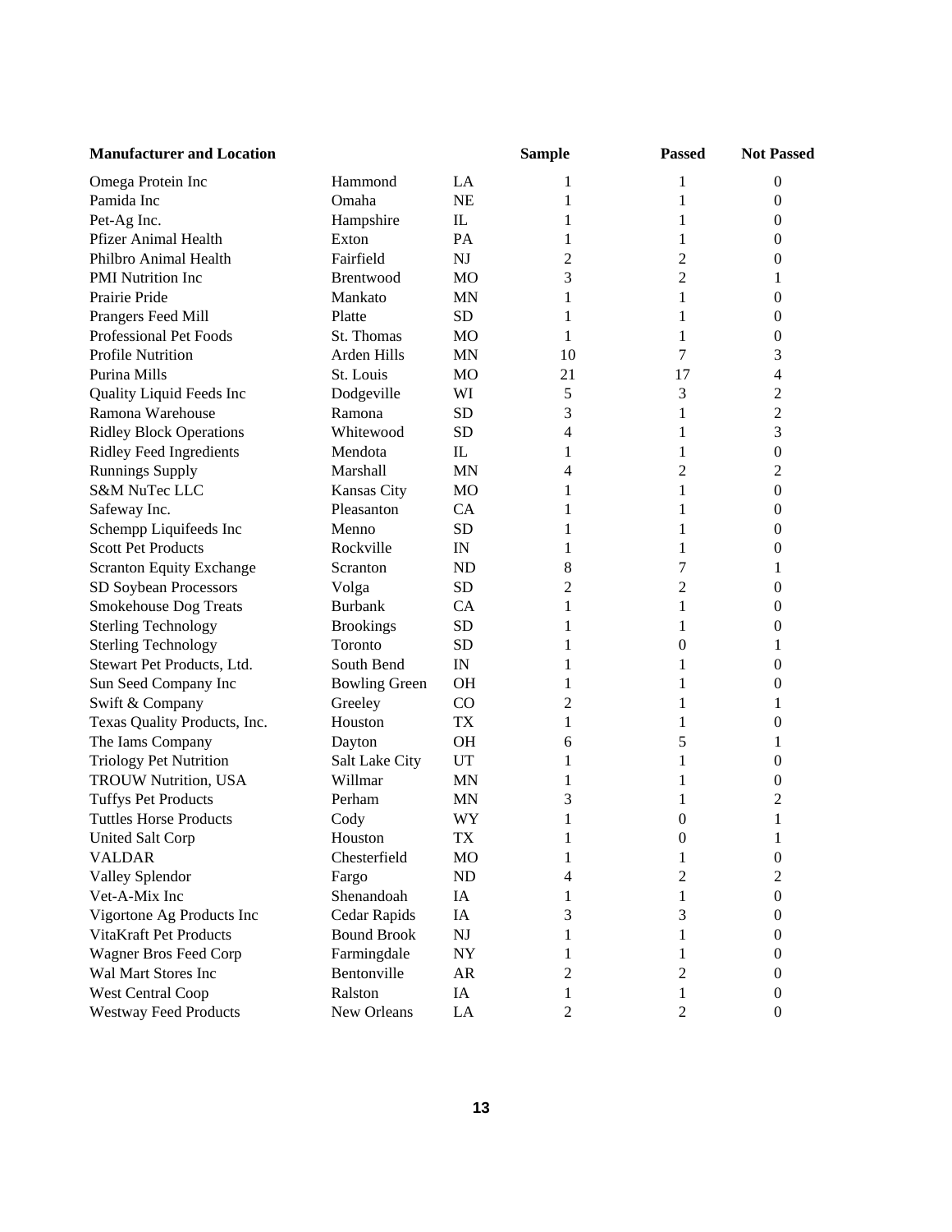| Manufacturer and Location | | | Sample | Passed | Not Passed |
|---|---|---|---|---|---|
| Omega Protein Inc | Hammond | LA | 1 | 1 | 0 |
| Pamida Inc | Omaha | NE | 1 | 1 | 0 |
| Pet-Ag Inc. | Hampshire | IL | 1 | 1 | 0 |
| Pfizer Animal Health | Exton | PA | 1 | 1 | 0 |
| Philbro Animal Health | Fairfield | NJ | 2 | 2 | 0 |
| PMI Nutrition Inc | Brentwood | MO | 3 | 2 | 1 |
| Prairie Pride | Mankato | MN | 1 | 1 | 0 |
| Prangers Feed Mill | Platte | SD | 1 | 1 | 0 |
| Professional Pet Foods | St. Thomas | MO | 1 | 1 | 0 |
| Profile Nutrition | Arden Hills | MN | 10 | 7 | 3 |
| Purina Mills | St. Louis | MO | 21 | 17 | 4 |
| Quality Liquid Feeds Inc | Dodgeville | WI | 5 | 3 | 2 |
| Ramona Warehouse | Ramona | SD | 3 | 1 | 2 |
| Ridley Block Operations | Whitewood | SD | 4 | 1 | 3 |
| Ridley Feed Ingredients | Mendota | IL | 1 | 1 | 0 |
| Runnings Supply | Marshall | MN | 4 | 2 | 2 |
| S&M NuTec LLC | Kansas City | MO | 1 | 1 | 0 |
| Safeway Inc. | Pleasanton | CA | 1 | 1 | 0 |
| Schempp Liquifeeds Inc | Menno | SD | 1 | 1 | 0 |
| Scott Pet Products | Rockville | IN | 1 | 1 | 0 |
| Scranton Equity Exchange | Scranton | ND | 8 | 7 | 1 |
| SD Soybean Processors | Volga | SD | 2 | 2 | 0 |
| Smokehouse Dog Treats | Burbank | CA | 1 | 1 | 0 |
| Sterling Technology | Brookings | SD | 1 | 1 | 0 |
| Sterling Technology | Toronto | SD | 1 | 0 | 1 |
| Stewart Pet Products, Ltd. | South Bend | IN | 1 | 1 | 0 |
| Sun Seed Company Inc | Bowling Green | OH | 1 | 1 | 0 |
| Swift & Company | Greeley | CO | 2 | 1 | 1 |
| Texas Quality Products, Inc. | Houston | TX | 1 | 1 | 0 |
| The Iams Company | Dayton | OH | 6 | 5 | 1 |
| Triology Pet Nutrition | Salt Lake City | UT | 1 | 1 | 0 |
| TROUW Nutrition, USA | Willmar | MN | 1 | 1 | 0 |
| Tuffys Pet Products | Perham | MN | 3 | 1 | 2 |
| Tuttles Horse Products | Cody | WY | 1 | 0 | 1 |
| United Salt Corp | Houston | TX | 1 | 0 | 1 |
| VALDAR | Chesterfield | MO | 1 | 1 | 0 |
| Valley Splendor | Fargo | ND | 4 | 2 | 2 |
| Vet-A-Mix Inc | Shenandoah | IA | 1 | 1 | 0 |
| Vigortone Ag Products Inc | Cedar Rapids | IA | 3 | 3 | 0 |
| VitaKraft Pet Products | Bound Brook | NJ | 1 | 1 | 0 |
| Wagner Bros Feed Corp | Farmingdale | NY | 1 | 1 | 0 |
| Wal Mart Stores Inc | Bentonville | AR | 2 | 2 | 0 |
| West Central Coop | Ralston | IA | 1 | 1 | 0 |
| Westway Feed Products | New Orleans | LA | 2 | 2 | 0 |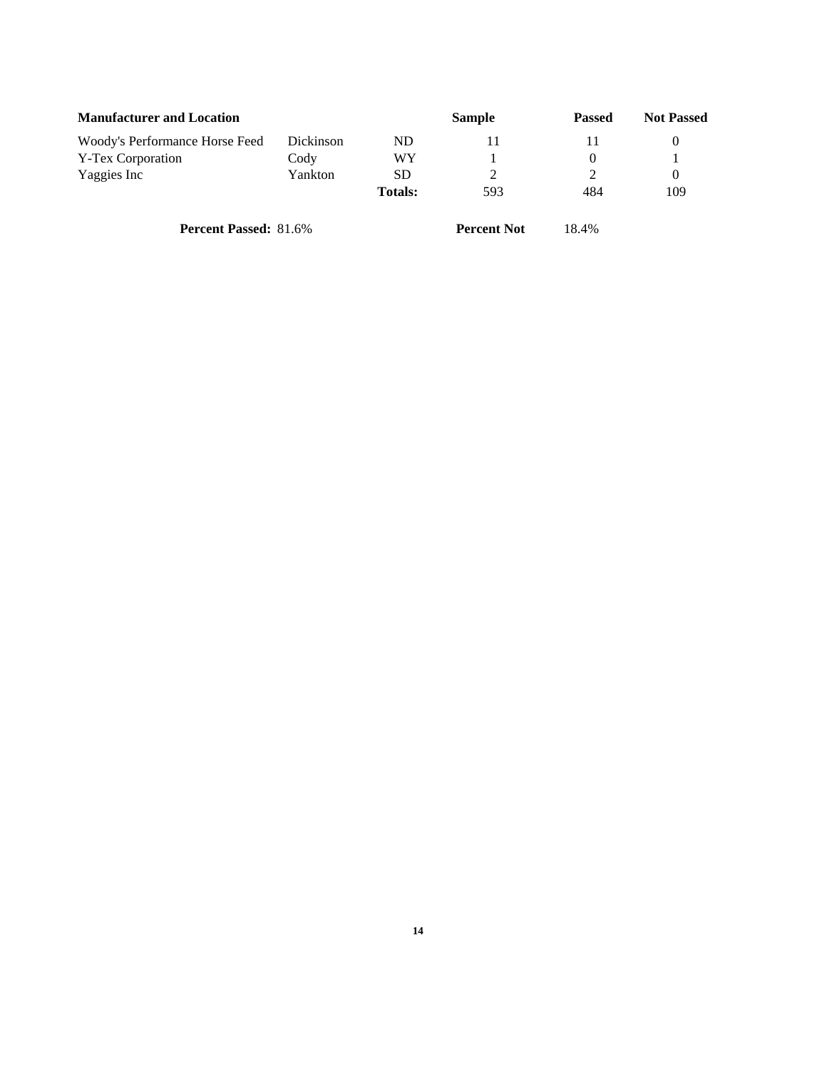| Manufacturer and Location | | | Sample | Passed | Not Passed |
|---|---|---|---|---|---|
| Woody's Performance Horse Feed | Dickinson | ND | 11 | 11 | 0 |
| Y-Tex Corporation | Cody | WY | 1 | 0 | 1 |
| Yaggies Inc | Yankton | SD | 2 | 2 | 0 |
| | | **Totals:** | 593 | 484 | 109 |

**Percent Passed:** 81.6% **Percent Not** 18.4%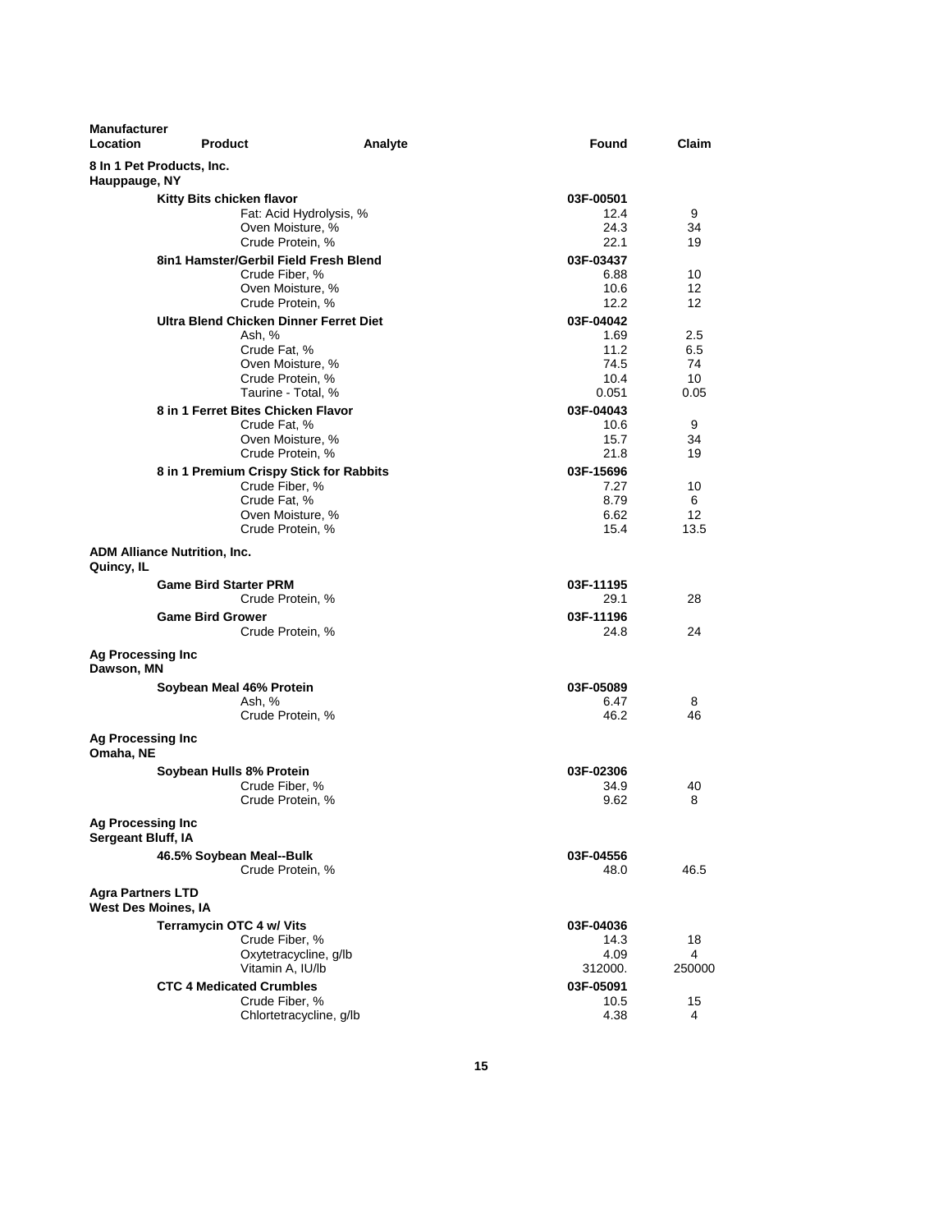| Manufacturer Location | Product | Analyte | Found | Claim |
|---|---|---|---|---|
| **8 In 1 Pet Products, Inc. Hauppauge, NY** | | | | |
| | **Kitty Bits chicken flavor** | | **03F-00501** | |
| | | Fat: Acid Hydrolysis, % | 12.4 | 9 |
| | | Oven Moisture, % | 24.3 | 34 |
| | | Crude Protein, % | 22.1 | 19 |
| | **8in1 Hamster/Gerbil Field Fresh Blend** | | **03F-03437** | |
| | | Crude Fiber, % | 6.88 | 10 |
| | | Oven Moisture, % | 10.6 | 12 |
| | | Crude Protein, % | 12.2 | 12 |
| | **Ultra Blend Chicken Dinner Ferret Diet** | | **03F-04042** | |
| | | Ash, % | 1.69 | 2.5 |
| | | Crude Fat, % | 11.2 | 6.5 |
| | | Oven Moisture, % | 74.5 | 74 |
| | | Crude Protein, % | 10.4 | 10 |
| | | Taurine - Total, % | 0.051 | 0.05 |
| | **8 in 1 Ferret Bites Chicken Flavor** | | **03F-04043** | |
| | | Crude Fat, % | 10.6 | 9 |
| | | Oven Moisture, % | 15.7 | 34 |
| | | Crude Protein, % | 21.8 | 19 |
| | **8 in 1 Premium Crispy Stick for Rabbits** | | **03F-15696** | |
| | | Crude Fiber, % | 7.27 | 10 |
| | | Crude Fat, % | 8.79 | 6 |
| | | Oven Moisture, % | 6.62 | 12 |
| | | Crude Protein, % | 15.4 | 13.5 |
| **ADM Alliance Nutrition, Inc. Quincy, IL** | | | | |
| | **Game Bird Starter PRM** | | **03F-11195** | |
| | | Crude Protein, % | 29.1 | 28 |
| | **Game Bird Grower** | | **03F-11196** | |
| | | Crude Protein, % | 24.8 | 24 |
| **Ag Processing Inc Dawson, MN** | | | | |
| | **Soybean Meal 46% Protein** | | **03F-05089** | |
| | | Ash, % | 6.47 | 8 |
| | | Crude Protein, % | 46.2 | 46 |
| **Ag Processing Inc Omaha, NE** | | | | |
| | **Soybean Hulls 8% Protein** | | **03F-02306** | |
| | | Crude Fiber, % | 34.9 | 40 |
| | | Crude Protein, % | 9.62 | 8 |
| **Ag Processing Inc Sergeant Bluff, IA** | | | | |
| | **46.5% Soybean Meal--Bulk** | | **03F-04556** | |
| | | Crude Protein, % | 48.0 | 46.5 |
| **Agra Partners LTD West Des Moines, IA** | | | | |
| | **Terramycin OTC 4 w/ Vits** | | **03F-04036** | |
| | | Crude Fiber, % | 14.3 | 18 |
| | | Oxytetracycline, g/lb | 4.09 | 4 |
| | | Vitamin A, IU/lb | 312000. | 250000 |
| | **CTC 4 Medicated Crumbles** | | **03F-05091** | |
| | | Crude Fiber, % | 10.5 | 15 |
| | | Chlortetracycline, g/lb | 4.38 | 4 |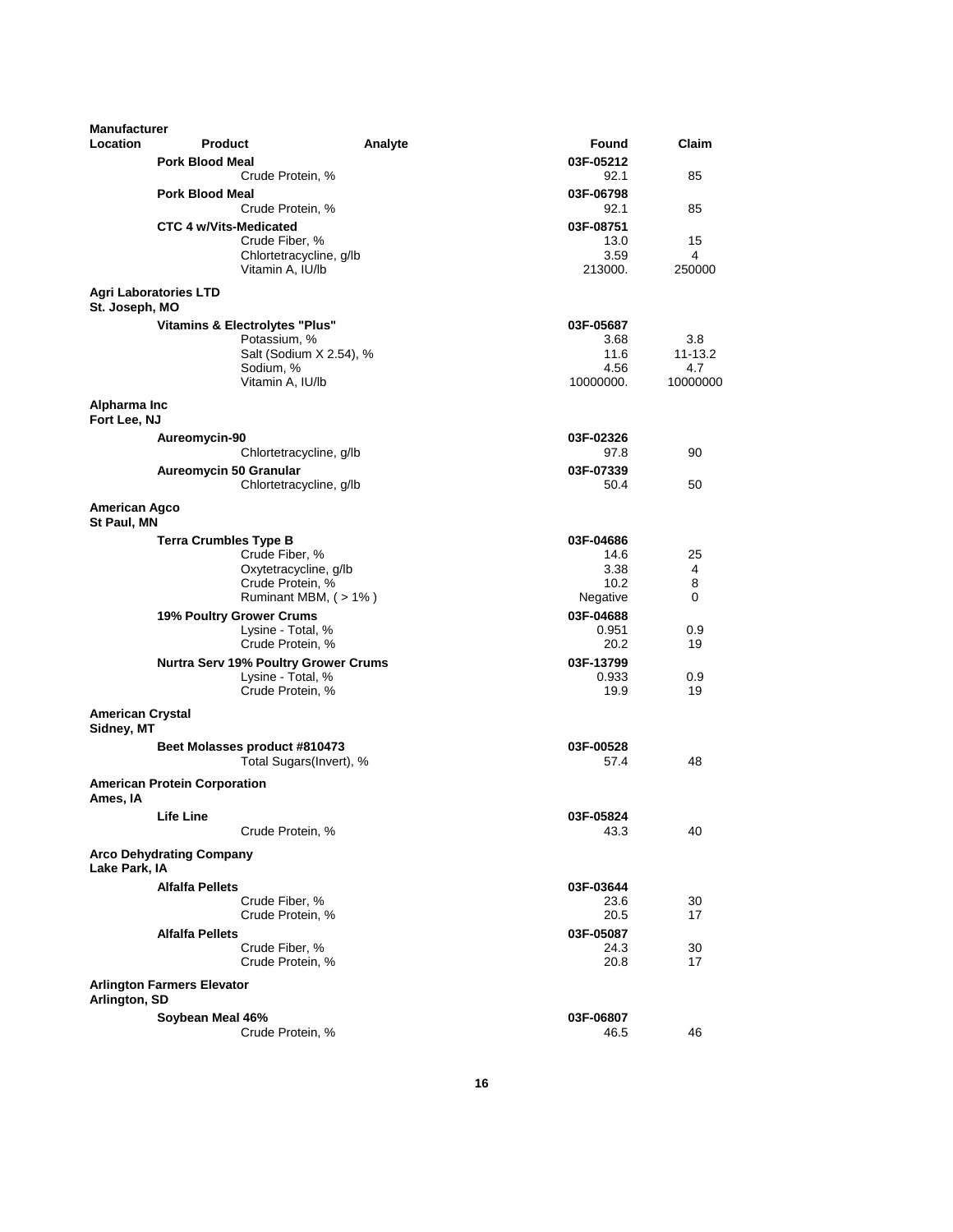| Manufacturer Location | Product | Analyte | Found | Claim |
|---|---|---|---|---|
| | **Pork Blood Meal** | | **03F-05212** | |
| | | Crude Protein, % | 92.1 | 85 |
| | **Pork Blood Meal** | | **03F-06798** | |
| | | Crude Protein, % | 92.1 | 85 |
| | **CTC 4 w/Vits-Medicated** | | **03F-08751** | |
| | | Crude Fiber, % | 13.0 | 15 |
| | | Chlortetracycline, g/lb | 3.59 | 4 |
| | | Vitamin A, IU/lb | 213000. | 250000 |
| **Agri Laboratories LTD St. Joseph, MO** | | | | |
| | **Vitamins & Electrolytes "Plus"** | | **03F-05687** | |
| | | Potassium, % | 3.68 | 3.8 |
| | | Salt (Sodium X 2.54), % | 11.6 | 11-13.2 |
| | | Sodium, % | 4.56 | 4.7 |
| | | Vitamin A, IU/lb | 10000000. | 10000000 |
| **Alpharma Inc Fort Lee, NJ** | | | | |
| | **Aureomycin-90** | | **03F-02326** | |
| | | Chlortetracycline, g/lb | 97.8 | 90 |
| | **Aureomycin 50 Granular** | | **03F-07339** | |
| | | Chlortetracycline, g/lb | 50.4 | 50 |
| **American Agco St Paul, MN** | | | | |
| | **Terra Crumbles Type B** | | **03F-04686** | |
| | | Crude Fiber, % | 14.6 | 25 |
| | | Oxytetracycline, g/lb | 3.38 | 4 |
| | | Crude Protein, % | 10.2 | 8 |
| | | Ruminant MBM, ( > 1% ) | Negative | 0 |
| | **19% Poultry Grower Crums** | | **03F-04688** | |
| | | Lysine - Total, % | 0.951 | 0.9 |
| | | Crude Protein, % | 20.2 | 19 |
| | **Nurtra Serv 19% Poultry Grower Crums** | | **03F-13799** | |
| | | Lysine - Total, % | 0.933 | 0.9 |
| | | Crude Protein, % | 19.9 | 19 |
| **American Crystal Sidney, MT** | | | | |
| | **Beet Molasses product #810473** | | **03F-00528** | |
| | | Total Sugars(Invert), % | 57.4 | 48 |
| **American Protein Corporation Ames, IA** | | | | |
| | **Life Line** | | **03F-05824** | |
| | | Crude Protein, % | 43.3 | 40 |
| **Arco Dehydrating Company Lake Park, IA** | | | | |
| | **Alfalfa Pellets** | | **03F-03644** | |
| | | Crude Fiber, % | 23.6 | 30 |
| | | Crude Protein, % | 20.5 | 17 |
| | **Alfalfa Pellets** | | **03F-05087** | |
| | | Crude Fiber, % | 24.3 | 30 |
| | | Crude Protein, % | 20.8 | 17 |
| **Arlington Farmers Elevator Arlington, SD** | | | | |
| | **Soybean Meal 46%** | | **03F-06807** | |
| | | Crude Protein, % | 46.5 | 46 |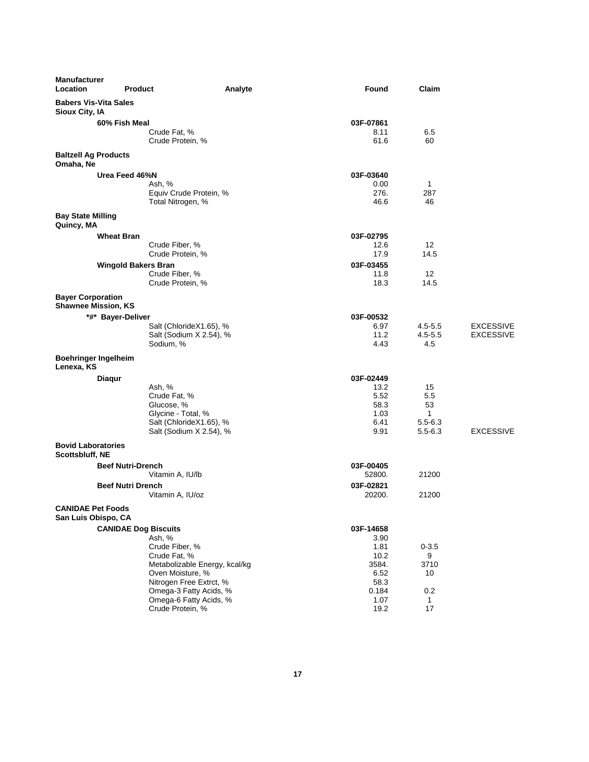| Manufacturer Location | Product | Analyte | Found | Claim | |
|---|---|---|---|---|---|
| **Babers Vis-Vita Sales Sioux City, IA** | | | | | |
| | **60% Fish Meal** | | **03F-07861** | | |
| | | Crude Fat, % | 8.11 | 6.5 | |
| | | Crude Protein, % | 61.6 | 60 | |
| **Baltzell Ag Products Omaha, Ne** | | | | | |
| | **Urea Feed 46%N** | | **03F-03640** | | |
| | | Ash, % | 0.00 | 1 | |
| | | Equiv Crude Protein, % | 276. | 287 | |
| | | Total Nitrogen, % | 46.6 | 46 | |
| **Bay State Milling Quincy, MA** | | | | | |
| | **Wheat Bran** | | **03F-02795** | | |
| | | Crude Fiber, % | 12.6 | 12 | |
| | | Crude Protein, % | 17.9 | 14.5 | |
| | **Wingold Bakers Bran** | | **03F-03455** | | |
| | | Crude Fiber, % | 11.8 | 12 | |
| | | Crude Protein, % | 18.3 | 14.5 | |
| **Bayer Corporation Shawnee Mission, KS** | | | | | |
| | **\*#\* Bayer-Deliver** | | **03F-00532** | | |
| | | Salt (ChlorideX1.65), % | 6.97 | 4.5-5.5 | EXCESSIVE |
| | | Salt (Sodium X 2.54), % | 11.2 | 4.5-5.5 | EXCESSIVE |
| | | Sodium, % | 4.43 | 4.5 | |
| **Boehringer Ingelheim Lenexa, KS** | | | | | |
| | **Diaqur** | | **03F-02449** | | |
| | | Ash, % | 13.2 | 15 | |
| | | Crude Fat, % | 5.52 | 5.5 | |
| | | Glucose, % | 58.3 | 53 | |
| | | Glycine - Total, % | 1.03 | 1 | |
| | | Salt (ChlorideX1.65), % | 6.41 | 5.5-6.3 | |
| | | Salt (Sodium X 2.54), % | 9.91 | 5.5-6.3 | EXCESSIVE |
| **Bovid Laboratories Scottsbluff, NE** | | | | | |
| | **Beef Nutri-Drench** | | **03F-00405** | | |
| | | Vitamin A, IU/lb | 52800. | 21200 | |
| | **Beef Nutri Drench** | | **03F-02821** | | |
| | | Vitamin A, IU/oz | 20200. | 21200 | |
| **CANIDAE Pet Foods San Luis Obispo, CA** | | | | | |
| | **CANIDAE Dog Biscuits** | | **03F-14658** | | |
| | | Ash, % | 3.90 | | |
| | | Crude Fiber, % | 1.81 | 0-3.5 | |
| | | Crude Fat, % | 10.2 | 9 | |
| | | Metabolizable Energy, kcal/kg | 3584. | 3710 | |
| | | Oven Moisture, % | 6.52 | 10 | |
| | | Nitrogen Free Extrct, % | 58.3 | | |
| | | Omega-3 Fatty Acids, % | 0.184 | 0.2 | |
| | | Omega-6 Fatty Acids, % | 1.07 | 1 | |
| | | Crude Protein, % | 19.2 | 17 | |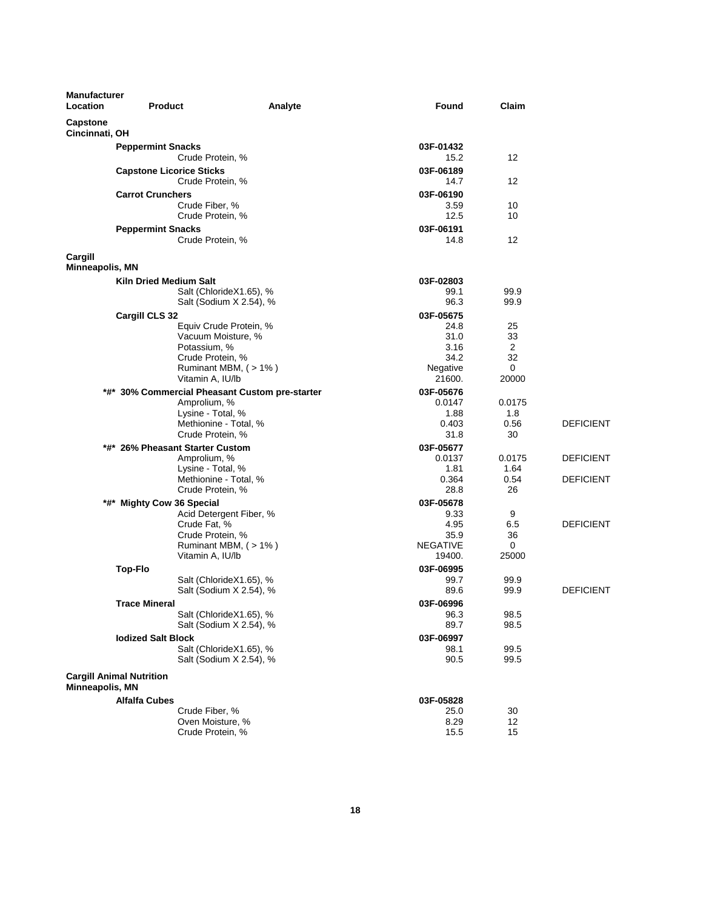| Manufacturer Location | Product | Analyte | Found | Claim | |
|---|---|---|---|---|---|
| **Capstone Cincinnati, OH** | | | | | |
| | **Peppermint Snacks** | | **03F-01432** | | |
| | | Crude Protein, % | 15.2 | 12 | |
| | **Capstone Licorice Sticks** | | **03F-06189** | | |
| | | Crude Protein, % | 14.7 | 12 | |
| | **Carrot Crunchers** | | **03F-06190** | | |
| | | Crude Fiber, % | 3.59 | 10 | |
| | | Crude Protein, % | 12.5 | 10 | |
| | **Peppermint Snacks** | | **03F-06191** | | |
| | | Crude Protein, % | 14.8 | 12 | |
| **Cargill Minneapolis, MN** | | | | | |
| | **Kiln Dried Medium Salt** | | **03F-02803** | | |
| | | Salt (ChlorideX1.65), % | 99.1 | 99.9 | |
| | | Salt (Sodium X 2.54), % | 96.3 | 99.9 | |
| | **Cargill CLS 32** | | **03F-05675** | | |
| | | Equiv Crude Protein, % | 24.8 | 25 | |
| | | Vacuum Moisture, % | 31.0 | 33 | |
| | | Potassium, % | 3.16 | 2 | |
| | | Crude Protein, % | 34.2 | 32 | |
| | | Ruminant MBM, ( > 1% ) | Negative | 0 | |
| | | Vitamin A, IU/lb | 21600. | 20000 | |
| | **\*#\* 30% Commercial Pheasant Custom pre-starter** | | **03F-05676** | | |
| | | Amprolium, % | 0.0147 | 0.0175 | |
| | | Lysine - Total, % | 1.88 | 1.8 | |
| | | Methionine - Total, % | 0.403 | 0.56 | DEFICIENT |
| | | Crude Protein, % | 31.8 | 30 | |
| | **\*#\* 26% Pheasant Starter Custom** | | **03F-05677** | | |
| | | Amprolium, % | 0.0137 | 0.0175 | DEFICIENT |
| | | Lysine - Total, % | 1.81 | 1.64 | |
| | | Methionine - Total, % | 0.364 | 0.54 | DEFICIENT |
| | | Crude Protein, % | 28.8 | 26 | |
| | **\*#\* Mighty Cow 36 Special** | | **03F-05678** | | |
| | | Acid Detergent Fiber, % | 9.33 | 9 | |
| | | Crude Fat, % | 4.95 | 6.5 | DEFICIENT |
| | | Crude Protein, % | 35.9 | 36 | |
| | | Ruminant MBM, ( > 1% ) | NEGATIVE | 0 | |
| | | Vitamin A, IU/lb | 19400. | 25000 | |
| | **Top-Flo** | | **03F-06995** | | |
| | | Salt (ChlorideX1.65), % | 99.7 | 99.9 | |
| | | Salt (Sodium X 2.54), % | 89.6 | 99.9 | DEFICIENT |
| | **Trace Mineral** | | **03F-06996** | | |
| | | Salt (ChlorideX1.65), % | 96.3 | 98.5 | |
| | | Salt (Sodium X 2.54), % | 89.7 | 98.5 | |
| | **Iodized Salt Block** | | **03F-06997** | | |
| | | Salt (ChlorideX1.65), % | 98.1 | 99.5 | |
| | | Salt (Sodium X 2.54), % | 90.5 | 99.5 | |
| **Cargill Animal Nutrition Minneapolis, MN** | | | | | |
| | **Alfalfa Cubes** | | **03F-05828** | | |
| | | Crude Fiber, % | 25.0 | 30 | |
| | | Oven Moisture, % | 8.29 | 12 | |
| | | Crude Protein, % | 15.5 | 15 | |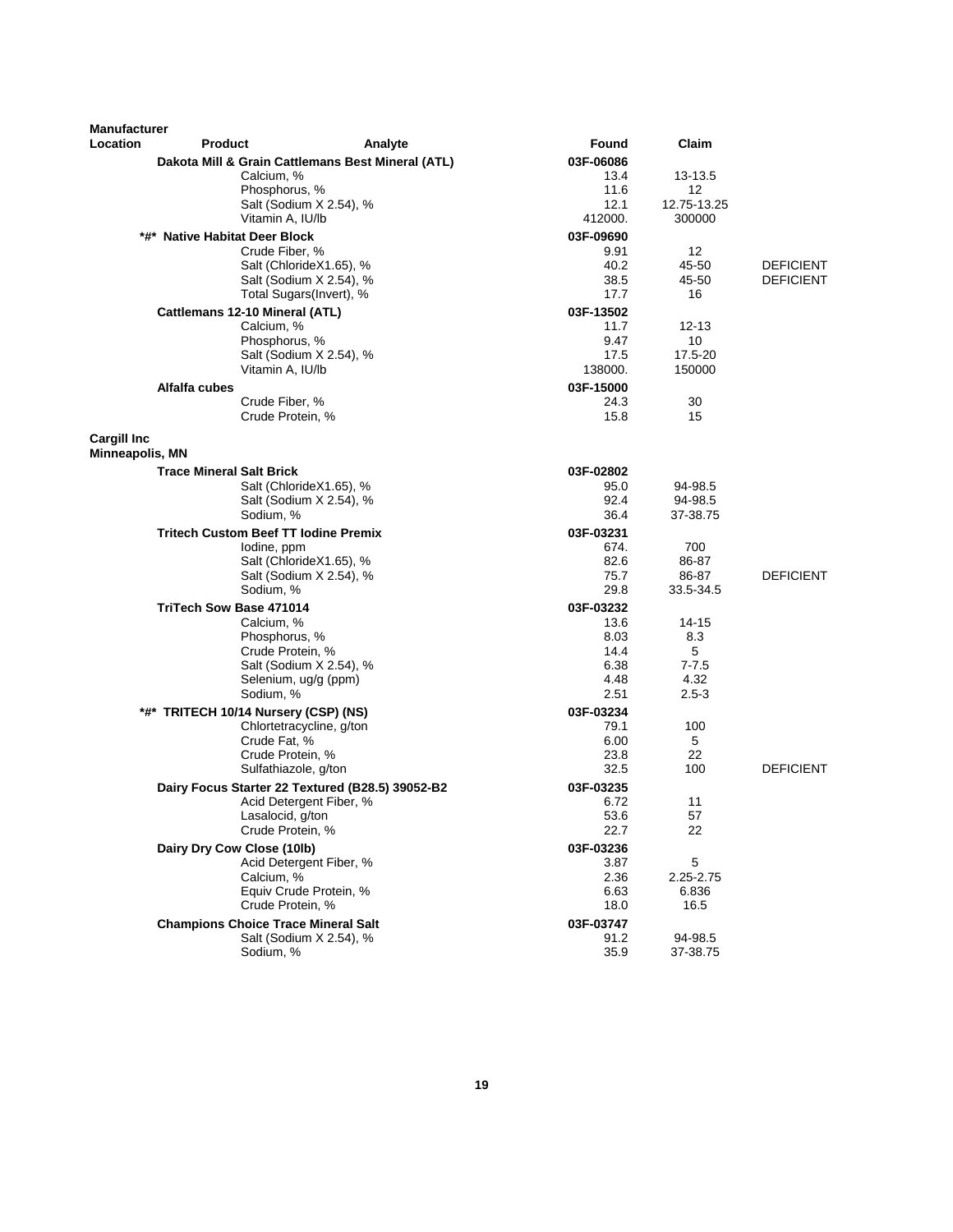| Manufacturer Location | Product | Analyte | Found | Claim | |
|---|---|---|---|---|---|
| | **Dakota Mill & Grain Cattlemans Best Mineral (ATL)** | | **03F-06086** | | |
| | | Calcium, % | 13.4 | 13-13.5 | |
| | | Phosphorus, % | 11.6 | 12 | |
| | | Salt (Sodium X 2.54), % | 12.1 | 12.75-13.25 | |
| | | Vitamin A, IU/lb | 412000. | 300000 | |
| | ***#* Native Habitat Deer Block** | | **03F-09690** | | |
| | | Crude Fiber, % | 9.91 | 12 | |
| | | Salt (ChlorideX1.65), % | 40.2 | 45-50 | DEFICIENT |
| | | Salt (Sodium X 2.54), % | 38.5 | 45-50 | DEFICIENT |
| | | Total Sugars(Invert), % | 17.7 | 16 | |
| | **Cattlemans 12-10 Mineral (ATL)** | | **03F-13502** | | |
| | | Calcium, % | 11.7 | 12-13 | |
| | | Phosphorus, % | 9.47 | 10 | |
| | | Salt (Sodium X 2.54), % | 17.5 | 17.5-20 | |
| | | Vitamin A, IU/lb | 138000. | 150000 | |
| | **Alfalfa cubes** | | **03F-15000** | | |
| | | Crude Fiber, % | 24.3 | 30 | |
| | | Crude Protein, % | 15.8 | 15 | |
| **Cargill Inc Minneapolis, MN** | | | | | |
| | **Trace Mineral Salt Brick** | | **03F-02802** | | |
| | | Salt (ChlorideX1.65), % | 95.0 | 94-98.5 | |
| | | Salt (Sodium X 2.54), % | 92.4 | 94-98.5 | |
| | | Sodium, % | 36.4 | 37-38.75 | |
| | **Tritech Custom Beef TT Iodine Premix** | | **03F-03231** | | |
| | | Iodine, ppm | 674. | 700 | |
| | | Salt (ChlorideX1.65), % | 82.6 | 86-87 | |
| | | Salt (Sodium X 2.54), % | 75.7 | 86-87 | DEFICIENT |
| | | Sodium, % | 29.8 | 33.5-34.5 | |
| | **TriTech Sow Base 471014** | | **03F-03232** | | |
| | | Calcium, % | 13.6 | 14-15 | |
| | | Phosphorus, % | 8.03 | 8.3 | |
| | | Crude Protein, % | 14.4 | 5 | |
| | | Salt (Sodium X 2.54), % | 6.38 | 7-7.5 | |
| | | Selenium, ug/g (ppm) | 4.48 | 4.32 | |
| | | Sodium, % | 2.51 | 2.5-3 | |
| | ***#* TRITECH 10/14 Nursery (CSP) (NS)** | | **03F-03234** | | |
| | | Chlortetracycline, g/ton | 79.1 | 100 | |
| | | Crude Fat, % | 6.00 | 5 | |
| | | Crude Protein, % | 23.8 | 22 | |
| | | Sulfathiazole, g/ton | 32.5 | 100 | DEFICIENT |
| | **Dairy Focus Starter 22 Textured (B28.5) 39052-B2** | | **03F-03235** | | |
| | | Acid Detergent Fiber, % | 6.72 | 11 | |
| | | Lasalocid, g/ton | 53.6 | 57 | |
| | | Crude Protein, % | 22.7 | 22 | |
| | **Dairy Dry Cow Close (10lb)** | | **03F-03236** | | |
| | | Acid Detergent Fiber, % | 3.87 | 5 | |
| | | Calcium, % | 2.36 | 2.25-2.75 | |
| | | Equiv Crude Protein, % | 6.63 | 6.836 | |
| | | Crude Protein, % | 18.0 | 16.5 | |
| | **Champions Choice Trace Mineral Salt** | | **03F-03747** | | |
| | | Salt (Sodium X 2.54), % | 91.2 | 94-98.5 | |
| | | Sodium, % | 35.9 | 37-38.75 | |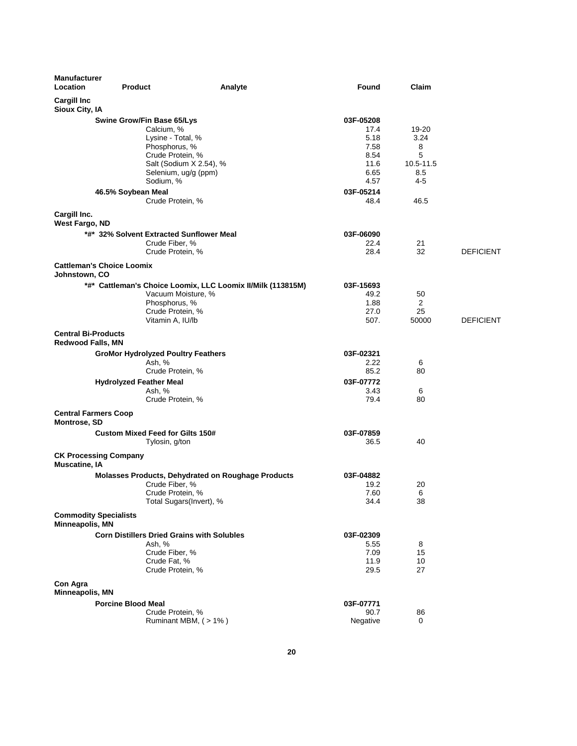| Manufacturer Location | Product | Analyte | Found | Claim | |
|---|---|---|---|---|---|
| **Cargill Inc** **Sioux City, IA** | | | | | |
| | **Swine Grow/Fin Base 65/Lys** | | **03F-05208** | | |
| | | Calcium, % | 17.4 | 19-20 | |
| | | Lysine - Total, % | 5.18 | 3.24 | |
| | | Phosphorus, % | 7.58 | 8 | |
| | | Crude Protein, % | 8.54 | 5 | |
| | | Salt (Sodium X 2.54), % | 11.6 | 10.5-11.5 | |
| | | Selenium, ug/g (ppm) | 6.65 | 8.5 | |
| | | Sodium, % | 4.57 | 4-5 | |
| | **46.5% Soybean Meal** | | **03F-05214** | | |
| | | Crude Protein, % | 48.4 | 46.5 | |
| **Cargill Inc.** **West Fargo, ND** | | | | | |
| | **\*#\* 32% Solvent Extracted Sunflower Meal** | | **03F-06090** | | |
| | | Crude Fiber, % | 22.4 | 21 | |
| | | Crude Protein, % | 28.4 | 32 | DEFICIENT |
| **Cattleman's Choice Loomix** **Johnstown, CO** | | | | | |
| | **\*#\* Cattleman's Choice Loomix, LLC Loomix II/Milk (113815M)** | | **03F-15693** | | |
| | | Vacuum Moisture, % | 49.2 | 50 | |
| | | Phosphorus, % | 1.88 | 2 | |
| | | Crude Protein, % | 27.0 | 25 | |
| | | Vitamin A, IU/lb | 507. | 50000 | DEFICIENT |
| **Central Bi-Products** **Redwood Falls, MN** | | | | | |
| | **GroMor Hydrolyzed Poultry Feathers** | | **03F-02321** | | |
| | | Ash, % | 2.22 | 6 | |
| | | Crude Protein, % | 85.2 | 80 | |
| | **Hydrolyzed Feather Meal** | | **03F-07772** | | |
| | | Ash, % | 3.43 | 6 | |
| | | Crude Protein, % | 79.4 | 80 | |
| **Central Farmers Coop** **Montrose, SD** | | | | | |
| | **Custom Mixed Feed for Gilts 150#** | | **03F-07859** | | |
| | | Tylosin, g/ton | 36.5 | 40 | |
| **CK Processing Company** **Muscatine, IA** | | | | | |
| | **Molasses Products, Dehydrated on Roughage Products** | | **03F-04882** | | |
| | | Crude Fiber, % | 19.2 | 20 | |
| | | Crude Protein, % | 7.60 | 6 | |
| | | Total Sugars(Invert), % | 34.4 | 38 | |
| **Commodity Specialists** **Minneapolis, MN** | | | | | |
| | **Corn Distillers Dried Grains with Solubles** | | **03F-02309** | | |
| | | Ash, % | 5.55 | 8 | |
| | | Crude Fiber, % | 7.09 | 15 | |
| | | Crude Fat, % | 11.9 | 10 | |
| | | Crude Protein, % | 29.5 | 27 | |
| **Con Agra** **Minneapolis, MN** | | | | | |
| | **Porcine Blood Meal** | | **03F-07771** | | |
| | | Crude Protein, % | 90.7 | 86 | |
| | | Ruminant MBM, ( > 1% ) | Negative | 0 | |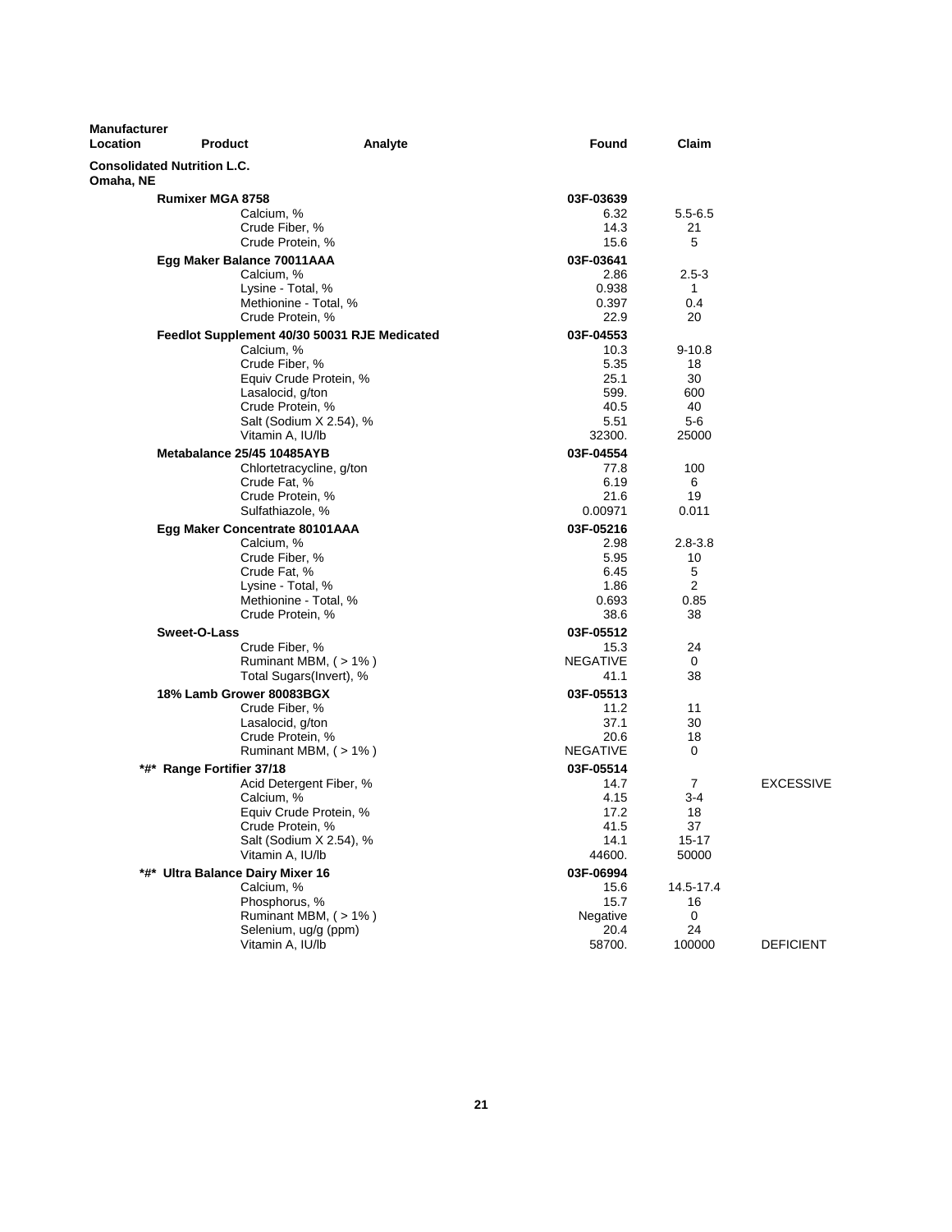| Manufacturer Location | Product | Analyte | Found | Claim | |
|---|---|---|---|---|---|
| **Consolidated Nutrition L.C. Omaha, NE** | | | | | |
| | **Rumixer MGA 8758** | | **03F-03639** | | |
| | | Calcium, % | 6.32 | 5.5-6.5 | |
| | | Crude Fiber, % | 14.3 | 21 | |
| | | Crude Protein, % | 15.6 | 5 | |
| | **Egg Maker Balance 70011AAA** | | **03F-03641** | | |
| | | Calcium, % | 2.86 | 2.5-3 | |
| | | Lysine - Total, % | 0.938 | 1 | |
| | | Methionine - Total, % | 0.397 | 0.4 | |
| | | Crude Protein, % | 22.9 | 20 | |
| | **Feedlot Supplement 40/30 50031 RJE Medicated** | | **03F-04553** | | |
| | | Calcium, % | 10.3 | 9-10.8 | |
| | | Crude Fiber, % | 5.35 | 18 | |
| | | Equiv Crude Protein, % | 25.1 | 30 | |
| | | Lasalocid, g/ton | 599. | 600 | |
| | | Crude Protein, % | 40.5 | 40 | |
| | | Salt (Sodium X 2.54), % | 5.51 | 5-6 | |
| | | Vitamin A, IU/lb | 32300. | 25000 | |
| | **Metabalance 25/45 10485AYB** | | **03F-04554** | | |
| | | Chlortetracycline, g/ton | 77.8 | 100 | |
| | | Crude Fat, % | 6.19 | 6 | |
| | | Crude Protein, % | 21.6 | 19 | |
| | | Sulfathiazole, % | 0.00971 | 0.011 | |
| | **Egg Maker Concentrate 80101AAA** | | **03F-05216** | | |
| | | Calcium, % | 2.98 | 2.8-3.8 | |
| | | Crude Fiber, % | 5.95 | 10 | |
| | | Crude Fat, % | 6.45 | 5 | |
| | | Lysine - Total, % | 1.86 | 2 | |
| | | Methionine - Total, % | 0.693 | 0.85 | |
| | | Crude Protein, % | 38.6 | 38 | |
| | **Sweet-O-Lass** | | **03F-05512** | | |
| | | Crude Fiber, % | 15.3 | 24 | |
| | | Ruminant MBM, ( > 1% ) | NEGATIVE | 0 | |
| | | Total Sugars(Invert), % | 41.1 | 38 | |
| | **18% Lamb Grower 80083BGX** | | **03F-05513** | | |
| | | Crude Fiber, % | 11.2 | 11 | |
| | | Lasalocid, g/ton | 37.1 | 30 | |
| | | Crude Protein, % | 20.6 | 18 | |
| | | Ruminant MBM, ( > 1% ) | NEGATIVE | 0 | |
| | **\*#\* Range Fortifier 37/18** | | **03F-05514** | | |
| | | Acid Detergent Fiber, % | 14.7 | 7 | EXCESSIVE |
| | | Calcium, % | 4.15 | 3-4 | |
| | | Equiv Crude Protein, % | 17.2 | 18 | |
| | | Crude Protein, % | 41.5 | 37 | |
| | | Salt (Sodium X 2.54), % | 14.1 | 15-17 | |
| | | Vitamin A, IU/lb | 44600. | 50000 | |
| | **\*#\* Ultra Balance Dairy Mixer 16** | | **03F-06994** | | |
| | | Calcium, % | 15.6 | 14.5-17.4 | |
| | | Phosphorus, % | 15.7 | 16 | |
| | | Ruminant MBM, ( > 1% ) | Negative | 0 | |
| | | Selenium, ug/g (ppm) | 20.4 | 24 | |
| | | Vitamin A, IU/lb | 58700. | 100000 | DEFICIENT |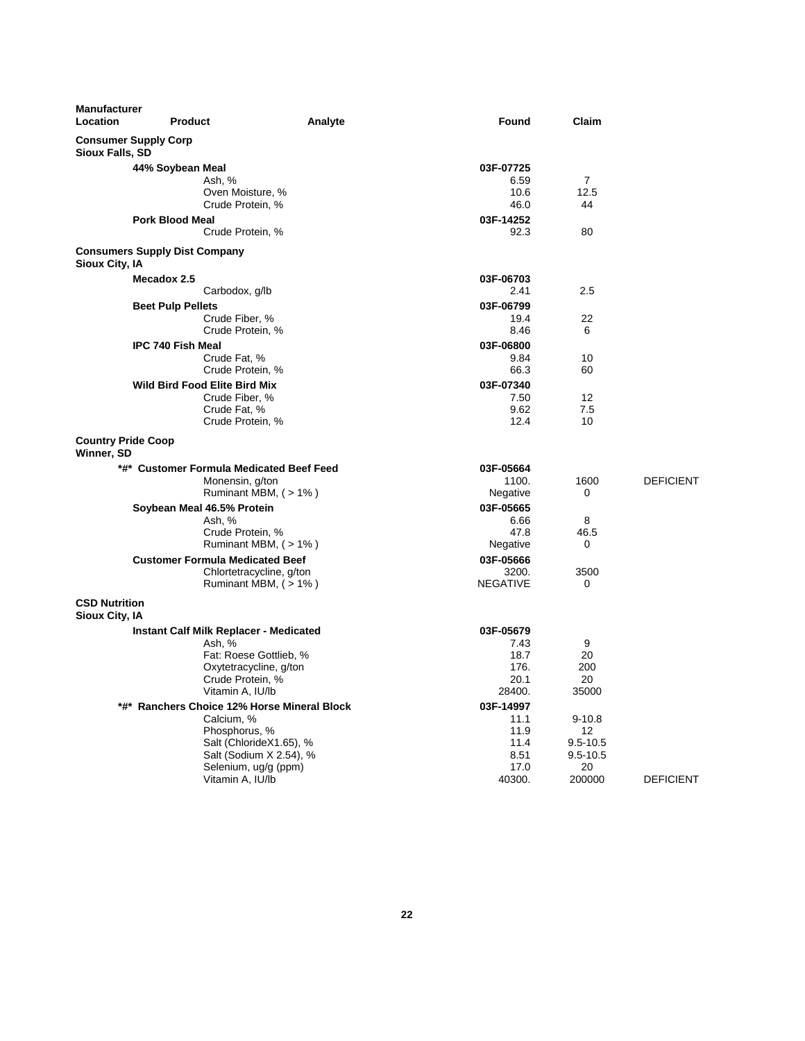| Manufacturer Location | Product | Analyte | Found | Claim | |
|---|---|---|---|---|---|
| **Consumer Supply Corp Sioux Falls, SD** | | | | | |
| | **44% Soybean Meal** | | **03F-07725** | | |
| | | Ash, % | 6.59 | 7 | |
| | | Oven Moisture, % | 10.6 | 12.5 | |
| | | Crude Protein, % | 46.0 | 44 | |
| | **Pork Blood Meal** | | **03F-14252** | | |
| | | Crude Protein, % | 92.3 | 80 | |
| **Consumers Supply Dist Company Sioux City, IA** | | | | | |
| | **Mecadox 2.5** | | **03F-06703** | | |
| | | Carbodox, g/lb | 2.41 | 2.5 | |
| | **Beet Pulp Pellets** | | **03F-06799** | | |
| | | Crude Fiber, % | 19.4 | 22 | |
| | | Crude Protein, % | 8.46 | 6 | |
| | **IPC 740 Fish Meal** | | **03F-06800** | | |
| | | Crude Fat, % | 9.84 | 10 | |
| | | Crude Protein, % | 66.3 | 60 | |
| | **Wild Bird Food Elite Bird Mix** | | **03F-07340** | | |
| | | Crude Fiber, % | 7.50 | 12 | |
| | | Crude Fat, % | 9.62 | 7.5 | |
| | | Crude Protein, % | 12.4 | 10 | |
| **Country Pride Coop Winner, SD** | | | | | |
| | **\*#\* Customer Formula Medicated Beef Feed** | | **03F-05664** | | |
| | | Monensin, g/ton | 1100. | 1600 | DEFICIENT |
| | | Ruminant MBM, ( > 1% ) | Negative | 0 | |
| | **Soybean Meal 46.5% Protein** | | **03F-05665** | | |
| | | Ash, % | 6.66 | 8 | |
| | | Crude Protein, % | 47.8 | 46.5 | |
| | | Ruminant MBM, ( > 1% ) | Negative | 0 | |
| | **Customer Formula Medicated Beef** | | **03F-05666** | | |
| | | Chlortetracycline, g/ton | 3200. | 3500 | |
| | | Ruminant MBM, ( > 1% ) | NEGATIVE | 0 | |
| **CSD Nutrition Sioux City, IA** | | | | | |
| | **Instant Calf Milk Replacer - Medicated** | | **03F-05679** | | |
| | | Ash, % | 7.43 | 9 | |
| | | Fat: Roese Gottlieb, % | 18.7 | 20 | |
| | | Oxytetracycline, g/ton | 176. | 200 | |
| | | Crude Protein, % | 20.1 | 20 | |
| | | Vitamin A, IU/lb | 28400. | 35000 | |
| | **\*#\* Ranchers Choice 12% Horse Mineral Block** | | **03F-14997** | | |
| | | Calcium, % | 11.1 | 9-10.8 | |
| | | Phosphorus, % | 11.9 | 12 | |
| | | Salt (ChlorideX1.65), % | 11.4 | 9.5-10.5 | |
| | | Salt (Sodium X 2.54), % | 8.51 | 9.5-10.5 | |
| | | Selenium, ug/g (ppm) | 17.0 | 20 | |
| | | Vitamin A, IU/lb | 40300. | 200000 | DEFICIENT |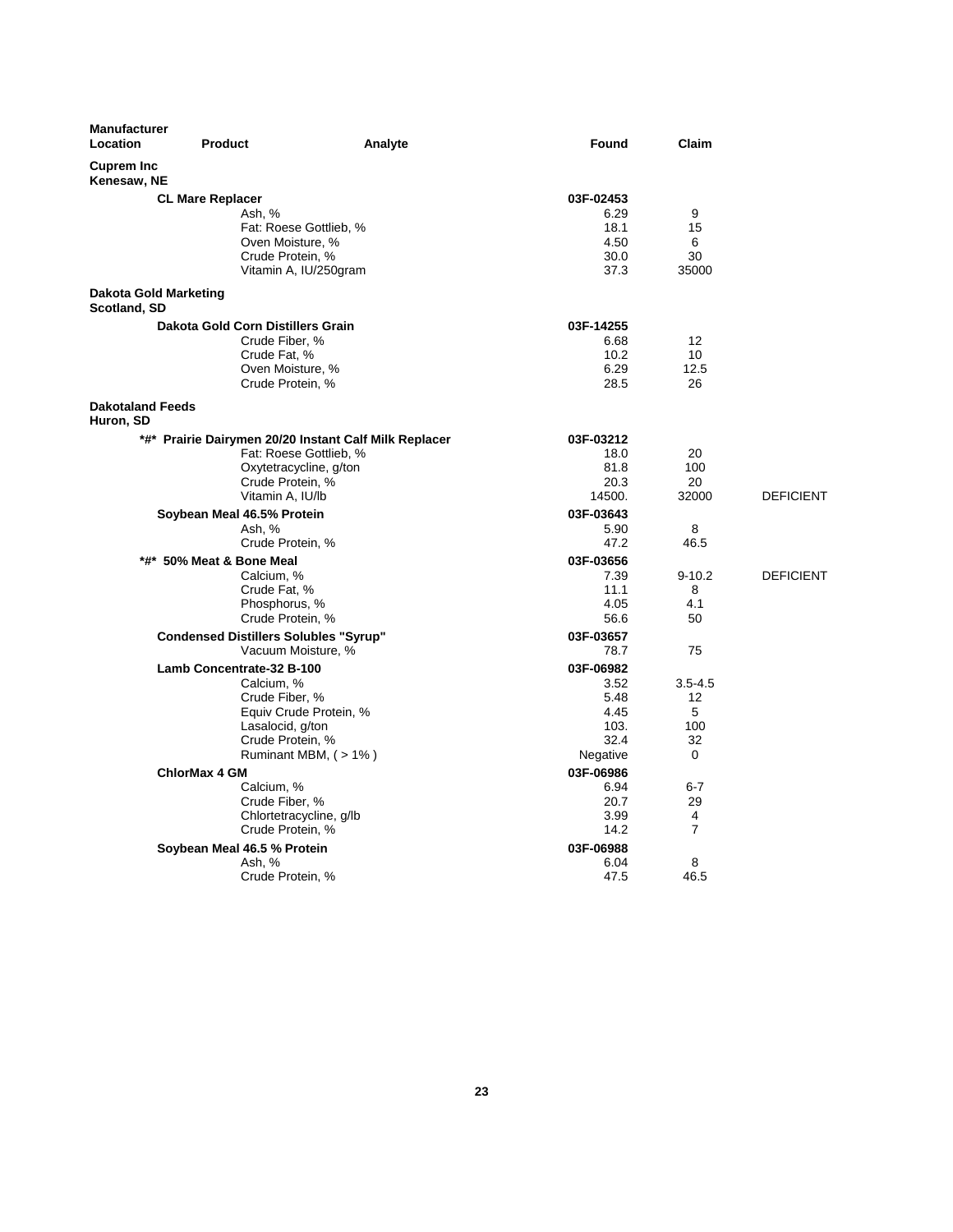| Manufacturer Location | Product | Analyte | Found | Claim | |
|---|---|---|---|---|---|
| **Cuprem Inc Kenesaw, NE** | | | | | |
| | **CL Mare Replacer** | | **03F-02453** | | |
| | | Ash, % | 6.29 | 9 | |
| | | Fat: Roese Gottlieb, % | 18.1 | 15 | |
| | | Oven Moisture, % | 4.50 | 6 | |
| | | Crude Protein, % | 30.0 | 30 | |
| | | Vitamin A, IU/250gram | 37.3 | 35000 | |
| **Dakota Gold Marketing Scotland, SD** | | | | | |
| | **Dakota Gold Corn Distillers Grain** | | **03F-14255** | | |
| | | Crude Fiber, % | 6.68 | 12 | |
| | | Crude Fat, % | 10.2 | 10 | |
| | | Oven Moisture, % | 6.29 | 12.5 | |
| | | Crude Protein, % | 28.5 | 26 | |
| **Dakotaland Feeds Huron, SD** | | | | | |
| | ***#* Prairie Dairymen 20/20 Instant Calf Milk Replacer** | | **03F-03212** | | |
| | | Fat: Roese Gottlieb, % | 18.0 | 20 | |
| | | Oxytetracycline, g/ton | 81.8 | 100 | |
| | | Crude Protein, % | 20.3 | 20 | |
| | | Vitamin A, IU/lb | 14500. | 32000 | DEFICIENT |
| | **Soybean Meal 46.5% Protein** | | **03F-03643** | | |
| | | Ash, % | 5.90 | 8 | |
| | | Crude Protein, % | 47.2 | 46.5 | |
| | ***#* 50% Meat & Bone Meal** | | **03F-03656** | | |
| | | Calcium, % | 7.39 | 9-10.2 | DEFICIENT |
| | | Crude Fat, % | 11.1 | 8 | |
| | | Phosphorus, % | 4.05 | 4.1 | |
| | | Crude Protein, % | 56.6 | 50 | |
| | **Condensed Distillers Solubles "Syrup"** | | **03F-03657** | | |
| | | Vacuum Moisture, % | 78.7 | 75 | |
| | **Lamb Concentrate-32 B-100** | | **03F-06982** | | |
| | | Calcium, % | 3.52 | 3.5-4.5 | |
| | | Crude Fiber, % | 5.48 | 12 | |
| | | Equiv Crude Protein, % | 4.45 | 5 | |
| | | Lasalocid, g/ton | 103. | 100 | |
| | | Crude Protein, % | 32.4 | 32 | |
| | | Ruminant MBM, ( > 1% ) | Negative | 0 | |
| | **ChlorMax 4 GM** | | **03F-06986** | | |
| | | Calcium, % | 6.94 | 6-7 | |
| | | Crude Fiber, % | 20.7 | 29 | |
| | | Chlortetracycline, g/lb | 3.99 | 4 | |
| | | Crude Protein, % | 14.2 | 7 | |
| | **Soybean Meal 46.5 % Protein** | | **03F-06988** | | |
| | | Ash, % | 6.04 | 8 | |
| | | Crude Protein, % | 47.5 | 46.5 | |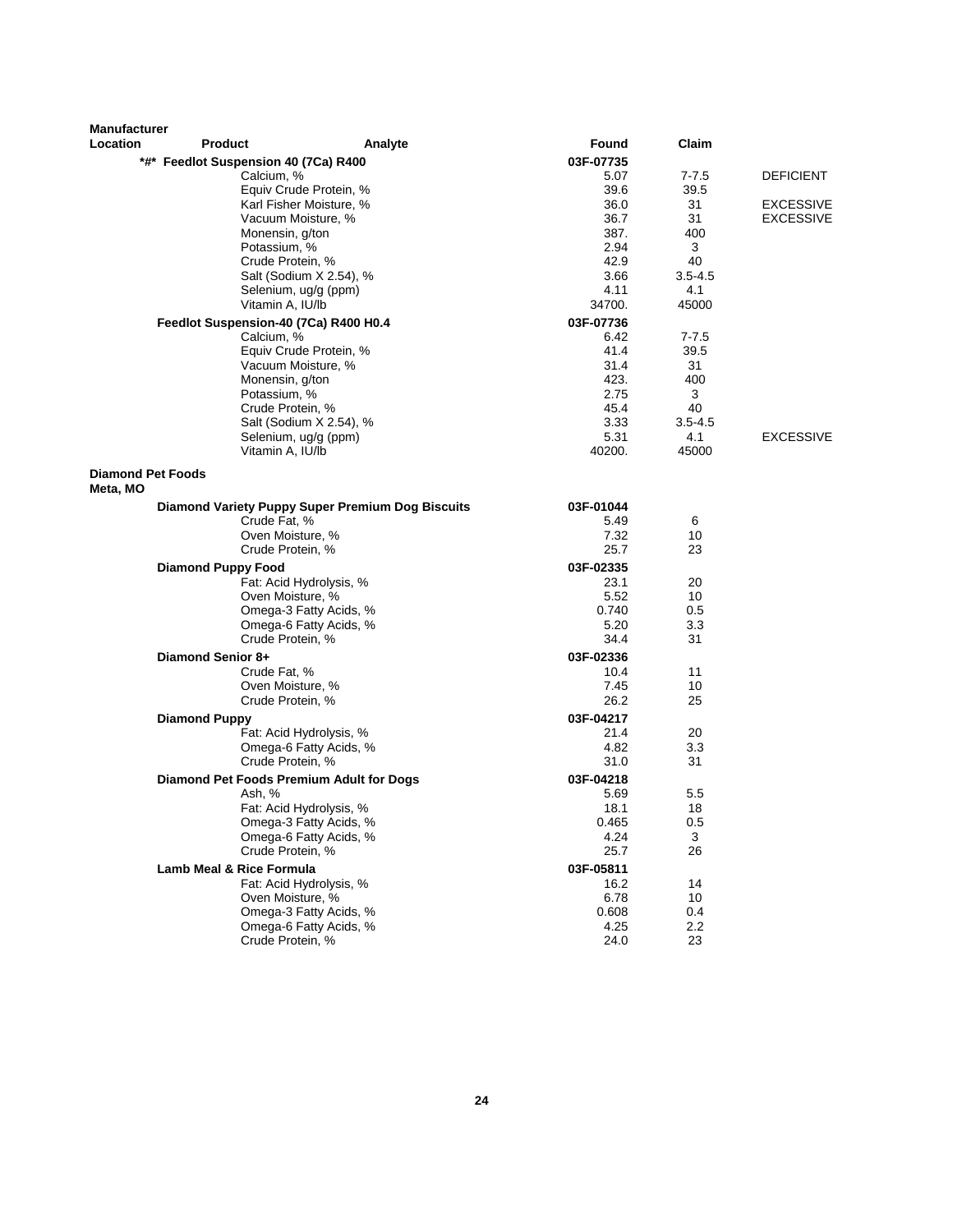| Manufacturer Location | Product | Analyte | Found | Claim | |
|---|---|---|---|---|---|
| | **\*#\* Feedlot Suspension 40 (7Ca) R400** | | **03F-07735** | | |
| | | Calcium, % | 5.07 | 7-7.5 | DEFICIENT |
| | | Equiv Crude Protein, % | 39.6 | 39.5 | |
| | | Karl Fisher Moisture, % | 36.0 | 31 | EXCESSIVE |
| | | Vacuum Moisture, % | 36.7 | 31 | EXCESSIVE |
| | | Monensin, g/ton | 387. | 400 | |
| | | Potassium, % | 2.94 | 3 | |
| | | Crude Protein, % | 42.9 | 40 | |
| | | Salt (Sodium X 2.54), % | 3.66 | 3.5-4.5 | |
| | | Selenium, ug/g (ppm) | 4.11 | 4.1 | |
| | | Vitamin A, IU/lb | 34700. | 45000 | |
| | **Feedlot Suspension-40 (7Ca) R400 H0.4** | | **03F-07736** | | |
| | | Calcium, % | 6.42 | 7-7.5 | |
| | | Equiv Crude Protein, % | 41.4 | 39.5 | |
| | | Vacuum Moisture, % | 31.4 | 31 | |
| | | Monensin, g/ton | 423. | 400 | |
| | | Potassium, % | 2.75 | 3 | |
| | | Crude Protein, % | 45.4 | 40 | |
| | | Salt (Sodium X 2.54), % | 3.33 | 3.5-4.5 | |
| | | Selenium, ug/g (ppm) | 5.31 | 4.1 | EXCESSIVE |
| | | Vitamin A, IU/lb | 40200. | 45000 | |
| **Diamond Pet Foods Meta, MO** | | | | | |
| | **Diamond Variety Puppy Super Premium Dog Biscuits** | | **03F-01044** | | |
| | | Crude Fat, % | 5.49 | 6 | |
| | | Oven Moisture, % | 7.32 | 10 | |
| | | Crude Protein, % | 25.7 | 23 | |
| | **Diamond Puppy Food** | | **03F-02335** | | |
| | | Fat: Acid Hydrolysis, % | 23.1 | 20 | |
| | | Oven Moisture, % | 5.52 | 10 | |
| | | Omega-3 Fatty Acids, % | 0.740 | 0.5 | |
| | | Omega-6 Fatty Acids, % | 5.20 | 3.3 | |
| | | Crude Protein, % | 34.4 | 31 | |
| | **Diamond Senior 8+** | | **03F-02336** | | |
| | | Crude Fat, % | 10.4 | 11 | |
| | | Oven Moisture, % | 7.45 | 10 | |
| | | Crude Protein, % | 26.2 | 25 | |
| | **Diamond Puppy** | | **03F-04217** | | |
| | | Fat: Acid Hydrolysis, % | 21.4 | 20 | |
| | | Omega-6 Fatty Acids, % | 4.82 | 3.3 | |
| | | Crude Protein, % | 31.0 | 31 | |
| | **Diamond Pet Foods Premium Adult for Dogs** | | **03F-04218** | | |
| | | Ash, % | 5.69 | 5.5 | |
| | | Fat: Acid Hydrolysis, % | 18.1 | 18 | |
| | | Omega-3 Fatty Acids, % | 0.465 | 0.5 | |
| | | Omega-6 Fatty Acids, % | 4.24 | 3 | |
| | | Crude Protein, % | 25.7 | 26 | |
| | **Lamb Meal & Rice Formula** | | **03F-05811** | | |
| | | Fat: Acid Hydrolysis, % | 16.2 | 14 | |
| | | Oven Moisture, % | 6.78 | 10 | |
| | | Omega-3 Fatty Acids, % | 0.608 | 0.4 | |
| | | Omega-6 Fatty Acids, % | 4.25 | 2.2 | |
| | | Crude Protein, % | 24.0 | 23 | |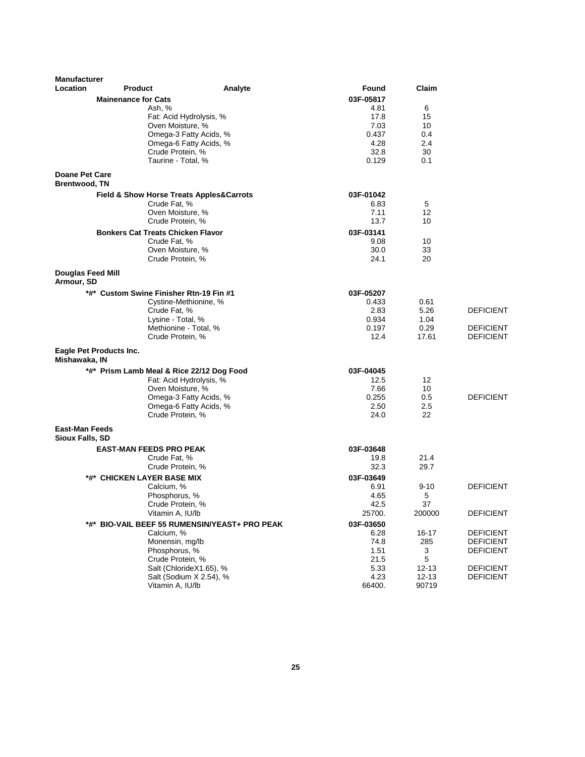| Manufacturer Location | Product | Analyte | Found | Claim | |
|---|---|---|---|---|---|
| | **Mainenance for Cats** | | **03F-05817** | | |
| | | Ash, % | 4.81 | 6 | |
| | | Fat: Acid Hydrolysis, % | 17.8 | 15 | |
| | | Oven Moisture, % | 7.03 | 10 | |
| | | Omega-3 Fatty Acids, % | 0.437 | 0.4 | |
| | | Omega-6 Fatty Acids, % | 4.28 | 2.4 | |
| | | Crude Protein, % | 32.8 | 30 | |
| | | Taurine - Total, % | 0.129 | 0.1 | |
| **Doane Pet Care Brentwood, TN** | | | | | |
| | **Field & Show Horse Treats Apples&Carrots** | | **03F-01042** | | |
| | | Crude Fat, % | 6.83 | 5 | |
| | | Oven Moisture, % | 7.11 | 12 | |
| | | Crude Protein, % | 13.7 | 10 | |
| | **Bonkers Cat Treats Chicken Flavor** | | **03F-03141** | | |
| | | Crude Fat, % | 9.08 | 10 | |
| | | Oven Moisture, % | 30.0 | 33 | |
| | | Crude Protein, % | 24.1 | 20 | |
| **Douglas Feed Mill Armour, SD** | | | | | |
| | **\*#\* Custom Swine Finisher Rtn-19 Fin #1** | | **03F-05207** | | |
| | | Cystine-Methionine, % | 0.433 | 0.61 | |
| | | Crude Fat, % | 2.83 | 5.26 | DEFICIENT |
| | | Lysine - Total, % | 0.934 | 1.04 | |
| | | Methionine - Total, % | 0.197 | 0.29 | DEFICIENT |
| | | Crude Protein, % | 12.4 | 17.61 | DEFICIENT |
| **Eagle Pet Products Inc. Mishawaka, IN** | | | | | |
| | **\*#\* Prism Lamb Meal & Rice 22/12 Dog Food** | | **03F-04045** | | |
| | | Fat: Acid Hydrolysis, % | 12.5 | 12 | |
| | | Oven Moisture, % | 7.66 | 10 | |
| | | Omega-3 Fatty Acids, % | 0.255 | 0.5 | DEFICIENT |
| | | Omega-6 Fatty Acids, % | 2.50 | 2.5 | |
| | | Crude Protein, % | 24.0 | 22 | |
| **East-Man Feeds Sioux Falls, SD** | | | | | |
| | **EAST-MAN FEEDS PRO PEAK** | | **03F-03648** | | |
| | | Crude Fat, % | 19.8 | 21.4 | |
| | | Crude Protein, % | 32.3 | 29.7 | |
| | **\*#\* CHICKEN LAYER BASE MIX** | | **03F-03649** | | |
| | | Calcium, % | 6.91 | 9-10 | DEFICIENT |
| | | Phosphorus, % | 4.65 | 5 | |
| | | Crude Protein, % | 42.5 | 37 | |
| | | Vitamin A, IU/lb | 25700. | 200000 | DEFICIENT |
| | **\*#\* BIO-VAIL BEEF 55 RUMENSIN/YEAST+ PRO PEAK** | | **03F-03650** | | |
| | | Calcium, % | 6.28 | 16-17 | DEFICIENT |
| | | Monensin, mg/lb | 74.8 | 285 | DEFICIENT |
| | | Phosphorus, % | 1.51 | 3 | DEFICIENT |
| | | Crude Protein, % | 21.5 | 5 | |
| | | Salt (ChlorideX1.65), % | 5.33 | 12-13 | DEFICIENT |
| | | Salt (Sodium X 2.54), % | 4.23 | 12-13 | DEFICIENT |
| | | Vitamin A, IU/lb | 66400. | 90719 | |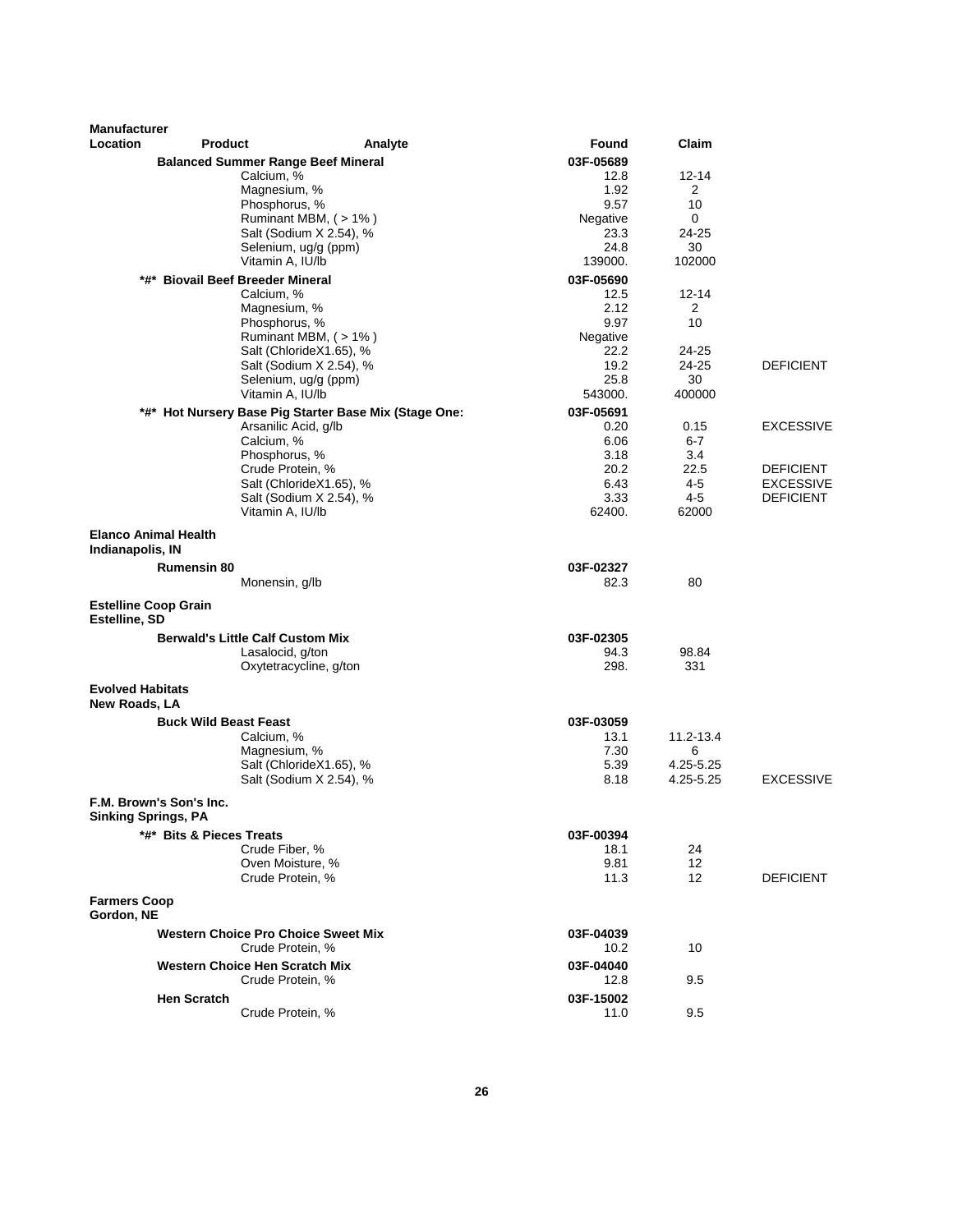| Manufacturer Location | Product | Analyte | Found | Claim | |
|---|---|---|---|---|---|
| | **Balanced Summer Range Beef Mineral** | | **03F-05689** | | |
| | | Calcium, % | 12.8 | 12-14 | |
| | | Magnesium, % | 1.92 | 2 | |
| | | Phosphorus, % | 9.57 | 10 | |
| | | Ruminant MBM, ( > 1% ) | Negative | 0 | |
| | | Salt (Sodium X 2.54), % | 23.3 | 24-25 | |
| | | Selenium, ug/g (ppm) | 24.8 | 30 | |
| | | Vitamin A, IU/lb | 139000. | 102000 | |
| | **\*#\* Biovail Beef Breeder Mineral** | | **03F-05690** | | |
| | | Calcium, % | 12.5 | 12-14 | |
| | | Magnesium, % | 2.12 | 2 | |
| | | Phosphorus, % | 9.97 | 10 | |
| | | Ruminant MBM, ( > 1% ) | Negative | | |
| | | Salt (ChlorideX1.65), % | 22.2 | 24-25 | |
| | | Salt (Sodium X 2.54), % | 19.2 | 24-25 | DEFICIENT |
| | | Selenium, ug/g (ppm) | 25.8 | 30 | |
| | | Vitamin A, IU/lb | 543000. | 400000 | |
| | **\*#\* Hot Nursery Base Pig Starter Base Mix (Stage One:** | | **03F-05691** | | |
| | | Arsanilic Acid, g/lb | 0.20 | 0.15 | EXCESSIVE |
| | | Calcium, % | 6.06 | 6-7 | |
| | | Phosphorus, % | 3.18 | 3.4 | |
| | | Crude Protein, % | 20.2 | 22.5 | DEFICIENT |
| | | Salt (ChlorideX1.65), % | 6.43 | 4-5 | EXCESSIVE |
| | | Salt (Sodium X 2.54), % | 3.33 | 4-5 | DEFICIENT |
| | | Vitamin A, IU/lb | 62400. | 62000 | |
| **Elanco Animal Health Indianapolis, IN** | | | | | |
| | **Rumensin 80** | | **03F-02327** | | |
| | | Monensin, g/lb | 82.3 | 80 | |
| **Estelline Coop Grain Estelline, SD** | | | | | |
| | **Berwald's Little Calf Custom Mix** | | **03F-02305** | | |
| | | Lasalocid, g/ton | 94.3 | 98.84 | |
| | | Oxytetracycline, g/ton | 298. | 331 | |
| **Evolved Habitats New Roads, LA** | | | | | |
| | **Buck Wild Beast Feast** | | **03F-03059** | | |
| | | Calcium, % | 13.1 | 11.2-13.4 | |
| | | Magnesium, % | 7.30 | 6 | |
| | | Salt (ChlorideX1.65), % | 5.39 | 4.25-5.25 | |
| | | Salt (Sodium X 2.54), % | 8.18 | 4.25-5.25 | EXCESSIVE |
| **F.M. Brown's Son's Inc. Sinking Springs, PA** | | | | | |
| | **\*#\* Bits & Pieces Treats** | | **03F-00394** | | |
| | | Crude Fiber, % | 18.1 | 24 | |
| | | Oven Moisture, % | 9.81 | 12 | |
| | | Crude Protein, % | 11.3 | 12 | DEFICIENT |
| **Farmers Coop Gordon, NE** | | | | | |
| | **Western Choice Pro Choice Sweet Mix** | | **03F-04039** | | |
| | | Crude Protein, % | 10.2 | 10 | |
| | **Western Choice Hen Scratch Mix** | | **03F-04040** | | |
| | | Crude Protein, % | 12.8 | 9.5 | |
| | **Hen Scratch** | | **03F-15002** | | |
| | | Crude Protein, % | 11.0 | 9.5 | |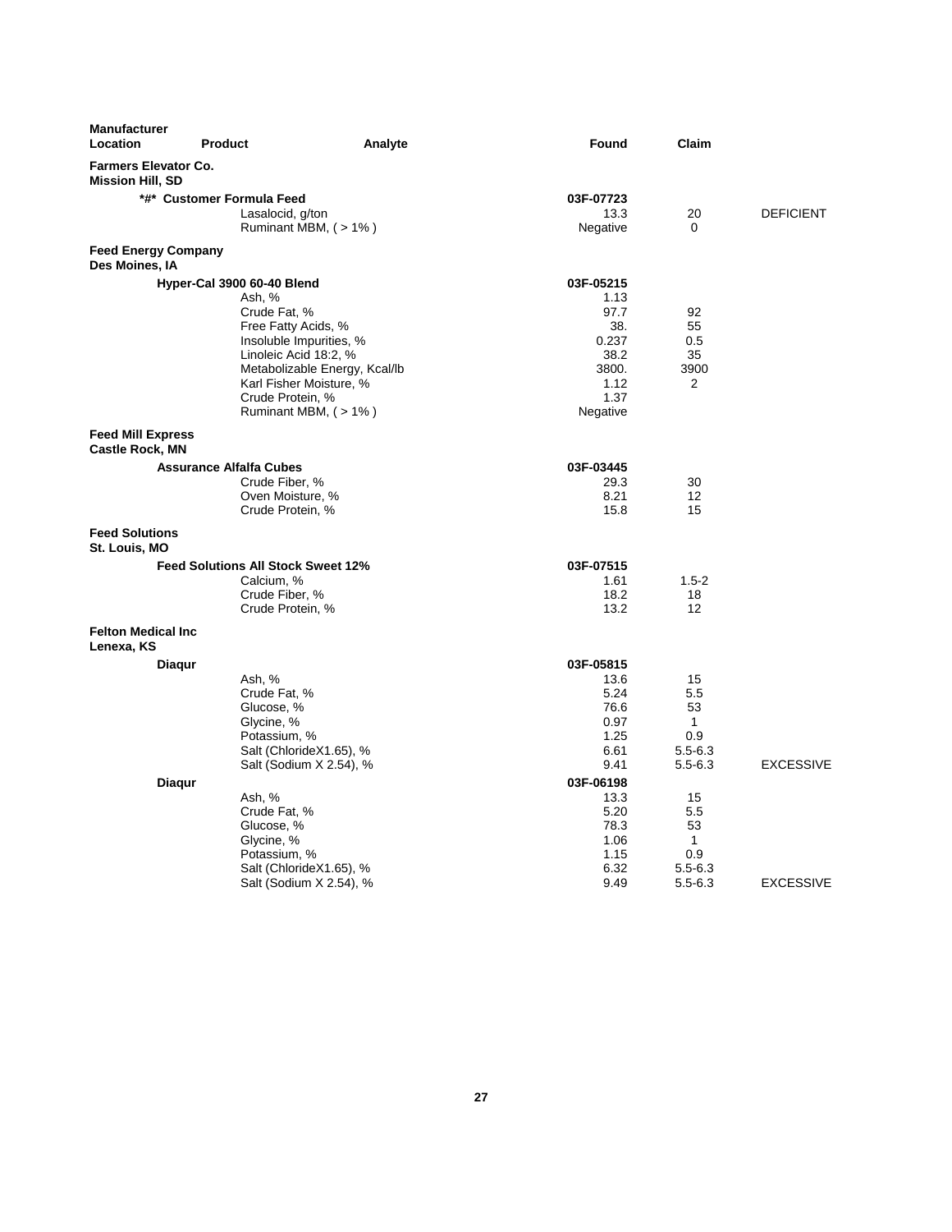| Manufacturer Location | Product | Analyte | Found | Claim | |
|---|---|---|---|---|---|
| **Farmers Elevator Co.** **Mission Hill, SD** | | | | | |
| | ***#* Customer Formula Feed** | | **03F-07723** | | |
| | | Lasalocid, g/ton | 13.3 | 20 | DEFICIENT |
| | | Ruminant MBM, ( > 1% ) | Negative | 0 | |
| **Feed Energy Company** **Des Moines, IA** | | | | | |
| | **Hyper-Cal 3900 60-40 Blend** | | **03F-05215** | | |
| | | Ash, % | 1.13 | | |
| | | Crude Fat, % | 97.7 | 92 | |
| | | Free Fatty Acids, % | 38. | 55 | |
| | | Insoluble Impurities, % | 0.237 | 0.5 | |
| | | Linoleic Acid 18:2, % | 38.2 | 35 | |
| | | Metabolizable Energy, Kcal/lb | 3800. | 3900 | |
| | | Karl Fisher Moisture, % | 1.12 | 2 | |
| | | Crude Protein, % | 1.37 | | |
| | | Ruminant MBM, ( > 1% ) | Negative | | |
| **Feed Mill Express** **Castle Rock, MN** | | | | | |
| | **Assurance Alfalfa Cubes** | | **03F-03445** | | |
| | | Crude Fiber, % | 29.3 | 30 | |
| | | Oven Moisture, % | 8.21 | 12 | |
| | | Crude Protein, % | 15.8 | 15 | |
| **Feed Solutions** **St. Louis, MO** | | | | | |
| | **Feed Solutions All Stock Sweet 12%** | | **03F-07515** | | |
| | | Calcium, % | 1.61 | 1.5-2 | |
| | | Crude Fiber, % | 18.2 | 18 | |
| | | Crude Protein, % | 13.2 | 12 | |
| **Felton Medical Inc** **Lenexa, KS** | | | | | |
| | **Diaqur** | | **03F-05815** | | |
| | | Ash, % | 13.6 | 15 | |
| | | Crude Fat, % | 5.24 | 5.5 | |
| | | Glucose, % | 76.6 | 53 | |
| | | Glycine, % | 0.97 | 1 | |
| | | Potassium, % | 1.25 | 0.9 | |
| | | Salt (ChlorideX1.65), % | 6.61 | 5.5-6.3 | |
| | | Salt (Sodium X 2.54), % | 9.41 | 5.5-6.3 | EXCESSIVE |
| | **Diaqur** | | **03F-06198** | | |
| | | Ash, % | 13.3 | 15 | |
| | | Crude Fat, % | 5.20 | 5.5 | |
| | | Glucose, % | 78.3 | 53 | |
| | | Glycine, % | 1.06 | 1 | |
| | | Potassium, % | 1.15 | 0.9 | |
| | | Salt (ChlorideX1.65), % | 6.32 | 5.5-6.3 | |
| | | Salt (Sodium X 2.54), % | 9.49 | 5.5-6.3 | EXCESSIVE |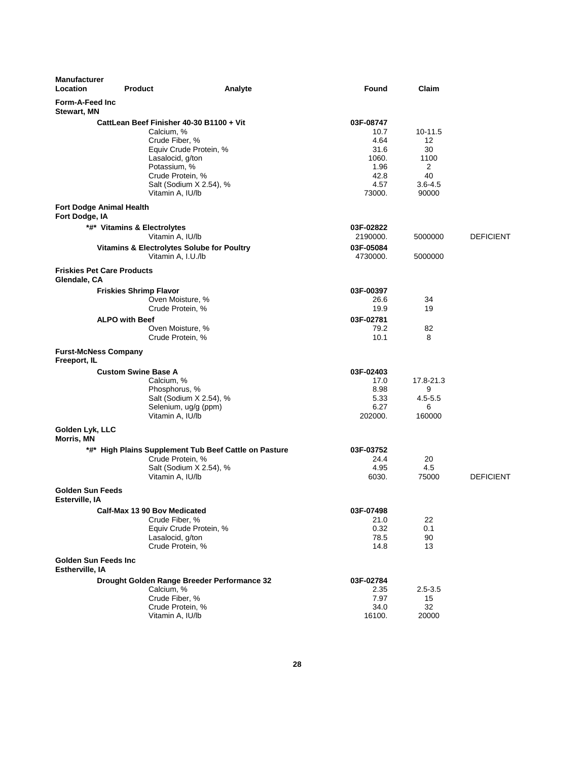| Manufacturer Location | Product | Analyte | Found | Claim | |
|---|---|---|---|---|---|
| **Form-A-Feed Inc Stewart, MN** | | | | | |
| | **CattLean Beef Finisher 40-30 B1100 + Vit** | | **03F-08747** | | |
| | | Calcium, % | 10.7 | 10-11.5 | |
| | | Crude Fiber, % | 4.64 | 12 | |
| | | Equiv Crude Protein, % | 31.6 | 30 | |
| | | Lasalocid, g/ton | 1060. | 1100 | |
| | | Potassium, % | 1.96 | 2 | |
| | | Crude Protein, % | 42.8 | 40 | |
| | | Salt (Sodium X 2.54), % | 4.57 | 3.6-4.5 | |
| | | Vitamin A, IU/lb | 73000. | 90000 | |
| **Fort Dodge Animal Health Fort Dodge, IA** | | | | | |
| | **\*#\* Vitamins & Electrolytes** | | **03F-02822** | | |
| | | Vitamin A, IU/lb | 2190000. | 5000000 | DEFICIENT |
| | **Vitamins & Electrolytes Solube for Poultry** | | **03F-05084** | | |
| | | Vitamin A, I.U./lb | 4730000. | 5000000 | |
| **Friskies Pet Care Products Glendale, CA** | | | | | |
| | **Friskies Shrimp Flavor** | | **03F-00397** | | |
| | | Oven Moisture, % | 26.6 | 34 | |
| | | Crude Protein, % | 19.9 | 19 | |
| | **ALPO with Beef** | | **03F-02781** | | |
| | | Oven Moisture, % | 79.2 | 82 | |
| | | Crude Protein, % | 10.1 | 8 | |
| **Furst-McNess Company Freeport, IL** | | | | | |
| | **Custom Swine Base A** | | **03F-02403** | | |
| | | Calcium, % | 17.0 | 17.8-21.3 | |
| | | Phosphorus, % | 8.98 | 9 | |
| | | Salt (Sodium X 2.54), % | 5.33 | 4.5-5.5 | |
| | | Selenium, ug/g (ppm) | 6.27 | 6 | |
| | | Vitamin A, IU/lb | 202000. | 160000 | |
| **Golden Lyk, LLC Morris, MN** | | | | | |
| | **\*#\* High Plains Supplement Tub Beef Cattle on Pasture** | | **03F-03752** | | |
| | | Crude Protein, % | 24.4 | 20 | |
| | | Salt (Sodium X 2.54), % | 4.95 | 4.5 | |
| | | Vitamin A, IU/lb | 6030. | 75000 | DEFICIENT |
| **Golden Sun Feeds Esterville, IA** | | | | | |
| | **Calf-Max 13 90 Bov Medicated** | | **03F-07498** | | |
| | | Crude Fiber, % | 21.0 | 22 | |
| | | Equiv Crude Protein, % | 0.32 | 0.1 | |
| | | Lasalocid, g/ton | 78.5 | 90 | |
| | | Crude Protein, % | 14.8 | 13 | |
| **Golden Sun Feeds Inc Estherville, IA** | | | | | |
| | **Drought Golden Range Breeder Performance 32** | | **03F-02784** | | |
| | | Calcium, % | 2.35 | 2.5-3.5 | |
| | | Crude Fiber, % | 7.97 | 15 | |
| | | Crude Protein, % | 34.0 | 32 | |
| | | Vitamin A, IU/lb | 16100. | 20000 | |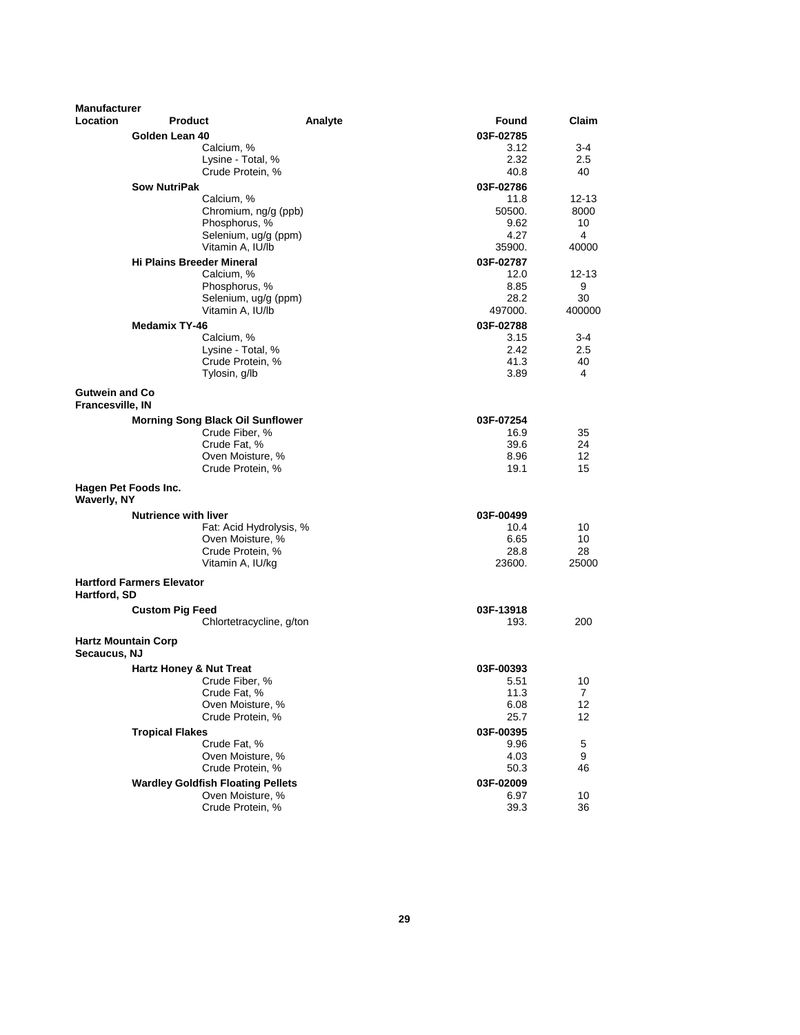| Manufacturer Location | Product | Analyte | Found | Claim |
|---|---|---|---|---|
| | **Golden Lean 40** | | **03F-02785** | |
| | | Calcium, % | 3.12 | 3-4 |
| | | Lysine - Total, % | 2.32 | 2.5 |
| | | Crude Protein, % | 40.8 | 40 |
| | **Sow NutriPak** | | **03F-02786** | |
| | | Calcium, % | 11.8 | 12-13 |
| | | Chromium, ng/g (ppb) | 50500. | 8000 |
| | | Phosphorus, % | 9.62 | 10 |
| | | Selenium, ug/g (ppm) | 4.27 | 4 |
| | | Vitamin A, IU/lb | 35900. | 40000 |
| | **Hi Plains Breeder Mineral** | | **03F-02787** | |
| | | Calcium, % | 12.0 | 12-13 |
| | | Phosphorus, % | 8.85 | 9 |
| | | Selenium, ug/g (ppm) | 28.2 | 30 |
| | | Vitamin A, IU/lb | 497000. | 400000 |
| | **Medamix TY-46** | | **03F-02788** | |
| | | Calcium, % | 3.15 | 3-4 |
| | | Lysine - Total, % | 2.42 | 2.5 |
| | | Crude Protein, % | 41.3 | 40 |
| | | Tylosin, g/lb | 3.89 | 4 |
| **Gutwein and Co Francesville, IN** | | | | |
| | **Morning Song Black Oil Sunflower** | | **03F-07254** | |
| | | Crude Fiber, % | 16.9 | 35 |
| | | Crude Fat, % | 39.6 | 24 |
| | | Oven Moisture, % | 8.96 | 12 |
| | | Crude Protein, % | 19.1 | 15 |
| **Hagen Pet Foods Inc. Waverly, NY** | | | | |
| | **Nutrience with liver** | | **03F-00499** | |
| | | Fat: Acid Hydrolysis, % | 10.4 | 10 |
| | | Oven Moisture, % | 6.65 | 10 |
| | | Crude Protein, % | 28.8 | 28 |
| | | Vitamin A, IU/kg | 23600. | 25000 |
| **Hartford Farmers Elevator Hartford, SD** | | | | |
| | **Custom Pig Feed** | | **03F-13918** | |
| | | Chlortetracycline, g/ton | 193. | 200 |
| **Hartz Mountain Corp Secaucus, NJ** | | | | |
| | **Hartz Honey & Nut Treat** | | **03F-00393** | |
| | | Crude Fiber, % | 5.51 | 10 |
| | | Crude Fat, % | 11.3 | 7 |
| | | Oven Moisture, % | 6.08 | 12 |
| | | Crude Protein, % | 25.7 | 12 |
| | **Tropical Flakes** | | **03F-00395** | |
| | | Crude Fat, % | 9.96 | 5 |
| | | Oven Moisture, % | 4.03 | 9 |
| | | Crude Protein, % | 50.3 | 46 |
| | **Wardley Goldfish Floating Pellets** | | **03F-02009** | |
| | | Oven Moisture, % | 6.97 | 10 |
| | | Crude Protein, % | 39.3 | 36 |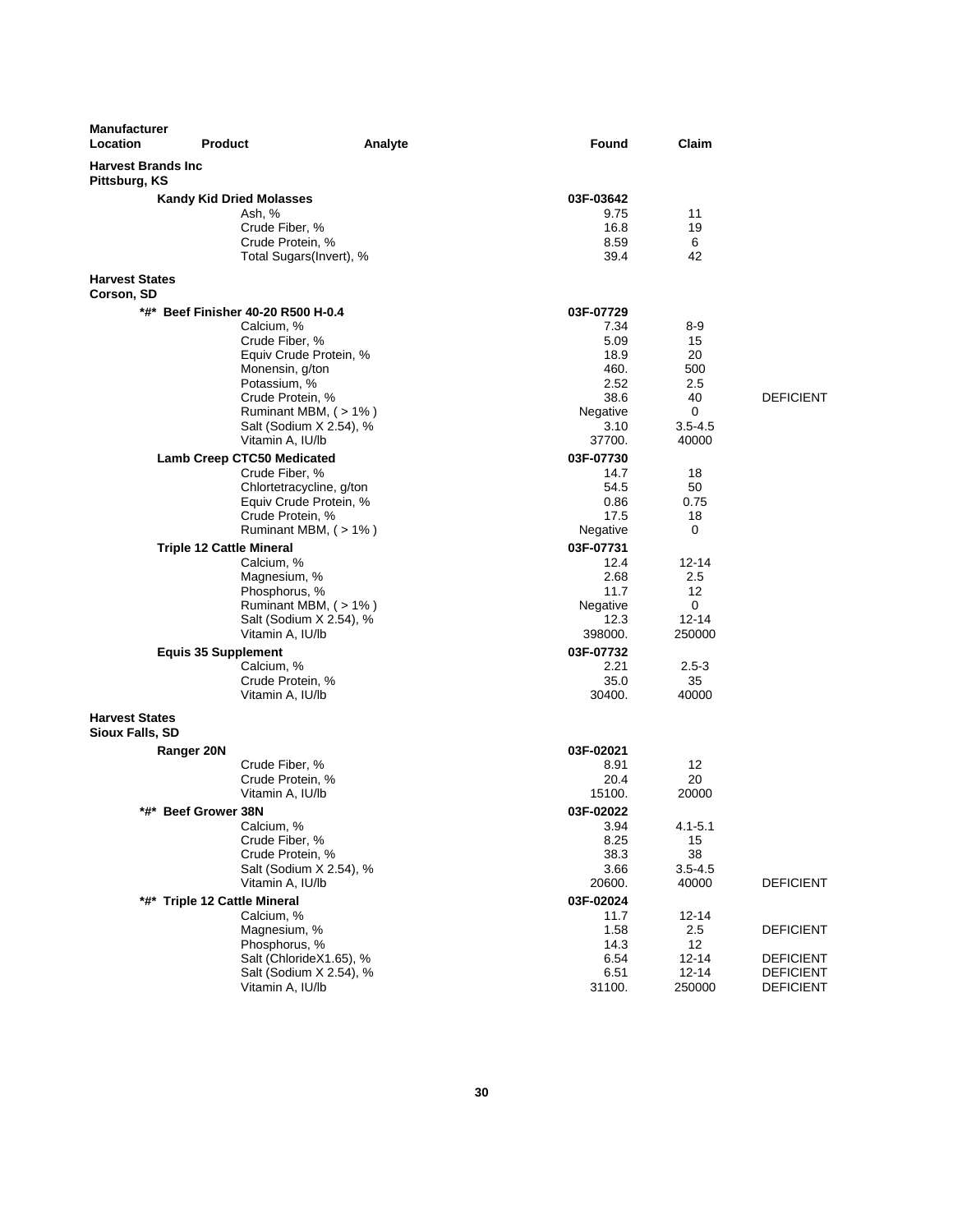| Manufacturer Location | Product | Analyte | Found | Claim | |
|---|---|---|---|---|---|
| **Harvest Brands Inc Pittsburg, KS** | | | | | |
| | **Kandy Kid Dried Molasses** | | **03F-03642** | | |
| | | Ash, % | 9.75 | 11 | |
| | | Crude Fiber, % | 16.8 | 19 | |
| | | Crude Protein, % | 8.59 | 6 | |
| | | Total Sugars(Invert), % | 39.4 | 42 | |
| **Harvest States Corson, SD** | | | | | |
| | **\*#\* Beef Finisher 40-20 R500 H-0.4** | | **03F-07729** | | |
| | | Calcium, % | 7.34 | 8-9 | |
| | | Crude Fiber, % | 5.09 | 15 | |
| | | Equiv Crude Protein, % | 18.9 | 20 | |
| | | Monensin, g/ton | 460. | 500 | |
| | | Potassium, % | 2.52 | 2.5 | |
| | | Crude Protein, % | 38.6 | 40 | DEFICIENT |
| | | Ruminant MBM, ( > 1% ) | Negative | 0 | |
| | | Salt (Sodium X 2.54), % | 3.10 | 3.5-4.5 | |
| | | Vitamin A, IU/lb | 37700. | 40000 | |
| | **Lamb Creep CTC50 Medicated** | | **03F-07730** | | |
| | | Crude Fiber, % | 14.7 | 18 | |
| | | Chlortetracycline, g/ton | 54.5 | 50 | |
| | | Equiv Crude Protein, % | 0.86 | 0.75 | |
| | | Crude Protein, % | 17.5 | 18 | |
| | | Ruminant MBM, ( > 1% ) | Negative | 0 | |
| | **Triple 12 Cattle Mineral** | | **03F-07731** | | |
| | | Calcium, % | 12.4 | 12-14 | |
| | | Magnesium, % | 2.68 | 2.5 | |
| | | Phosphorus, % | 11.7 | 12 | |
| | | Ruminant MBM, ( > 1% ) | Negative | 0 | |
| | | Salt (Sodium X 2.54), % | 12.3 | 12-14 | |
| | | Vitamin A, IU/lb | 398000. | 250000 | |
| | **Equis 35 Supplement** | | **03F-07732** | | |
| | | Calcium, % | 2.21 | 2.5-3 | |
| | | Crude Protein, % | 35.0 | 35 | |
| | | Vitamin A, IU/lb | 30400. | 40000 | |
| **Harvest States Sioux Falls, SD** | | | | | |
| | **Ranger 20N** | | **03F-02021** | | |
| | | Crude Fiber, % | 8.91 | 12 | |
| | | Crude Protein, % | 20.4 | 20 | |
| | | Vitamin A, IU/lb | 15100. | 20000 | |
| | **\*#\* Beef Grower 38N** | | **03F-02022** | | |
| | | Calcium, % | 3.94 | 4.1-5.1 | |
| | | Crude Fiber, % | 8.25 | 15 | |
| | | Crude Protein, % | 38.3 | 38 | |
| | | Salt (Sodium X 2.54), % | 3.66 | 3.5-4.5 | |
| | | Vitamin A, IU/lb | 20600. | 40000 | DEFICIENT |
| | **\*#\* Triple 12 Cattle Mineral** | | **03F-02024** | | |
| | | Calcium, % | 11.7 | 12-14 | |
| | | Magnesium, % | 1.58 | 2.5 | DEFICIENT |
| | | Phosphorus, % | 14.3 | 12 | |
| | | Salt (ChlorideX1.65), % | 6.54 | 12-14 | DEFICIENT |
| | | Salt (Sodium X 2.54), % | 6.51 | 12-14 | DEFICIENT |
| | | Vitamin A, IU/lb | 31100. | 250000 | DEFICIENT |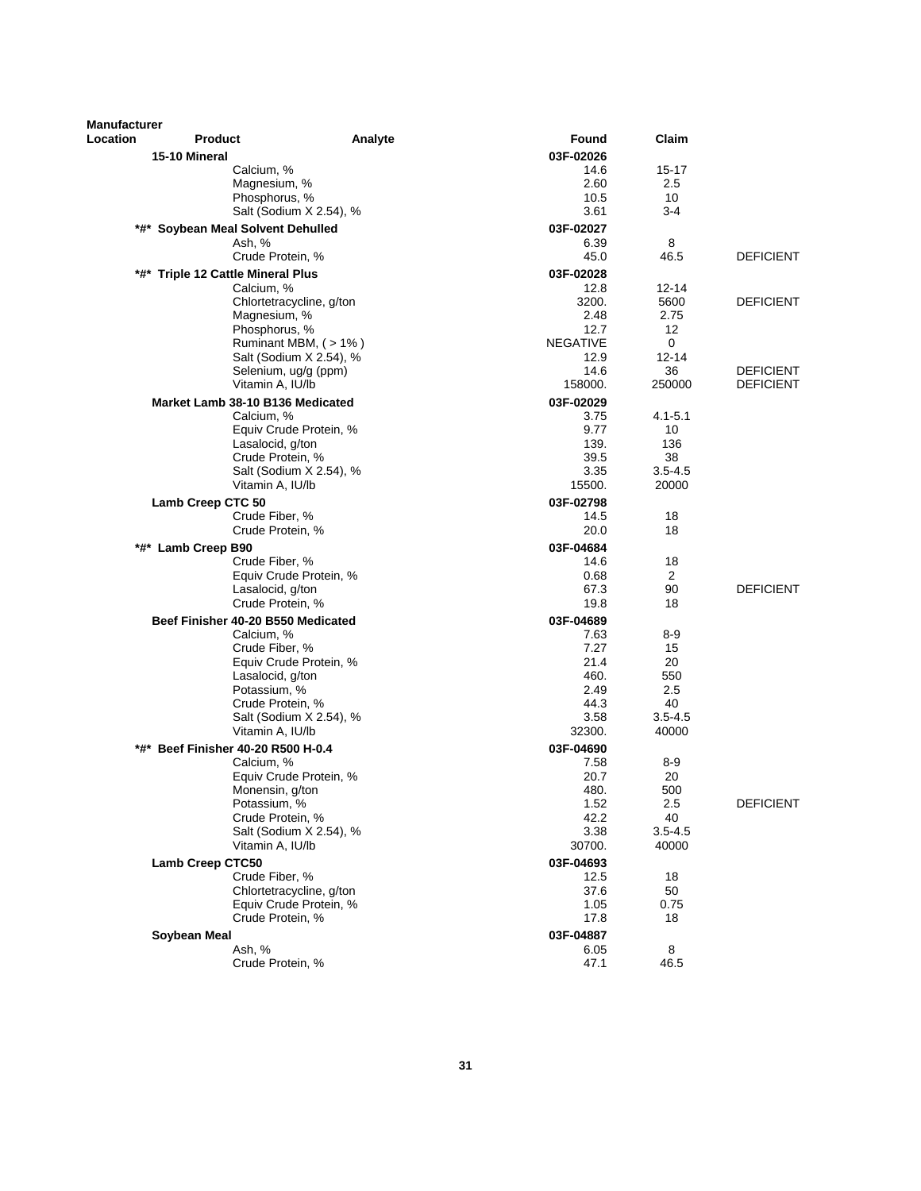| Manufacturer Location | Product | Analyte | Found | Claim | |
|---|---|---|---|---|---|
| | **15-10 Mineral** | | **03F-02026** | | |
| | | Calcium, % | 14.6 | 15-17 | |
| | | Magnesium, % | 2.60 | 2.5 | |
| | | Phosphorus, % | 10.5 | 10 | |
| | | Salt (Sodium X 2.54), % | 3.61 | 3-4 | |
| | **\*#\* Soybean Meal Solvent Dehulled** | | **03F-02027** | | |
| | | Ash, % | 6.39 | 8 | |
| | | Crude Protein, % | 45.0 | 46.5 | DEFICIENT |
| | **\*#\* Triple 12 Cattle Mineral Plus** | | **03F-02028** | | |
| | | Calcium, % | 12.8 | 12-14 | |
| | | Chlortetracycline, g/ton | 3200. | 5600 | DEFICIENT |
| | | Magnesium, % | 2.48 | 2.75 | |
| | | Phosphorus, % | 12.7 | 12 | |
| | | Ruminant MBM, ( > 1% ) | NEGATIVE | 0 | |
| | | Salt (Sodium X 2.54), % | 12.9 | 12-14 | |
| | | Selenium, ug/g (ppm) | 14.6 | 36 | DEFICIENT |
| | | Vitamin A, IU/lb | 158000. | 250000 | DEFICIENT |
| | **Market Lamb 38-10 B136 Medicated** | | **03F-02029** | | |
| | | Calcium, % | 3.75 | 4.1-5.1 | |
| | | Equiv Crude Protein, % | 9.77 | 10 | |
| | | Lasalocid, g/ton | 139. | 136 | |
| | | Crude Protein, % | 39.5 | 38 | |
| | | Salt (Sodium X 2.54), % | 3.35 | 3.5-4.5 | |
| | | Vitamin A, IU/lb | 15500. | 20000 | |
| | **Lamb Creep CTC 50** | | **03F-02798** | | |
| | | Crude Fiber, % | 14.5 | 18 | |
| | | Crude Protein, % | 20.0 | 18 | |
| | **\*#\* Lamb Creep B90** | | **03F-04684** | | |
| | | Crude Fiber, % | 14.6 | 18 | |
| | | Equiv Crude Protein, % | 0.68 | 2 | |
| | | Lasalocid, g/ton | 67.3 | 90 | DEFICIENT |
| | | Crude Protein, % | 19.8 | 18 | |
| | **Beef Finisher 40-20 B550 Medicated** | | **03F-04689** | | |
| | | Calcium, % | 7.63 | 8-9 | |
| | | Crude Fiber, % | 7.27 | 15 | |
| | | Equiv Crude Protein, % | 21.4 | 20 | |
| | | Lasalocid, g/ton | 460. | 550 | |
| | | Potassium, % | 2.49 | 2.5 | |
| | | Crude Protein, % | 44.3 | 40 | |
| | | Salt (Sodium X 2.54), % | 3.58 | 3.5-4.5 | |
| | | Vitamin A, IU/lb | 32300. | 40000 | |
| | **\*#\* Beef Finisher 40-20 R500 H-0.4** | | **03F-04690** | | |
| | | Calcium, % | 7.58 | 8-9 | |
| | | Equiv Crude Protein, % | 20.7 | 20 | |
| | | Monensin, g/ton | 480. | 500 | |
| | | Potassium, % | 1.52 | 2.5 | DEFICIENT |
| | | Crude Protein, % | 42.2 | 40 | |
| | | Salt (Sodium X 2.54), % | 3.38 | 3.5-4.5 | |
| | | Vitamin A, IU/lb | 30700. | 40000 | |
| | **Lamb Creep CTC50** | | **03F-04693** | | |
| | | Crude Fiber, % | 12.5 | 18 | |
| | | Chlortetracycline, g/ton | 37.6 | 50 | |
| | | Equiv Crude Protein, % | 1.05 | 0.75 | |
| | | Crude Protein, % | 17.8 | 18 | |
| | **Soybean Meal** | | **03F-04887** | | |
| | | Ash, % | 6.05 | 8 | |
| | | Crude Protein, % | 47.1 | 46.5 | |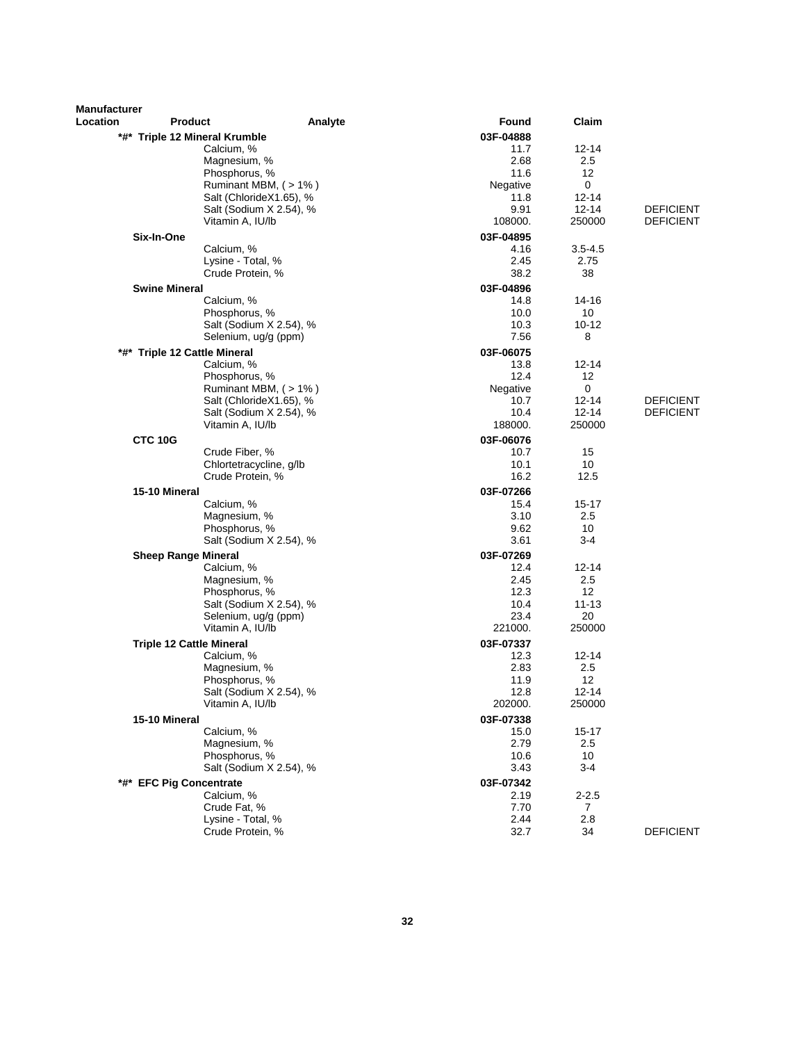| Manufacturer Location | Product | Analyte | Found | Claim | |
|---|---|---|---|---|---|
| | *#* Triple 12 Mineral Krumble | | 03F-04888 | | |
| | | Calcium, % | 11.7 | 12-14 | |
| | | Magnesium, % | 2.68 | 2.5 | |
| | | Phosphorus, % | 11.6 | 12 | |
| | | Ruminant MBM, ( > 1% ) | Negative | 0 | |
| | | Salt (ChlorideX1.65), % | 11.8 | 12-14 | |
| | | Salt (Sodium X 2.54), % | 9.91 | 12-14 | DEFICIENT |
| | | Vitamin A, IU/lb | 108000. | 250000 | DEFICIENT |
| | Six-In-One | | 03F-04895 | | |
| | | Calcium, % | 4.16 | 3.5-4.5 | |
| | | Lysine - Total, % | 2.45 | 2.75 | |
| | | Crude Protein, % | 38.2 | 38 | |
| | Swine Mineral | | 03F-04896 | | |
| | | Calcium, % | 14.8 | 14-16 | |
| | | Phosphorus, % | 10.0 | 10 | |
| | | Salt (Sodium X 2.54), % | 10.3 | 10-12 | |
| | | Selenium, ug/g (ppm) | 7.56 | 8 | |
| | *#* Triple 12 Cattle Mineral | | 03F-06075 | | |
| | | Calcium, % | 13.8 | 12-14 | |
| | | Phosphorus, % | 12.4 | 12 | |
| | | Ruminant MBM, ( > 1% ) | Negative | 0 | |
| | | Salt (ChlorideX1.65), % | 10.7 | 12-14 | DEFICIENT |
| | | Salt (Sodium X 2.54), % | 10.4 | 12-14 | DEFICIENT |
| | | Vitamin A, IU/lb | 188000. | 250000 | |
| | CTC 10G | | 03F-06076 | | |
| | | Crude Fiber, % | 10.7 | 15 | |
| | | Chlortetracycline, g/lb | 10.1 | 10 | |
| | | Crude Protein, % | 16.2 | 12.5 | |
| | 15-10 Mineral | | 03F-07266 | | |
| | | Calcium, % | 15.4 | 15-17 | |
| | | Magnesium, % | 3.10 | 2.5 | |
| | | Phosphorus, % | 9.62 | 10 | |
| | | Salt (Sodium X 2.54), % | 3.61 | 3-4 | |
| | Sheep Range Mineral | | 03F-07269 | | |
| | | Calcium, % | 12.4 | 12-14 | |
| | | Magnesium, % | 2.45 | 2.5 | |
| | | Phosphorus, % | 12.3 | 12 | |
| | | Salt (Sodium X 2.54), % | 10.4 | 11-13 | |
| | | Selenium, ug/g (ppm) | 23.4 | 20 | |
| | | Vitamin A, IU/lb | 221000. | 250000 | |
| | Triple 12 Cattle Mineral | | 03F-07337 | | |
| | | Calcium, % | 12.3 | 12-14 | |
| | | Magnesium, % | 2.83 | 2.5 | |
| | | Phosphorus, % | 11.9 | 12 | |
| | | Salt (Sodium X 2.54), % | 12.8 | 12-14 | |
| | | Vitamin A, IU/lb | 202000. | 250000 | |
| | 15-10 Mineral | | 03F-07338 | | |
| | | Calcium, % | 15.0 | 15-17 | |
| | | Magnesium, % | 2.79 | 2.5 | |
| | | Phosphorus, % | 10.6 | 10 | |
| | | Salt (Sodium X 2.54), % | 3.43 | 3-4 | |
| | *#* EFC Pig Concentrate | | 03F-07342 | | |
| | | Calcium, % | 2.19 | 2-2.5 | |
| | | Crude Fat, % | 7.70 | 7 | |
| | | Lysine - Total, % | 2.44 | 2.8 | |
| | | Crude Protein, % | 32.7 | 34 | DEFICIENT |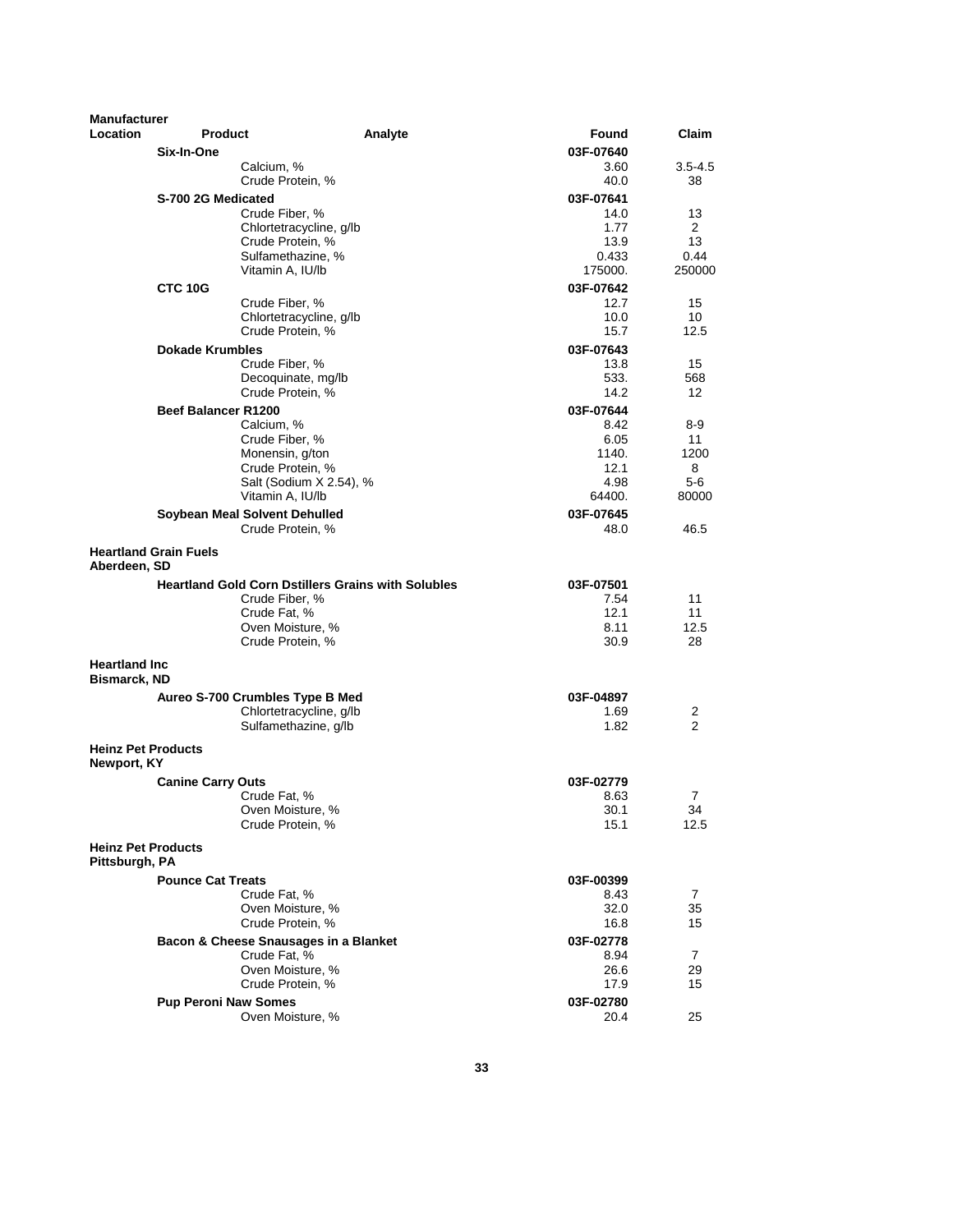| Manufacturer Location | Product | Analyte | Found | Claim |
|---|---|---|---|---|
| | **Six-In-One** | | **03F-07640** | |
| | | Calcium, % | 3.60 | 3.5-4.5 |
| | | Crude Protein, % | 40.0 | 38 |
| | **S-700 2G Medicated** | | **03F-07641** | |
| | | Crude Fiber, % | 14.0 | 13 |
| | | Chlortetracycline, g/lb | 1.77 | 2 |
| | | Crude Protein, % | 13.9 | 13 |
| | | Sulfamethazine, % | 0.433 | 0.44 |
| | | Vitamin A, IU/lb | 175000. | 250000 |
| | **CTC 10G** | | **03F-07642** | |
| | | Crude Fiber, % | 12.7 | 15 |
| | | Chlortetracycline, g/lb | 10.0 | 10 |
| | | Crude Protein, % | 15.7 | 12.5 |
| | **Dokade Krumbles** | | **03F-07643** | |
| | | Crude Fiber, % | 13.8 | 15 |
| | | Decoquinate, mg/lb | 533. | 568 |
| | | Crude Protein, % | 14.2 | 12 |
| | **Beef Balancer R1200** | | **03F-07644** | |
| | | Calcium, % | 8.42 | 8-9 |
| | | Crude Fiber, % | 6.05 | 11 |
| | | Monensin, g/ton | 1140. | 1200 |
| | | Crude Protein, % | 12.1 | 8 |
| | | Salt (Sodium X 2.54), % | 4.98 | 5-6 |
| | | Vitamin A, IU/lb | 64400. | 80000 |
| | **Soybean Meal Solvent Dehulled** | | **03F-07645** | |
| | | Crude Protein, % | 48.0 | 46.5 |
| **Heartland Grain Fuels Aberdeen, SD** | | | | |
| | **Heartland Gold Corn Dstillers Grains with Solubles** | | **03F-07501** | |
| | | Crude Fiber, % | 7.54 | 11 |
| | | Crude Fat, % | 12.1 | 11 |
| | | Oven Moisture, % | 8.11 | 12.5 |
| | | Crude Protein, % | 30.9 | 28 |
| **Heartland Inc Bismarck, ND** | | | | |
| | **Aureo S-700 Crumbles Type B Med** | | **03F-04897** | |
| | | Chlortetracycline, g/lb | 1.69 | 2 |
| | | Sulfamethazine, g/lb | 1.82 | 2 |
| **Heinz Pet Products Newport, KY** | | | | |
| | **Canine Carry Outs** | | **03F-02779** | |
| | | Crude Fat, % | 8.63 | 7 |
| | | Oven Moisture, % | 30.1 | 34 |
| | | Crude Protein, % | 15.1 | 12.5 |
| **Heinz Pet Products Pittsburgh, PA** | | | | |
| | **Pounce Cat Treats** | | **03F-00399** | |
| | | Crude Fat, % | 8.43 | 7 |
| | | Oven Moisture, % | 32.0 | 35 |
| | | Crude Protein, % | 16.8 | 15 |
| | **Bacon & Cheese Snausages in a Blanket** | | **03F-02778** | |
| | | Crude Fat, % | 8.94 | 7 |
| | | Oven Moisture, % | 26.6 | 29 |
| | | Crude Protein, % | 17.9 | 15 |
| | **Pup Peroni Naw Somes** | | **03F-02780** | |
| | | Oven Moisture, % | 20.4 | 25 |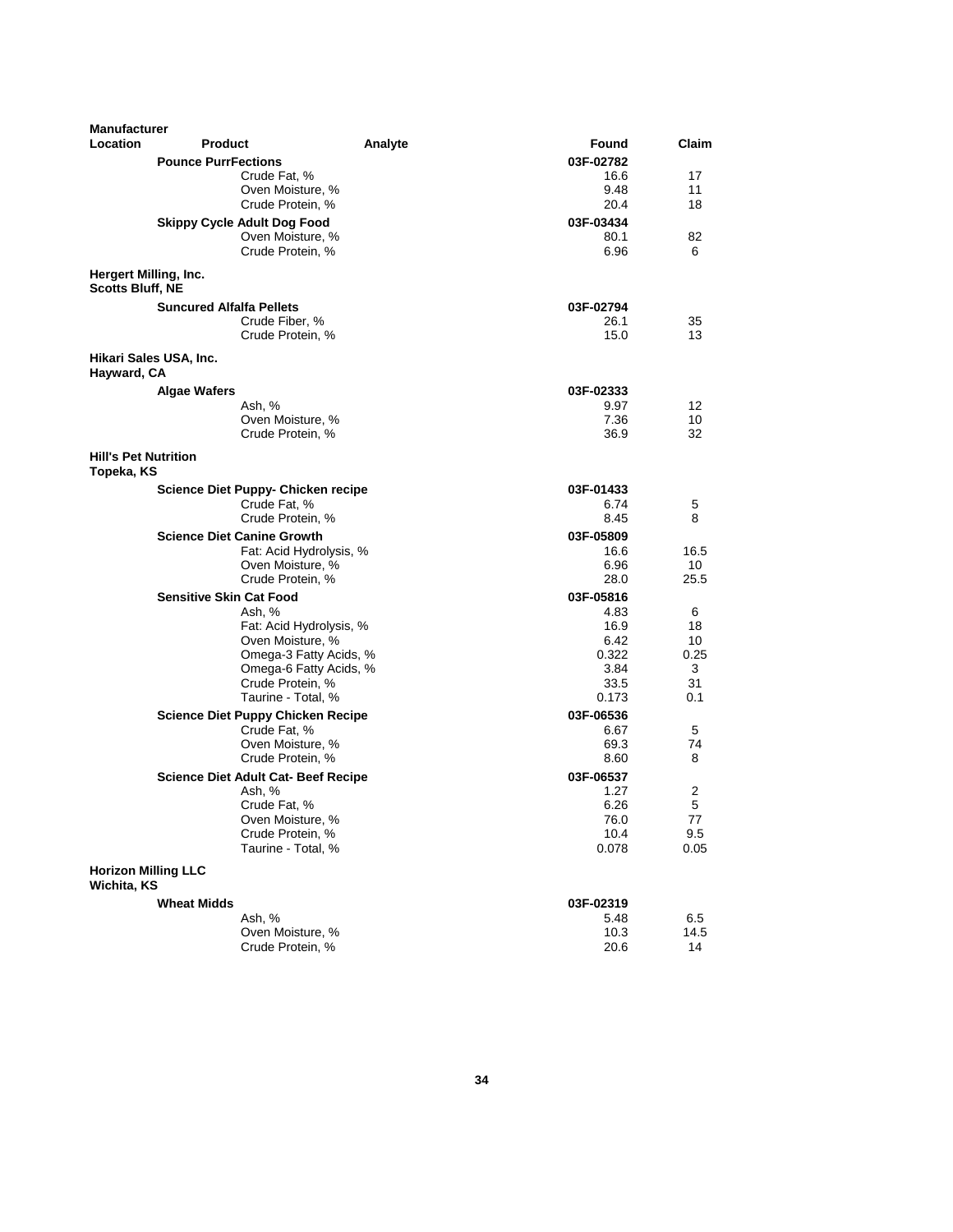| Manufacturer Location | Product | Analyte | Found | Claim |
|---|---|---|---|---|
| | **Pounce PurrFections** | | **03F-02782** | |
| | | Crude Fat, % | 16.6 | 17 |
| | | Oven Moisture, % | 9.48 | 11 |
| | | Crude Protein, % | 20.4 | 18 |
| | **Skippy Cycle Adult Dog Food** | | **03F-03434** | |
| | | Oven Moisture, % | 80.1 | 82 |
| | | Crude Protein, % | 6.96 | 6 |
| **Hergert Milling, Inc.**<br>**Scotts Bluff, NE** | | | | |
| | **Suncured Alfalfa Pellets** | | **03F-02794** | |
| | | Crude Fiber, % | 26.1 | 35 |
| | | Crude Protein, % | 15.0 | 13 |
| **Hikari Sales USA, Inc.**<br>**Hayward, CA** | | | | |
| | **Algae Wafers** | | **03F-02333** | |
| | | Ash, % | 9.97 | 12 |
| | | Oven Moisture, % | 7.36 | 10 |
| | | Crude Protein, % | 36.9 | 32 |
| **Hill's Pet Nutrition**<br>**Topeka, KS** | | | | |
| | **Science Diet Puppy- Chicken recipe** | | **03F-01433** | |
| | | Crude Fat, % | 6.74 | 5 |
| | | Crude Protein, % | 8.45 | 8 |
| | **Science Diet Canine Growth** | | **03F-05809** | |
| | | Fat: Acid Hydrolysis, % | 16.6 | 16.5 |
| | | Oven Moisture, % | 6.96 | 10 |
| | | Crude Protein, % | 28.0 | 25.5 |
| | **Sensitive Skin Cat Food** | | **03F-05816** | |
| | | Ash, % | 4.83 | 6 |
| | | Fat: Acid Hydrolysis, % | 16.9 | 18 |
| | | Oven Moisture, % | 6.42 | 10 |
| | | Omega-3 Fatty Acids, % | 0.322 | 0.25 |
| | | Omega-6 Fatty Acids, % | 3.84 | 3 |
| | | Crude Protein, % | 33.5 | 31 |
| | | Taurine - Total, % | 0.173 | 0.1 |
| | **Science Diet Puppy Chicken Recipe** | | **03F-06536** | |
| | | Crude Fat, % | 6.67 | 5 |
| | | Oven Moisture, % | 69.3 | 74 |
| | | Crude Protein, % | 8.60 | 8 |
| | **Science Diet Adult Cat- Beef Recipe** | | **03F-06537** | |
| | | Ash, % | 1.27 | 2 |
| | | Crude Fat, % | 6.26 | 5 |
| | | Oven Moisture, % | 76.0 | 77 |
| | | Crude Protein, % | 10.4 | 9.5 |
| | | Taurine - Total, % | 0.078 | 0.05 |
| **Horizon Milling LLC**<br>**Wichita, KS** | | | | |
| | **Wheat Midds** | | **03F-02319** | |
| | | Ash, % | 5.48 | 6.5 |
| | | Oven Moisture, % | 10.3 | 14.5 |
| | | Crude Protein, % | 20.6 | 14 |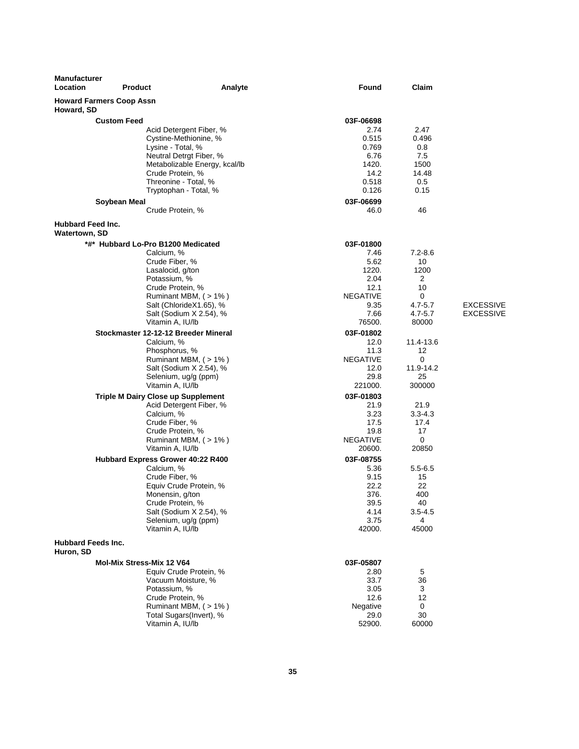| Manufacturer Location | Product | Analyte | Found | Claim | |
|---|---|---|---|---|---|
| **Howard Farmers Coop Assn** | | | | | |
| **Howard, SD** | | | | | |
| | **Custom Feed** | | **03F-06698** | | |
| | | Acid Detergent Fiber, % | 2.74 | 2.47 | |
| | | Cystine-Methionine, % | 0.515 | 0.496 | |
| | | Lysine - Total, % | 0.769 | 0.8 | |
| | | Neutral Detrgt Fiber, % | 6.76 | 7.5 | |
| | | Metabolizable Energy, kcal/lb | 1420. | 1500 | |
| | | Crude Protein, % | 14.2 | 14.48 | |
| | | Threonine - Total, % | 0.518 | 0.5 | |
| | | Tryptophan - Total, % | 0.126 | 0.15 | |
| | **Soybean Meal** | | **03F-06699** | | |
| | | Crude Protein, % | 46.0 | 46 | |
| **Hubbard Feed Inc.** | | | | | |
| **Watertown, SD** | | | | | |
| | **\*#\* Hubbard Lo-Pro B1200 Medicated** | | **03F-01800** | | |
| | | Calcium, % | 7.46 | 7.2-8.6 | |
| | | Crude Fiber, % | 5.62 | 10 | |
| | | Lasalocid, g/ton | 1220. | 1200 | |
| | | Potassium, % | 2.04 | 2 | |
| | | Crude Protein, % | 12.1 | 10 | |
| | | Ruminant MBM, ( > 1% ) | NEGATIVE | 0 | |
| | | Salt (ChlorideX1.65), % | 9.35 | 4.7-5.7 | EXCESSIVE |
| | | Salt (Sodium X 2.54), % | 7.66 | 4.7-5.7 | EXCESSIVE |
| | | Vitamin A, IU/lb | 76500. | 80000 | |
| | **Stockmaster 12-12-12 Breeder Mineral** | | **03F-01802** | | |
| | | Calcium, % | 12.0 | 11.4-13.6 | |
| | | Phosphorus, % | 11.3 | 12 | |
| | | Ruminant MBM, ( > 1% ) | NEGATIVE | 0 | |
| | | Salt (Sodium X 2.54), % | 12.0 | 11.9-14.2 | |
| | | Selenium, ug/g (ppm) | 29.8 | 25 | |
| | | Vitamin A, IU/lb | 221000. | 300000 | |
| | **Triple M Dairy Close up Supplement** | | **03F-01803** | | |
| | | Acid Detergent Fiber, % | 21.9 | 21.9 | |
| | | Calcium, % | 3.23 | 3.3-4.3 | |
| | | Crude Fiber, % | 17.5 | 17.4 | |
| | | Crude Protein, % | 19.8 | 17 | |
| | | Ruminant MBM, ( > 1% ) | NEGATIVE | 0 | |
| | | Vitamin A, IU/lb | 20600. | 20850 | |
| | **Hubbard Express Grower 40:22 R400** | | **03F-08755** | | |
| | | Calcium, % | 5.36 | 5.5-6.5 | |
| | | Crude Fiber, % | 9.15 | 15 | |
| | | Equiv Crude Protein, % | 22.2 | 22 | |
| | | Monensin, g/ton | 376. | 400 | |
| | | Crude Protein, % | 39.5 | 40 | |
| | | Salt (Sodium X 2.54), % | 4.14 | 3.5-4.5 | |
| | | Selenium, ug/g (ppm) | 3.75 | 4 | |
| | | Vitamin A, IU/lb | 42000. | 45000 | |
| **Hubbard Feeds Inc.** | | | | | |
| **Huron, SD** | | | | | |
| | **Mol-Mix Stress-Mix 12 V64** | | **03F-05807** | | |
| | | Equiv Crude Protein, % | 2.80 | 5 | |
| | | Vacuum Moisture, % | 33.7 | 36 | |
| | | Potassium, % | 3.05 | 3 | |
| | | Crude Protein, % | 12.6 | 12 | |
| | | Ruminant MBM, ( > 1% ) | Negative | 0 | |
| | | Total Sugars(Invert), % | 29.0 | 30 | |
| | | Vitamin A, IU/lb | 52900. | 60000 | |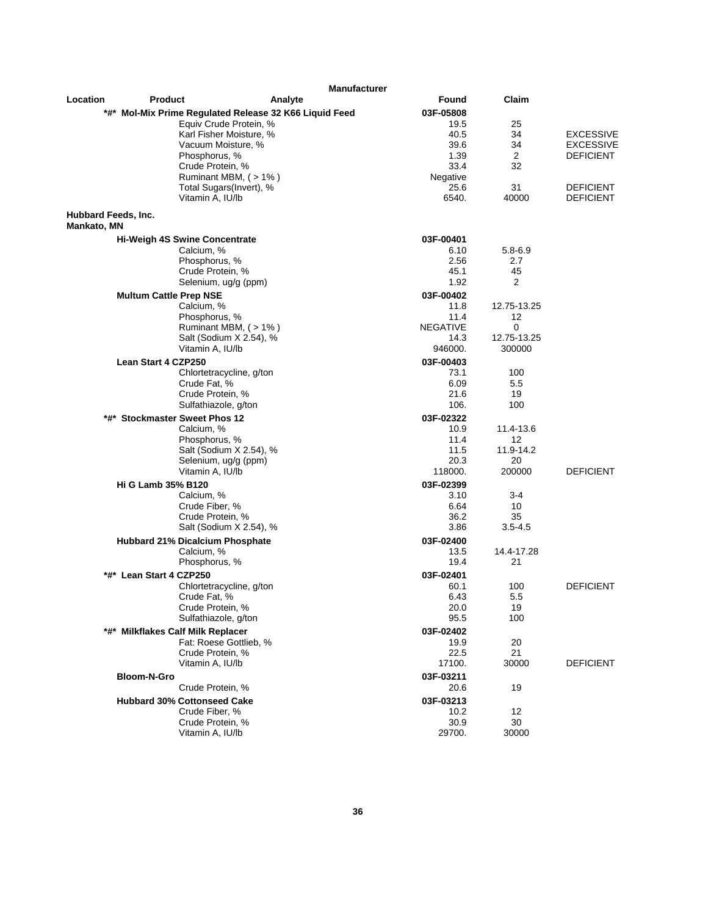| Location | Product | Analyte | Found | Claim | |
|---|---|---|---|---|---|
| | *#* Mol-Mix Prime Regulated Release 32 K66 Liquid Feed | | 03F-05808 | | |
| | | Equiv Crude Protein, % | 19.5 | 25 | |
| | | Karl Fisher Moisture, % | 40.5 | 34 | EXCESSIVE |
| | | Vacuum Moisture, % | 39.6 | 34 | EXCESSIVE |
| | | Phosphorus, % | 1.39 | 2 | DEFICIENT |
| | | Crude Protein, % | 33.4 | 32 | |
| | | Ruminant MBM, ( > 1% ) | Negative | | |
| | | Total Sugars(Invert), % | 25.6 | 31 | DEFICIENT |
| | | Vitamin A, IU/lb | 6540. | 40000 | DEFICIENT |
| **Hubbard Feeds, Inc. Mankato, MN** | | | | | |
| | **Hi-Weigh 4S Swine Concentrate** | | **03F-00401** | | |
| | | Calcium, % | 6.10 | 5.8-6.9 | |
| | | Phosphorus, % | 2.56 | 2.7 | |
| | | Crude Protein, % | 45.1 | 45 | |
| | | Selenium, ug/g (ppm) | 1.92 | 2 | |
| | **Multum Cattle Prep NSE** | | **03F-00402** | | |
| | | Calcium, % | 11.8 | 12.75-13.25 | |
| | | Phosphorus, % | 11.4 | 12 | |
| | | Ruminant MBM, ( > 1% ) | NEGATIVE | 0 | |
| | | Salt (Sodium X 2.54), % | 14.3 | 12.75-13.25 | |
| | | Vitamin A, IU/lb | 946000. | 300000 | |
| | **Lean Start 4 CZP250** | | **03F-00403** | | |
| | | Chlortetracycline, g/ton | 73.1 | 100 | |
| | | Crude Fat, % | 6.09 | 5.5 | |
| | | Crude Protein, % | 21.6 | 19 | |
| | | Sulfathiazole, g/ton | 106. | 100 | |
| | **\*#\* Stockmaster Sweet Phos 12** | | **03F-02322** | | |
| | | Calcium, % | 10.9 | 11.4-13.6 | |
| | | Phosphorus, % | 11.4 | 12 | |
| | | Salt (Sodium X 2.54), % | 11.5 | 11.9-14.2 | |
| | | Selenium, ug/g (ppm) | 20.3 | 20 | |
| | | Vitamin A, IU/lb | 118000. | 200000 | DEFICIENT |
| | **Hi G Lamb 35% B120** | | **03F-02399** | | |
| | | Calcium, % | 3.10 | 3-4 | |
| | | Crude Fiber, % | 6.64 | 10 | |
| | | Crude Protein, % | 36.2 | 35 | |
| | | Salt (Sodium X 2.54), % | 3.86 | 3.5-4.5 | |
| | **Hubbard 21% Dicalcium Phosphate** | | **03F-02400** | | |
| | | Calcium, % | 13.5 | 14.4-17.28 | |
| | | Phosphorus, % | 19.4 | 21 | |
| | **\*#\* Lean Start 4 CZP250** | | **03F-02401** | | |
| | | Chlortetracycline, g/ton | 60.1 | 100 | DEFICIENT |
| | | Crude Fat, % | 6.43 | 5.5 | |
| | | Crude Protein, % | 20.0 | 19 | |
| | | Sulfathiazole, g/ton | 95.5 | 100 | |
| | **\*#\* Milkflakes Calf Milk Replacer** | | **03F-02402** | | |
| | | Fat: Roese Gottlieb, % | 19.9 | 20 | |
| | | Crude Protein, % | 22.5 | 21 | |
| | | Vitamin A, IU/lb | 17100. | 30000 | DEFICIENT |
| | **Bloom-N-Gro** | | **03F-03211** | | |
| | | Crude Protein, % | 20.6 | 19 | |
| | **Hubbard 30% Cottonseed Cake** | | **03F-03213** | | |
| | | Crude Fiber, % | 10.2 | 12 | |
| | | Crude Protein, % | 30.9 | 30 | |
| | | Vitamin A, IU/lb | 29700. | 30000 | |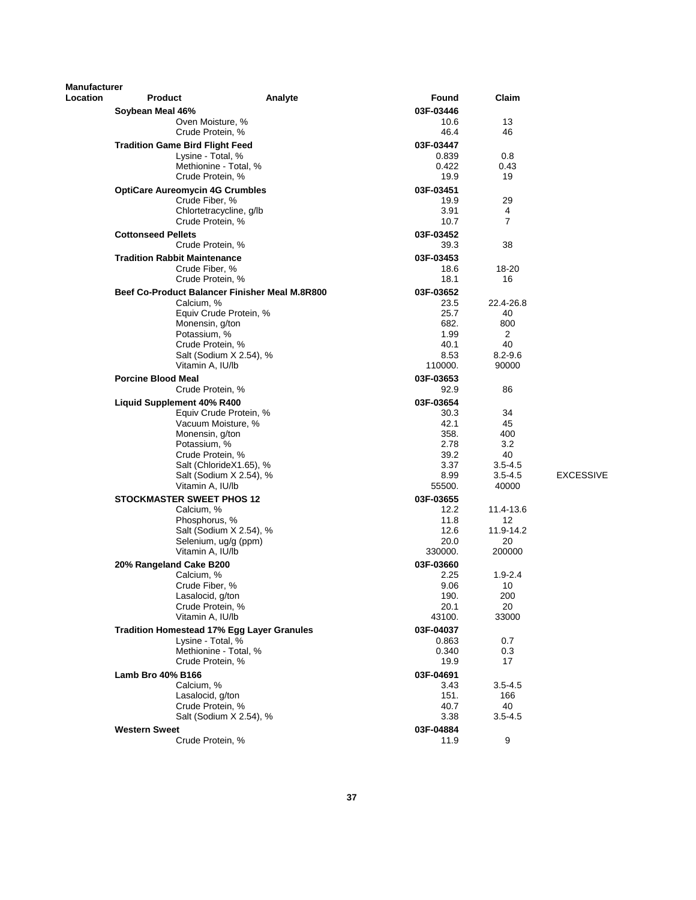| Manufacturer Location | Product | Analyte | Found | Claim | |
|---|---|---|---|---|---|
| | **Soybean Meal 46%** | | **03F-03446** | | |
| | | Oven Moisture, % | 10.6 | 13 | |
| | | Crude Protein, % | 46.4 | 46 | |
| | **Tradition Game Bird Flight Feed** | | **03F-03447** | | |
| | | Lysine - Total, % | 0.839 | 0.8 | |
| | | Methionine - Total, % | 0.422 | 0.43 | |
| | | Crude Protein, % | 19.9 | 19 | |
| | **OptiCare Aureomycin 4G Crumbles** | | **03F-03451** | | |
| | | Crude Fiber, % | 19.9 | 29 | |
| | | Chlortetracycline, g/lb | 3.91 | 4 | |
| | | Crude Protein, % | 10.7 | 7 | |
| | **Cottonseed Pellets** | | **03F-03452** | | |
| | | Crude Protein, % | 39.3 | 38 | |
| | **Tradition Rabbit Maintenance** | | **03F-03453** | | |
| | | Crude Fiber, % | 18.6 | 18-20 | |
| | | Crude Protein, % | 18.1 | 16 | |
| | **Beef Co-Product Balancer Finisher Meal M.8R800** | | **03F-03652** | | |
| | | Calcium, % | 23.5 | 22.4-26.8 | |
| | | Equiv Crude Protein, % | 25.7 | 40 | |
| | | Monensin, g/ton | 682. | 800 | |
| | | Potassium, % | 1.99 | 2 | |
| | | Crude Protein, % | 40.1 | 40 | |
| | | Salt (Sodium X 2.54), % | 8.53 | 8.2-9.6 | |
| | | Vitamin A, IU/lb | 110000. | 90000 | |
| | **Porcine Blood Meal** | | **03F-03653** | | |
| | | Crude Protein, % | 92.9 | 86 | |
| | **Liquid Supplement 40% R400** | | **03F-03654** | | |
| | | Equiv Crude Protein, % | 30.3 | 34 | |
| | | Vacuum Moisture, % | 42.1 | 45 | |
| | | Monensin, g/ton | 358. | 400 | |
| | | Potassium, % | 2.78 | 3.2 | |
| | | Crude Protein, % | 39.2 | 40 | |
| | | Salt (ChlorideX1.65), % | 3.37 | 3.5-4.5 | |
| | | Salt (Sodium X 2.54), % | 8.99 | 3.5-4.5 | EXCESSIVE |
| | | Vitamin A, IU/lb | 55500. | 40000 | |
| | **STOCKMASTER SWEET PHOS 12** | | **03F-03655** | | |
| | | Calcium, % | 12.2 | 11.4-13.6 | |
| | | Phosphorus, % | 11.8 | 12 | |
| | | Salt (Sodium X 2.54), % | 12.6 | 11.9-14.2 | |
| | | Selenium, ug/g (ppm) | 20.0 | 20 | |
| | | Vitamin A, IU/lb | 330000. | 200000 | |
| | **20% Rangeland Cake B200** | | **03F-03660** | | |
| | | Calcium, % | 2.25 | 1.9-2.4 | |
| | | Crude Fiber, % | 9.06 | 10 | |
| | | Lasalocid, g/ton | 190. | 200 | |
| | | Crude Protein, % | 20.1 | 20 | |
| | | Vitamin A, IU/lb | 43100. | 33000 | |
| | **Tradition Homestead 17% Egg Layer Granules** | | **03F-04037** | | |
| | | Lysine - Total, % | 0.863 | 0.7 | |
| | | Methionine - Total, % | 0.340 | 0.3 | |
| | | Crude Protein, % | 19.9 | 17 | |
| | **Lamb Bro 40% B166** | | **03F-04691** | | |
| | | Calcium, % | 3.43 | 3.5-4.5 | |
| | | Lasalocid, g/ton | 151. | 166 | |
| | | Crude Protein, % | 40.7 | 40 | |
| | | Salt (Sodium X 2.54), % | 3.38 | 3.5-4.5 | |
| | **Western Sweet** | | **03F-04884** | | |
| | | Crude Protein, % | 11.9 | 9 | |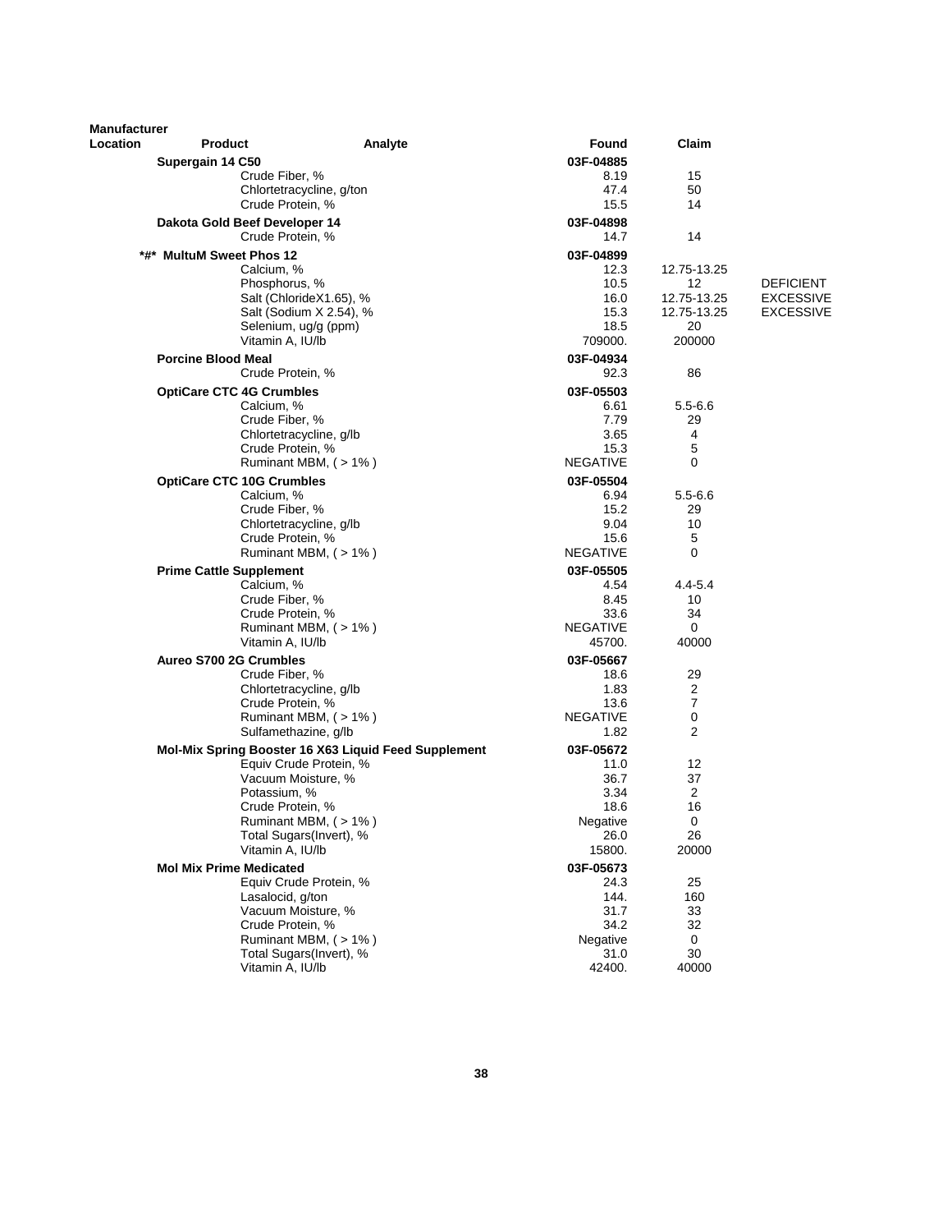| Manufacturer Location | Product | Analyte | Found | Claim | |
|---|---|---|---|---|---|
| | **Supergain 14 C50** | | **03F-04885** | | |
| | | Crude Fiber, % | 8.19 | 15 | |
| | | Chlortetracycline, g/ton | 47.4 | 50 | |
| | | Crude Protein, % | 15.5 | 14 | |
| | **Dakota Gold Beef Developer 14** | | **03F-04898** | | |
| | | Crude Protein, % | 14.7 | 14 | |
| | **\*#\* MultuM Sweet Phos 12** | | **03F-04899** | | |
| | | Calcium, % | 12.3 | 12.75-13.25 | |
| | | Phosphorus, % | 10.5 | 12 | DEFICIENT |
| | | Salt (ChlorideX1.65), % | 16.0 | 12.75-13.25 | EXCESSIVE |
| | | Salt (Sodium X 2.54), % | 15.3 | 12.75-13.25 | EXCESSIVE |
| | | Selenium, ug/g (ppm) | 18.5 | 20 | |
| | | Vitamin A, IU/lb | 709000. | 200000 | |
| | **Porcine Blood Meal** | | **03F-04934** | | |
| | | Crude Protein, % | 92.3 | 86 | |
| | **OptiCare CTC 4G Crumbles** | | **03F-05503** | | |
| | | Calcium, % | 6.61 | 5.5-6.6 | |
| | | Crude Fiber, % | 7.79 | 29 | |
| | | Chlortetracycline, g/lb | 3.65 | 4 | |
| | | Crude Protein, % | 15.3 | 5 | |
| | | Ruminant MBM, ( > 1% ) | NEGATIVE | 0 | |
| | **OptiCare CTC 10G Crumbles** | | **03F-05504** | | |
| | | Calcium, % | 6.94 | 5.5-6.6 | |
| | | Crude Fiber, % | 15.2 | 29 | |
| | | Chlortetracycline, g/lb | 9.04 | 10 | |
| | | Crude Protein, % | 15.6 | 5 | |
| | | Ruminant MBM, ( > 1% ) | NEGATIVE | 0 | |
| | **Prime Cattle Supplement** | | **03F-05505** | | |
| | | Calcium, % | 4.54 | 4.4-5.4 | |
| | | Crude Fiber, % | 8.45 | 10 | |
| | | Crude Protein, % | 33.6 | 34 | |
| | | Ruminant MBM, ( > 1% ) | NEGATIVE | 0 | |
| | | Vitamin A, IU/lb | 45700. | 40000 | |
| | **Aureo S700 2G Crumbles** | | **03F-05667** | | |
| | | Crude Fiber, % | 18.6 | 29 | |
| | | Chlortetracycline, g/lb | 1.83 | 2 | |
| | | Crude Protein, % | 13.6 | 7 | |
| | | Ruminant MBM, ( > 1% ) | NEGATIVE | 0 | |
| | | Sulfamethazine, g/lb | 1.82 | 2 | |
| | **Mol-Mix Spring Booster 16 X63 Liquid Feed Supplement** | | **03F-05672** | | |
| | | Equiv Crude Protein, % | 11.0 | 12 | |
| | | Vacuum Moisture, % | 36.7 | 37 | |
| | | Potassium, % | 3.34 | 2 | |
| | | Crude Protein, % | 18.6 | 16 | |
| | | Ruminant MBM, ( > 1% ) | Negative | 0 | |
| | | Total Sugars(Invert), % | 26.0 | 26 | |
| | | Vitamin A, IU/lb | 15800. | 20000 | |
| | **Mol Mix Prime Medicated** | | **03F-05673** | | |
| | | Equiv Crude Protein, % | 24.3 | 25 | |
| | | Lasalocid, g/ton | 144. | 160 | |
| | | Vacuum Moisture, % | 31.7 | 33 | |
| | | Crude Protein, % | 34.2 | 32 | |
| | | Ruminant MBM, ( > 1% ) | Negative | 0 | |
| | | Total Sugars(Invert), % | 31.0 | 30 | |
| | | Vitamin A, IU/lb | 42400. | 40000 | |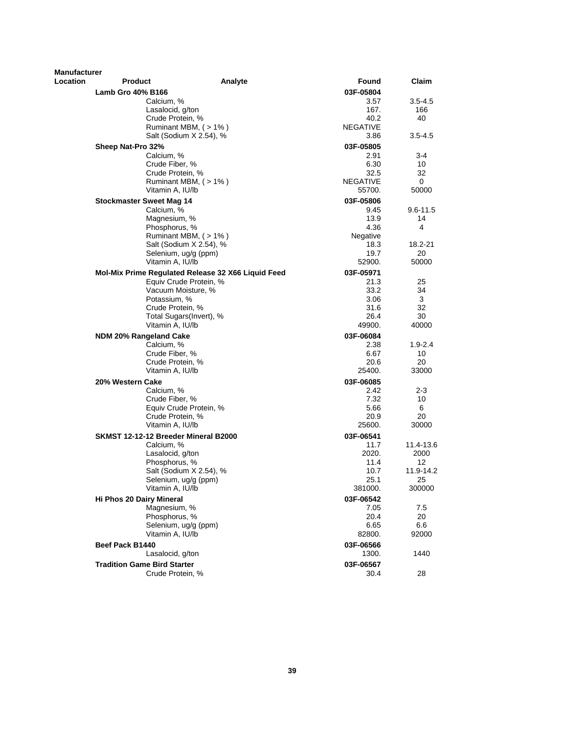| Manufacturer Location | Product | Analyte | Found | Claim |
|---|---|---|---|---|
| | **Lamb Gro 40% B166** | | **03F-05804** | |
| | | Calcium, % | 3.57 | 3.5-4.5 |
| | | Lasalocid, g/ton | 167. | 166 |
| | | Crude Protein, % | 40.2 | 40 |
| | | Ruminant MBM, ( > 1% ) | NEGATIVE | |
| | | Salt (Sodium X 2.54), % | 3.86 | 3.5-4.5 |
| | **Sheep Nat-Pro 32%** | | **03F-05805** | |
| | | Calcium, % | 2.91 | 3-4 |
| | | Crude Fiber, % | 6.30 | 10 |
| | | Crude Protein, % | 32.5 | 32 |
| | | Ruminant MBM, ( > 1% ) | NEGATIVE | 0 |
| | | Vitamin A, IU/lb | 55700. | 50000 |
| | **Stockmaster Sweet Mag 14** | | **03F-05806** | |
| | | Calcium, % | 9.45 | 9.6-11.5 |
| | | Magnesium, % | 13.9 | 14 |
| | | Phosphorus, % | 4.36 | 4 |
| | | Ruminant MBM, ( > 1% ) | Negative | |
| | | Salt (Sodium X 2.54), % | 18.3 | 18.2-21 |
| | | Selenium, ug/g (ppm) | 19.7 | 20 |
| | | Vitamin A, IU/lb | 52900. | 50000 |
| | **Mol-Mix Prime Regulated Release 32 X66 Liquid Feed** | | **03F-05971** | |
| | | Equiv Crude Protein, % | 21.3 | 25 |
| | | Vacuum Moisture, % | 33.2 | 34 |
| | | Potassium, % | 3.06 | 3 |
| | | Crude Protein, % | 31.6 | 32 |
| | | Total Sugars(Invert), % | 26.4 | 30 |
| | | Vitamin A, IU/lb | 49900. | 40000 |
| | **NDM 20% Rangeland Cake** | | **03F-06084** | |
| | | Calcium, % | 2.38 | 1.9-2.4 |
| | | Crude Fiber, % | 6.67 | 10 |
| | | Crude Protein, % | 20.6 | 20 |
| | | Vitamin A, IU/lb | 25400. | 33000 |
| | **20% Western Cake** | | **03F-06085** | |
| | | Calcium, % | 2.42 | 2-3 |
| | | Crude Fiber, % | 7.32 | 10 |
| | | Equiv Crude Protein, % | 5.66 | 6 |
| | | Crude Protein, % | 20.9 | 20 |
| | | Vitamin A, IU/lb | 25600. | 30000 |
| | **SKMST 12-12-12 Breeder Mineral B2000** | | **03F-06541** | |
| | | Calcium, % | 11.7 | 11.4-13.6 |
| | | Lasalocid, g/ton | 2020. | 2000 |
| | | Phosphorus, % | 11.4 | 12 |
| | | Salt (Sodium X 2.54), % | 10.7 | 11.9-14.2 |
| | | Selenium, ug/g (ppm) | 25.1 | 25 |
| | | Vitamin A, IU/lb | 381000. | 300000 |
| | **Hi Phos 20 Dairy Mineral** | | **03F-06542** | |
| | | Magnesium, % | 7.05 | 7.5 |
| | | Phosphorus, % | 20.4 | 20 |
| | | Selenium, ug/g (ppm) | 6.65 | 6.6 |
| | | Vitamin A, IU/lb | 82800. | 92000 |
| | **Beef Pack B1440** | | **03F-06566** | |
| | | Lasalocid, g/ton | 1300. | 1440 |
| | **Tradition Game Bird Starter** | | **03F-06567** | |
| | | Crude Protein, % | 30.4 | 28 |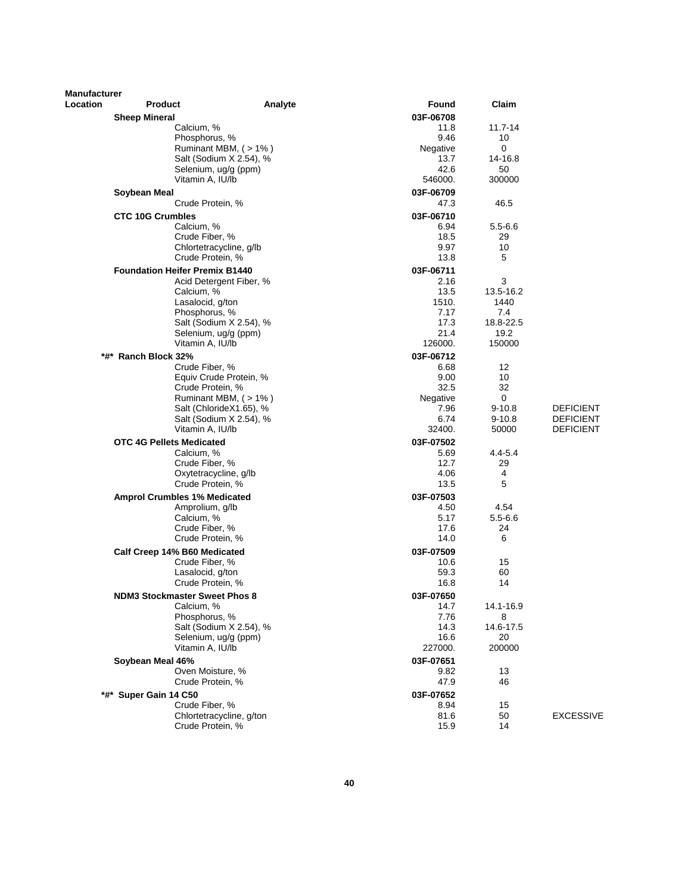| Manufacturer Location | Product | Analyte | Found | Claim | |
|---|---|---|---|---|---|
| | **Sheep Mineral** | | **03F-06708** | | |
| | | Calcium, % | 11.8 | 11.7-14 | |
| | | Phosphorus, % | 9.46 | 10 | |
| | | Ruminant MBM, ( > 1% ) | Negative | 0 | |
| | | Salt (Sodium X 2.54), % | 13.7 | 14-16.8 | |
| | | Selenium, ug/g (ppm) | 42.6 | 50 | |
| | | Vitamin A, IU/lb | 546000. | 300000 | |
| | **Soybean Meal** | | **03F-06709** | | |
| | | Crude Protein, % | 47.3 | 46.5 | |
| | **CTC 10G Crumbles** | | **03F-06710** | | |
| | | Calcium, % | 6.94 | 5.5-6.6 | |
| | | Crude Fiber, % | 18.5 | 29 | |
| | | Chlortetracycline, g/lb | 9.97 | 10 | |
| | | Crude Protein, % | 13.8 | 5 | |
| | **Foundation Heifer Premix B1440** | | **03F-06711** | | |
| | | Acid Detergent Fiber, % | 2.16 | 3 | |
| | | Calcium, % | 13.5 | 13.5-16.2 | |
| | | Lasalocid, g/ton | 1510. | 1440 | |
| | | Phosphorus, % | 7.17 | 7.4 | |
| | | Salt (Sodium X 2.54), % | 17.3 | 18.8-22.5 | |
| | | Selenium, ug/g (ppm) | 21.4 | 19.2 | |
| | | Vitamin A, IU/lb | 126000. | 150000 | |
| | **\*#\* Ranch Block 32%** | | **03F-06712** | | |
| | | Crude Fiber, % | 6.68 | 12 | |
| | | Equiv Crude Protein, % | 9.00 | 10 | |
| | | Crude Protein, % | 32.5 | 32 | |
| | | Ruminant MBM, ( > 1% ) | Negative | 0 | |
| | | Salt (ChlorideX1.65), % | 7.96 | 9-10.8 | DEFICIENT |
| | | Salt (Sodium X 2.54), % | 6.74 | 9-10.8 | DEFICIENT |
| | | Vitamin A, IU/lb | 32400. | 50000 | DEFICIENT |
| | **OTC 4G Pellets Medicated** | | **03F-07502** | | |
| | | Calcium, % | 5.69 | 4.4-5.4 | |
| | | Crude Fiber, % | 12.7 | 29 | |
| | | Oxytetracycline, g/lb | 4.06 | 4 | |
| | | Crude Protein, % | 13.5 | 5 | |
| | **Amprol Crumbles 1% Medicated** | | **03F-07503** | | |
| | | Amprolium, g/lb | 4.50 | 4.54 | |
| | | Calcium, % | 5.17 | 5.5-6.6 | |
| | | Crude Fiber, % | 17.6 | 24 | |
| | | Crude Protein, % | 14.0 | 6 | |
| | **Calf Creep 14% B60 Medicated** | | **03F-07509** | | |
| | | Crude Fiber, % | 10.6 | 15 | |
| | | Lasalocid, g/ton | 59.3 | 60 | |
| | | Crude Protein, % | 16.8 | 14 | |
| | **NDM3 Stockmaster Sweet Phos 8** | | **03F-07650** | | |
| | | Calcium, % | 14.7 | 14.1-16.9 | |
| | | Phosphorus, % | 7.76 | 8 | |
| | | Salt (Sodium X 2.54), % | 14.3 | 14.6-17.5 | |
| | | Selenium, ug/g (ppm) | 16.6 | 20 | |
| | | Vitamin A, IU/lb | 227000. | 200000 | |
| | **Soybean Meal 46%** | | **03F-07651** | | |
| | | Oven Moisture, % | 9.82 | 13 | |
| | | Crude Protein, % | 47.9 | 46 | |
| | **\*#\* Super Gain 14 C50** | | **03F-07652** | | |
| | | Crude Fiber, % | 8.94 | 15 | |
| | | Chlortetracycline, g/ton | 81.6 | 50 | EXCESSIVE |
| | | Crude Protein, % | 15.9 | 14 | |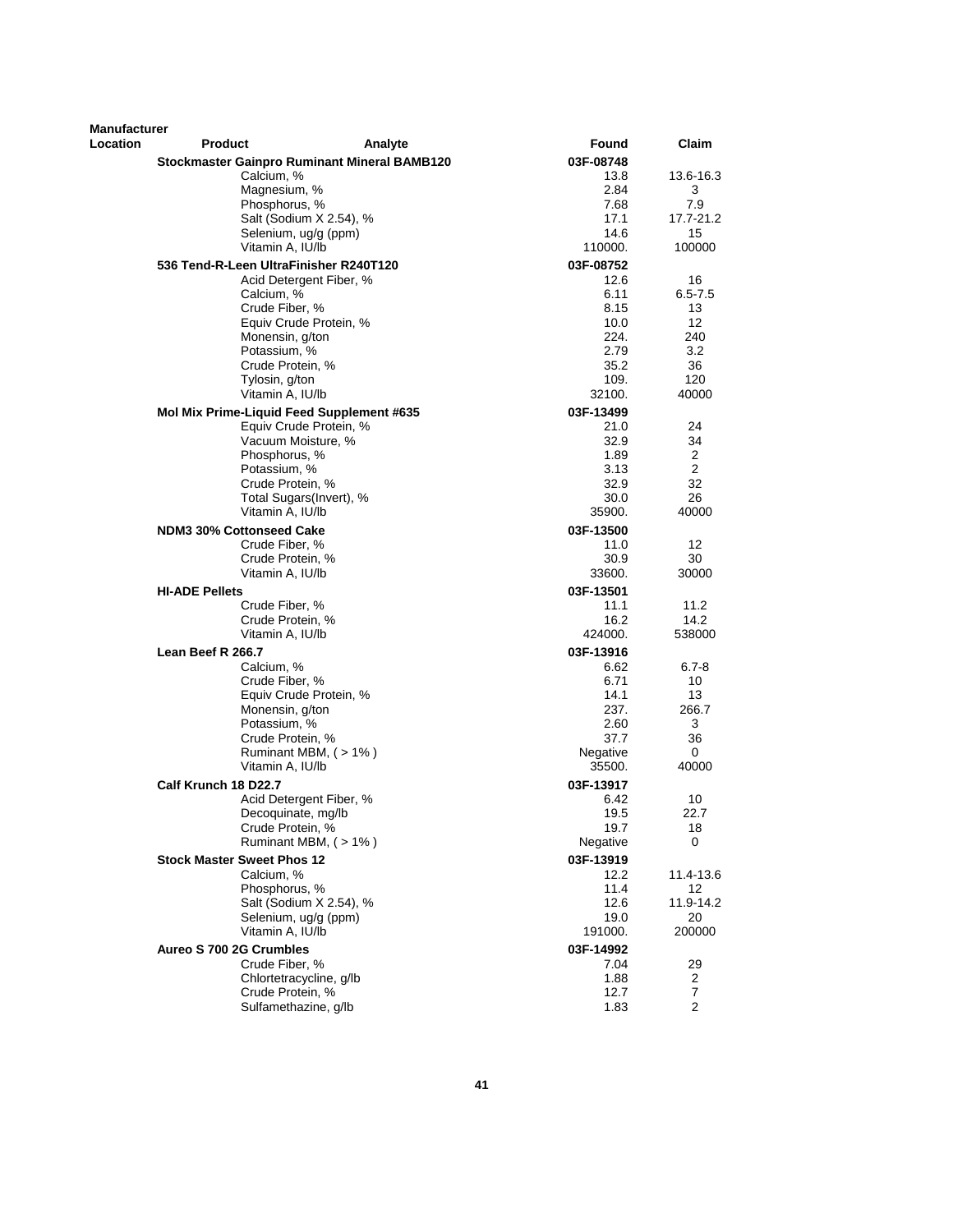| Manufacturer Location | Product | Analyte | Found | Claim |
|---|---|---|---|---|
| | **Stockmaster Gainpro Ruminant Mineral BAMB120** | | **03F-08748** | |
| | | Calcium, % | 13.8 | 13.6-16.3 |
| | | Magnesium, % | 2.84 | 3 |
| | | Phosphorus, % | 7.68 | 7.9 |
| | | Salt (Sodium X 2.54), % | 17.1 | 17.7-21.2 |
| | | Selenium, ug/g (ppm) | 14.6 | 15 |
| | | Vitamin A, IU/lb | 110000. | 100000 |
| | **536 Tend-R-Leen UltraFinisher R240T120** | | **03F-08752** | |
| | | Acid Detergent Fiber, % | 12.6 | 16 |
| | | Calcium, % | 6.11 | 6.5-7.5 |
| | | Crude Fiber, % | 8.15 | 13 |
| | | Equiv Crude Protein, % | 10.0 | 12 |
| | | Monensin, g/ton | 224. | 240 |
| | | Potassium, % | 2.79 | 3.2 |
| | | Crude Protein, % | 35.2 | 36 |
| | | Tylosin, g/ton | 109. | 120 |
| | | Vitamin A, IU/lb | 32100. | 40000 |
| | **Mol Mix Prime-Liquid Feed Supplement #635** | | **03F-13499** | |
| | | Equiv Crude Protein, % | 21.0 | 24 |
| | | Vacuum Moisture, % | 32.9 | 34 |
| | | Phosphorus, % | 1.89 | 2 |
| | | Potassium, % | 3.13 | 2 |
| | | Crude Protein, % | 32.9 | 32 |
| | | Total Sugars(Invert), % | 30.0 | 26 |
| | | Vitamin A, IU/lb | 35900. | 40000 |
| | **NDM3 30% Cottonseed Cake** | | **03F-13500** | |
| | | Crude Fiber, % | 11.0 | 12 |
| | | Crude Protein, % | 30.9 | 30 |
| | | Vitamin A, IU/lb | 33600. | 30000 |
| | **HI-ADE Pellets** | | **03F-13501** | |
| | | Crude Fiber, % | 11.1 | 11.2 |
| | | Crude Protein, % | 16.2 | 14.2 |
| | | Vitamin A, IU/lb | 424000. | 538000 |
| | **Lean Beef R 266.7** | | **03F-13916** | |
| | | Calcium, % | 6.62 | 6.7-8 |
| | | Crude Fiber, % | 6.71 | 10 |
| | | Equiv Crude Protein, % | 14.1 | 13 |
| | | Monensin, g/ton | 237. | 266.7 |
| | | Potassium, % | 2.60 | 3 |
| | | Crude Protein, % | 37.7 | 36 |
| | | Ruminant MBM, ( > 1% ) | Negative | 0 |
| | | Vitamin A, IU/lb | 35500. | 40000 |
| | **Calf Krunch 18 D22.7** | | **03F-13917** | |
| | | Acid Detergent Fiber, % | 6.42 | 10 |
| | | Decoquinate, mg/lb | 19.5 | 22.7 |
| | | Crude Protein, % | 19.7 | 18 |
| | | Ruminant MBM, ( > 1% ) | Negative | 0 |
| | **Stock Master Sweet Phos 12** | | **03F-13919** | |
| | | Calcium, % | 12.2 | 11.4-13.6 |
| | | Phosphorus, % | 11.4 | 12 |
| | | Salt (Sodium X 2.54), % | 12.6 | 11.9-14.2 |
| | | Selenium, ug/g (ppm) | 19.0 | 20 |
| | | Vitamin A, IU/lb | 191000. | 200000 |
| | **Aureo S 700 2G Crumbles** | | **03F-14992** | |
| | | Crude Fiber, % | 7.04 | 29 |
| | | Chlortetracycline, g/lb | 1.88 | 2 |
| | | Crude Protein, % | 12.7 | 7 |
| | | Sulfamethazine, g/lb | 1.83 | 2 |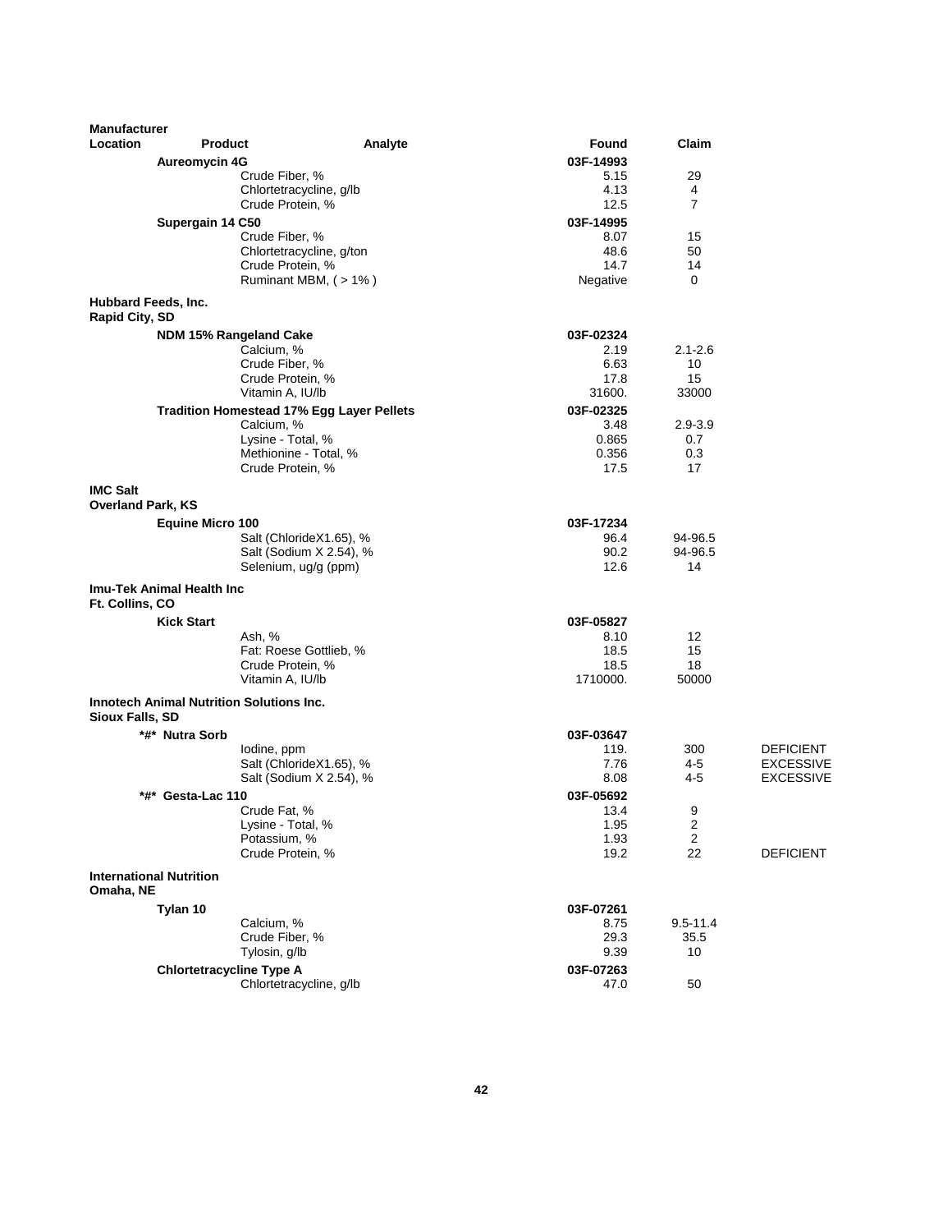| Manufacturer Location | Product | Analyte | Found | Claim | |
|---|---|---|---|---|---|
| | Aureomycin 4G | | 03F-14993 | | |
| | | Crude Fiber, % | 5.15 | 29 | |
| | | Chlortetracycline, g/lb | 4.13 | 4 | |
| | | Crude Protein, % | 12.5 | 7 | |
| | Supergain 14 C50 | | 03F-14995 | | |
| | | Crude Fiber, % | 8.07 | 15 | |
| | | Chlortetracycline, g/ton | 48.6 | 50 | |
| | | Crude Protein, % | 14.7 | 14 | |
| | | Ruminant MBM, ( > 1% ) | Negative | 0 | |
| **Hubbard Feeds, Inc.** Rapid City, SD | | | | | |
| | NDM 15% Rangeland Cake | | 03F-02324 | | |
| | | Calcium, % | 2.19 | 2.1-2.6 | |
| | | Crude Fiber, % | 6.63 | 10 | |
| | | Crude Protein, % | 17.8 | 15 | |
| | | Vitamin A, IU/lb | 31600. | 33000 | |
| | Tradition Homestead 17% Egg Layer Pellets | | 03F-02325 | | |
| | | Calcium, % | 3.48 | 2.9-3.9 | |
| | | Lysine - Total, % | 0.865 | 0.7 | |
| | | Methionine - Total, % | 0.356 | 0.3 | |
| | | Crude Protein, % | 17.5 | 17 | |
| **IMC Salt** Overland Park, KS | | | | | |
| | Equine Micro 100 | | 03F-17234 | | |
| | | Salt (ChlorideX1.65), % | 96.4 | 94-96.5 | |
| | | Salt (Sodium X 2.54), % | 90.2 | 94-96.5 | |
| | | Selenium, ug/g (ppm) | 12.6 | 14 | |
| **Imu-Tek Animal Health Inc** Ft. Collins, CO | | | | | |
| | Kick Start | | 03F-05827 | | |
| | | Ash, % | 8.10 | 12 | |
| | | Fat: Roese Gottlieb, % | 18.5 | 15 | |
| | | Crude Protein, % | 18.5 | 18 | |
| | | Vitamin A, IU/lb | 1710000. | 50000 | |
| **Innotech Animal Nutrition Solutions Inc.** Sioux Falls, SD | | | | | |
| | *#* Nutra Sorb | | 03F-03647 | | |
| | | Iodine, ppm | 119. | 300 | DEFICIENT |
| | | Salt (ChlorideX1.65), % | 7.76 | 4-5 | EXCESSIVE |
| | | Salt (Sodium X 2.54), % | 8.08 | 4-5 | EXCESSIVE |
| | *#* Gesta-Lac 110 | | 03F-05692 | | |
| | | Crude Fat, % | 13.4 | 9 | |
| | | Lysine - Total, % | 1.95 | 2 | |
| | | Potassium, % | 1.93 | 2 | |
| | | Crude Protein, % | 19.2 | 22 | DEFICIENT |
| **International Nutrition** Omaha, NE | | | | | |
| | Tylan 10 | | 03F-07261 | | |
| | | Calcium, % | 8.75 | 9.5-11.4 | |
| | | Crude Fiber, % | 29.3 | 35.5 | |
| | | Tylosin, g/lb | 9.39 | 10 | |
| | Chlortetracycline Type A | | 03F-07263 | | |
| | | Chlortetracycline, g/lb | 47.0 | 50 | |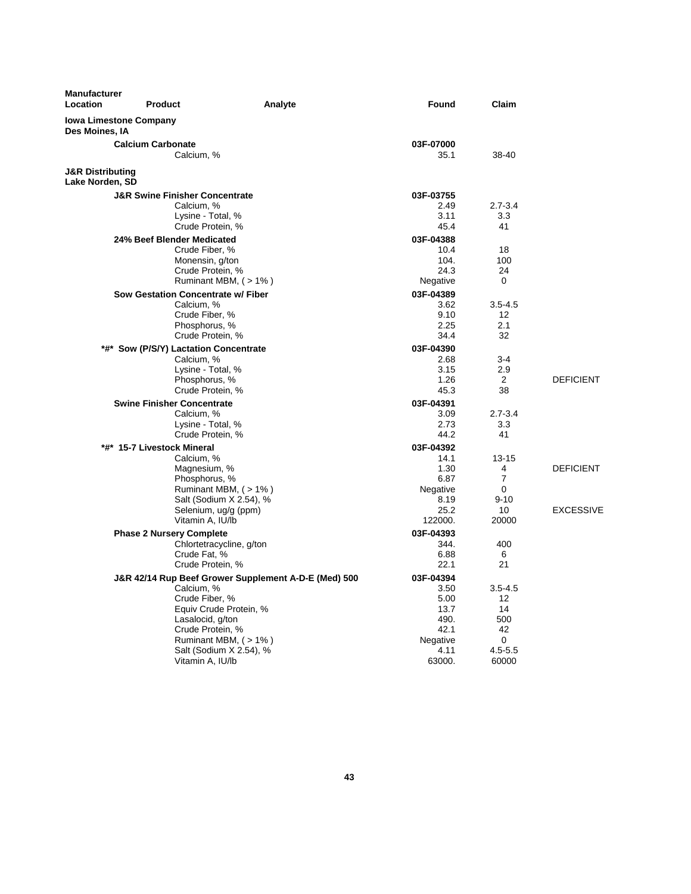| Manufacturer Location | Product | Analyte | Found | Claim | |
|---|---|---|---|---|---|
| **Iowa Limestone Company** | | | | | |
| **Des Moines, IA** | | | | | |
| | **Calcium Carbonate** | | **03F-07000** | | |
| | | Calcium, % | 35.1 | 38-40 | |
| **J&R Distributing** | | | | | |
| **Lake Norden, SD** | | | | | |
| | **J&R Swine Finisher Concentrate** | | **03F-03755** | | |
| | | Calcium, % | 2.49 | 2.7-3.4 | |
| | | Lysine - Total, % | 3.11 | 3.3 | |
| | | Crude Protein, % | 45.4 | 41 | |
| | **24% Beef Blender Medicated** | | **03F-04388** | | |
| | | Crude Fiber, % | 10.4 | 18 | |
| | | Monensin, g/ton | 104. | 100 | |
| | | Crude Protein, % | 24.3 | 24 | |
| | | Ruminant MBM, ( > 1% ) | Negative | 0 | |
| | **Sow Gestation Concentrate w/ Fiber** | | **03F-04389** | | |
| | | Calcium, % | 3.62 | 3.5-4.5 | |
| | | Crude Fiber, % | 9.10 | 12 | |
| | | Phosphorus, % | 2.25 | 2.1 | |
| | | Crude Protein, % | 34.4 | 32 | |
| | ***#* Sow (P/S/Y) Lactation Concentrate** | | **03F-04390** | | |
| | | Calcium, % | 2.68 | 3-4 | |
| | | Lysine - Total, % | 3.15 | 2.9 | |
| | | Phosphorus, % | 1.26 | 2 | DEFICIENT |
| | | Crude Protein, % | 45.3 | 38 | |
| | **Swine Finisher Concentrate** | | **03F-04391** | | |
| | | Calcium, % | 3.09 | 2.7-3.4 | |
| | | Lysine - Total, % | 2.73 | 3.3 | |
| | | Crude Protein, % | 44.2 | 41 | |
| | ***#* 15-7 Livestock Mineral** | | **03F-04392** | | |
| | | Calcium, % | 14.1 | 13-15 | |
| | | Magnesium, % | 1.30 | 4 | DEFICIENT |
| | | Phosphorus, % | 6.87 | 7 | |
| | | Ruminant MBM, ( > 1% ) | Negative | 0 | |
| | | Salt (Sodium X 2.54), % | 8.19 | 9-10 | |
| | | Selenium, ug/g (ppm) | 25.2 | 10 | EXCESSIVE |
| | | Vitamin A, IU/lb | 122000. | 20000 | |
| | **Phase 2 Nursery Complete** | | **03F-04393** | | |
| | | Chlortetracycline, g/ton | 344. | 400 | |
| | | Crude Fat, % | 6.88 | 6 | |
| | | Crude Protein, % | 22.1 | 21 | |
| | **J&R 42/14 Rup Beef Grower Supplement A-D-E (Med) 500** | | **03F-04394** | | |
| | | Calcium, % | 3.50 | 3.5-4.5 | |
| | | Crude Fiber, % | 5.00 | 12 | |
| | | Equiv Crude Protein, % | 13.7 | 14 | |
| | | Lasalocid, g/ton | 490. | 500 | |
| | | Crude Protein, % | 42.1 | 42 | |
| | | Ruminant MBM, ( > 1% ) | Negative | 0 | |
| | | Salt (Sodium X 2.54), % | 4.11 | 4.5-5.5 | |
| | | Vitamin A, IU/lb | 63000. | 60000 | |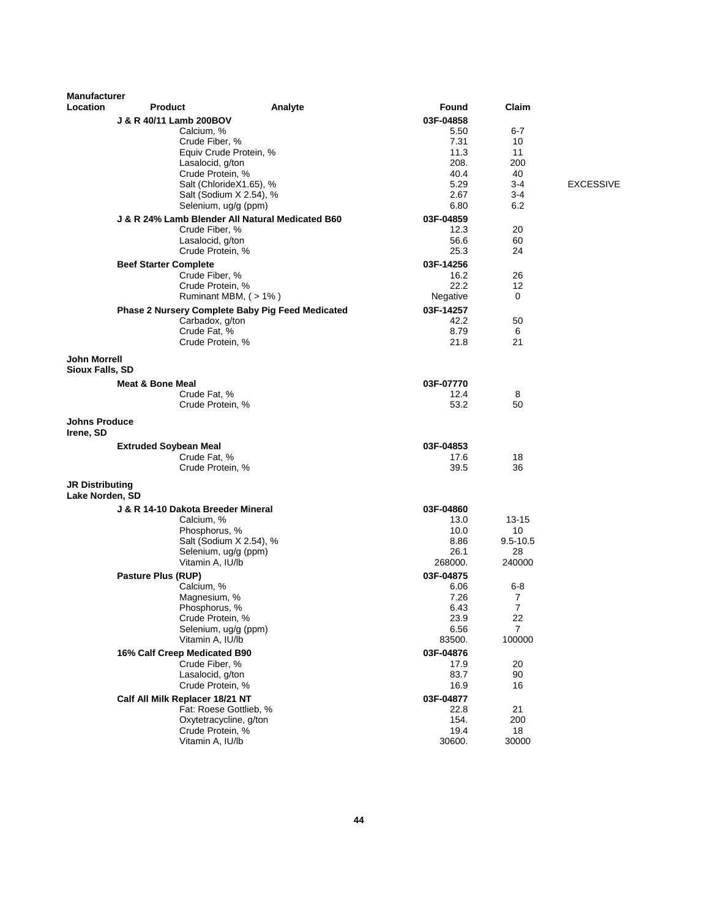| Manufacturer Location | Product | Analyte | Found | Claim | |
|---|---|---|---|---|---|
| | **J & R 40/11 Lamb 200BOV** | | **03F-04858** | | |
| | | Calcium, % | 5.50 | 6-7 | |
| | | Crude Fiber, % | 7.31 | 10 | |
| | | Equiv Crude Protein, % | 11.3 | 11 | |
| | | Lasalocid, g/ton | 208. | 200 | |
| | | Crude Protein, % | 40.4 | 40 | |
| | | Salt (ChlorideX1.65), % | 5.29 | 3-4 | EXCESSIVE |
| | | Salt (Sodium X 2.54), % | 2.67 | 3-4 | |
| | | Selenium, ug/g (ppm) | 6.80 | 6.2 | |
| | **J & R 24% Lamb Blender All Natural Medicated B60** | | **03F-04859** | | |
| | | Crude Fiber, % | 12.3 | 20 | |
| | | Lasalocid, g/ton | 56.6 | 60 | |
| | | Crude Protein, % | 25.3 | 24 | |
| | **Beef Starter Complete** | | **03F-14256** | | |
| | | Crude Fiber, % | 16.2 | 26 | |
| | | Crude Protein, % | 22.2 | 12 | |
| | | Ruminant MBM, ( > 1% ) | Negative | 0 | |
| | **Phase 2 Nursery Complete Baby Pig Feed Medicated** | | **03F-14257** | | |
| | | Carbadox, g/ton | 42.2 | 50 | |
| | | Crude Fat, % | 8.79 | 6 | |
| | | Crude Protein, % | 21.8 | 21 | |
| **John Morrell Sioux Falls, SD** | | | | | |
| | **Meat & Bone Meal** | | **03F-07770** | | |
| | | Crude Fat, % | 12.4 | 8 | |
| | | Crude Protein, % | 53.2 | 50 | |
| **Johns Produce Irene, SD** | | | | | |
| | **Extruded Soybean Meal** | | **03F-04853** | | |
| | | Crude Fat, % | 17.6 | 18 | |
| | | Crude Protein, % | 39.5 | 36 | |
| **JR Distributing Lake Norden, SD** | | | | | |
| | **J & R 14-10 Dakota Breeder Mineral** | | **03F-04860** | | |
| | | Calcium, % | 13.0 | 13-15 | |
| | | Phosphorus, % | 10.0 | 10 | |
| | | Salt (Sodium X 2.54), % | 8.86 | 9.5-10.5 | |
| | | Selenium, ug/g (ppm) | 26.1 | 28 | |
| | | Vitamin A, IU/lb | 268000. | 240000 | |
| | **Pasture Plus (RUP)** | | **03F-04875** | | |
| | | Calcium, % | 6.06 | 6-8 | |
| | | Magnesium, % | 7.26 | 7 | |
| | | Phosphorus, % | 6.43 | 7 | |
| | | Crude Protein, % | 23.9 | 22 | |
| | | Selenium, ug/g (ppm) | 6.56 | 7 | |
| | | Vitamin A, IU/lb | 83500. | 100000 | |
| | **16% Calf Creep Medicated B90** | | **03F-04876** | | |
| | | Crude Fiber, % | 17.9 | 20 | |
| | | Lasalocid, g/ton | 83.7 | 90 | |
| | | Crude Protein, % | 16.9 | 16 | |
| | **Calf All Milk Replacer 18/21 NT** | | **03F-04877** | | |
| | | Fat: Roese Gottlieb, % | 22.8 | 21 | |
| | | Oxytetracycline, g/ton | 154. | 200 | |
| | | Crude Protein, % | 19.4 | 18 | |
| | | Vitamin A, IU/lb | 30600. | 30000 | |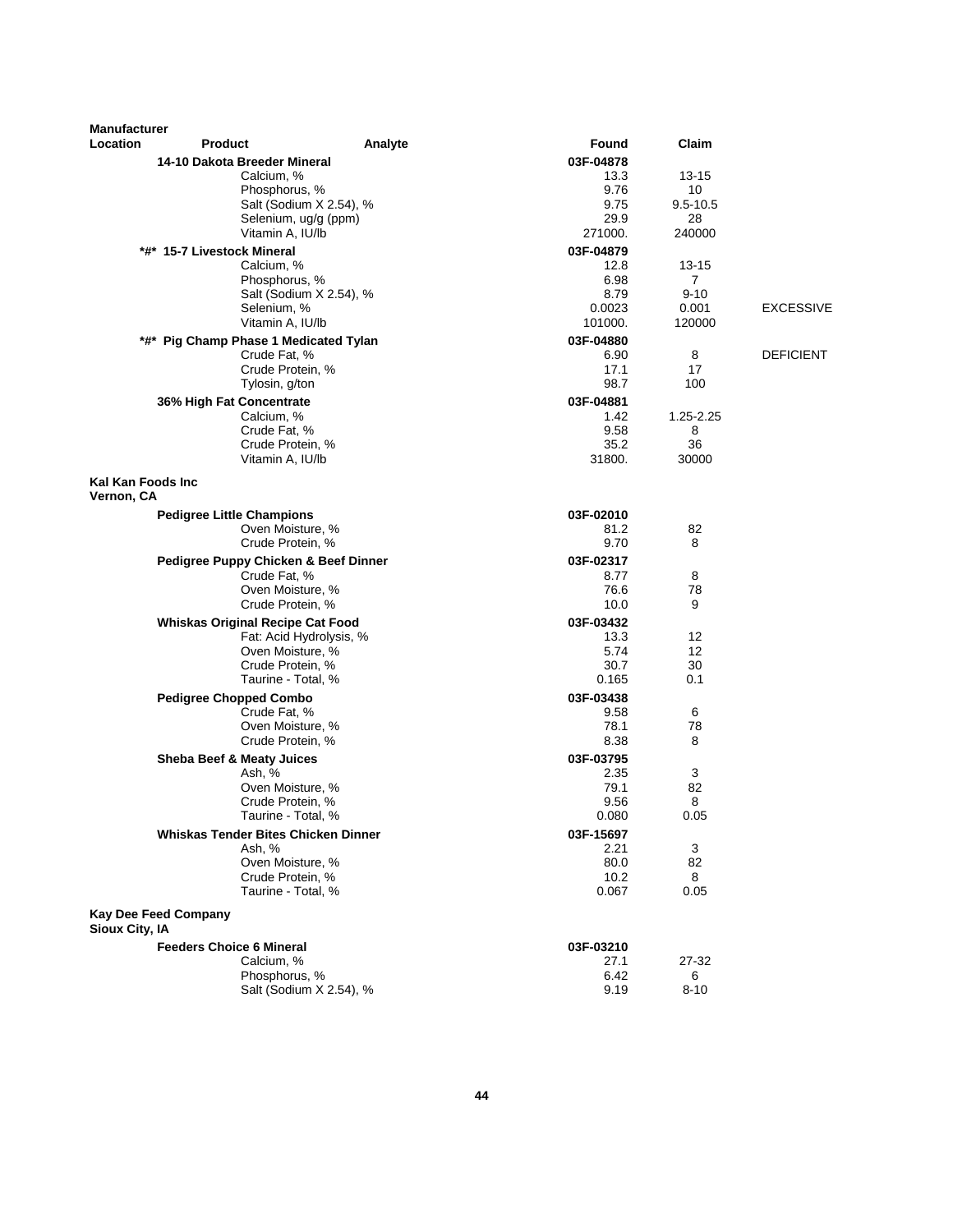| Manufacturer Location | Product | Analyte | Found | Claim | |
|---|---|---|---|---|---|
| | **14-10 Dakota Breeder Mineral** | | **03F-04878** | | |
| | | Calcium, % | 13.3 | 13-15 | |
| | | Phosphorus, % | 9.76 | 10 | |
| | | Salt (Sodium X 2.54), % | 9.75 | 9.5-10.5 | |
| | | Selenium, ug/g (ppm) | 29.9 | 28 | |
| | | Vitamin A, IU/lb | 271000. | 240000 | |
| | ***#* 15-7 Livestock Mineral** | | **03F-04879** | | |
| | | Calcium, % | 12.8 | 13-15 | |
| | | Phosphorus, % | 6.98 | 7 | |
| | | Salt (Sodium X 2.54), % | 8.79 | 9-10 | |
| | | Selenium, % | 0.0023 | 0.001 | EXCESSIVE |
| | | Vitamin A, IU/lb | 101000. | 120000 | |
| | ***#* Pig Champ Phase 1 Medicated Tylan** | | **03F-04880** | | |
| | | Crude Fat, % | 6.90 | 8 | DEFICIENT |
| | | Crude Protein, % | 17.1 | 17 | |
| | | Tylosin, g/ton | 98.7 | 100 | |
| | **36% High Fat Concentrate** | | **03F-04881** | | |
| | | Calcium, % | 1.42 | 1.25-2.25 | |
| | | Crude Fat, % | 9.58 | 8 | |
| | | Crude Protein, % | 35.2 | 36 | |
| | | Vitamin A, IU/lb | 31800. | 30000 | |
| **Kal Kan Foods Inc Vernon, CA** | | | | | |
| | **Pedigree Little Champions** | | **03F-02010** | | |
| | | Oven Moisture, % | 81.2 | 82 | |
| | | Crude Protein, % | 9.70 | 8 | |
| | **Pedigree Puppy Chicken & Beef Dinner** | | **03F-02317** | | |
| | | Crude Fat, % | 8.77 | 8 | |
| | | Oven Moisture, % | 76.6 | 78 | |
| | | Crude Protein, % | 10.0 | 9 | |
| | **Whiskas Original Recipe Cat Food** | | **03F-03432** | | |
| | | Fat: Acid Hydrolysis, % | 13.3 | 12 | |
| | | Oven Moisture, % | 5.74 | 12 | |
| | | Crude Protein, % | 30.7 | 30 | |
| | | Taurine - Total, % | 0.165 | 0.1 | |
| | **Pedigree Chopped Combo** | | **03F-03438** | | |
| | | Crude Fat, % | 9.58 | 6 | |
| | | Oven Moisture, % | 78.1 | 78 | |
| | | Crude Protein, % | 8.38 | 8 | |
| | **Sheba Beef & Meaty Juices** | | **03F-03795** | | |
| | | Ash, % | 2.35 | 3 | |
| | | Oven Moisture, % | 79.1 | 82 | |
| | | Crude Protein, % | 9.56 | 8 | |
| | | Taurine - Total, % | 0.080 | 0.05 | |
| | **Whiskas Tender Bites Chicken Dinner** | | **03F-15697** | | |
| | | Ash, % | 2.21 | 3 | |
| | | Oven Moisture, % | 80.0 | 82 | |
| | | Crude Protein, % | 10.2 | 8 | |
| | | Taurine - Total, % | 0.067 | 0.05 | |
| **Kay Dee Feed Company Sioux City, IA** | | | | | |
| | **Feeders Choice 6 Mineral** | | **03F-03210** | | |
| | | Calcium, % | 27.1 | 27-32 | |
| | | Phosphorus, % | 6.42 | 6 | |
| | | Salt (Sodium X 2.54), % | 9.19 | 8-10 | |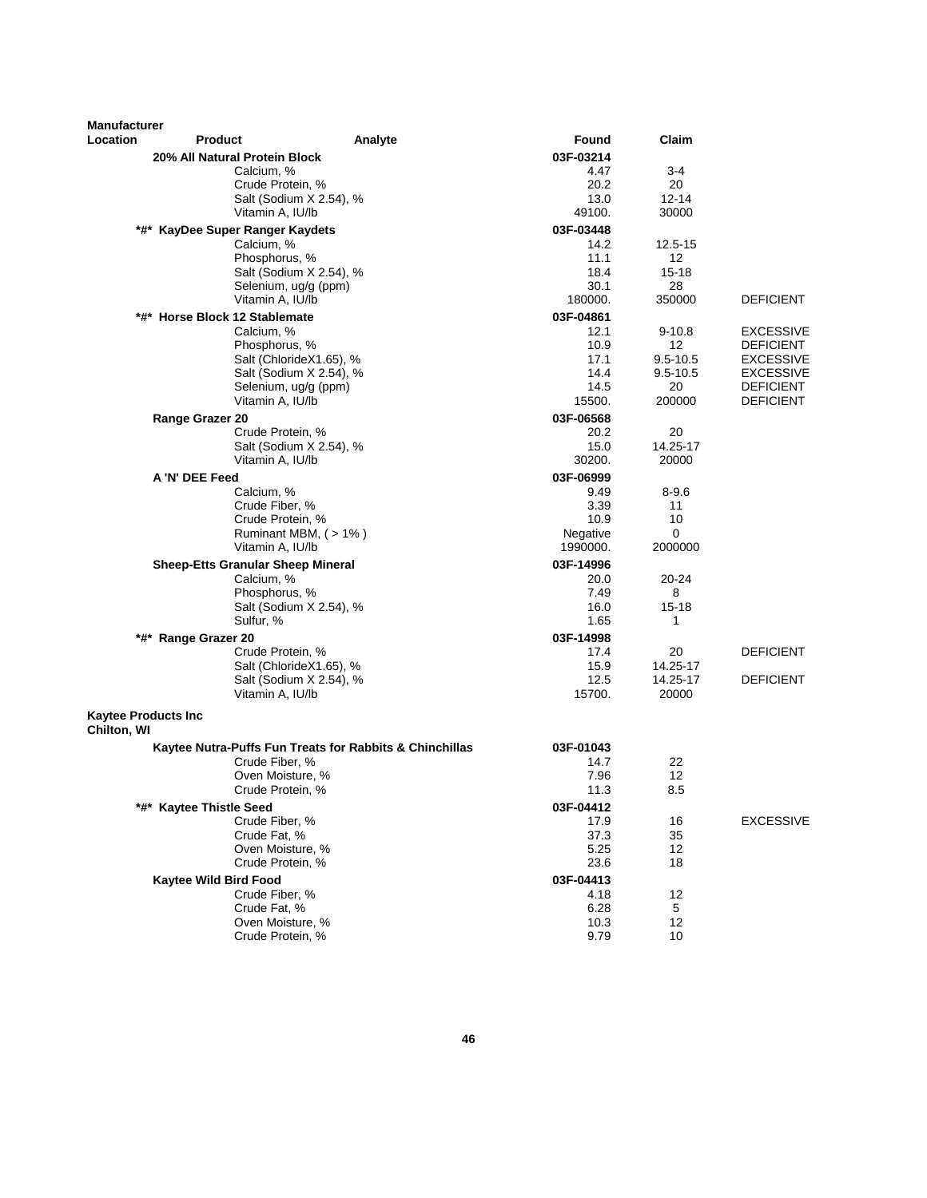| Manufacturer Location | Product | Analyte | Found | Claim | |
|---|---|---|---|---|---|
| | **20% All Natural Protein Block** | | **03F-03214** | | |
| | | Calcium, % | 4.47 | 3-4 | |
| | | Crude Protein, % | 20.2 | 20 | |
| | | Salt (Sodium X 2.54), % | 13.0 | 12-14 | |
| | | Vitamin A, IU/lb | 49100. | 30000 | |
| | **\*#\* KayDee Super Ranger Kaydets** | | **03F-03448** | | |
| | | Calcium, % | 14.2 | 12.5-15 | |
| | | Phosphorus, % | 11.1 | 12 | |
| | | Salt (Sodium X 2.54), % | 18.4 | 15-18 | |
| | | Selenium, ug/g (ppm) | 30.1 | 28 | |
| | | Vitamin A, IU/lb | 180000. | 350000 | DEFICIENT |
| | **\*#\* Horse Block 12 Stablemate** | | **03F-04861** | | |
| | | Calcium, % | 12.1 | 9-10.8 | EXCESSIVE |
| | | Phosphorus, % | 10.9 | 12 | DEFICIENT |
| | | Salt (ChlorideX1.65), % | 17.1 | 9.5-10.5 | EXCESSIVE |
| | | Salt (Sodium X 2.54), % | 14.4 | 9.5-10.5 | EXCESSIVE |
| | | Selenium, ug/g (ppm) | 14.5 | 20 | DEFICIENT |
| | | Vitamin A, IU/lb | 15500. | 200000 | DEFICIENT |
| | **Range Grazer 20** | | **03F-06568** | | |
| | | Crude Protein, % | 20.2 | 20 | |
| | | Salt (Sodium X 2.54), % | 15.0 | 14.25-17 | |
| | | Vitamin A, IU/lb | 30200. | 20000 | |
| | **A 'N' DEE Feed** | | **03F-06999** | | |
| | | Calcium, % | 9.49 | 8-9.6 | |
| | | Crude Fiber, % | 3.39 | 11 | |
| | | Crude Protein, % | 10.9 | 10 | |
| | | Ruminant MBM, ( > 1% ) | Negative | 0 | |
| | | Vitamin A, IU/lb | 1990000. | 2000000 | |
| | **Sheep-Etts Granular Sheep Mineral** | | **03F-14996** | | |
| | | Calcium, % | 20.0 | 20-24 | |
| | | Phosphorus, % | 7.49 | 8 | |
| | | Salt (Sodium X 2.54), % | 16.0 | 15-18 | |
| | | Sulfur, % | 1.65 | 1 | |
| | **\*#\* Range Grazer 20** | | **03F-14998** | | |
| | | Crude Protein, % | 17.4 | 20 | DEFICIENT |
| | | Salt (ChlorideX1.65), % | 15.9 | 14.25-17 | |
| | | Salt (Sodium X 2.54), % | 12.5 | 14.25-17 | DEFICIENT |
| | | Vitamin A, IU/lb | 15700. | 20000 | |
| **Kaytee Products Inc Chilton, WI** | | | | | |
| | **Kaytee Nutra-Puffs Fun Treats for Rabbits & Chinchillas** | | **03F-01043** | | |
| | | Crude Fiber, % | 14.7 | 22 | |
| | | Oven Moisture, % | 7.96 | 12 | |
| | | Crude Protein, % | 11.3 | 8.5 | |
| | **\*#\* Kaytee Thistle Seed** | | **03F-04412** | | |
| | | Crude Fiber, % | 17.9 | 16 | EXCESSIVE |
| | | Crude Fat, % | 37.3 | 35 | |
| | | Oven Moisture, % | 5.25 | 12 | |
| | | Crude Protein, % | 23.6 | 18 | |
| | **Kaytee Wild Bird Food** | | **03F-04413** | | |
| | | Crude Fiber, % | 4.18 | 12 | |
| | | Crude Fat, % | 6.28 | 5 | |
| | | Oven Moisture, % | 10.3 | 12 | |
| | | Crude Protein, % | 9.79 | 10 | |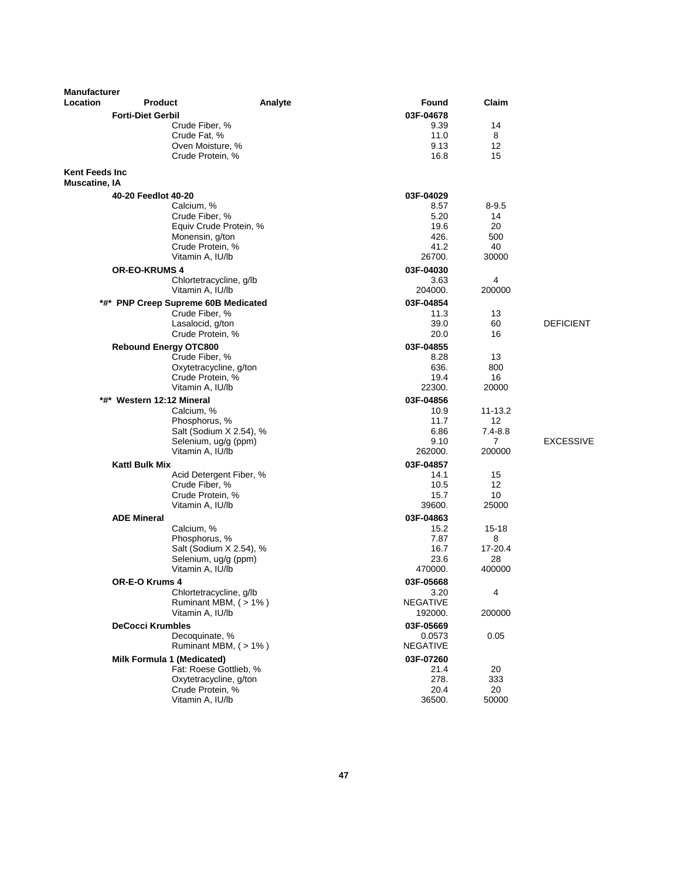| Manufacturer Location | Product | Analyte | Found | Claim | |
|---|---|---|---|---|---|
| | **Forti-Diet Gerbil** | | **03F-04678** | | |
| | | Crude Fiber, % | 9.39 | 14 | |
| | | Crude Fat, % | 11.0 | 8 | |
| | | Oven Moisture, % | 9.13 | 12 | |
| | | Crude Protein, % | 16.8 | 15 | |
| **Kent Feeds Inc Muscatine, IA** | | | | | |
| | **40-20 Feedlot 40-20** | | **03F-04029** | | |
| | | Calcium, % | 8.57 | 8-9.5 | |
| | | Crude Fiber, % | 5.20 | 14 | |
| | | Equiv Crude Protein, % | 19.6 | 20 | |
| | | Monensin, g/ton | 426. | 500 | |
| | | Crude Protein, % | 41.2 | 40 | |
| | | Vitamin A, IU/lb | 26700. | 30000 | |
| | **OR-EO-KRUMS 4** | | **03F-04030** | | |
| | | Chlortetracycline, g/lb | 3.63 | 4 | |
| | | Vitamin A, IU/lb | 204000. | 200000 | |
| | **\*#\* PNP Creep Supreme 60B Medicated** | | **03F-04854** | | |
| | | Crude Fiber, % | 11.3 | 13 | |
| | | Lasalocid, g/ton | 39.0 | 60 | DEFICIENT |
| | | Crude Protein, % | 20.0 | 16 | |
| | **Rebound Energy OTC800** | | **03F-04855** | | |
| | | Crude Fiber, % | 8.28 | 13 | |
| | | Oxytetracycline, g/ton | 636. | 800 | |
| | | Crude Protein, % | 19.4 | 16 | |
| | | Vitamin A, IU/lb | 22300. | 20000 | |
| | **\*#\* Western 12:12 Mineral** | | **03F-04856** | | |
| | | Calcium, % | 10.9 | 11-13.2 | |
| | | Phosphorus, % | 11.7 | 12 | |
| | | Salt (Sodium X 2.54), % | 6.86 | 7.4-8.8 | |
| | | Selenium, ug/g (ppm) | 9.10 | 7 | EXCESSIVE |
| | | Vitamin A, IU/lb | 262000. | 200000 | |
| | **Kattl Bulk Mix** | | **03F-04857** | | |
| | | Acid Detergent Fiber, % | 14.1 | 15 | |
| | | Crude Fiber, % | 10.5 | 12 | |
| | | Crude Protein, % | 15.7 | 10 | |
| | | Vitamin A, IU/lb | 39600. | 25000 | |
| | **ADE Mineral** | | **03F-04863** | | |
| | | Calcium, % | 15.2 | 15-18 | |
| | | Phosphorus, % | 7.87 | 8 | |
| | | Salt (Sodium X 2.54), % | 16.7 | 17-20.4 | |
| | | Selenium, ug/g (ppm) | 23.6 | 28 | |
| | | Vitamin A, IU/lb | 470000. | 400000 | |
| | **OR-E-O Krums 4** | | **03F-05668** | | |
| | | Chlortetracycline, g/lb | 3.20 | 4 | |
| | | Ruminant MBM, ( > 1% ) | NEGATIVE | | |
| | | Vitamin A, IU/lb | 192000. | 200000 | |
| | **DeCocci Krumbles** | | **03F-05669** | | |
| | | Decoquinate, % | 0.0573 | 0.05 | |
| | | Ruminant MBM, ( > 1% ) | NEGATIVE | | |
| | **Milk Formula 1 (Medicated)** | | **03F-07260** | | |
| | | Fat: Roese Gottlieb, % | 21.4 | 20 | |
| | | Oxytetracycline, g/ton | 278. | 333 | |
| | | Crude Protein, % | 20.4 | 20 | |
| | | Vitamin A, IU/lb | 36500. | 50000 | |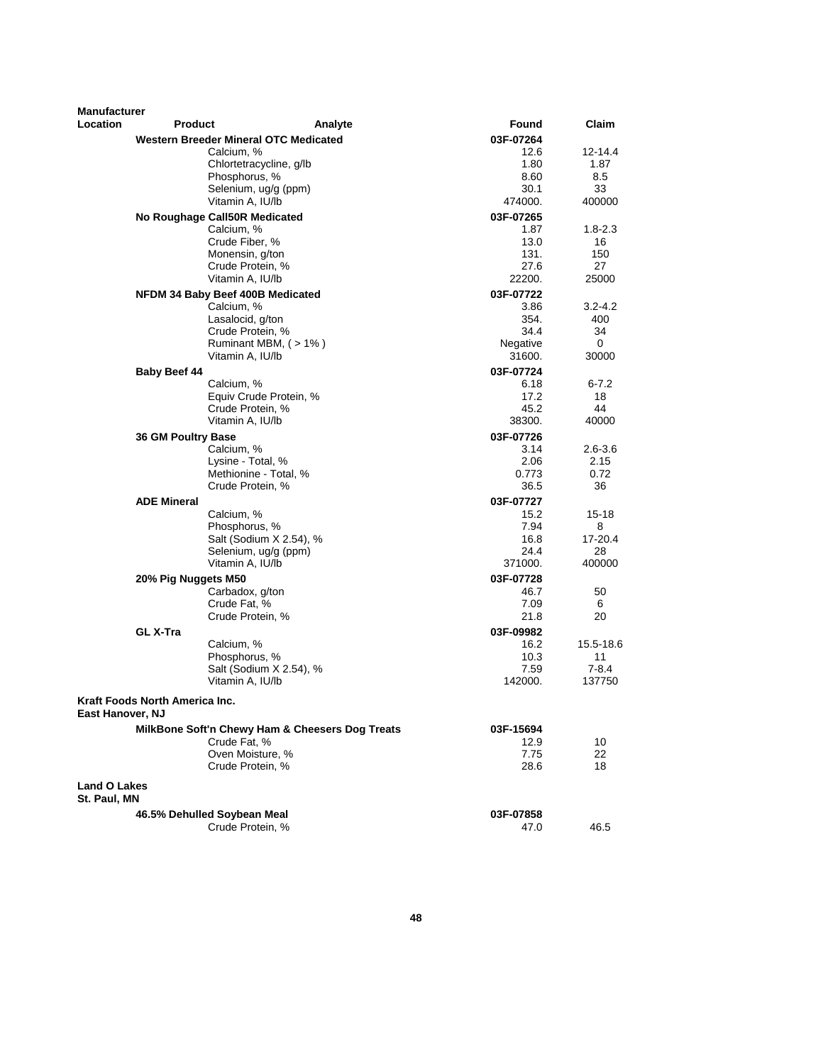| Manufacturer Location | Product | Analyte | Found | Claim |
|---|---|---|---|---|
| | **Western Breeder Mineral OTC Medicated** | | **03F-07264** | |
| | | Calcium, % | 12.6 | 12-14.4 |
| | | Chlortetracycline, g/lb | 1.80 | 1.87 |
| | | Phosphorus, % | 8.60 | 8.5 |
| | | Selenium, ug/g (ppm) | 30.1 | 33 |
| | | Vitamin A, IU/lb | 474000. | 400000 |
| | **No Roughage Call50R Medicated** | | **03F-07265** | |
| | | Calcium, % | 1.87 | 1.8-2.3 |
| | | Crude Fiber, % | 13.0 | 16 |
| | | Monensin, g/ton | 131. | 150 |
| | | Crude Protein, % | 27.6 | 27 |
| | | Vitamin A, IU/lb | 22200. | 25000 |
| | **NFDM 34 Baby Beef 400B Medicated** | | **03F-07722** | |
| | | Calcium, % | 3.86 | 3.2-4.2 |
| | | Lasalocid, g/ton | 354. | 400 |
| | | Crude Protein, % | 34.4 | 34 |
| | | Ruminant MBM, ( > 1% ) | Negative | 0 |
| | | Vitamin A, IU/lb | 31600. | 30000 |
| | **Baby Beef 44** | | **03F-07724** | |
| | | Calcium, % | 6.18 | 6-7.2 |
| | | Equiv Crude Protein, % | 17.2 | 18 |
| | | Crude Protein, % | 45.2 | 44 |
| | | Vitamin A, IU/lb | 38300. | 40000 |
| | **36 GM Poultry Base** | | **03F-07726** | |
| | | Calcium, % | 3.14 | 2.6-3.6 |
| | | Lysine - Total, % | 2.06 | 2.15 |
| | | Methionine - Total, % | 0.773 | 0.72 |
| | | Crude Protein, % | 36.5 | 36 |
| | **ADE Mineral** | | **03F-07727** | |
| | | Calcium, % | 15.2 | 15-18 |
| | | Phosphorus, % | 7.94 | 8 |
| | | Salt (Sodium X 2.54), % | 16.8 | 17-20.4 |
| | | Selenium, ug/g (ppm) | 24.4 | 28 |
| | | Vitamin A, IU/lb | 371000. | 400000 |
| | **20% Pig Nuggets M50** | | **03F-07728** | |
| | | Carbadox, g/ton | 46.7 | 50 |
| | | Crude Fat, % | 7.09 | 6 |
| | | Crude Protein, % | 21.8 | 20 |
| | **GL X-Tra** | | **03F-09982** | |
| | | Calcium, % | 16.2 | 15.5-18.6 |
| | | Phosphorus, % | 10.3 | 11 |
| | | Salt (Sodium X 2.54), % | 7.59 | 7-8.4 |
| | | Vitamin A, IU/lb | 142000. | 137750 |
| **Kraft Foods North America Inc. East Hanover, NJ** | | | | |
| | **MilkBone Soft'n Chewy Ham & Cheesers Dog Treats** | | **03F-15694** | |
| | | Crude Fat, % | 12.9 | 10 |
| | | Oven Moisture, % | 7.75 | 22 |
| | | Crude Protein, % | 28.6 | 18 |
| **Land O Lakes St. Paul, MN** | | | | |
| | **46.5% Dehulled Soybean Meal** | | **03F-07858** | |
| | | Crude Protein, % | 47.0 | 46.5 |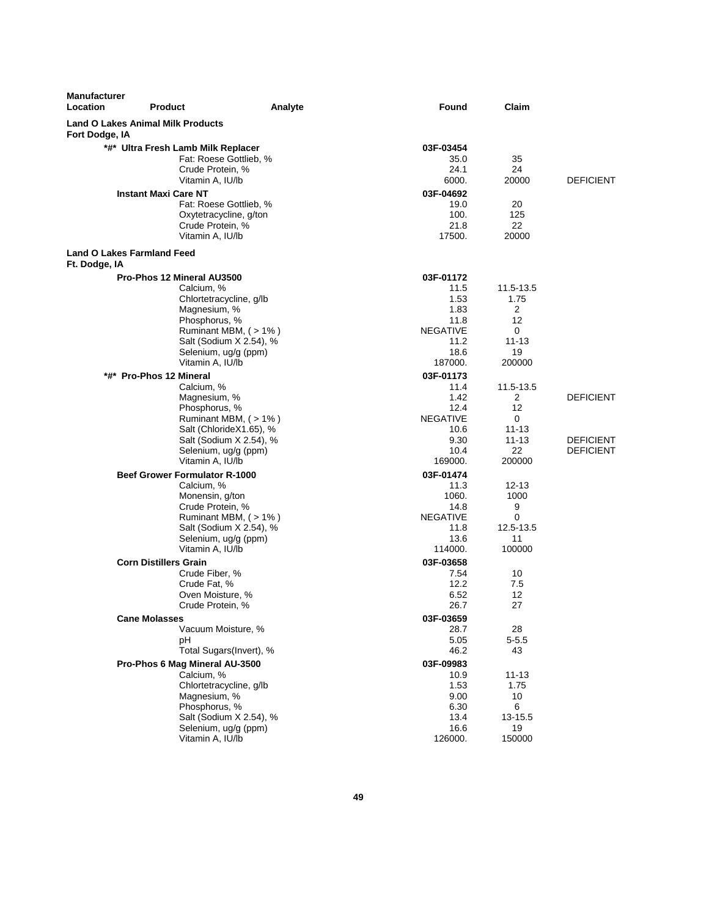| Manufacturer Location | Product | Analyte | Found | Claim | |
|---|---|---|---|---|---|
| **Land O Lakes Animal Milk Products** | | | | | |
| **Fort Dodge, IA** | | | | | |
| | ***#* Ultra Fresh Lamb Milk Replacer** | | **03F-03454** | | |
| | | Fat: Roese Gottlieb, % | 35.0 | 35 | |
| | | Crude Protein, % | 24.1 | 24 | |
| | | Vitamin A, IU/lb | 6000. | 20000 | DEFICIENT |
| | **Instant Maxi Care NT** | | **03F-04692** | | |
| | | Fat: Roese Gottlieb, % | 19.0 | 20 | |
| | | Oxytetracycline, g/ton | 100. | 125 | |
| | | Crude Protein, % | 21.8 | 22 | |
| | | Vitamin A, IU/lb | 17500. | 20000 | |
| **Land O Lakes Farmland Feed** | | | | | |
| **Ft. Dodge, IA** | | | | | |
| | **Pro-Phos 12 Mineral AU3500** | | **03F-01172** | | |
| | | Calcium, % | 11.5 | 11.5-13.5 | |
| | | Chlortetracycline, g/lb | 1.53 | 1.75 | |
| | | Magnesium, % | 1.83 | 2 | |
| | | Phosphorus, % | 11.8 | 12 | |
| | | Ruminant MBM, ( > 1% ) | NEGATIVE | 0 | |
| | | Salt (Sodium X 2.54), % | 11.2 | 11-13 | |
| | | Selenium, ug/g (ppm) | 18.6 | 19 | |
| | | Vitamin A, IU/lb | 187000. | 200000 | |
| | ***#* Pro-Phos 12 Mineral** | | **03F-01173** | | |
| | | Calcium, % | 11.4 | 11.5-13.5 | |
| | | Magnesium, % | 1.42 | 2 | DEFICIENT |
| | | Phosphorus, % | 12.4 | 12 | |
| | | Ruminant MBM, ( > 1% ) | NEGATIVE | 0 | |
| | | Salt (ChlorideX1.65), % | 10.6 | 11-13 | |
| | | Salt (Sodium X 2.54), % | 9.30 | 11-13 | DEFICIENT |
| | | Selenium, ug/g (ppm) | 10.4 | 22 | DEFICIENT |
| | | Vitamin A, IU/lb | 169000. | 200000 | |
| | **Beef Grower Formulator R-1000** | | **03F-01474** | | |
| | | Calcium, % | 11.3 | 12-13 | |
| | | Monensin, g/ton | 1060. | 1000 | |
| | | Crude Protein, % | 14.8 | 9 | |
| | | Ruminant MBM, ( > 1% ) | NEGATIVE | 0 | |
| | | Salt (Sodium X 2.54), % | 11.8 | 12.5-13.5 | |
| | | Selenium, ug/g (ppm) | 13.6 | 11 | |
| | | Vitamin A, IU/lb | 114000. | 100000 | |
| | **Corn Distillers Grain** | | **03F-03658** | | |
| | | Crude Fiber, % | 7.54 | 10 | |
| | | Crude Fat, % | 12.2 | 7.5 | |
| | | Oven Moisture, % | 6.52 | 12 | |
| | | Crude Protein, % | 26.7 | 27 | |
| | **Cane Molasses** | | **03F-03659** | | |
| | | Vacuum Moisture, % | 28.7 | 28 | |
| | | pH | 5.05 | 5-5.5 | |
| | | Total Sugars(Invert), % | 46.2 | 43 | |
| | **Pro-Phos 6 Mag Mineral AU-3500** | | **03F-09983** | | |
| | | Calcium, % | 10.9 | 11-13 | |
| | | Chlortetracycline, g/lb | 1.53 | 1.75 | |
| | | Magnesium, % | 9.00 | 10 | |
| | | Phosphorus, % | 6.30 | 6 | |
| | | Salt (Sodium X 2.54), % | 13.4 | 13-15.5 | |
| | | Selenium, ug/g (ppm) | 16.6 | 19 | |
| | | Vitamin A, IU/lb | 126000. | 150000 | |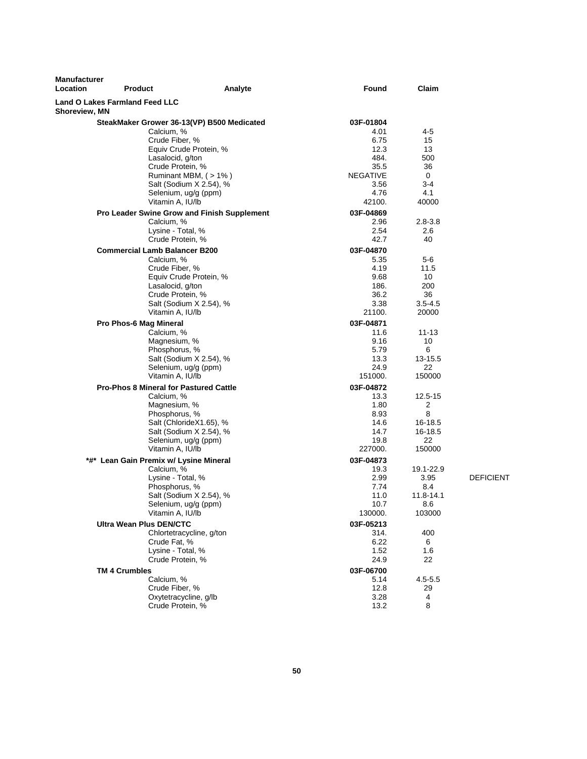| Manufacturer Location | Product | Analyte | Found | Claim | |
|---|---|---|---|---|---|
| **Land O Lakes Farmland Feed LLC Shoreview, MN** | | | | | |
| | **SteakMaker Grower 36-13(VP) B500 Medicated** | | **03F-01804** | | |
| | | Calcium, % | 4.01 | 4-5 | |
| | | Crude Fiber, % | 6.75 | 15 | |
| | | Equiv Crude Protein, % | 12.3 | 13 | |
| | | Lasalocid, g/ton | 484. | 500 | |
| | | Crude Protein, % | 35.5 | 36 | |
| | | Ruminant MBM, ( > 1% ) | NEGATIVE | 0 | |
| | | Salt (Sodium X 2.54), % | 3.56 | 3-4 | |
| | | Selenium, ug/g (ppm) | 4.76 | 4.1 | |
| | | Vitamin A, IU/lb | 42100. | 40000 | |
| | **Pro Leader Swine Grow and Finish Supplement** | | **03F-04869** | | |
| | | Calcium, % | 2.96 | 2.8-3.8 | |
| | | Lysine - Total, % | 2.54 | 2.6 | |
| | | Crude Protein, % | 42.7 | 40 | |
| | **Commercial Lamb Balancer B200** | | **03F-04870** | | |
| | | Calcium, % | 5.35 | 5-6 | |
| | | Crude Fiber, % | 4.19 | 11.5 | |
| | | Equiv Crude Protein, % | 9.68 | 10 | |
| | | Lasalocid, g/ton | 186. | 200 | |
| | | Crude Protein, % | 36.2 | 36 | |
| | | Salt (Sodium X 2.54), % | 3.38 | 3.5-4.5 | |
| | | Vitamin A, IU/lb | 21100. | 20000 | |
| | **Pro Phos-6 Mag Mineral** | | **03F-04871** | | |
| | | Calcium, % | 11.6 | 11-13 | |
| | | Magnesium, % | 9.16 | 10 | |
| | | Phosphorus, % | 5.79 | 6 | |
| | | Salt (Sodium X 2.54), % | 13.3 | 13-15.5 | |
| | | Selenium, ug/g (ppm) | 24.9 | 22 | |
| | | Vitamin A, IU/lb | 151000. | 150000 | |
| | **Pro-Phos 8 Mineral for Pastured Cattle** | | **03F-04872** | | |
| | | Calcium, % | 13.3 | 12.5-15 | |
| | | Magnesium, % | 1.80 | 2 | |
| | | Phosphorus, % | 8.93 | 8 | |
| | | Salt (ChlorideX1.65), % | 14.6 | 16-18.5 | |
| | | Salt (Sodium X 2.54), % | 14.7 | 16-18.5 | |
| | | Selenium, ug/g (ppm) | 19.8 | 22 | |
| | | Vitamin A, IU/lb | 227000. | 150000 | |
| | **\*#\* Lean Gain Premix w/ Lysine Mineral** | | **03F-04873** | | |
| | | Calcium, % | 19.3 | 19.1-22.9 | |
| | | Lysine - Total, % | 2.99 | 3.95 | DEFICIENT |
| | | Phosphorus, % | 7.74 | 8.4 | |
| | | Salt (Sodium X 2.54), % | 11.0 | 11.8-14.1 | |
| | | Selenium, ug/g (ppm) | 10.7 | 8.6 | |
| | | Vitamin A, IU/lb | 130000. | 103000 | |
| | **Ultra Wean Plus DEN/CTC** | | **03F-05213** | | |
| | | Chlortetracycline, g/ton | 314. | 400 | |
| | | Crude Fat, % | 6.22 | 6 | |
| | | Lysine - Total, % | 1.52 | 1.6 | |
| | | Crude Protein, % | 24.9 | 22 | |
| | **TM 4 Crumbles** | | **03F-06700** | | |
| | | Calcium, % | 5.14 | 4.5-5.5 | |
| | | Crude Fiber, % | 12.8 | 29 | |
| | | Oxytetracycline, g/lb | 3.28 | 4 | |
| | | Crude Protein, % | 13.2 | 8 | |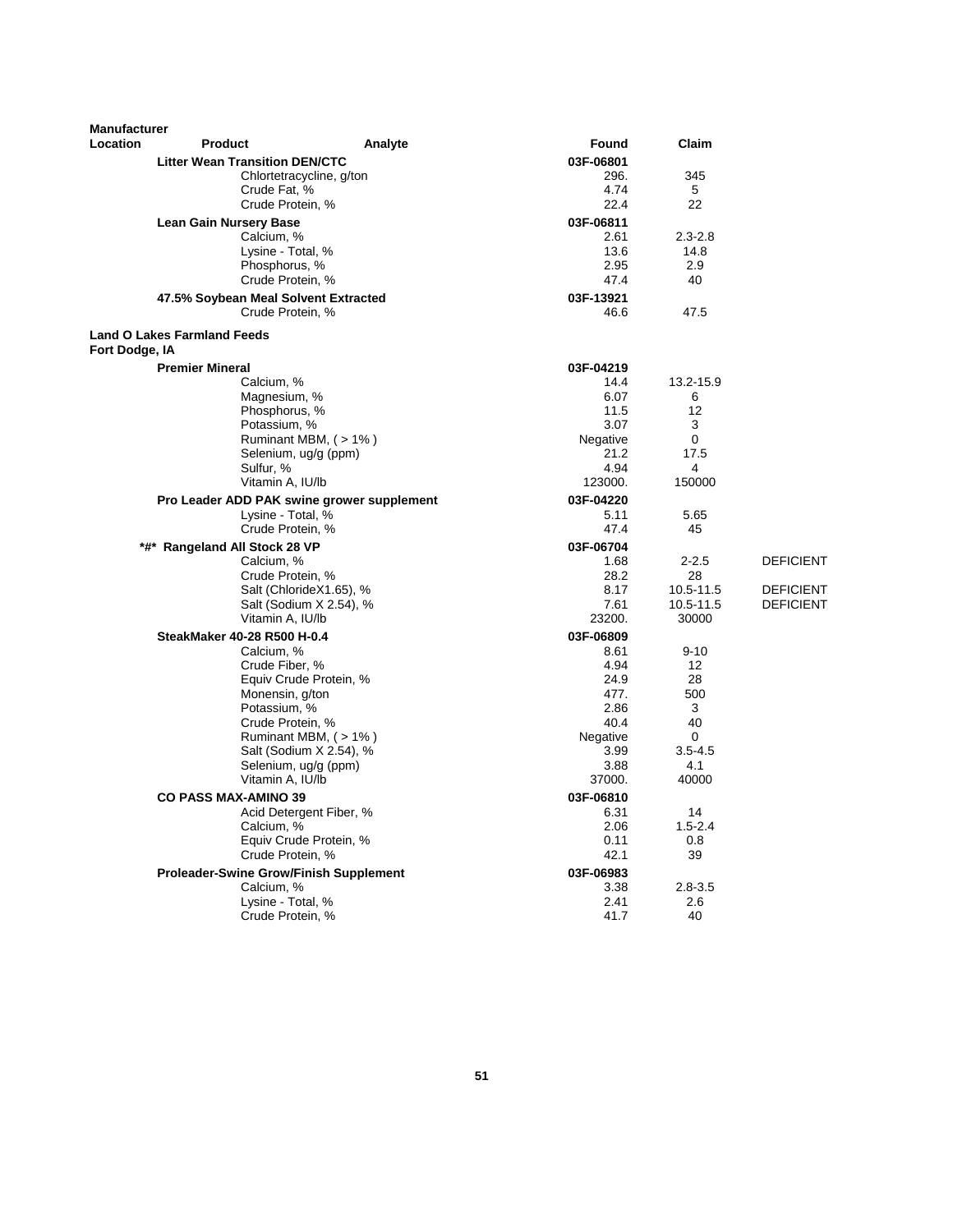| Manufacturer Location | Product | Analyte | Found | Claim | |
|---|---|---|---|---|---|
| | **Litter Wean Transition DEN/CTC** | | **03F-06801** | | |
| | | Chlortetracycline, g/ton | 296. | 345 | |
| | | Crude Fat, % | 4.74 | 5 | |
| | | Crude Protein, % | 22.4 | 22 | |
| | **Lean Gain Nursery Base** | | **03F-06811** | | |
| | | Calcium, % | 2.61 | 2.3-2.8 | |
| | | Lysine - Total, % | 13.6 | 14.8 | |
| | | Phosphorus, % | 2.95 | 2.9 | |
| | | Crude Protein, % | 47.4 | 40 | |
| | **47.5% Soybean Meal Solvent Extracted** | | **03F-13921** | | |
| | | Crude Protein, % | 46.6 | 47.5 | |
| **Land O Lakes Farmland Feeds Fort Dodge, IA** | | | | | |
| | **Premier Mineral** | | **03F-04219** | | |
| | | Calcium, % | 14.4 | 13.2-15.9 | |
| | | Magnesium, % | 6.07 | 6 | |
| | | Phosphorus, % | 11.5 | 12 | |
| | | Potassium, % | 3.07 | 3 | |
| | | Ruminant MBM, ( > 1% ) | Negative | 0 | |
| | | Selenium, ug/g (ppm) | 21.2 | 17.5 | |
| | | Sulfur, % | 4.94 | 4 | |
| | | Vitamin A, IU/lb | 123000. | 150000 | |
| | **Pro Leader ADD PAK swine grower supplement** | | **03F-04220** | | |
| | | Lysine - Total, % | 5.11 | 5.65 | |
| | | Crude Protein, % | 47.4 | 45 | |
| | **\*#\* Rangeland All Stock 28 VP** | | **03F-06704** | | |
| | | Calcium, % | 1.68 | 2-2.5 | DEFICIENT |
| | | Crude Protein, % | 28.2 | 28 | |
| | | Salt (ChlorideX1.65), % | 8.17 | 10.5-11.5 | DEFICIENT |
| | | Salt (Sodium X 2.54), % | 7.61 | 10.5-11.5 | DEFICIENT |
| | | Vitamin A, IU/lb | 23200. | 30000 | |
| | **SteakMaker 40-28 R500 H-0.4** | | **03F-06809** | | |
| | | Calcium, % | 8.61 | 9-10 | |
| | | Crude Fiber, % | 4.94 | 12 | |
| | | Equiv Crude Protein, % | 24.9 | 28 | |
| | | Monensin, g/ton | 477. | 500 | |
| | | Potassium, % | 2.86 | 3 | |
| | | Crude Protein, % | 40.4 | 40 | |
| | | Ruminant MBM, ( > 1% ) | Negative | 0 | |
| | | Salt (Sodium X 2.54), % | 3.99 | 3.5-4.5 | |
| | | Selenium, ug/g (ppm) | 3.88 | 4.1 | |
| | | Vitamin A, IU/lb | 37000. | 40000 | |
| | **CO PASS MAX-AMINO 39** | | **03F-06810** | | |
| | | Acid Detergent Fiber, % | 6.31 | 14 | |
| | | Calcium, % | 2.06 | 1.5-2.4 | |
| | | Equiv Crude Protein, % | 0.11 | 0.8 | |
| | | Crude Protein, % | 42.1 | 39 | |
| | **Proleader-Swine Grow/Finish Supplement** | | **03F-06983** | | |
| | | Calcium, % | 3.38 | 2.8-3.5 | |
| | | Lysine - Total, % | 2.41 | 2.6 | |
| | | Crude Protein, % | 41.7 | 40 | |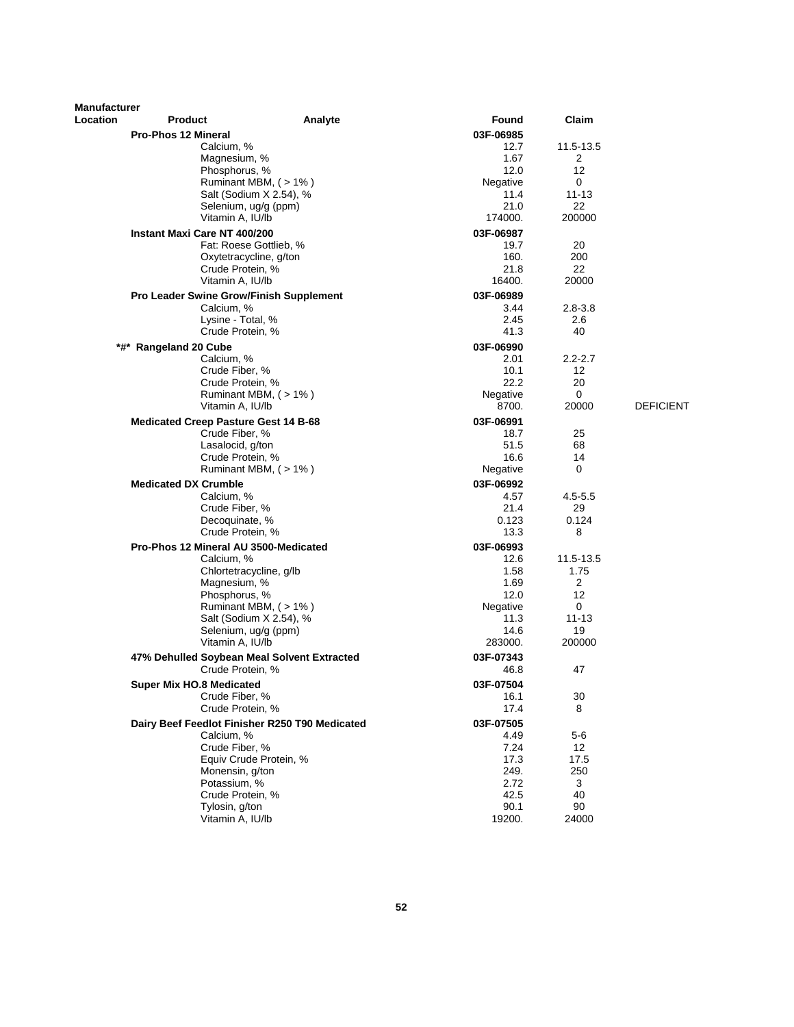| Manufacturer Location | Product | Analyte | Found | Claim | |
|---|---|---|---|---|---|
| | **Pro-Phos 12 Mineral** | | **03F-06985** | | |
| | | Calcium, % | 12.7 | 11.5-13.5 | |
| | | Magnesium, % | 1.67 | 2 | |
| | | Phosphorus, % | 12.0 | 12 | |
| | | Ruminant MBM, ( > 1% ) | Negative | 0 | |
| | | Salt (Sodium X 2.54), % | 11.4 | 11-13 | |
| | | Selenium, ug/g (ppm) | 21.0 | 22 | |
| | | Vitamin A, IU/lb | 174000. | 200000 | |
| | **Instant Maxi Care NT 400/200** | | **03F-06987** | | |
| | | Fat: Roese Gottlieb, % | 19.7 | 20 | |
| | | Oxytetracycline, g/ton | 160. | 200 | |
| | | Crude Protein, % | 21.8 | 22 | |
| | | Vitamin A, IU/lb | 16400. | 20000 | |
| | **Pro Leader Swine Grow/Finish Supplement** | | **03F-06989** | | |
| | | Calcium, % | 3.44 | 2.8-3.8 | |
| | | Lysine - Total, % | 2.45 | 2.6 | |
| | | Crude Protein, % | 41.3 | 40 | |
| | **\*#\* Rangeland 20 Cube** | | **03F-06990** | | |
| | | Calcium, % | 2.01 | 2.2-2.7 | |
| | | Crude Fiber, % | 10.1 | 12 | |
| | | Crude Protein, % | 22.2 | 20 | |
| | | Ruminant MBM, ( > 1% ) | Negative | 0 | |
| | | Vitamin A, IU/lb | 8700. | 20000 | DEFICIENT |
| | **Medicated Creep Pasture Gest 14 B-68** | | **03F-06991** | | |
| | | Crude Fiber, % | 18.7 | 25 | |
| | | Lasalocid, g/ton | 51.5 | 68 | |
| | | Crude Protein, % | 16.6 | 14 | |
| | | Ruminant MBM, ( > 1% ) | Negative | 0 | |
| | **Medicated DX Crumble** | | **03F-06992** | | |
| | | Calcium, % | 4.57 | 4.5-5.5 | |
| | | Crude Fiber, % | 21.4 | 29 | |
| | | Decoquinate, % | 0.123 | 0.124 | |
| | | Crude Protein, % | 13.3 | 8 | |
| | **Pro-Phos 12 Mineral AU 3500-Medicated** | | **03F-06993** | | |
| | | Calcium, % | 12.6 | 11.5-13.5 | |
| | | Chlortetracycline, g/lb | 1.58 | 1.75 | |
| | | Magnesium, % | 1.69 | 2 | |
| | | Phosphorus, % | 12.0 | 12 | |
| | | Ruminant MBM, ( > 1% ) | Negative | 0 | |
| | | Salt (Sodium X 2.54), % | 11.3 | 11-13 | |
| | | Selenium, ug/g (ppm) | 14.6 | 19 | |
| | | Vitamin A, IU/lb | 283000. | 200000 | |
| | **47% Dehulled Soybean Meal Solvent Extracted** | | **03F-07343** | | |
| | | Crude Protein, % | 46.8 | 47 | |
| | **Super Mix HO.8 Medicated** | | **03F-07504** | | |
| | | Crude Fiber, % | 16.1 | 30 | |
| | | Crude Protein, % | 17.4 | 8 | |
| | **Dairy Beef Feedlot Finisher R250 T90 Medicated** | | **03F-07505** | | |
| | | Calcium, % | 4.49 | 5-6 | |
| | | Crude Fiber, % | 7.24 | 12 | |
| | | Equiv Crude Protein, % | 17.3 | 17.5 | |
| | | Monensin, g/ton | 249. | 250 | |
| | | Potassium, % | 2.72 | 3 | |
| | | Crude Protein, % | 42.5 | 40 | |
| | | Tylosin, g/ton | 90.1 | 90 | |
| | | Vitamin A, IU/lb | 19200. | 24000 | |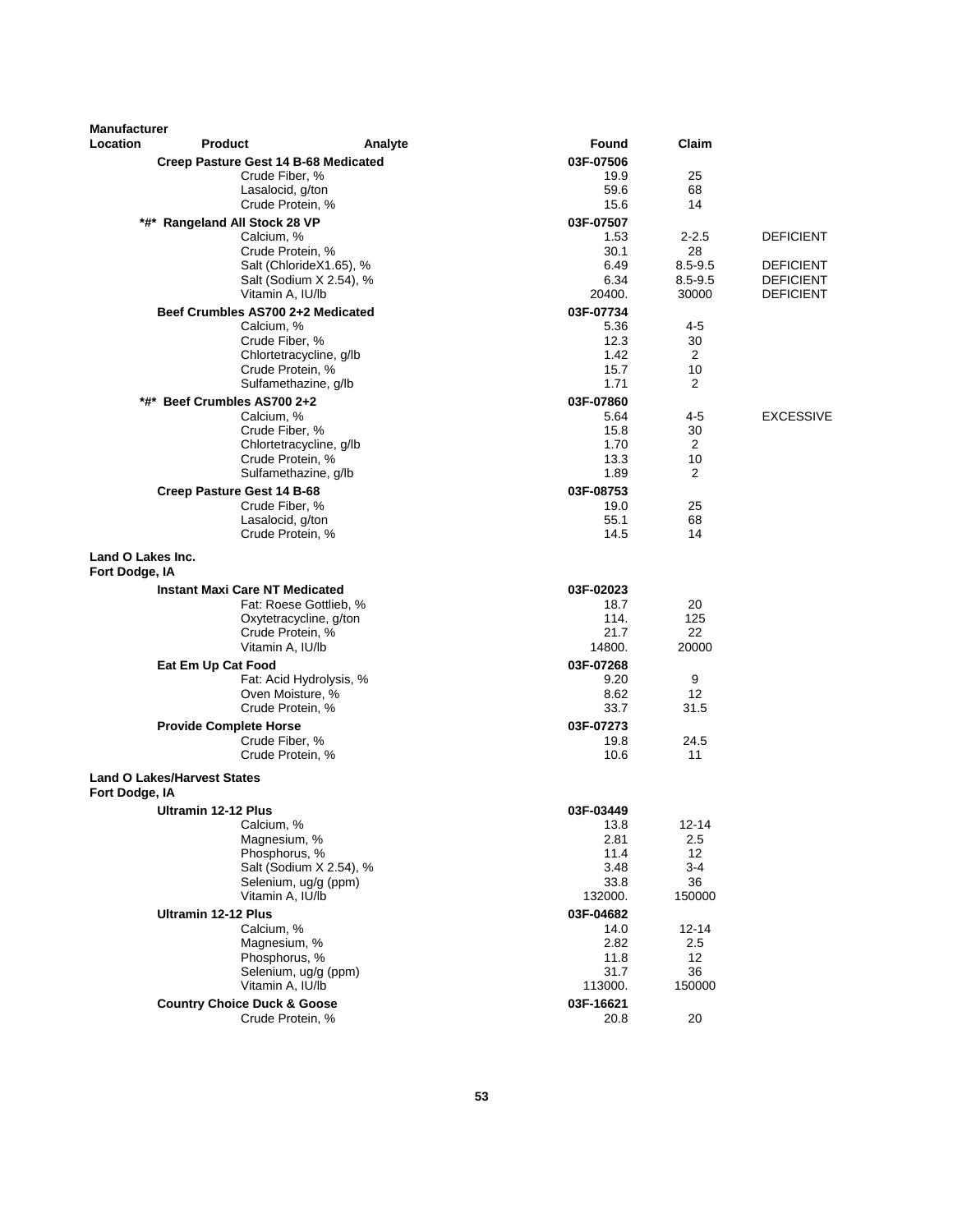| Manufacturer Location | Product | Analyte | Found | Claim | |
|---|---|---|---|---|---|
| | Creep Pasture Gest 14 B-68 Medicated | | 03F-07506 | | |
| | | Crude Fiber, % | 19.9 | 25 | |
| | | Lasalocid, g/ton | 59.6 | 68 | |
| | | Crude Protein, % | 15.6 | 14 | |
| | *#* Rangeland All Stock 28 VP | | 03F-07507 | | |
| | | Calcium, % | 1.53 | 2-2.5 | DEFICIENT |
| | | Crude Protein, % | 30.1 | 28 | |
| | | Salt (ChlorideX1.65), % | 6.49 | 8.5-9.5 | DEFICIENT |
| | | Salt (Sodium X 2.54), % | 6.34 | 8.5-9.5 | DEFICIENT |
| | | Vitamin A, IU/lb | 20400. | 30000 | DEFICIENT |
| | Beef Crumbles AS700 2+2 Medicated | | 03F-07734 | | |
| | | Calcium, % | 5.36 | 4-5 | |
| | | Crude Fiber, % | 12.3 | 30 | |
| | | Chlortetracycline, g/lb | 1.42 | 2 | |
| | | Crude Protein, % | 15.7 | 10 | |
| | | Sulfamethazine, g/lb | 1.71 | 2 | |
| | *#* Beef Crumbles AS700 2+2 | | 03F-07860 | | |
| | | Calcium, % | 5.64 | 4-5 | EXCESSIVE |
| | | Crude Fiber, % | 15.8 | 30 | |
| | | Chlortetracycline, g/lb | 1.70 | 2 | |
| | | Crude Protein, % | 13.3 | 10 | |
| | | Sulfamethazine, g/lb | 1.89 | 2 | |
| | Creep Pasture Gest 14 B-68 | | 03F-08753 | | |
| | | Crude Fiber, % | 19.0 | 25 | |
| | | Lasalocid, g/ton | 55.1 | 68 | |
| | | Crude Protein, % | 14.5 | 14 | |
| **Land O Lakes Inc. Fort Dodge, IA** | | | | | |
| | Instant Maxi Care NT Medicated | | 03F-02023 | | |
| | | Fat: Roese Gottlieb, % | 18.7 | 20 | |
| | | Oxytetracycline, g/ton | 114. | 125 | |
| | | Crude Protein, % | 21.7 | 22 | |
| | | Vitamin A, IU/lb | 14800. | 20000 | |
| | Eat Em Up Cat Food | | 03F-07268 | | |
| | | Fat: Acid Hydrolysis, % | 9.20 | 9 | |
| | | Oven Moisture, % | 8.62 | 12 | |
| | | Crude Protein, % | 33.7 | 31.5 | |
| | Provide Complete Horse | | 03F-07273 | | |
| | | Crude Fiber, % | 19.8 | 24.5 | |
| | | Crude Protein, % | 10.6 | 11 | |
| **Land O Lakes/Harvest States Fort Dodge, IA** | | | | | |
| | Ultramin 12-12 Plus | | 03F-03449 | | |
| | | Calcium, % | 13.8 | 12-14 | |
| | | Magnesium, % | 2.81 | 2.5 | |
| | | Phosphorus, % | 11.4 | 12 | |
| | | Salt (Sodium X 2.54), % | 3.48 | 3-4 | |
| | | Selenium, ug/g (ppm) | 33.8 | 36 | |
| | | Vitamin A, IU/lb | 132000. | 150000 | |
| | Ultramin 12-12 Plus | | 03F-04682 | | |
| | | Calcium, % | 14.0 | 12-14 | |
| | | Magnesium, % | 2.82 | 2.5 | |
| | | Phosphorus, % | 11.8 | 12 | |
| | | Selenium, ug/g (ppm) | 31.7 | 36 | |
| | | Vitamin A, IU/lb | 113000. | 150000 | |
| | Country Choice Duck & Goose | | 03F-16621 | | |
| | | Crude Protein, % | 20.8 | 20 | |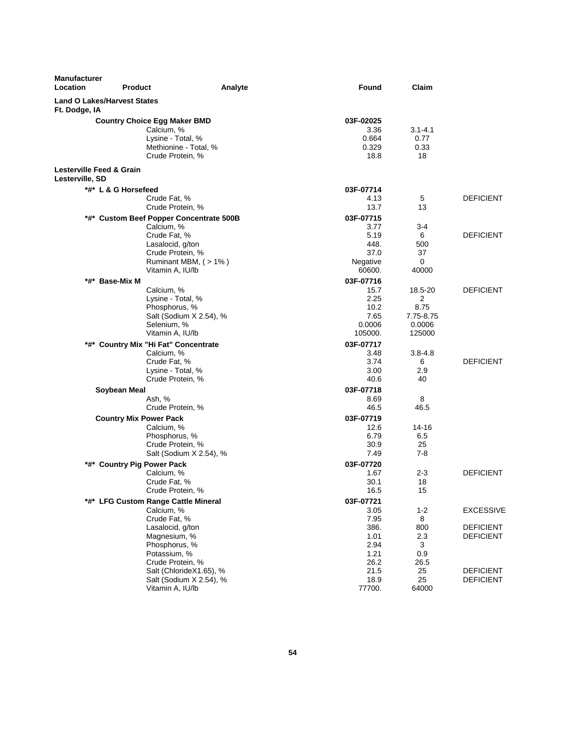| Manufacturer Location | Product | Analyte | Found | Claim | |
|---|---|---|---|---|---|
| **Land O Lakes/Harvest States** | | | | | |
| **Ft. Dodge, IA** | | | | | |
| | **Country Choice Egg Maker BMD** | | **03F-02025** | | |
| | | Calcium, % | 3.36 | 3.1-4.1 | |
| | | Lysine - Total, % | 0.664 | 0.77 | |
| | | Methionine - Total, % | 0.329 | 0.33 | |
| | | Crude Protein, % | 18.8 | 18 | |
| **Lesterville Feed & Grain** | | | | | |
| **Lesterville, SD** | | | | | |
| | **\*#\* L & G Horsefeed** | | **03F-07714** | | |
| | | Crude Fat, % | 4.13 | 5 | DEFICIENT |
| | | Crude Protein, % | 13.7 | 13 | |
| | **\*#\* Custom Beef Popper Concentrate 500B** | | **03F-07715** | | |
| | | Calcium, % | 3.77 | 3-4 | |
| | | Crude Fat, % | 5.19 | 6 | DEFICIENT |
| | | Lasalocid, g/ton | 448. | 500 | |
| | | Crude Protein, % | 37.0 | 37 | |
| | | Ruminant MBM, ( > 1% ) | Negative | 0 | |
| | | Vitamin A, IU/lb | 60600. | 40000 | |
| | **\*#\* Base-Mix M** | | **03F-07716** | | |
| | | Calcium, % | 15.7 | 18.5-20 | DEFICIENT |
| | | Lysine - Total, % | 2.25 | 2 | |
| | | Phosphorus, % | 10.2 | 8.75 | |
| | | Salt (Sodium X 2.54), % | 7.65 | 7.75-8.75 | |
| | | Selenium, % | 0.0006 | 0.0006 | |
| | | Vitamin A, IU/lb | 105000. | 125000 | |
| | **\*#\* Country Mix "Hi Fat" Concentrate** | | **03F-07717** | | |
| | | Calcium, % | 3.48 | 3.8-4.8 | |
| | | Crude Fat, % | 3.74 | 6 | DEFICIENT |
| | | Lysine - Total, % | 3.00 | 2.9 | |
| | | Crude Protein, % | 40.6 | 40 | |
| | **Soybean Meal** | | **03F-07718** | | |
| | | Ash, % | 8.69 | 8 | |
| | | Crude Protein, % | 46.5 | 46.5 | |
| | **Country Mix Power Pack** | | **03F-07719** | | |
| | | Calcium, % | 12.6 | 14-16 | |
| | | Phosphorus, % | 6.79 | 6.5 | |
| | | Crude Protein, % | 30.9 | 25 | |
| | | Salt (Sodium X 2.54), % | 7.49 | 7-8 | |
| | **\*#\* Country Pig Power Pack** | | **03F-07720** | | |
| | | Calcium, % | 1.67 | 2-3 | DEFICIENT |
| | | Crude Fat, % | 30.1 | 18 | |
| | | Crude Protein, % | 16.5 | 15 | |
| | **\*#\* LFG Custom Range Cattle Mineral** | | **03F-07721** | | |
| | | Calcium, % | 3.05 | 1-2 | EXCESSIVE |
| | | Crude Fat, % | 7.95 | 8 | |
| | | Lasalocid, g/ton | 386. | 800 | DEFICIENT |
| | | Magnesium, % | 1.01 | 2.3 | DEFICIENT |
| | | Phosphorus, % | 2.94 | 3 | |
| | | Potassium, % | 1.21 | 0.9 | |
| | | Crude Protein, % | 26.2 | 26.5 | |
| | | Salt (ChlorideX1.65), % | 21.5 | 25 | DEFICIENT |
| | | Salt (Sodium X 2.54), % | 18.9 | 25 | DEFICIENT |
| | | Vitamin A, IU/lb | 77700. | 64000 | |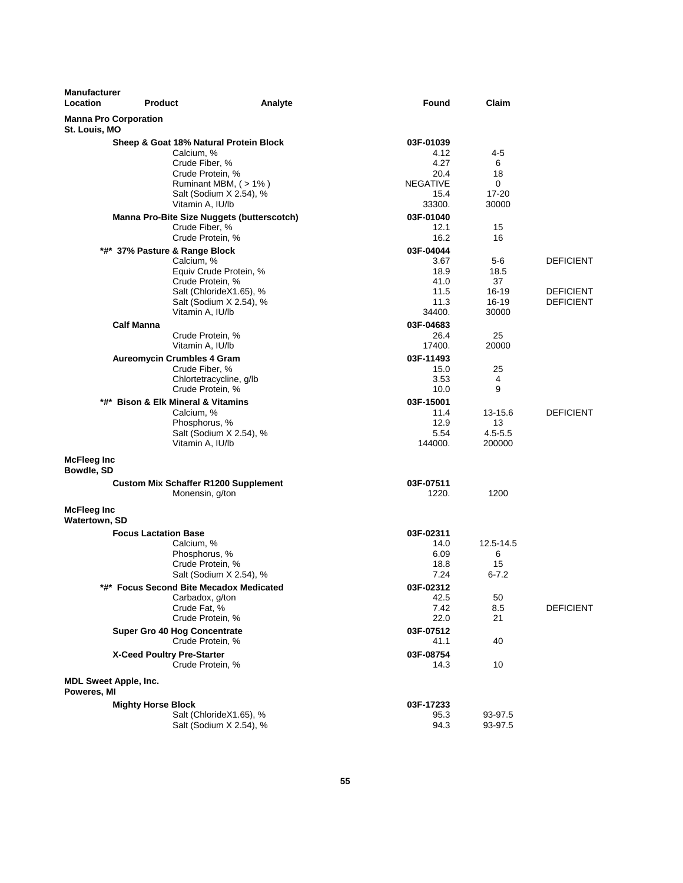| Manufacturer Location | Product | Analyte | Found | Claim | |
|---|---|---|---|---|---|
| **Manna Pro Corporation St. Louis, MO** | | | | | |
| | **Sheep & Goat 18% Natural Protein Block** | | **03F-01039** | | |
| | | Calcium, % | 4.12 | 4-5 | |
| | | Crude Fiber, % | 4.27 | 6 | |
| | | Crude Protein, % | 20.4 | 18 | |
| | | Ruminant MBM, ( > 1% ) | NEGATIVE | 0 | |
| | | Salt (Sodium X 2.54), % | 15.4 | 17-20 | |
| | | Vitamin A, IU/lb | 33300. | 30000 | |
| | **Manna Pro-Bite Size Nuggets (butterscotch)** | | **03F-01040** | | |
| | | Crude Fiber, % | 12.1 | 15 | |
| | | Crude Protein, % | 16.2 | 16 | |
| | **\*#\* 37% Pasture & Range Block** | | **03F-04044** | | |
| | | Calcium, % | 3.67 | 5-6 | DEFICIENT |
| | | Equiv Crude Protein, % | 18.9 | 18.5 | |
| | | Crude Protein, % | 41.0 | 37 | |
| | | Salt (ChlorideX1.65), % | 11.5 | 16-19 | DEFICIENT |
| | | Salt (Sodium X 2.54), % | 11.3 | 16-19 | DEFICIENT |
| | | Vitamin A, IU/lb | 34400. | 30000 | |
| | **Calf Manna** | | **03F-04683** | | |
| | | Crude Protein, % | 26.4 | 25 | |
| | | Vitamin A, IU/lb | 17400. | 20000 | |
| | **Aureomycin Crumbles 4 Gram** | | **03F-11493** | | |
| | | Crude Fiber, % | 15.0 | 25 | |
| | | Chlortetracycline, g/lb | 3.53 | 4 | |
| | | Crude Protein, % | 10.0 | 9 | |
| | **\*#\* Bison & Elk Mineral & Vitamins** | | **03F-15001** | | |
| | | Calcium, % | 11.4 | 13-15.6 | DEFICIENT |
| | | Phosphorus, % | 12.9 | 13 | |
| | | Salt (Sodium X 2.54), % | 5.54 | 4.5-5.5 | |
| | | Vitamin A, IU/lb | 144000. | 200000 | |
| **McFleeg Inc Bowdle, SD** | | | | | |
| | **Custom Mix Schaffer R1200 Supplement** | | **03F-07511** | | |
| | | Monensin, g/ton | 1220. | 1200 | |
| **McFleeg Inc Watertown, SD** | | | | | |
| | **Focus Lactation Base** | | **03F-02311** | | |
| | | Calcium, % | 14.0 | 12.5-14.5 | |
| | | Phosphorus, % | 6.09 | 6 | |
| | | Crude Protein, % | 18.8 | 15 | |
| | | Salt (Sodium X 2.54), % | 7.24 | 6-7.2 | |
| | **\*#\* Focus Second Bite Mecadox Medicated** | | **03F-02312** | | |
| | | Carbadox, g/ton | 42.5 | 50 | |
| | | Crude Fat, % | 7.42 | 8.5 | DEFICIENT |
| | | Crude Protein, % | 22.0 | 21 | |
| | **Super Gro 40 Hog Concentrate** | | **03F-07512** | | |
| | | Crude Protein, % | 41.1 | 40 | |
| | **X-Ceed Poultry Pre-Starter** | | **03F-08754** | | |
| | | Crude Protein, % | 14.3 | 10 | |
| **MDL Sweet Apple, Inc. Poweres, MI** | | | | | |
| | **Mighty Horse Block** | | **03F-17233** | | |
| | | Salt (ChlorideX1.65), % | 95.3 | 93-97.5 | |
| | | Salt (Sodium X 2.54), % | 94.3 | 93-97.5 | |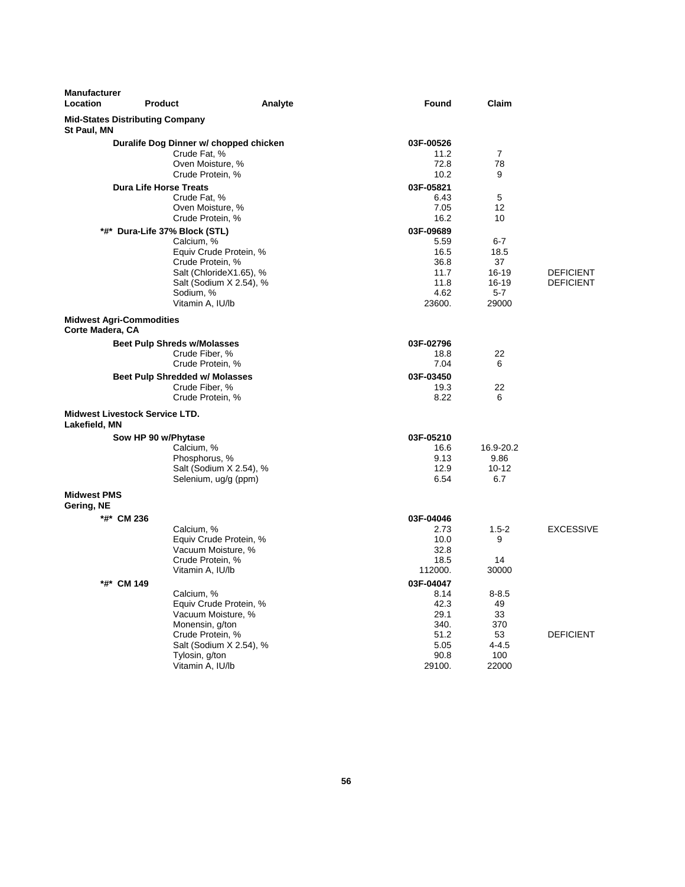| Manufacturer Location | Product | Analyte | Found | Claim | |
|---|---|---|---|---|---|
| **Mid-States Distributing Company** | | | | | |
| **St Paul, MN** | | | | | |
| | **Duralife Dog Dinner w/ chopped chicken** | | **03F-00526** | | |
| | | Crude Fat, % | 11.2 | 7 | |
| | | Oven Moisture, % | 72.8 | 78 | |
| | | Crude Protein, % | 10.2 | 9 | |
| | **Dura Life Horse Treats** | | **03F-05821** | | |
| | | Crude Fat, % | 6.43 | 5 | |
| | | Oven Moisture, % | 7.05 | 12 | |
| | | Crude Protein, % | 16.2 | 10 | |
| | **\*#\* Dura-Life 37% Block (STL)** | | **03F-09689** | | |
| | | Calcium, % | 5.59 | 6-7 | |
| | | Equiv Crude Protein, % | 16.5 | 18.5 | |
| | | Crude Protein, % | 36.8 | 37 | |
| | | Salt (ChlorideX1.65), % | 11.7 | 16-19 | DEFICIENT |
| | | Salt (Sodium X 2.54), % | 11.8 | 16-19 | DEFICIENT |
| | | Sodium, % | 4.62 | 5-7 | |
| | | Vitamin A, IU/lb | 23600. | 29000 | |
| **Midwest Agri-Commodities** | | | | | |
| **Corte Madera, CA** | | | | | |
| | **Beet Pulp Shreds w/Molasses** | | **03F-02796** | | |
| | | Crude Fiber, % | 18.8 | 22 | |
| | | Crude Protein, % | 7.04 | 6 | |
| | **Beet Pulp Shredded w/ Molasses** | | **03F-03450** | | |
| | | Crude Fiber, % | 19.3 | 22 | |
| | | Crude Protein, % | 8.22 | 6 | |
| **Midwest Livestock Service LTD.** | | | | | |
| **Lakefield, MN** | | | | | |
| | **Sow HP 90 w/Phytase** | | **03F-05210** | | |
| | | Calcium, % | 16.6 | 16.9-20.2 | |
| | | Phosphorus, % | 9.13 | 9.86 | |
| | | Salt (Sodium X 2.54), % | 12.9 | 10-12 | |
| | | Selenium, ug/g (ppm) | 6.54 | 6.7 | |
| **Midwest PMS** | | | | | |
| **Gering, NE** | | | | | |
| | **\*#\* CM 236** | | **03F-04046** | | |
| | | Calcium, % | 2.73 | 1.5-2 | EXCESSIVE |
| | | Equiv Crude Protein, % | 10.0 | 9 | |
| | | Vacuum Moisture, % | 32.8 | | |
| | | Crude Protein, % | 18.5 | 14 | |
| | | Vitamin A, IU/lb | 112000. | 30000 | |
| | **\*#\* CM 149** | | **03F-04047** | | |
| | | Calcium, % | 8.14 | 8-8.5 | |
| | | Equiv Crude Protein, % | 42.3 | 49 | |
| | | Vacuum Moisture, % | 29.1 | 33 | |
| | | Monensin, g/ton | 340. | 370 | |
| | | Crude Protein, % | 51.2 | 53 | DEFICIENT |
| | | Salt (Sodium X 2.54), % | 5.05 | 4-4.5 | |
| | | Tylosin, g/ton | 90.8 | 100 | |
| | | Vitamin A, IU/lb | 29100. | 22000 | |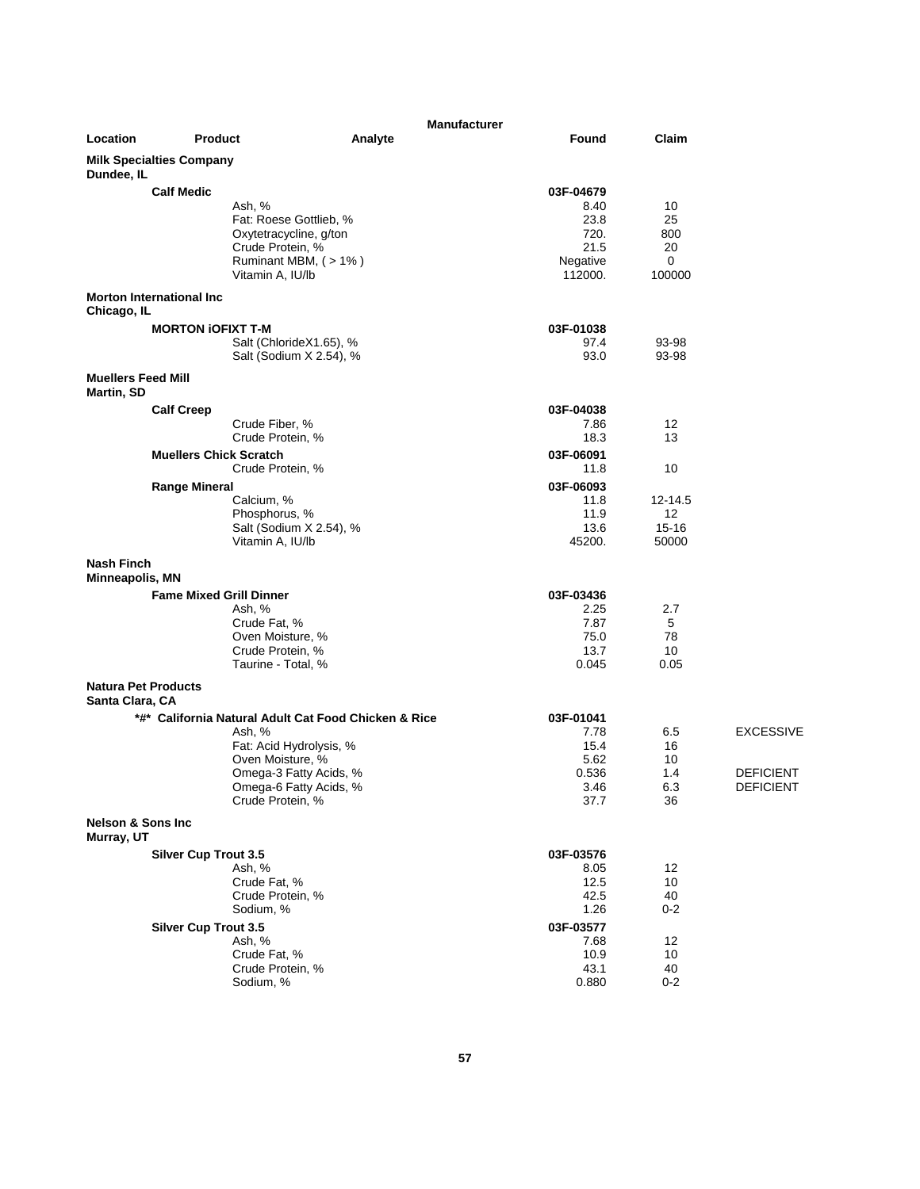| Location | Product | Analyte | Manufacturer Found | Claim | |
|---|---|---|---|---|---|
| **Milk Specialties Company** | | | | | |
| **Dundee, IL** | | | | | |
| | **Calf Medic** | | 03F-04679 | | |
| | | Ash, % | 8.40 | 10 | |
| | | Fat: Roese Gottlieb, % | 23.8 | 25 | |
| | | Oxytetracycline, g/ton | 720. | 800 | |
| | | Crude Protein, % | 21.5 | 20 | |
| | | Ruminant MBM, ( > 1% ) | Negative | 0 | |
| | | Vitamin A, IU/lb | 112000. | 100000 | |
| **Morton International Inc** | | | | | |
| **Chicago, IL** | | | | | |
| | **MORTON iOFIXT T-M** | | 03F-01038 | | |
| | | Salt (ChlorideX1.65), % | 97.4 | 93-98 | |
| | | Salt (Sodium X 2.54), % | 93.0 | 93-98 | |
| **Muellers Feed Mill** | | | | | |
| **Martin, SD** | | | | | |
| | **Calf Creep** | | 03F-04038 | | |
| | | Crude Fiber, % | 7.86 | 12 | |
| | | Crude Protein, % | 18.3 | 13 | |
| | **Muellers Chick Scratch** | | 03F-06091 | | |
| | | Crude Protein, % | 11.8 | 10 | |
| | **Range Mineral** | | 03F-06093 | | |
| | | Calcium, % | 11.8 | 12-14.5 | |
| | | Phosphorus, % | 11.9 | 12 | |
| | | Salt (Sodium X 2.54), % | 13.6 | 15-16 | |
| | | Vitamin A, IU/lb | 45200. | 50000 | |
| **Nash Finch** | | | | | |
| **Minneapolis, MN** | | | | | |
| | **Fame Mixed Grill Dinner** | | 03F-03436 | | |
| | | Ash, % | 2.25 | 2.7 | |
| | | Crude Fat, % | 7.87 | 5 | |
| | | Oven Moisture, % | 75.0 | 78 | |
| | | Crude Protein, % | 13.7 | 10 | |
| | | Taurine - Total, % | 0.045 | 0.05 | |
| **Natura Pet Products** | | | | | |
| **Santa Clara, CA** | | | | | |
| | **\*#\* California Natural Adult Cat Food Chicken & Rice** | | 03F-01041 | | |
| | | Ash, % | 7.78 | 6.5 | EXCESSIVE |
| | | Fat: Acid Hydrolysis, % | 15.4 | 16 | |
| | | Oven Moisture, % | 5.62 | 10 | |
| | | Omega-3 Fatty Acids, % | 0.536 | 1.4 | DEFICIENT |
| | | Omega-6 Fatty Acids, % | 3.46 | 6.3 | DEFICIENT |
| | | Crude Protein, % | 37.7 | 36 | |
| **Nelson & Sons Inc** | | | | | |
| **Murray, UT** | | | | | |
| | **Silver Cup Trout 3.5** | | 03F-03576 | | |
| | | Ash, % | 8.05 | 12 | |
| | | Crude Fat, % | 12.5 | 10 | |
| | | Crude Protein, % | 42.5 | 40 | |
| | | Sodium, % | 1.26 | 0-2 | |
| | **Silver Cup Trout 3.5** | | 03F-03577 | | |
| | | Ash, % | 7.68 | 12 | |
| | | Crude Fat, % | 10.9 | 10 | |
| | | Crude Protein, % | 43.1 | 40 | |
| | | Sodium, % | 0.880 | 0-2 | |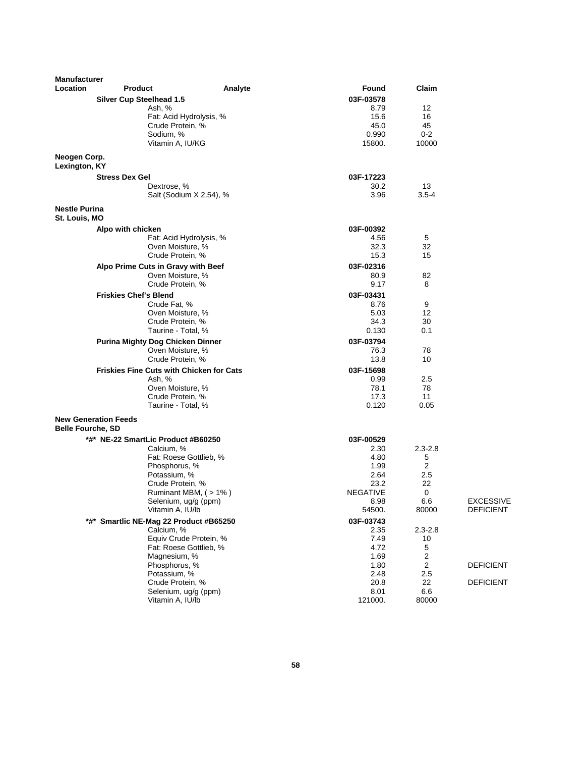| Manufacturer Location | Product | Analyte | Found | Claim | |
|---|---|---|---|---|---|
| | **Silver Cup Steelhead 1.5** | | **03F-03578** | | |
| | | Ash, % | 8.79 | 12 | |
| | | Fat: Acid Hydrolysis, % | 15.6 | 16 | |
| | | Crude Protein, % | 45.0 | 45 | |
| | | Sodium, % | 0.990 | 0-2 | |
| | | Vitamin A, IU/KG | 15800. | 10000 | |
| **Neogen Corp. Lexington, KY** | | | | | |
| | **Stress Dex Gel** | | **03F-17223** | | |
| | | Dextrose, % | 30.2 | 13 | |
| | | Salt (Sodium X 2.54), % | 3.96 | 3.5-4 | |
| **Nestle Purina St. Louis, MO** | | | | | |
| | **Alpo with chicken** | | **03F-00392** | | |
| | | Fat: Acid Hydrolysis, % | 4.56 | 5 | |
| | | Oven Moisture, % | 32.3 | 32 | |
| | | Crude Protein, % | 15.3 | 15 | |
| | **Alpo Prime Cuts in Gravy with Beef** | | **03F-02316** | | |
| | | Oven Moisture, % | 80.9 | 82 | |
| | | Crude Protein, % | 9.17 | 8 | |
| | **Friskies Chef's Blend** | | **03F-03431** | | |
| | | Crude Fat, % | 8.76 | 9 | |
| | | Oven Moisture, % | 5.03 | 12 | |
| | | Crude Protein, % | 34.3 | 30 | |
| | | Taurine - Total, % | 0.130 | 0.1 | |
| | **Purina Mighty Dog Chicken Dinner** | | **03F-03794** | | |
| | | Oven Moisture, % | 76.3 | 78 | |
| | | Crude Protein, % | 13.8 | 10 | |
| | **Friskies Fine Cuts with Chicken for Cats** | | **03F-15698** | | |
| | | Ash, % | 0.99 | 2.5 | |
| | | Oven Moisture, % | 78.1 | 78 | |
| | | Crude Protein, % | 17.3 | 11 | |
| | | Taurine - Total, % | 0.120 | 0.05 | |
| **New Generation Feeds Belle Fourche, SD** | | | | | |
| | **\*#\* NE-22 SmartLic Product #B60250** | | **03F-00529** | | |
| | | Calcium, % | 2.30 | 2.3-2.8 | |
| | | Fat: Roese Gottlieb, % | 4.80 | 5 | |
| | | Phosphorus, % | 1.99 | 2 | |
| | | Potassium, % | 2.64 | 2.5 | |
| | | Crude Protein, % | 23.2 | 22 | |
| | | Ruminant MBM, ( > 1% ) | NEGATIVE | 0 | |
| | | Selenium, ug/g (ppm) | 8.98 | 6.6 | EXCESSIVE |
| | | Vitamin A, IU/lb | 54500. | 80000 | DEFICIENT |
| | **\*#\* Smartlic NE-Mag 22 Product #B65250** | | **03F-03743** | | |
| | | Calcium, % | 2.35 | 2.3-2.8 | |
| | | Equiv Crude Protein, % | 7.49 | 10 | |
| | | Fat: Roese Gottlieb, % | 4.72 | 5 | |
| | | Magnesium, % | 1.69 | 2 | |
| | | Phosphorus, % | 1.80 | 2 | DEFICIENT |
| | | Potassium, % | 2.48 | 2.5 | |
| | | Crude Protein, % | 20.8 | 22 | DEFICIENT |
| | | Selenium, ug/g (ppm) | 8.01 | 6.6 | |
| | | Vitamin A, IU/lb | 121000. | 80000 | |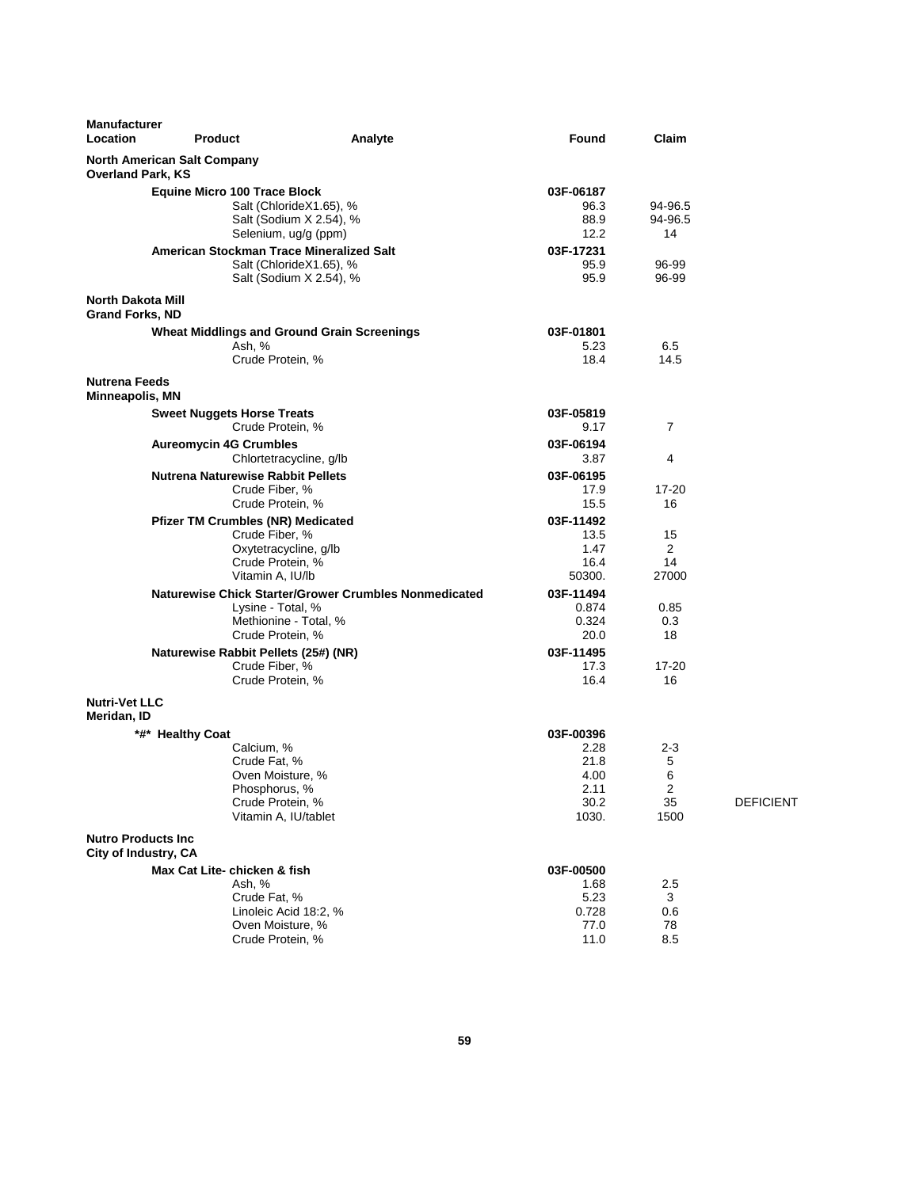| Manufacturer Location | Product | Analyte | Found | Claim | |
|---|---|---|---|---|---|
| **North American Salt Company** **Overland Park, KS** | | | | | |
| | **Equine Micro 100 Trace Block** | | **03F-06187** | | |
| | | Salt (ChlorideX1.65), % | 96.3 | 94-96.5 | |
| | | Salt (Sodium X 2.54), % | 88.9 | 94-96.5 | |
| | | Selenium, ug/g (ppm) | 12.2 | 14 | |
| | **American Stockman Trace Mineralized Salt** | | **03F-17231** | | |
| | | Salt (ChlorideX1.65), % | 95.9 | 96-99 | |
| | | Salt (Sodium X 2.54), % | 95.9 | 96-99 | |
| **North Dakota Mill** **Grand Forks, ND** | | | | | |
| | **Wheat Middlings and Ground Grain Screenings** | | **03F-01801** | | |
| | | Ash, % | 5.23 | 6.5 | |
| | | Crude Protein, % | 18.4 | 14.5 | |
| **Nutrena Feeds** **Minneapolis, MN** | | | | | |
| | **Sweet Nuggets Horse Treats** | | **03F-05819** | | |
| | | Crude Protein, % | 9.17 | 7 | |
| | **Aureomycin 4G Crumbles** | | **03F-06194** | | |
| | | Chlortetracycline, g/lb | 3.87 | 4 | |
| | **Nutrena Naturewise Rabbit Pellets** | | **03F-06195** | | |
| | | Crude Fiber, % | 17.9 | 17-20 | |
| | | Crude Protein, % | 15.5 | 16 | |
| | **Pfizer TM Crumbles (NR) Medicated** | | **03F-11492** | | |
| | | Crude Fiber, % | 13.5 | 15 | |
| | | Oxytetracycline, g/lb | 1.47 | 2 | |
| | | Crude Protein, % | 16.4 | 14 | |
| | | Vitamin A, IU/lb | 50300. | 27000 | |
| | **Naturewise Chick Starter/Grower Crumbles Nonmedicated** | | **03F-11494** | | |
| | | Lysine - Total, % | 0.874 | 0.85 | |
| | | Methionine - Total, % | 0.324 | 0.3 | |
| | | Crude Protein, % | 20.0 | 18 | |
| | **Naturewise Rabbit Pellets (25#) (NR)** | | **03F-11495** | | |
| | | Crude Fiber, % | 17.3 | 17-20 | |
| | | Crude Protein, % | 16.4 | 16 | |
| **Nutri-Vet LLC** **Meridan, ID** | | | | | |
| | ***#* Healthy Coat** | | **03F-00396** | | |
| | | Calcium, % | 2.28 | 2-3 | |
| | | Crude Fat, % | 21.8 | 5 | |
| | | Oven Moisture, % | 4.00 | 6 | |
| | | Phosphorus, % | 2.11 | 2 | |
| | | Crude Protein, % | 30.2 | 35 | DEFICIENT |
| | | Vitamin A, IU/tablet | 1030. | 1500 | |
| **Nutro Products Inc** **City of Industry, CA** | | | | | |
| | **Max Cat Lite- chicken & fish** | | **03F-00500** | | |
| | | Ash, % | 1.68 | 2.5 | |
| | | Crude Fat, % | 5.23 | 3 | |
| | | Linoleic Acid 18:2, % | 0.728 | 0.6 | |
| | | Oven Moisture, % | 77.0 | 78 | |
| | | Crude Protein, % | 11.0 | 8.5 | |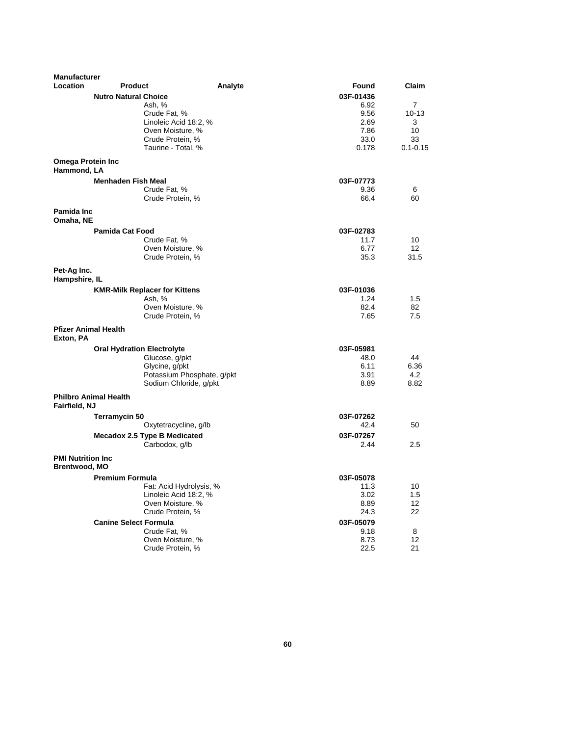| Manufacturer Location | Product | Analyte | Found | Claim |
|---|---|---|---|---|
| | **Nutro Natural Choice** | | **03F-01436** | |
| | | Ash, % | 6.92 | 7 |
| | | Crude Fat, % | 9.56 | 10-13 |
| | | Linoleic Acid 18:2, % | 2.69 | 3 |
| | | Oven Moisture, % | 7.86 | 10 |
| | | Crude Protein, % | 33.0 | 33 |
| | | Taurine - Total, % | 0.178 | 0.1-0.15 |
| **Omega Protein Inc Hammond, LA** | | | | |
| | **Menhaden Fish Meal** | | **03F-07773** | |
| | | Crude Fat, % | 9.36 | 6 |
| | | Crude Protein, % | 66.4 | 60 |
| **Pamida Inc Omaha, NE** | | | | |
| | **Pamida Cat Food** | | **03F-02783** | |
| | | Crude Fat, % | 11.7 | 10 |
| | | Oven Moisture, % | 6.77 | 12 |
| | | Crude Protein, % | 35.3 | 31.5 |
| **Pet-Ag Inc. Hampshire, IL** | | | | |
| | **KMR-Milk Replacer for Kittens** | | **03F-01036** | |
| | | Ash, % | 1.24 | 1.5 |
| | | Oven Moisture, % | 82.4 | 82 |
| | | Crude Protein, % | 7.65 | 7.5 |
| **Pfizer Animal Health Exton, PA** | | | | |
| | **Oral Hydration Electrolyte** | | **03F-05981** | |
| | | Glucose, g/pkt | 48.0 | 44 |
| | | Glycine, g/pkt | 6.11 | 6.36 |
| | | Potassium Phosphate, g/pkt | 3.91 | 4.2 |
| | | Sodium Chloride, g/pkt | 8.89 | 8.82 |
| **Philbro Animal Health Fairfield, NJ** | | | | |
| | **Terramycin 50** | | **03F-07262** | |
| | | Oxytetracycline, g/lb | 42.4 | 50 |
| | **Mecadox 2.5 Type B Medicated** | | **03F-07267** | |
| | | Carbodox, g/lb | 2.44 | 2.5 |
| **PMI Nutrition Inc Brentwood, MO** | | | | |
| | **Premium Formula** | | **03F-05078** | |
| | | Fat: Acid Hydrolysis, % | 11.3 | 10 |
| | | Linoleic Acid 18:2, % | 3.02 | 1.5 |
| | | Oven Moisture, % | 8.89 | 12 |
| | | Crude Protein, % | 24.3 | 22 |
| | **Canine Select Formula** | | **03F-05079** | |
| | | Crude Fat, % | 9.18 | 8 |
| | | Oven Moisture, % | 8.73 | 12 |
| | | Crude Protein, % | 22.5 | 21 |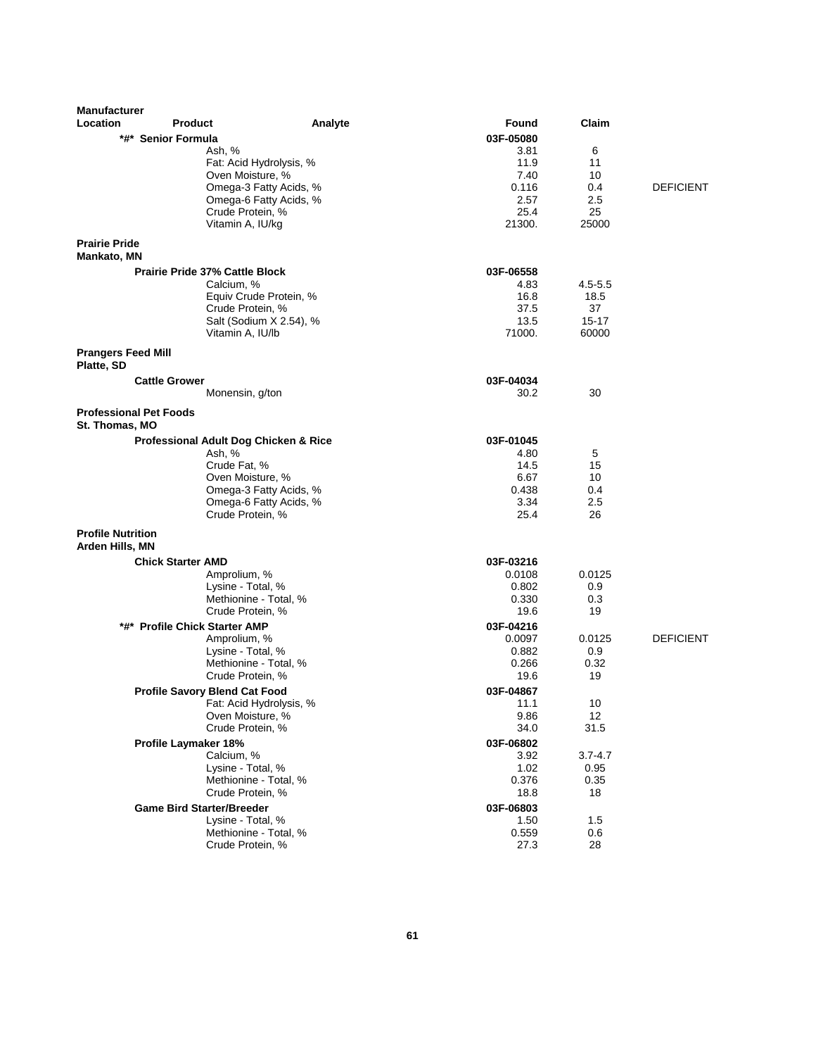| Manufacturer Location | Product | Analyte | Found | Claim | |
|---|---|---|---|---|---|
| | *#* Senior Formula | | 03F-05080 | | |
| | | Ash, % | 3.81 | 6 | |
| | | Fat: Acid Hydrolysis, % | 11.9 | 11 | |
| | | Oven Moisture, % | 7.40 | 10 | |
| | | Omega-3 Fatty Acids, % | 0.116 | 0.4 | DEFICIENT |
| | | Omega-6 Fatty Acids, % | 2.57 | 2.5 | |
| | | Crude Protein, % | 25.4 | 25 | |
| | | Vitamin A, IU/kg | 21300. | 25000 | |
| **Prairie Pride Mankato, MN** | | | | | |
| | **Prairie Pride 37% Cattle Block** | | 03F-06558 | | |
| | | Calcium, % | 4.83 | 4.5-5.5 | |
| | | Equiv Crude Protein, % | 16.8 | 18.5 | |
| | | Crude Protein, % | 37.5 | 37 | |
| | | Salt (Sodium X 2.54), % | 13.5 | 15-17 | |
| | | Vitamin A, IU/lb | 71000. | 60000 | |
| **Prangers Feed Mill Platte, SD** | | | | | |
| | **Cattle Grower** | | 03F-04034 | | |
| | | Monensin, g/ton | 30.2 | 30 | |
| **Professional Pet Foods St. Thomas, MO** | | | | | |
| | **Professional Adult Dog Chicken & Rice** | | 03F-01045 | | |
| | | Ash, % | 4.80 | 5 | |
| | | Crude Fat, % | 14.5 | 15 | |
| | | Oven Moisture, % | 6.67 | 10 | |
| | | Omega-3 Fatty Acids, % | 0.438 | 0.4 | |
| | | Omega-6 Fatty Acids, % | 3.34 | 2.5 | |
| | | Crude Protein, % | 25.4 | 26 | |
| **Profile Nutrition Arden Hills, MN** | | | | | |
| | **Chick Starter AMD** | | 03F-03216 | | |
| | | Amprolium, % | 0.0108 | 0.0125 | |
| | | Lysine - Total, % | 0.802 | 0.9 | |
| | | Methionine - Total, % | 0.330 | 0.3 | |
| | | Crude Protein, % | 19.6 | 19 | |
| | **\*#\* Profile Chick Starter AMP** | | 03F-04216 | | |
| | | Amprolium, % | 0.0097 | 0.0125 | DEFICIENT |
| | | Lysine - Total, % | 0.882 | 0.9 | |
| | | Methionine - Total, % | 0.266 | 0.32 | |
| | | Crude Protein, % | 19.6 | 19 | |
| | **Profile Savory Blend Cat Food** | | 03F-04867 | | |
| | | Fat: Acid Hydrolysis, % | 11.1 | 10 | |
| | | Oven Moisture, % | 9.86 | 12 | |
| | | Crude Protein, % | 34.0 | 31.5 | |
| | **Profile Laymaker 18%** | | 03F-06802 | | |
| | | Calcium, % | 3.92 | 3.7-4.7 | |
| | | Lysine - Total, % | 1.02 | 0.95 | |
| | | Methionine - Total, % | 0.376 | 0.35 | |
| | | Crude Protein, % | 18.8 | 18 | |
| | **Game Bird Starter/Breeder** | | 03F-06803 | | |
| | | Lysine - Total, % | 1.50 | 1.5 | |
| | | Methionine - Total, % | 0.559 | 0.6 | |
| | | Crude Protein, % | 27.3 | 28 | |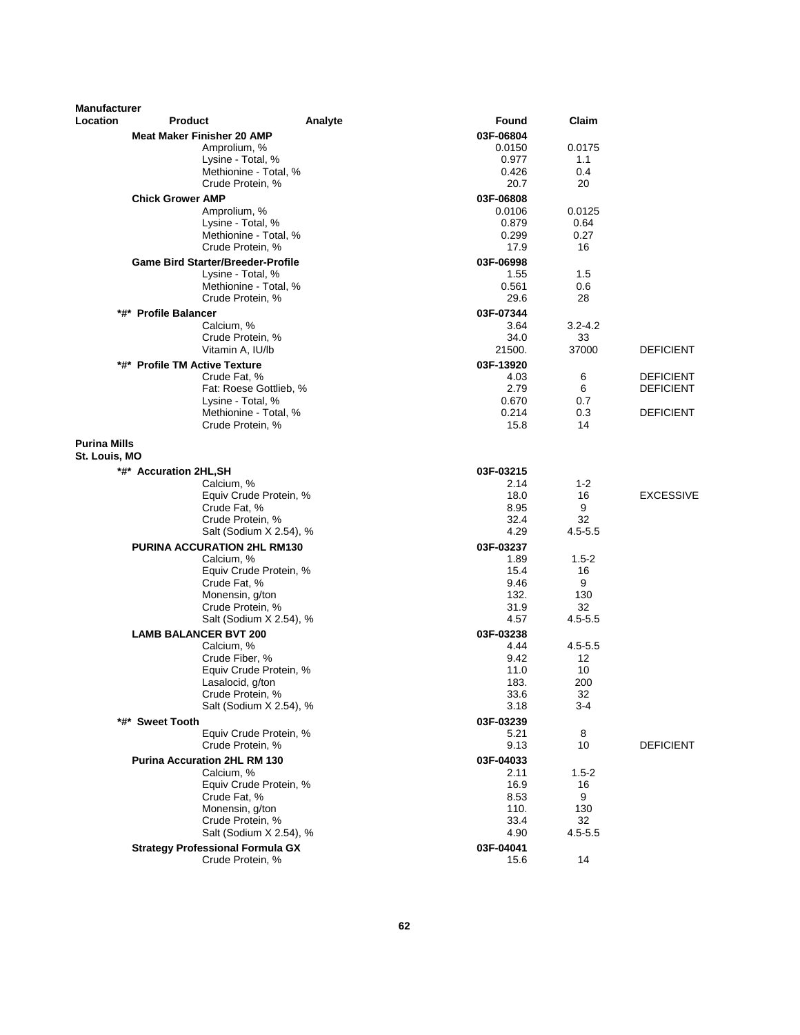| Manufacturer Location | Product | Analyte | Found | Claim | |
|---|---|---|---|---|---|
| | **Meat Maker Finisher 20 AMP** | | **03F-06804** | | |
| | | Amprolium, % | 0.0150 | 0.0175 | |
| | | Lysine - Total, % | 0.977 | 1.1 | |
| | | Methionine - Total, % | 0.426 | 0.4 | |
| | | Crude Protein, % | 20.7 | 20 | |
| | **Chick Grower AMP** | | **03F-06808** | | |
| | | Amprolium, % | 0.0106 | 0.0125 | |
| | | Lysine - Total, % | 0.879 | 0.64 | |
| | | Methionine - Total, % | 0.299 | 0.27 | |
| | | Crude Protein, % | 17.9 | 16 | |
| | **Game Bird Starter/Breeder-Profile** | | **03F-06998** | | |
| | | Lysine - Total, % | 1.55 | 1.5 | |
| | | Methionine - Total, % | 0.561 | 0.6 | |
| | | Crude Protein, % | 29.6 | 28 | |
| | **\*#\* Profile Balancer** | | **03F-07344** | | |
| | | Calcium, % | 3.64 | 3.2-4.2 | |
| | | Crude Protein, % | 34.0 | 33 | |
| | | Vitamin A, IU/lb | 21500. | 37000 | DEFICIENT |
| | **\*#\* Profile TM Active Texture** | | **03F-13920** | | |
| | | Crude Fat, % | 4.03 | 6 | DEFICIENT |
| | | Fat: Roese Gottlieb, % | 2.79 | 6 | DEFICIENT |
| | | Lysine - Total, % | 0.670 | 0.7 | |
| | | Methionine - Total, % | 0.214 | 0.3 | DEFICIENT |
| | | Crude Protein, % | 15.8 | 14 | |
| **Purina Mills St. Louis, MO** | | | | | |
| | **\*#\* Accuration 2HL,SH** | | **03F-03215** | | |
| | | Calcium, % | 2.14 | 1-2 | |
| | | Equiv Crude Protein, % | 18.0 | 16 | EXCESSIVE |
| | | Crude Fat, % | 8.95 | 9 | |
| | | Crude Protein, % | 32.4 | 32 | |
| | | Salt (Sodium X 2.54), % | 4.29 | 4.5-5.5 | |
| | **PURINA ACCURATION 2HL RM130** | | **03F-03237** | | |
| | | Calcium, % | 1.89 | 1.5-2 | |
| | | Equiv Crude Protein, % | 15.4 | 16 | |
| | | Crude Fat, % | 9.46 | 9 | |
| | | Monensin, g/ton | 132. | 130 | |
| | | Crude Protein, % | 31.9 | 32 | |
| | | Salt (Sodium X 2.54), % | 4.57 | 4.5-5.5 | |
| | **LAMB BALANCER BVT 200** | | **03F-03238** | | |
| | | Calcium, % | 4.44 | 4.5-5.5 | |
| | | Crude Fiber, % | 9.42 | 12 | |
| | | Equiv Crude Protein, % | 11.0 | 10 | |
| | | Lasalocid, g/ton | 183. | 200 | |
| | | Crude Protein, % | 33.6 | 32 | |
| | | Salt (Sodium X 2.54), % | 3.18 | 3-4 | |
| | **\*#\* Sweet Tooth** | | **03F-03239** | | |
| | | Equiv Crude Protein, % | 5.21 | 8 | |
| | | Crude Protein, % | 9.13 | 10 | DEFICIENT |
| | **Purina Accuration 2HL RM 130** | | **03F-04033** | | |
| | | Calcium, % | 2.11 | 1.5-2 | |
| | | Equiv Crude Protein, % | 16.9 | 16 | |
| | | Crude Fat, % | 8.53 | 9 | |
| | | Monensin, g/ton | 110. | 130 | |
| | | Crude Protein, % | 33.4 | 32 | |
| | | Salt (Sodium X 2.54), % | 4.90 | 4.5-5.5 | |
| | **Strategy Professional Formula GX** | | **03F-04041** | | |
| | | Crude Protein, % | 15.6 | 14 | |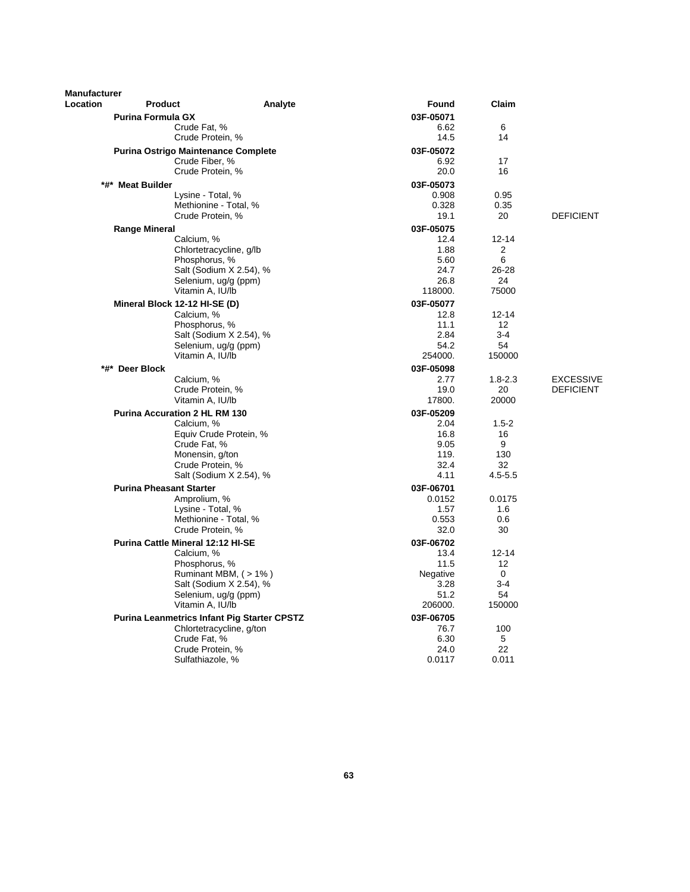| Manufacturer Location | Product | Analyte | Found | Claim | |
|---|---|---|---|---|---|
| | **Purina Formula GX** | | **03F-05071** | | |
| | | Crude Fat, % | 6.62 | 6 | |
| | | Crude Protein, % | 14.5 | 14 | |
| | **Purina Ostrigo Maintenance Complete** | | **03F-05072** | | |
| | | Crude Fiber, % | 6.92 | 17 | |
| | | Crude Protein, % | 20.0 | 16 | |
| | **\*#\* Meat Builder** | | **03F-05073** | | |
| | | Lysine - Total, % | 0.908 | 0.95 | |
| | | Methionine - Total, % | 0.328 | 0.35 | |
| | | Crude Protein, % | 19.1 | 20 | DEFICIENT |
| | **Range Mineral** | | **03F-05075** | | |
| | | Calcium, % | 12.4 | 12-14 | |
| | | Chlortetracycline, g/lb | 1.88 | 2 | |
| | | Phosphorus, % | 5.60 | 6 | |
| | | Salt (Sodium X 2.54), % | 24.7 | 26-28 | |
| | | Selenium, ug/g (ppm) | 26.8 | 24 | |
| | | Vitamin A, IU/lb | 118000. | 75000 | |
| | **Mineral Block 12-12 HI-SE (D)** | | **03F-05077** | | |
| | | Calcium, % | 12.8 | 12-14 | |
| | | Phosphorus, % | 11.1 | 12 | |
| | | Salt (Sodium X 2.54), % | 2.84 | 3-4 | |
| | | Selenium, ug/g (ppm) | 54.2 | 54 | |
| | | Vitamin A, IU/lb | 254000. | 150000 | |
| | **\*#\* Deer Block** | | **03F-05098** | | |
| | | Calcium, % | 2.77 | 1.8-2.3 | EXCESSIVE |
| | | Crude Protein, % | 19.0 | 20 | DEFICIENT |
| | | Vitamin A, IU/lb | 17800. | 20000 | |
| | **Purina Accuration 2 HL RM 130** | | **03F-05209** | | |
| | | Calcium, % | 2.04 | 1.5-2 | |
| | | Equiv Crude Protein, % | 16.8 | 16 | |
| | | Crude Fat, % | 9.05 | 9 | |
| | | Monensin, g/ton | 119. | 130 | |
| | | Crude Protein, % | 32.4 | 32 | |
| | | Salt (Sodium X 2.54), % | 4.11 | 4.5-5.5 | |
| | **Purina Pheasant Starter** | | **03F-06701** | | |
| | | Amprolium, % | 0.0152 | 0.0175 | |
| | | Lysine - Total, % | 1.57 | 1.6 | |
| | | Methionine - Total, % | 0.553 | 0.6 | |
| | | Crude Protein, % | 32.0 | 30 | |
| | **Purina Cattle Mineral 12:12 HI-SE** | | **03F-06702** | | |
| | | Calcium, % | 13.4 | 12-14 | |
| | | Phosphorus, % | 11.5 | 12 | |
| | | Ruminant MBM, ( > 1% ) | Negative | 0 | |
| | | Salt (Sodium X 2.54), % | 3.28 | 3-4 | |
| | | Selenium, ug/g (ppm) | 51.2 | 54 | |
| | | Vitamin A, IU/lb | 206000. | 150000 | |
| | **Purina Leanmetrics Infant Pig Starter CPSTZ** | | **03F-06705** | | |
| | | Chlortetracycline, g/ton | 76.7 | 100 | |
| | | Crude Fat, % | 6.30 | 5 | |
| | | Crude Protein, % | 24.0 | 22 | |
| | | Sulfathiazole, % | 0.0117 | 0.011 | |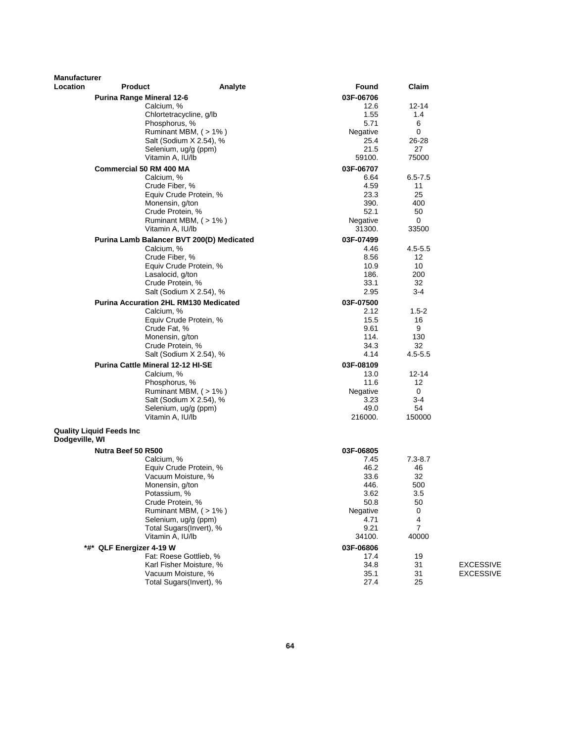| Manufacturer Location | Product | Analyte | Found | Claim | |
|---|---|---|---|---|---|
| | **Purina Range Mineral 12-6** | | **03F-06706** | | |
| | | Calcium, % | 12.6 | 12-14 | |
| | | Chlortetracycline, g/lb | 1.55 | 1.4 | |
| | | Phosphorus, % | 5.71 | 6 | |
| | | Ruminant MBM, ( > 1% ) | Negative | 0 | |
| | | Salt (Sodium X 2.54), % | 25.4 | 26-28 | |
| | | Selenium, ug/g (ppm) | 21.5 | 27 | |
| | | Vitamin A, IU/lb | 59100. | 75000 | |
| | **Commercial 50 RM 400 MA** | | **03F-06707** | | |
| | | Calcium, % | 6.64 | 6.5-7.5 | |
| | | Crude Fiber, % | 4.59 | 11 | |
| | | Equiv Crude Protein, % | 23.3 | 25 | |
| | | Monensin, g/ton | 390. | 400 | |
| | | Crude Protein, % | 52.1 | 50 | |
| | | Ruminant MBM, ( > 1% ) | Negative | 0 | |
| | | Vitamin A, IU/lb | 31300. | 33500 | |
| | **Purina Lamb Balancer BVT 200(D) Medicated** | | **03F-07499** | | |
| | | Calcium, % | 4.46 | 4.5-5.5 | |
| | | Crude Fiber, % | 8.56 | 12 | |
| | | Equiv Crude Protein, % | 10.9 | 10 | |
| | | Lasalocid, g/ton | 186. | 200 | |
| | | Crude Protein, % | 33.1 | 32 | |
| | | Salt (Sodium X 2.54), % | 2.95 | 3-4 | |
| | **Purina Accuration 2HL RM130 Medicated** | | **03F-07500** | | |
| | | Calcium, % | 2.12 | 1.5-2 | |
| | | Equiv Crude Protein, % | 15.5 | 16 | |
| | | Crude Fat, % | 9.61 | 9 | |
| | | Monensin, g/ton | 114. | 130 | |
| | | Crude Protein, % | 34.3 | 32 | |
| | | Salt (Sodium X 2.54), % | 4.14 | 4.5-5.5 | |
| | **Purina Cattle Mineral 12-12 HI-SE** | | **03F-08109** | | |
| | | Calcium, % | 13.0 | 12-14 | |
| | | Phosphorus, % | 11.6 | 12 | |
| | | Ruminant MBM, ( > 1% ) | Negative | 0 | |
| | | Salt (Sodium X 2.54), % | 3.23 | 3-4 | |
| | | Selenium, ug/g (ppm) | 49.0 | 54 | |
| | | Vitamin A, IU/lb | 216000. | 150000 | |
| **Quality Liquid Feeds Inc Dodgeville, WI** | | | | | |
| | **Nutra Beef 50 R500** | | **03F-06805** | | |
| | | Calcium, % | 7.45 | 7.3-8.7 | |
| | | Equiv Crude Protein, % | 46.2 | 46 | |
| | | Vacuum Moisture, % | 33.6 | 32 | |
| | | Monensin, g/ton | 446. | 500 | |
| | | Potassium, % | 3.62 | 3.5 | |
| | | Crude Protein, % | 50.8 | 50 | |
| | | Ruminant MBM, ( > 1% ) | Negative | 0 | |
| | | Selenium, ug/g (ppm) | 4.71 | 4 | |
| | | Total Sugars(Invert), % | 9.21 | 7 | |
| | | Vitamin A, IU/lb | 34100. | 40000 | |
| | **\*#\* QLF Energizer 4-19 W** | | **03F-06806** | | |
| | | Fat: Roese Gottlieb, % | 17.4 | 19 | |
| | | Karl Fisher Moisture, % | 34.8 | 31 | EXCESSIVE |
| | | Vacuum Moisture, % | 35.1 | 31 | EXCESSIVE |
| | | Total Sugars(Invert), % | 27.4 | 25 | |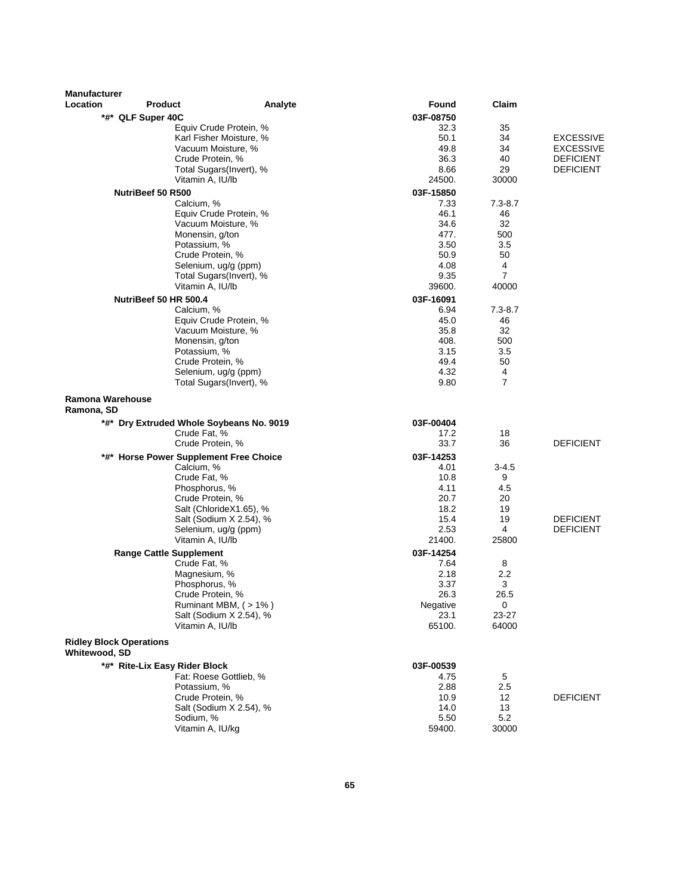| Manufacturer Location | Product | Analyte | Found | Claim | |
|---|---|---|---|---|---|
| | *#* QLF Super 40C | | 03F-08750 | | |
| | | Equiv Crude Protein, % | 32.3 | 35 | |
| | | Karl Fisher Moisture, % | 50.1 | 34 | EXCESSIVE |
| | | Vacuum Moisture, % | 49.8 | 34 | EXCESSIVE |
| | | Crude Protein, % | 36.3 | 40 | DEFICIENT |
| | | Total Sugars(Invert), % | 8.66 | 29 | DEFICIENT |
| | | Vitamin A, IU/lb | 24500. | 30000 | |
| | NutriBeef 50 R500 | | 03F-15850 | | |
| | | Calcium, % | 7.33 | 7.3-8.7 | |
| | | Equiv Crude Protein, % | 46.1 | 46 | |
| | | Vacuum Moisture, % | 34.6 | 32 | |
| | | Monensin, g/ton | 477. | 500 | |
| | | Potassium, % | 3.50 | 3.5 | |
| | | Crude Protein, % | 50.9 | 50 | |
| | | Selenium, ug/g (ppm) | 4.08 | 4 | |
| | | Total Sugars(Invert), % | 9.35 | 7 | |
| | | Vitamin A, IU/lb | 39600. | 40000 | |
| | NutriBeef 50 HR 500.4 | | 03F-16091 | | |
| | | Calcium, % | 6.94 | 7.3-8.7 | |
| | | Equiv Crude Protein, % | 45.0 | 46 | |
| | | Vacuum Moisture, % | 35.8 | 32 | |
| | | Monensin, g/ton | 408. | 500 | |
| | | Potassium, % | 3.15 | 3.5 | |
| | | Crude Protein, % | 49.4 | 50 | |
| | | Selenium, ug/g (ppm) | 4.32 | 4 | |
| | | Total Sugars(Invert), % | 9.80 | 7 | |
| **Ramona Warehouse Ramona, SD** | | | | | |
| | *#* Dry Extruded Whole Soybeans No. 9019 | | 03F-00404 | | |
| | | Crude Fat, % | 17.2 | 18 | |
| | | Crude Protein, % | 33.7 | 36 | DEFICIENT |
| | *#* Horse Power Supplement Free Choice | | 03F-14253 | | |
| | | Calcium, % | 4.01 | 3-4.5 | |
| | | Crude Fat, % | 10.8 | 9 | |
| | | Phosphorus, % | 4.11 | 4.5 | |
| | | Crude Protein, % | 20.7 | 20 | |
| | | Salt (ChlorideX1.65), % | 18.2 | 19 | |
| | | Salt (Sodium X 2.54), % | 15.4 | 19 | DEFICIENT |
| | | Selenium, ug/g (ppm) | 2.53 | 4 | DEFICIENT |
| | | Vitamin A, IU/lb | 21400. | 25800 | |
| | Range Cattle Supplement | | 03F-14254 | | |
| | | Crude Fat, % | 7.64 | 8 | |
| | | Magnesium, % | 2.18 | 2.2 | |
| | | Phosphorus, % | 3.37 | 3 | |
| | | Crude Protein, % | 26.3 | 26.5 | |
| | | Ruminant MBM, ( > 1% ) | Negative | 0 | |
| | | Salt (Sodium X 2.54), % | 23.1 | 23-27 | |
| | | Vitamin A, IU/lb | 65100. | 64000 | |
| **Ridley Block Operations Whitewood, SD** | | | | | |
| | *#* Rite-Lix Easy Rider Block | | 03F-00539 | | |
| | | Fat: Roese Gottlieb, % | 4.75 | 5 | |
| | | Potassium, % | 2.88 | 2.5 | |
| | | Crude Protein, % | 10.9 | 12 | DEFICIENT |
| | | Salt (Sodium X 2.54), % | 14.0 | 13 | |
| | | Sodium, % | 5.50 | 5.2 | |
| | | Vitamin A, IU/kg | 59400. | 30000 | |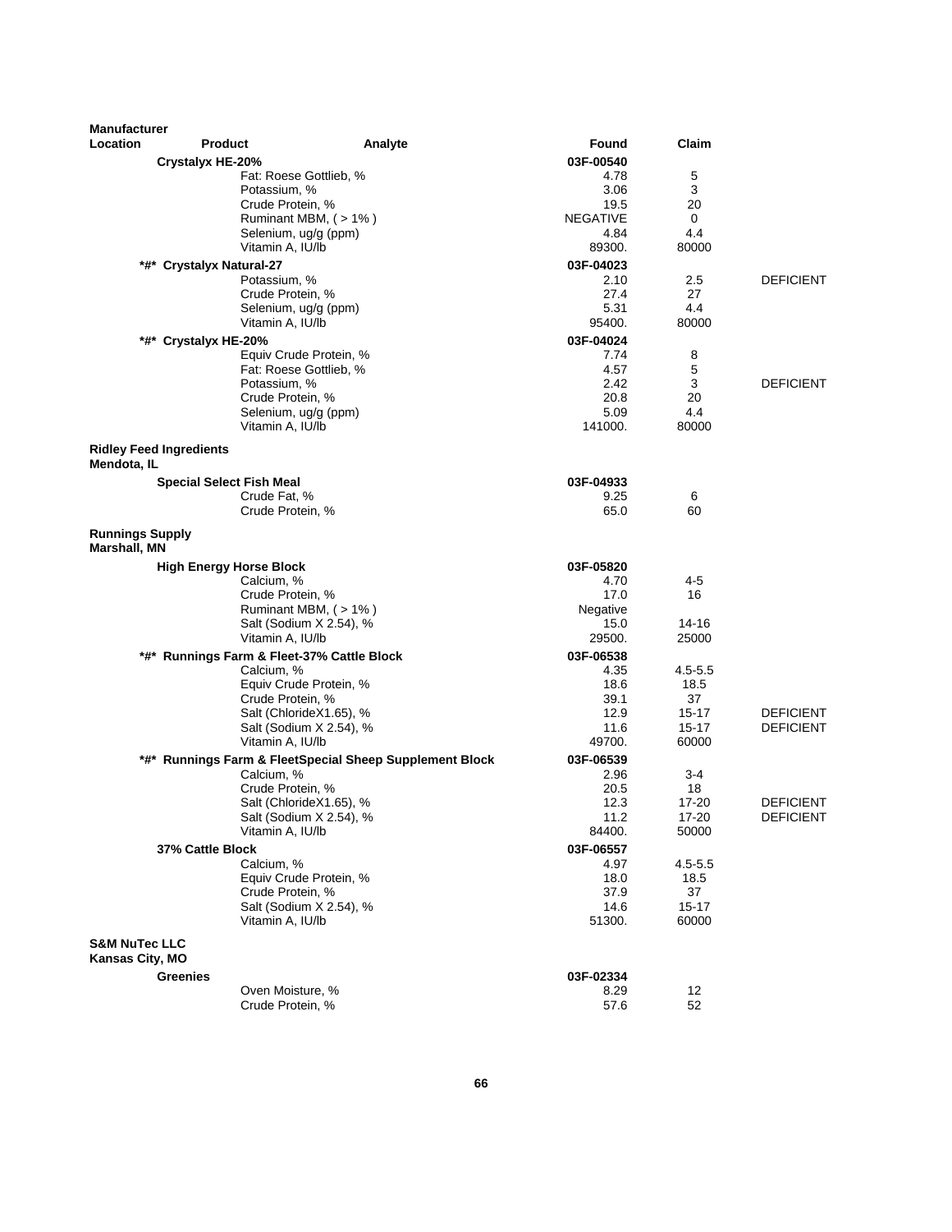| Manufacturer Location | Product | Analyte | Found | Claim | |
|---|---|---|---|---|---|
| | **Crystalyx HE-20%** | | **03F-00540** | | |
| | | Fat: Roese Gottlieb, % | 4.78 | 5 | |
| | | Potassium, % | 3.06 | 3 | |
| | | Crude Protein, % | 19.5 | 20 | |
| | | Ruminant MBM, ( > 1% ) | NEGATIVE | 0 | |
| | | Selenium, ug/g (ppm) | 4.84 | 4.4 | |
| | | Vitamin A, IU/lb | 89300. | 80000 | |
| | **\*#\* Crystalyx Natural-27** | | **03F-04023** | | |
| | | Potassium, % | 2.10 | 2.5 | DEFICIENT |
| | | Crude Protein, % | 27.4 | 27 | |
| | | Selenium, ug/g (ppm) | 5.31 | 4.4 | |
| | | Vitamin A, IU/lb | 95400. | 80000 | |
| | **\*#\* Crystalyx HE-20%** | | **03F-04024** | | |
| | | Equiv Crude Protein, % | 7.74 | 8 | |
| | | Fat: Roese Gottlieb, % | 4.57 | 5 | |
| | | Potassium, % | 2.42 | 3 | DEFICIENT |
| | | Crude Protein, % | 20.8 | 20 | |
| | | Selenium, ug/g (ppm) | 5.09 | 4.4 | |
| | | Vitamin A, IU/lb | 141000. | 80000 | |
| **Ridley Feed Ingredients Mendota, IL** | | | | | |
| | **Special Select Fish Meal** | | **03F-04933** | | |
| | | Crude Fat, % | 9.25 | 6 | |
| | | Crude Protein, % | 65.0 | 60 | |
| **Runnings Supply Marshall, MN** | | | | | |
| | **High Energy Horse Block** | | **03F-05820** | | |
| | | Calcium, % | 4.70 | 4-5 | |
| | | Crude Protein, % | 17.0 | 16 | |
| | | Ruminant MBM, ( > 1% ) | Negative | | |
| | | Salt (Sodium X 2.54), % | 15.0 | 14-16 | |
| | | Vitamin A, IU/lb | 29500. | 25000 | |
| | **\*#\* Runnings Farm & Fleet-37% Cattle Block** | | **03F-06538** | | |
| | | Calcium, % | 4.35 | 4.5-5.5 | |
| | | Equiv Crude Protein, % | 18.6 | 18.5 | |
| | | Crude Protein, % | 39.1 | 37 | |
| | | Salt (ChlorideX1.65), % | 12.9 | 15-17 | DEFICIENT |
| | | Salt (Sodium X 2.54), % | 11.6 | 15-17 | DEFICIENT |
| | | Vitamin A, IU/lb | 49700. | 60000 | |
| | **\*#\* Runnings Farm & FleetSpecial Sheep Supplement Block** | | **03F-06539** | | |
| | | Calcium, % | 2.96 | 3-4 | |
| | | Crude Protein, % | 20.5 | 18 | |
| | | Salt (ChlorideX1.65), % | 12.3 | 17-20 | DEFICIENT |
| | | Salt (Sodium X 2.54), % | 11.2 | 17-20 | DEFICIENT |
| | | Vitamin A, IU/lb | 84400. | 50000 | |
| | **37% Cattle Block** | | **03F-06557** | | |
| | | Calcium, % | 4.97 | 4.5-5.5 | |
| | | Equiv Crude Protein, % | 18.0 | 18.5 | |
| | | Crude Protein, % | 37.9 | 37 | |
| | | Salt (Sodium X 2.54), % | 14.6 | 15-17 | |
| | | Vitamin A, IU/lb | 51300. | 60000 | |
| **S&M NuTec LLC Kansas City, MO** | | | | | |
| | **Greenies** | | **03F-02334** | | |
| | | Oven Moisture, % | 8.29 | 12 | |
| | | Crude Protein, % | 57.6 | 52 | |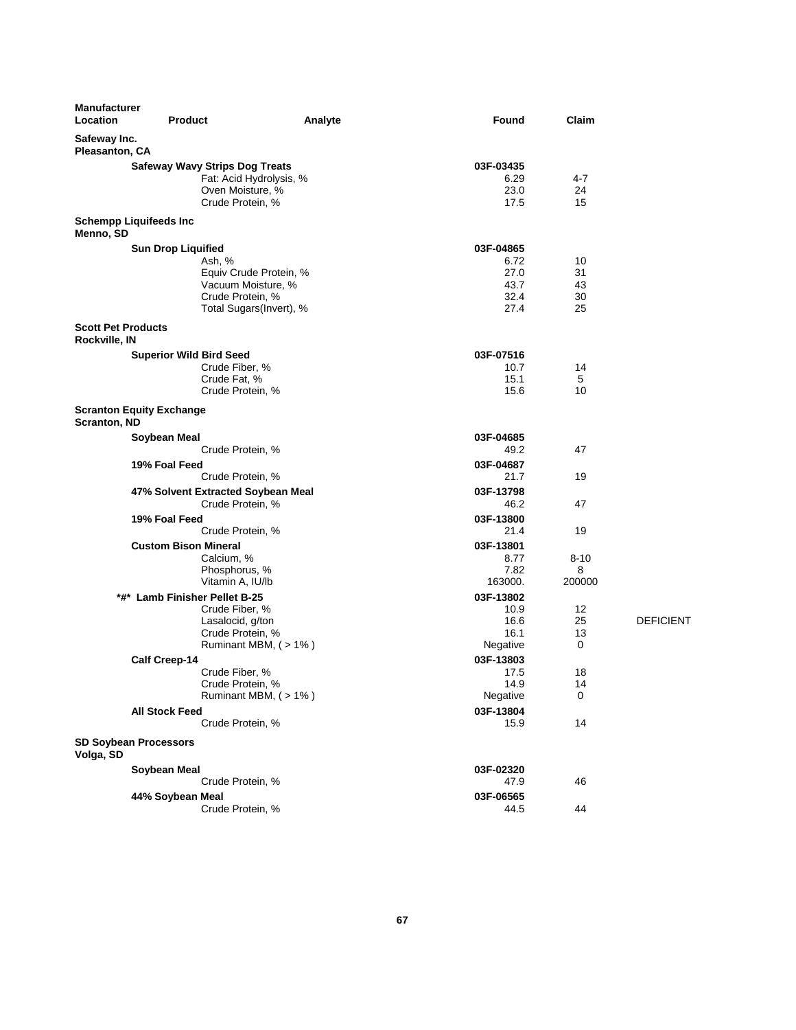| Manufacturer Location | Product | Analyte | Found | Claim | |
|---|---|---|---|---|---|
| **Safeway Inc.** **Pleasanton, CA** | | | | | |
| | **Safeway Wavy Strips Dog Treats** | | **03F-03435** | | |
| | | Fat: Acid Hydrolysis, % | 6.29 | 4-7 | |
| | | Oven Moisture, % | 23.0 | 24 | |
| | | Crude Protein, % | 17.5 | 15 | |
| **Schempp Liquifeeds Inc** **Menno, SD** | | | | | |
| | **Sun Drop Liquified** | | **03F-04865** | | |
| | | Ash, % | 6.72 | 10 | |
| | | Equiv Crude Protein, % | 27.0 | 31 | |
| | | Vacuum Moisture, % | 43.7 | 43 | |
| | | Crude Protein, % | 32.4 | 30 | |
| | | Total Sugars(Invert), % | 27.4 | 25 | |
| **Scott Pet Products** **Rockville, IN** | | | | | |
| | **Superior Wild Bird Seed** | | **03F-07516** | | |
| | | Crude Fiber, % | 10.7 | 14 | |
| | | Crude Fat, % | 15.1 | 5 | |
| | | Crude Protein, % | 15.6 | 10 | |
| **Scranton Equity Exchange** **Scranton, ND** | | | | | |
| | **Soybean Meal** | | **03F-04685** | | |
| | | Crude Protein, % | 49.2 | 47 | |
| | **19% Foal Feed** | | **03F-04687** | | |
| | | Crude Protein, % | 21.7 | 19 | |
| | **47% Solvent Extracted Soybean Meal** | | **03F-13798** | | |
| | | Crude Protein, % | 46.2 | 47 | |
| | **19% Foal Feed** | | **03F-13800** | | |
| | | Crude Protein, % | 21.4 | 19 | |
| | **Custom Bison Mineral** | | **03F-13801** | | |
| | | Calcium, % | 8.77 | 8-10 | |
| | | Phosphorus, % | 7.82 | 8 | |
| | | Vitamin A, IU/lb | 163000. | 200000 | |
| | ***#* Lamb Finisher Pellet B-25** | | **03F-13802** | | |
| | | Crude Fiber, % | 10.9 | 12 | |
| | | Lasalocid, g/ton | 16.6 | 25 | DEFICIENT |
| | | Crude Protein, % | 16.1 | 13 | |
| | | Ruminant MBM, ( > 1% ) | Negative | 0 | |
| | **Calf Creep-14** | | **03F-13803** | | |
| | | Crude Fiber, % | 17.5 | 18 | |
| | | Crude Protein, % | 14.9 | 14 | |
| | | Ruminant MBM, ( > 1% ) | Negative | 0 | |
| | **All Stock Feed** | | **03F-13804** | | |
| | | Crude Protein, % | 15.9 | 14 | |
| **SD Soybean Processors** **Volga, SD** | | | | | |
| | **Soybean Meal** | | **03F-02320** | | |
| | | Crude Protein, % | 47.9 | 46 | |
| | **44% Soybean Meal** | | **03F-06565** | | |
| | | Crude Protein, % | 44.5 | 44 | |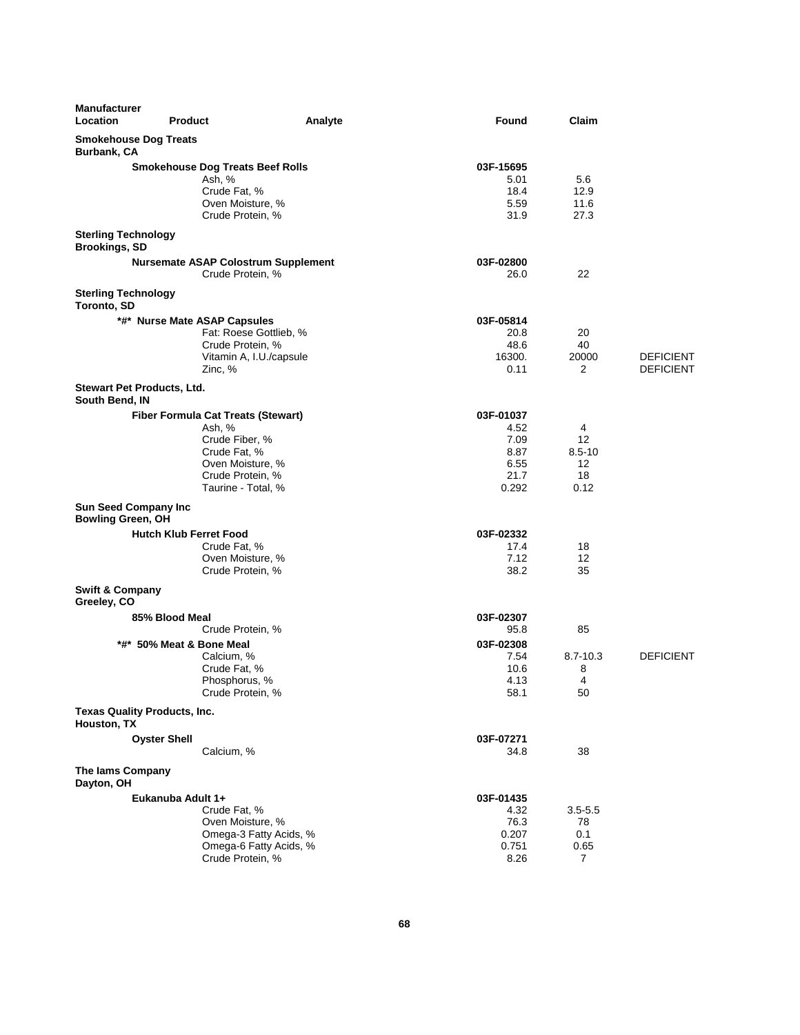| Manufacturer Location | Product | Analyte | Found | Claim | |
|---|---|---|---|---|---|
| **Smokehouse Dog Treats** Burbank, CA | | | | | |
| | **Smokehouse Dog Treats Beef Rolls** | | **03F-15695** | | |
| | | Ash, % | 5.01 | 5.6 | |
| | | Crude Fat, % | 18.4 | 12.9 | |
| | | Oven Moisture, % | 5.59 | 11.6 | |
| | | Crude Protein, % | 31.9 | 27.3 | |
| **Sterling Technology** Brookings, SD | | | | | |
| | **Nursemate ASAP Colostrum Supplement** | | **03F-02800** | | |
| | | Crude Protein, % | 26.0 | 22 | |
| **Sterling Technology** Toronto, SD | | | | | |
| | **\*#\* Nurse Mate ASAP Capsules** | | **03F-05814** | | |
| | | Fat: Roese Gottlieb, % | 20.8 | 20 | |
| | | Crude Protein, % | 48.6 | 40 | |
| | | Vitamin A, I.U./capsule | 16300. | 20000 | DEFICIENT |
| | | Zinc, % | 0.11 | 2 | DEFICIENT |
| **Stewart Pet Products, Ltd.** South Bend, IN | | | | | |
| | **Fiber Formula Cat Treats (Stewart)** | | **03F-01037** | | |
| | | Ash, % | 4.52 | 4 | |
| | | Crude Fiber, % | 7.09 | 12 | |
| | | Crude Fat, % | 8.87 | 8.5-10 | |
| | | Oven Moisture, % | 6.55 | 12 | |
| | | Crude Protein, % | 21.7 | 18 | |
| | | Taurine - Total, % | 0.292 | 0.12 | |
| **Sun Seed Company Inc** Bowling Green, OH | | | | | |
| | **Hutch Klub Ferret Food** | | **03F-02332** | | |
| | | Crude Fat, % | 17.4 | 18 | |
| | | Oven Moisture, % | 7.12 | 12 | |
| | | Crude Protein, % | 38.2 | 35 | |
| **Swift & Company** Greeley, CO | | | | | |
| | **85% Blood Meal** | | **03F-02307** | | |
| | | Crude Protein, % | 95.8 | 85 | |
| | **\*#\* 50% Meat & Bone Meal** | | **03F-02308** | | |
| | | Calcium, % | 7.54 | 8.7-10.3 | DEFICIENT |
| | | Crude Fat, % | 10.6 | 8 | |
| | | Phosphorus, % | 4.13 | 4 | |
| | | Crude Protein, % | 58.1 | 50 | |
| **Texas Quality Products, Inc.** Houston, TX | | | | | |
| | **Oyster Shell** | | **03F-07271** | | |
| | | Calcium, % | 34.8 | 38 | |
| **The Iams Company** Dayton, OH | | | | | |
| | **Eukanuba Adult 1+** | | **03F-01435** | | |
| | | Crude Fat, % | 4.32 | 3.5-5.5 | |
| | | Oven Moisture, % | 76.3 | 78 | |
| | | Omega-3 Fatty Acids, % | 0.207 | 0.1 | |
| | | Omega-6 Fatty Acids, % | 0.751 | 0.65 | |
| | | Crude Protein, % | 8.26 | 7 | |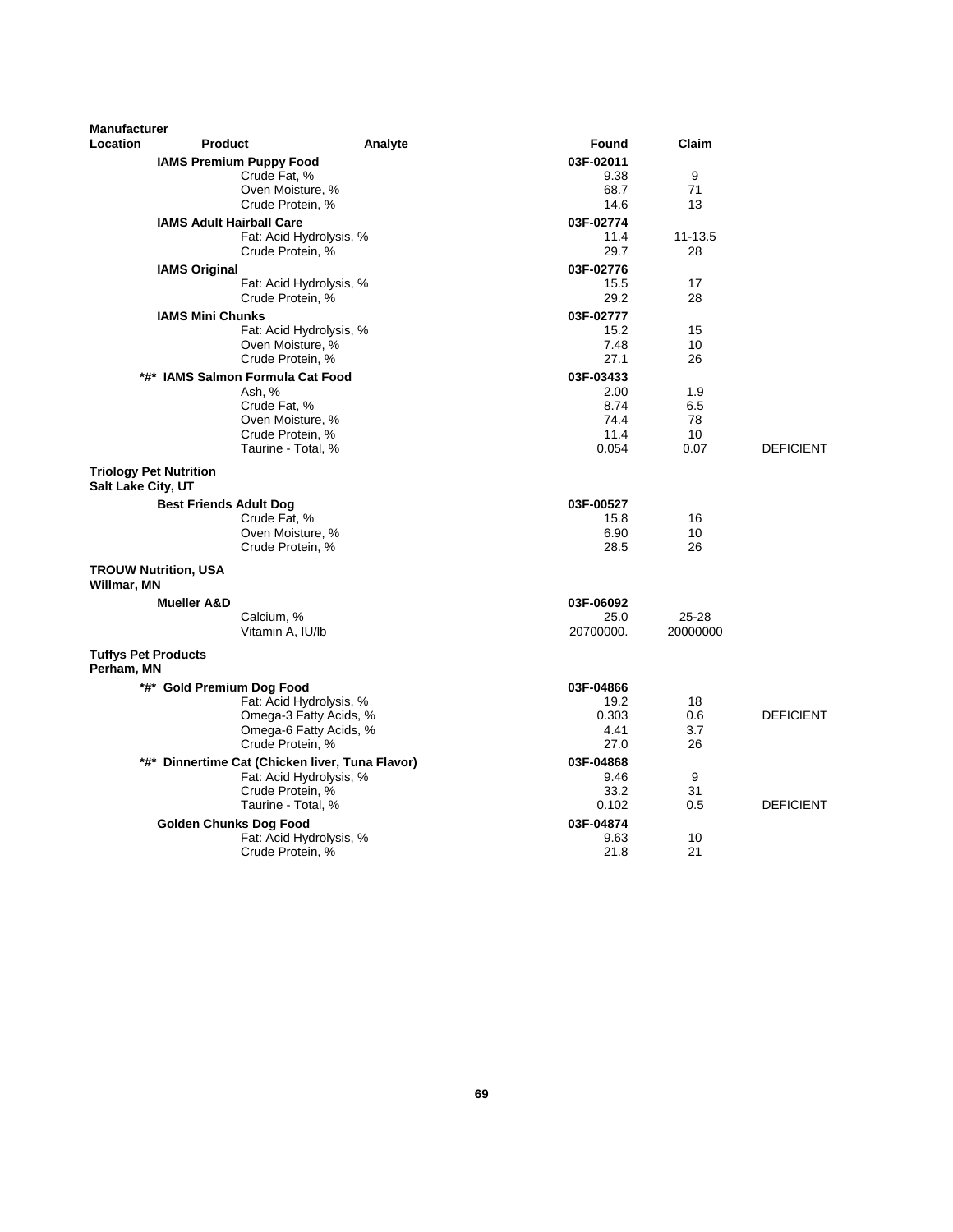| Manufacturer Location | Product | Analyte | Found | Claim | |
|---|---|---|---|---|---|
| | **IAMS Premium Puppy Food** | | **03F-02011** | | |
| | | Crude Fat, % | 9.38 | 9 | |
| | | Oven Moisture, % | 68.7 | 71 | |
| | | Crude Protein, % | 14.6 | 13 | |
| | **IAMS Adult Hairball Care** | | **03F-02774** | | |
| | | Fat: Acid Hydrolysis, % | 11.4 | 11-13.5 | |
| | | Crude Protein, % | 29.7 | 28 | |
| | **IAMS Original** | | **03F-02776** | | |
| | | Fat: Acid Hydrolysis, % | 15.5 | 17 | |
| | | Crude Protein, % | 29.2 | 28 | |
| | **IAMS Mini Chunks** | | **03F-02777** | | |
| | | Fat: Acid Hydrolysis, % | 15.2 | 15 | |
| | | Oven Moisture, % | 7.48 | 10 | |
| | | Crude Protein, % | 27.1 | 26 | |
| | **\*#\* IAMS Salmon Formula Cat Food** | | **03F-03433** | | |
| | | Ash, % | 2.00 | 1.9 | |
| | | Crude Fat, % | 8.74 | 6.5 | |
| | | Oven Moisture, % | 74.4 | 78 | |
| | | Crude Protein, % | 11.4 | 10 | |
| | | Taurine - Total, % | 0.054 | 0.07 | DEFICIENT |
| **Triology Pet Nutrition Salt Lake City, UT** | | | | | |
| | **Best Friends Adult Dog** | | **03F-00527** | | |
| | | Crude Fat, % | 15.8 | 16 | |
| | | Oven Moisture, % | 6.90 | 10 | |
| | | Crude Protein, % | 28.5 | 26 | |
| **TROUW Nutrition, USA Willmar, MN** | | | | | |
| | **Mueller A&D** | | **03F-06092** | | |
| | | Calcium, % | 25.0 | 25-28 | |
| | | Vitamin A, IU/lb | 20700000. | 20000000 | |
| **Tuffys Pet Products Perham, MN** | | | | | |
| | **\*#\* Gold Premium Dog Food** | | **03F-04866** | | |
| | | Fat: Acid Hydrolysis, % | 19.2 | 18 | |
| | | Omega-3 Fatty Acids, % | 0.303 | 0.6 | DEFICIENT |
| | | Omega-6 Fatty Acids, % | 4.41 | 3.7 | |
| | | Crude Protein, % | 27.0 | 26 | |
| | **\*#\* Dinnertime Cat (Chicken liver, Tuna Flavor)** | | **03F-04868** | | |
| | | Fat: Acid Hydrolysis, % | 9.46 | 9 | |
| | | Crude Protein, % | 33.2 | 31 | |
| | | Taurine - Total, % | 0.102 | 0.5 | DEFICIENT |
| | **Golden Chunks Dog Food** | | **03F-04874** | | |
| | | Fat: Acid Hydrolysis, % | 9.63 | 10 | |
| | | Crude Protein, % | 21.8 | 21 | |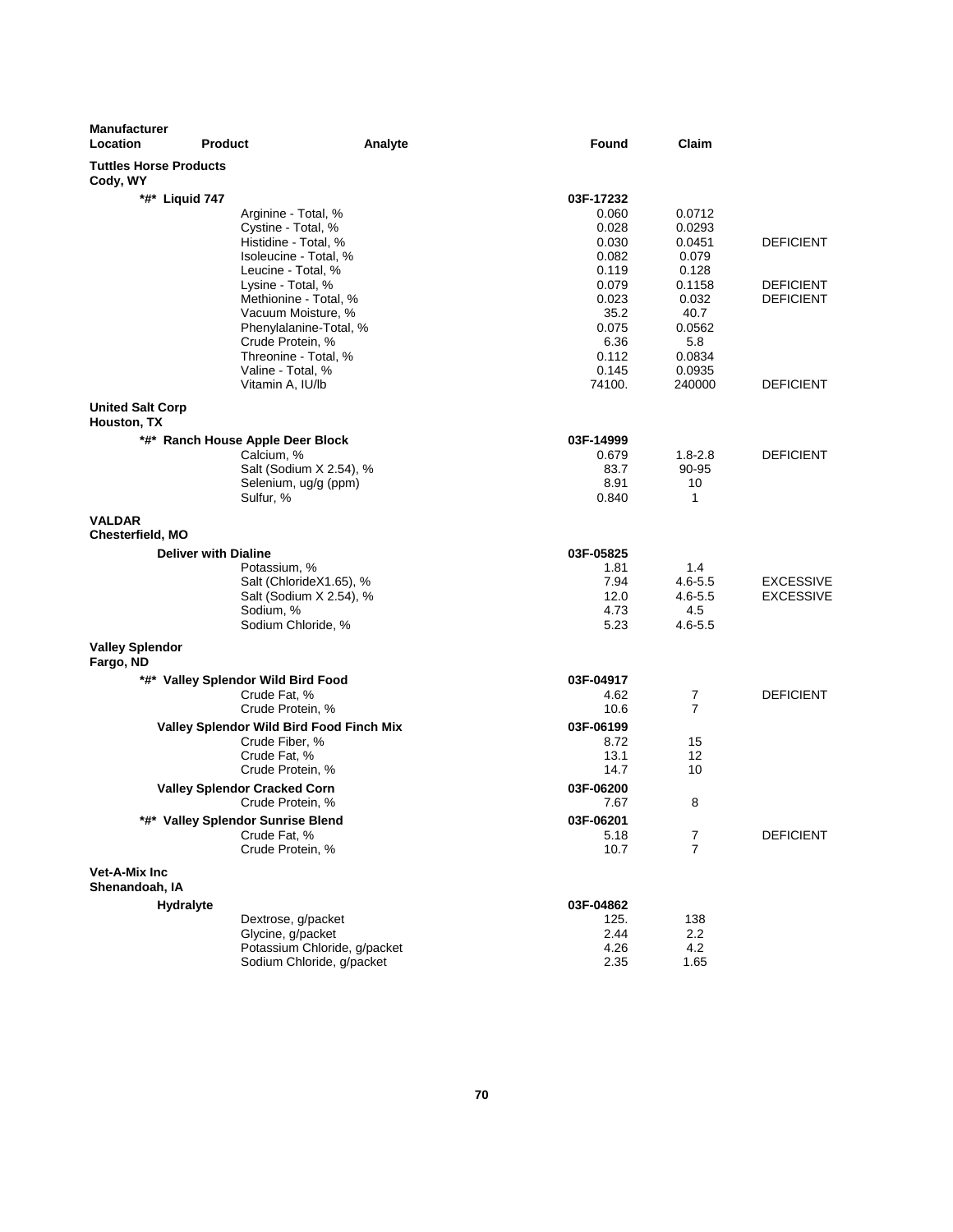| Manufacturer Location | Product | Analyte | Found | Claim | |
|---|---|---|---|---|---|
| **Tuttles Horse Products Cody, WY** | | | | | |
| | ***#* Liquid 747** | | **03F-17232** | | |
| | | Arginine - Total, % | 0.060 | 0.0712 | |
| | | Cystine - Total, % | 0.028 | 0.0293 | |
| | | Histidine - Total, % | 0.030 | 0.0451 | DEFICIENT |
| | | Isoleucine - Total, % | 0.082 | 0.079 | |
| | | Leucine - Total, % | 0.119 | 0.128 | |
| | | Lysine - Total, % | 0.079 | 0.1158 | DEFICIENT |
| | | Methionine - Total, % | 0.023 | 0.032 | DEFICIENT |
| | | Vacuum Moisture, % | 35.2 | 40.7 | |
| | | Phenylalanine-Total, % | 0.075 | 0.0562 | |
| | | Crude Protein, % | 6.36 | 5.8 | |
| | | Threonine - Total, % | 0.112 | 0.0834 | |
| | | Valine - Total, % | 0.145 | 0.0935 | |
| | | Vitamin A, IU/lb | 74100. | 240000 | DEFICIENT |
| **United Salt Corp Houston, TX** | | | | | |
| | ***#* Ranch House Apple Deer Block** | | **03F-14999** | | |
| | | Calcium, % | 0.679 | 1.8-2.8 | DEFICIENT |
| | | Salt (Sodium X 2.54), % | 83.7 | 90-95 | |
| | | Selenium, ug/g (ppm) | 8.91 | 10 | |
| | | Sulfur, % | 0.840 | 1 | |
| **VALDAR Chesterfield, MO** | | | | | |
| | **Deliver with Dialine** | | **03F-05825** | | |
| | | Potassium, % | 1.81 | 1.4 | |
| | | Salt (ChlorideX1.65), % | 7.94 | 4.6-5.5 | EXCESSIVE |
| | | Salt (Sodium X 2.54), % | 12.0 | 4.6-5.5 | EXCESSIVE |
| | | Sodium, % | 4.73 | 4.5 | |
| | | Sodium Chloride, % | 5.23 | 4.6-5.5 | |
| **Valley Splendor Fargo, ND** | | | | | |
| | ***#* Valley Splendor Wild Bird Food** | | **03F-04917** | | |
| | | Crude Fat, % | 4.62 | 7 | DEFICIENT |
| | | Crude Protein, % | 10.6 | 7 | |
| | **Valley Splendor Wild Bird Food Finch Mix** | | **03F-06199** | | |
| | | Crude Fiber, % | 8.72 | 15 | |
| | | Crude Fat, % | 13.1 | 12 | |
| | | Crude Protein, % | 14.7 | 10 | |
| | **Valley Splendor Cracked Corn** | | **03F-06200** | | |
| | | Crude Protein, % | 7.67 | 8 | |
| | ***#* Valley Splendor Sunrise Blend** | | **03F-06201** | | |
| | | Crude Fat, % | 5.18 | 7 | DEFICIENT |
| | | Crude Protein, % | 10.7 | 7 | |
| **Vet-A-Mix Inc Shenandoah, IA** | | | | | |
| | **Hydralyte** | | **03F-04862** | | |
| | | Dextrose, g/packet | 125. | 138 | |
| | | Glycine, g/packet | 2.44 | 2.2 | |
| | | Potassium Chloride, g/packet | 4.26 | 4.2 | |
| | | Sodium Chloride, g/packet | 2.35 | 1.65 | |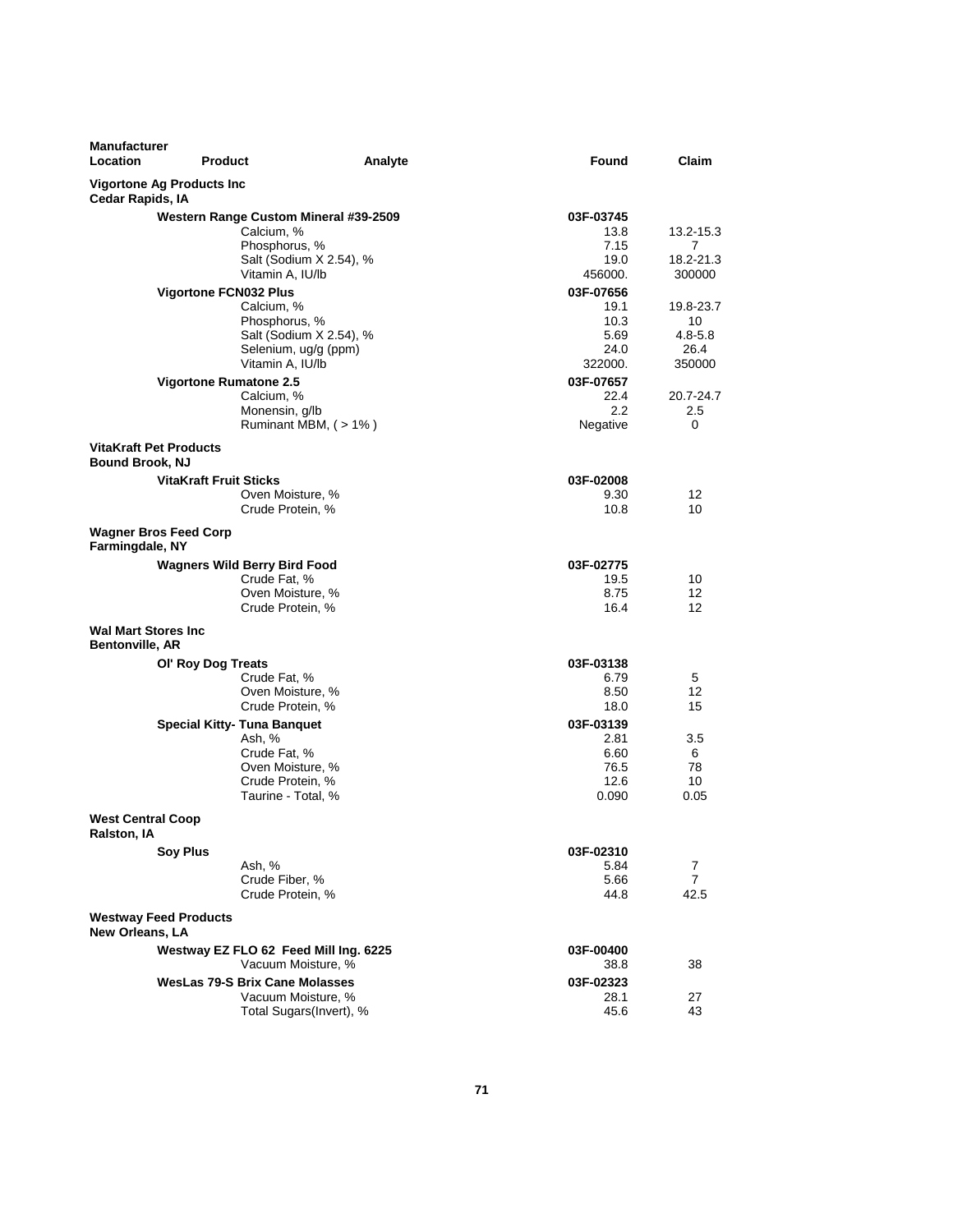| Manufacturer Location | Product | Analyte | Found | Claim |
|---|---|---|---|---|
| **Vigortone Ag Products Inc Cedar Rapids, IA** | | | | |
| | **Western Range Custom Mineral #39-2509** | | **03F-03745** | |
| | | Calcium, % | 13.8 | 13.2-15.3 |
| | | Phosphorus, % | 7.15 | 7 |
| | | Salt (Sodium X 2.54), % | 19.0 | 18.2-21.3 |
| | | Vitamin A, IU/lb | 456000. | 300000 |
| | **Vigortone FCN032 Plus** | | **03F-07656** | |
| | | Calcium, % | 19.1 | 19.8-23.7 |
| | | Phosphorus, % | 10.3 | 10 |
| | | Salt (Sodium X 2.54), % | 5.69 | 4.8-5.8 |
| | | Selenium, ug/g (ppm) | 24.0 | 26.4 |
| | | Vitamin A, IU/lb | 322000. | 350000 |
| | **Vigortone Rumatone 2.5** | | **03F-07657** | |
| | | Calcium, % | 22.4 | 20.7-24.7 |
| | | Monensin, g/lb | 2.2 | 2.5 |
| | | Ruminant MBM, ( > 1% ) | Negative | 0 |
| **VitaKraft Pet Products Bound Brook, NJ** | | | | |
| | **VitaKraft Fruit Sticks** | | **03F-02008** | |
| | | Oven Moisture, % | 9.30 | 12 |
| | | Crude Protein, % | 10.8 | 10 |
| **Wagner Bros Feed Corp Farmingdale, NY** | | | | |
| | **Wagners Wild Berry Bird Food** | | **03F-02775** | |
| | | Crude Fat, % | 19.5 | 10 |
| | | Oven Moisture, % | 8.75 | 12 |
| | | Crude Protein, % | 16.4 | 12 |
| **Wal Mart Stores Inc Bentonville, AR** | | | | |
| | **Ol' Roy Dog Treats** | | **03F-03138** | |
| | | Crude Fat, % | 6.79 | 5 |
| | | Oven Moisture, % | 8.50 | 12 |
| | | Crude Protein, % | 18.0 | 15 |
| | **Special Kitty- Tuna Banquet** | | **03F-03139** | |
| | | Ash, % | 2.81 | 3.5 |
| | | Crude Fat, % | 6.60 | 6 |
| | | Oven Moisture, % | 76.5 | 78 |
| | | Crude Protein, % | 12.6 | 10 |
| | | Taurine - Total, % | 0.090 | 0.05 |
| **West Central Coop Ralston, IA** | | | | |
| | **Soy Plus** | | **03F-02310** | |
| | | Ash, % | 5.84 | 7 |
| | | Crude Fiber, % | 5.66 | 7 |
| | | Crude Protein, % | 44.8 | 42.5 |
| **Westway Feed Products New Orleans, LA** | | | | |
| | **Westway EZ FLO 62 Feed Mill Ing. 6225** | | **03F-00400** | |
| | | Vacuum Moisture, % | 38.8 | 38 |
| | **WesLas 79-S Brix Cane Molasses** | | **03F-02323** | |
| | | Vacuum Moisture, % | 28.1 | 27 |
| | | Total Sugars(Invert), % | 45.6 | 43 |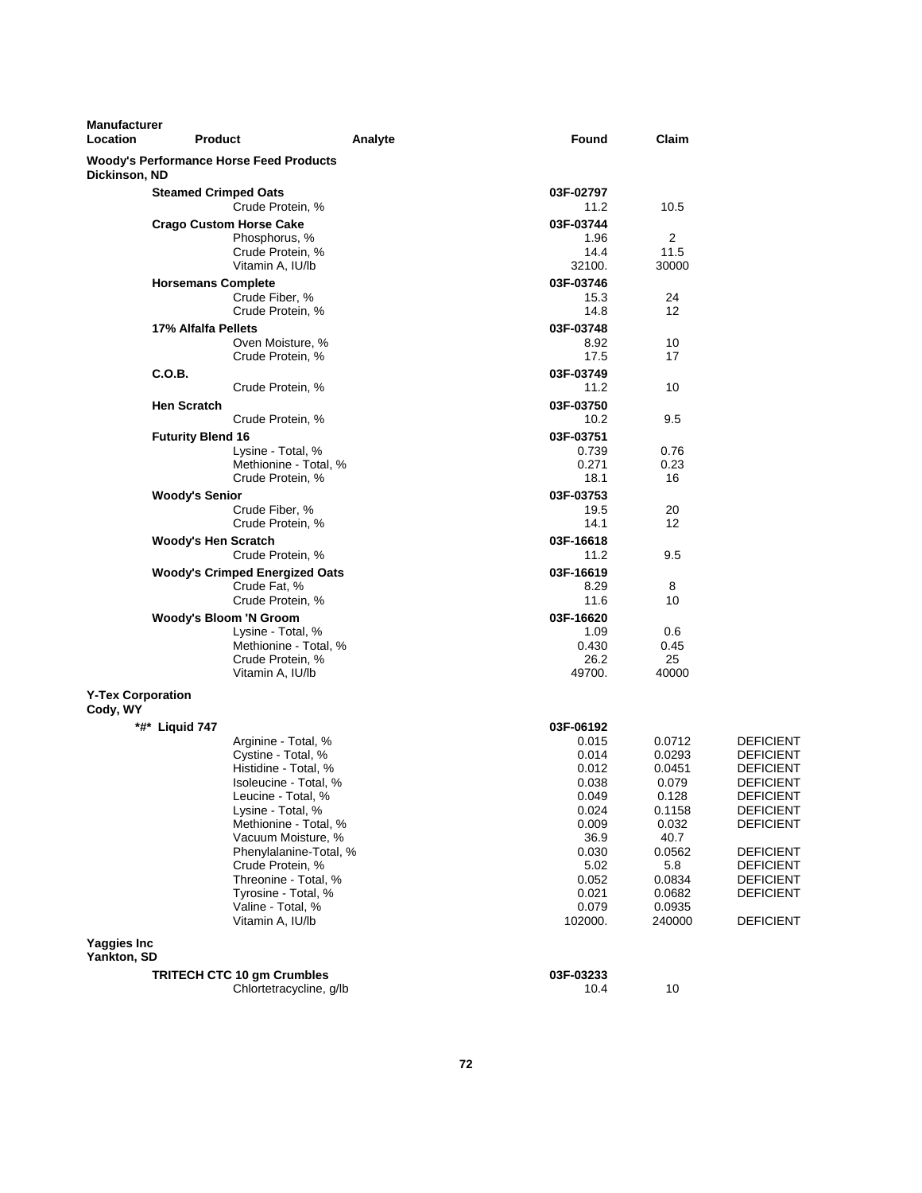| Manufacturer Location | Product | Analyte | Found | Claim | |
|---|---|---|---|---|---|
| **Woody's Performance Horse Feed Products** | | | | | |
| **Dickinson, ND** | | | | | |
| | **Steamed Crimped Oats** | | 03F-02797 | | |
| | | Crude Protein, % | 11.2 | 10.5 | |
| | **Crago Custom Horse Cake** | | 03F-03744 | | |
| | | Phosphorus, % | 1.96 | 2 | |
| | | Crude Protein, % | 14.4 | 11.5 | |
| | | Vitamin A, IU/lb | 32100. | 30000 | |
| | **Horsemans Complete** | | 03F-03746 | | |
| | | Crude Fiber, % | 15.3 | 24 | |
| | | Crude Protein, % | 14.8 | 12 | |
| | **17% Alfalfa Pellets** | | 03F-03748 | | |
| | | Oven Moisture, % | 8.92 | 10 | |
| | | Crude Protein, % | 17.5 | 17 | |
| | **C.O.B.** | | 03F-03749 | | |
| | | Crude Protein, % | 11.2 | 10 | |
| | **Hen Scratch** | | 03F-03750 | | |
| | | Crude Protein, % | 10.2 | 9.5 | |
| | **Futurity Blend 16** | | 03F-03751 | | |
| | | Lysine - Total, % | 0.739 | 0.76 | |
| | | Methionine - Total, % | 0.271 | 0.23 | |
| | | Crude Protein, % | 18.1 | 16 | |
| | **Woody's Senior** | | 03F-03753 | | |
| | | Crude Fiber, % | 19.5 | 20 | |
| | | Crude Protein, % | 14.1 | 12 | |
| | **Woody's Hen Scratch** | | 03F-16618 | | |
| | | Crude Protein, % | 11.2 | 9.5 | |
| | **Woody's Crimped Energized Oats** | | 03F-16619 | | |
| | | Crude Fat, % | 8.29 | 8 | |
| | | Crude Protein, % | 11.6 | 10 | |
| | **Woody's Bloom 'N Groom** | | 03F-16620 | | |
| | | Lysine - Total, % | 1.09 | 0.6 | |
| | | Methionine - Total, % | 0.430 | 0.45 | |
| | | Crude Protein, % | 26.2 | 25 | |
| | | Vitamin A, IU/lb | 49700. | 40000 | |
| **Y-Tex Corporation** | | | | | |
| **Cody, WY** | | | | | |
| | ***#* Liquid 747** | | 03F-06192 | | |
| | | Arginine - Total, % | 0.015 | 0.0712 | DEFICIENT |
| | | Cystine - Total, % | 0.014 | 0.0293 | DEFICIENT |
| | | Histidine - Total, % | 0.012 | 0.0451 | DEFICIENT |
| | | Isoleucine - Total, % | 0.038 | 0.079 | DEFICIENT |
| | | Leucine - Total, % | 0.049 | 0.128 | DEFICIENT |
| | | Lysine - Total, % | 0.024 | 0.1158 | DEFICIENT |
| | | Methionine - Total, % | 0.009 | 0.032 | DEFICIENT |
| | | Vacuum Moisture, % | 36.9 | 40.7 | |
| | | Phenylalanine-Total, % | 0.030 | 0.0562 | DEFICIENT |
| | | Crude Protein, % | 5.02 | 5.8 | DEFICIENT |
| | | Threonine - Total, % | 0.052 | 0.0834 | DEFICIENT |
| | | Tyrosine - Total, % | 0.021 | 0.0682 | DEFICIENT |
| | | Valine - Total, % | 0.079 | 0.0935 | |
| | | Vitamin A, IU/lb | 102000. | 240000 | DEFICIENT |
| **Yaggies Inc** | | | | | |
| **Yankton, SD** | | | | | |
| | **TRITECH CTC 10 gm Crumbles** | | 03F-03233 | | |
| | | Chlortetracycline, g/lb | 10.4 | 10 | |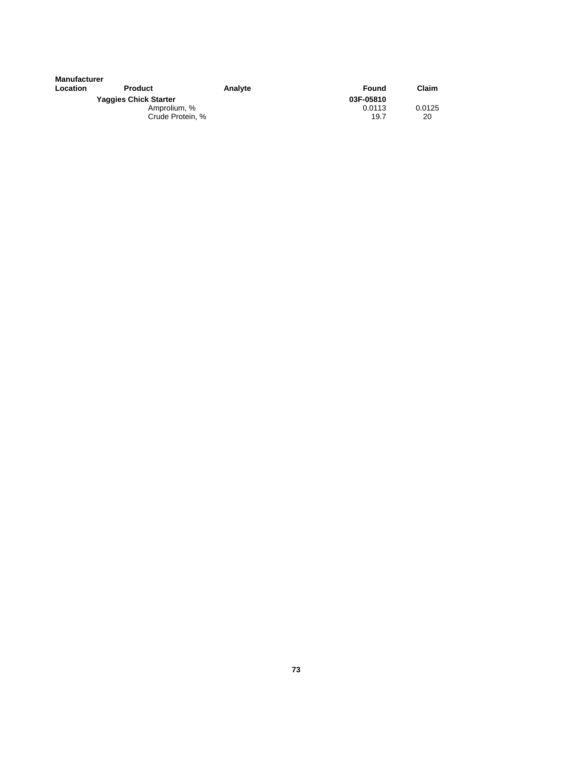| Manufacturer Location | Product | Analyte | Found | Claim |
|---|---|---|---|---|
| | **Yaggies Chick Starter** | | **03F-05810** | |
| | | Amprolium, % | 0.0113 | 0.0125 |
| | | Crude Protein, % | 19.7 | 20 |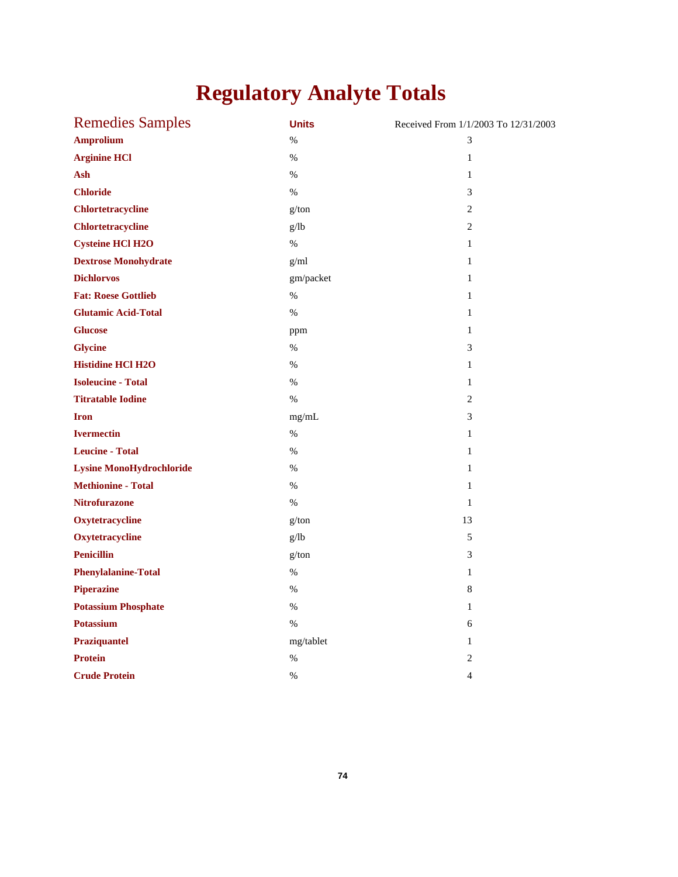# Regulatory Analyte Totals

| Remedies Samples | Units | Received From 1/1/2003 To 12/31/2003 |
|---|---|---|
| **Amprolium** | % | 3 |
| **Arginine HCl** | % | 1 |
| **Ash** | % | 1 |
| **Chloride** | % | 3 |
| **Chlortetracycline** | g/ton | 2 |
| **Chlortetracycline** | g/lb | 2 |
| **Cysteine HCl H2O** | % | 1 |
| **Dextrose Monohydrate** | g/ml | 1 |
| **Dichlorvos** | gm/packet | 1 |
| **Fat: Roese Gottlieb** | % | 1 |
| **Glutamic Acid-Total** | % | 1 |
| **Glucose** | ppm | 1 |
| **Glycine** | % | 3 |
| **Histidine HCl H2O** | % | 1 |
| **Isoleucine - Total** | % | 1 |
| **Titratable Iodine** | % | 2 |
| **Iron** | mg/mL | 3 |
| **Ivermectin** | % | 1 |
| **Leucine - Total** | % | 1 |
| **Lysine MonoHydrochloride** | % | 1 |
| **Methionine - Total** | % | 1 |
| **Nitrofurazone** | % | 1 |
| **Oxytetracycline** | g/ton | 13 |
| **Oxytetracycline** | g/lb | 5 |
| **Penicillin** | g/ton | 3 |
| **Phenylalanine-Total** | % | 1 |
| **Piperazine** | % | 8 |
| **Potassium Phosphate** | % | 1 |
| **Potassium** | % | 6 |
| **Praziquantel** | mg/tablet | 1 |
| **Protein** | % | 2 |
| **Crude Protein** | % | 4 |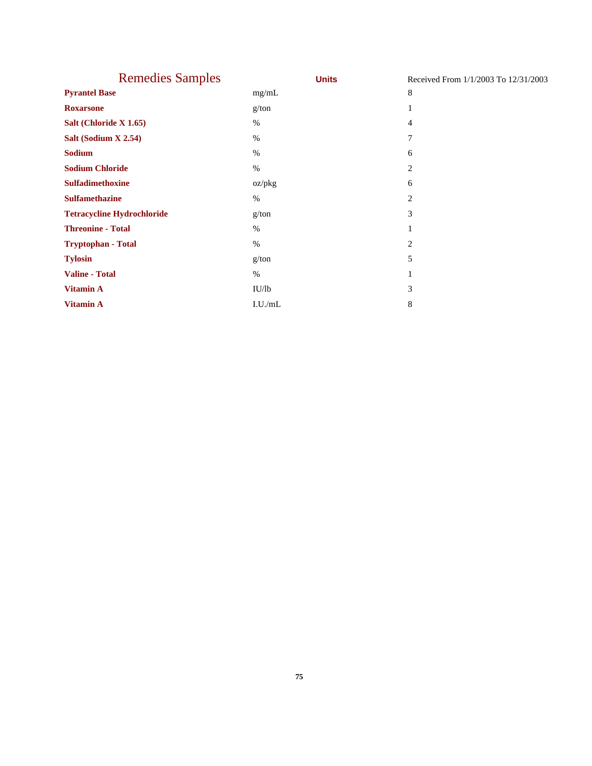| Remedies Samples | Units | Received From 1/1/2003 To 12/31/2003 |
|---|---|---|
| **Pyrantel Base** | mg/mL | 8 |
| **Roxarsone** | g/ton | 1 |
| **Salt (Chloride X 1.65)** | % | 4 |
| **Salt (Sodium X 2.54)** | % | 7 |
| **Sodium** | % | 6 |
| **Sodium Chloride** | % | 2 |
| **Sulfadimethoxine** | oz/pkg | 6 |
| **Sulfamethazine** | % | 2 |
| **Tetracycline Hydrochloride** | g/ton | 3 |
| **Threonine - Total** | % | 1 |
| **Tryptophan - Total** | % | 2 |
| **Tylosin** | g/ton | 5 |
| **Valine - Total** | % | 1 |
| **Vitamin A** | IU/lb | 3 |
| **Vitamin A** | I.U./mL | 8 |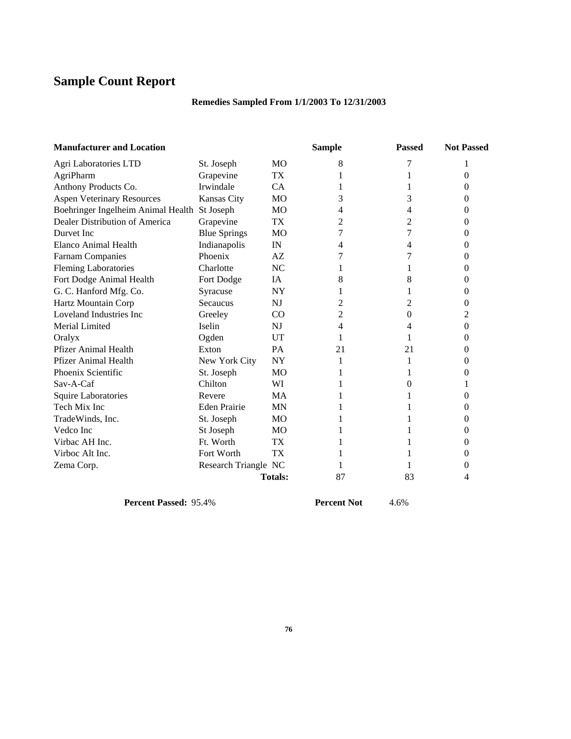# Sample Count Report

**Remedies Sampled From 1/1/2003 To 12/31/2003**

| Manufacturer and Location | | | Sample | Passed | Not Passed |
|---|---|---|---|---|---|
| Agri Laboratories LTD | St. Joseph | MO | 8 | 7 | 1 |
| AgriPharm | Grapevine | TX | 1 | 1 | 0 |
| Anthony Products Co. | Irwindale | CA | 1 | 1 | 0 |
| Aspen Veterinary Resources | Kansas City | MO | 3 | 3 | 0 |
| Boehringer Ingelheim Animal Health | St Joseph | MO | 4 | 4 | 0 |
| Dealer Distribution of America | Grapevine | TX | 2 | 2 | 0 |
| Durvet Inc | Blue Springs | MO | 7 | 7 | 0 |
| Elanco Animal Health | Indianapolis | IN | 4 | 4 | 0 |
| Farnam Companies | Phoenix | AZ | 7 | 7 | 0 |
| Fleming Laboratories | Charlotte | NC | 1 | 1 | 0 |
| Fort Dodge Animal Health | Fort Dodge | IA | 8 | 8 | 0 |
| G. C. Hanford Mfg. Co. | Syracuse | NY | 1 | 1 | 0 |
| Hartz Mountain Corp | Secaucus | NJ | 2 | 2 | 0 |
| Loveland Industries Inc | Greeley | CO | 2 | 0 | 2 |
| Merial Limited | Iselin | NJ | 4 | 4 | 0 |
| Oralyx | Ogden | UT | 1 | 1 | 0 |
| Pfizer Animal Health | Exton | PA | 21 | 21 | 0 |
| Pfizer Animal Health | New York City | NY | 1 | 1 | 0 |
| Phoenix Scientific | St. Joseph | MO | 1 | 1 | 0 |
| Sav-A-Caf | Chilton | WI | 1 | 0 | 1 |
| Squire Laboratories | Revere | MA | 1 | 1 | 0 |
| Tech Mix Inc | Eden Prairie | MN | 1 | 1 | 0 |
| TradeWinds, Inc. | St. Joseph | MO | 1 | 1 | 0 |
| Vedco Inc | St Joseph | MO | 1 | 1 | 0 |
| Virbac AH Inc. | Ft. Worth | TX | 1 | 1 | 0 |
| Virboc Alt Inc. | Fort Worth | TX | 1 | 1 | 0 |
| Zema Corp. | Research Triangle | NC | 1 | 1 | 0 |
| | | **Totals:** | 87 | 83 | 4 |

**Percent Passed:** 95.4% **Percent Not** 4.6%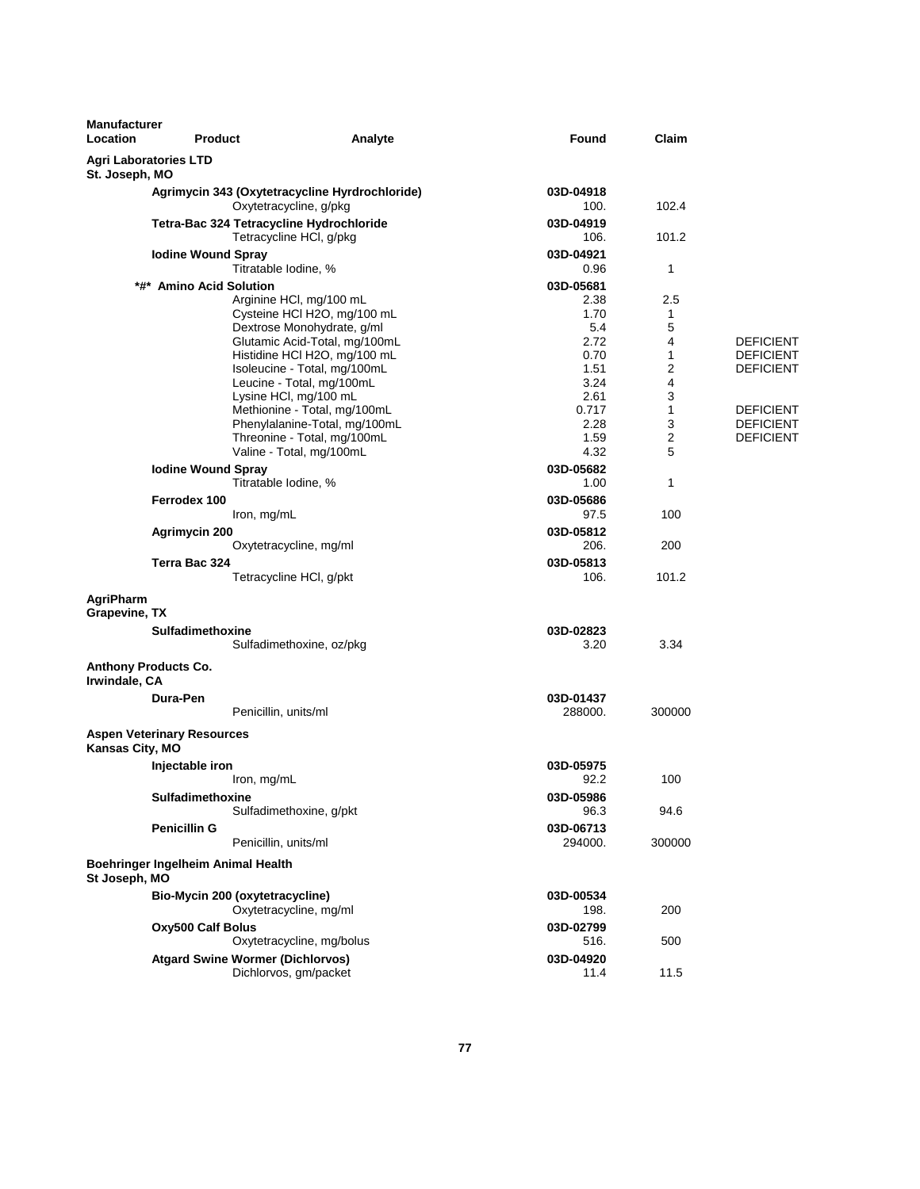| Manufacturer Location | Product | Analyte | Found | Claim | |
|---|---|---|---|---|---|
| **Agri Laboratories LTD St. Joseph, MO** | | | | | |
| | **Agrimycin 343 (Oxytetracycline Hyrdrochloride)** | | **03D-04918** | | |
| | | Oxytetracycline, g/pkg | 100. | 102.4 | |
| | **Tetra-Bac 324 Tetracycline Hydrochloride** | | **03D-04919** | | |
| | | Tetracycline HCl, g/pkg | 106. | 101.2 | |
| | **Iodine Wound Spray** | | **03D-04921** | | |
| | | Titratable Iodine, % | 0.96 | 1 | |
| | **\*#\* Amino Acid Solution** | | **03D-05681** | | |
| | | Arginine HCl, mg/100 mL | 2.38 | 2.5 | |
| | | Cysteine HCl H2O, mg/100 mL | 1.70 | 1 | |
| | | Dextrose Monohydrate, g/ml | 5.4 | 5 | |
| | | Glutamic Acid-Total, mg/100mL | 2.72 | 4 | DEFICIENT |
| | | Histidine HCl H2O, mg/100 mL | 0.70 | 1 | DEFICIENT |
| | | Isoleucine - Total, mg/100mL | 1.51 | 2 | DEFICIENT |
| | | Leucine - Total, mg/100mL | 3.24 | 4 | |
| | | Lysine HCl, mg/100 mL | 2.61 | 3 | |
| | | Methionine - Total, mg/100mL | 0.717 | 1 | DEFICIENT |
| | | Phenylalanine-Total, mg/100mL | 2.28 | 3 | DEFICIENT |
| | | Threonine - Total, mg/100mL | 1.59 | 2 | DEFICIENT |
| | | Valine - Total, mg/100mL | 4.32 | 5 | |
| | **Iodine Wound Spray** | | **03D-05682** | | |
| | | Titratable Iodine, % | 1.00 | 1 | |
| | **Ferrodex 100** | | **03D-05686** | | |
| | | Iron, mg/mL | 97.5 | 100 | |
| | **Agrimycin 200** | | **03D-05812** | | |
| | | Oxytetracycline, mg/ml | 206. | 200 | |
| | **Terra Bac 324** | | **03D-05813** | | |
| | | Tetracycline HCl, g/pkt | 106. | 101.2 | |
| **AgriPharm Grapevine, TX** | | | | | |
| | **Sulfadimethoxine** | | **03D-02823** | | |
| | | Sulfadimethoxine, oz/pkg | 3.20 | 3.34 | |
| **Anthony Products Co. Irwindale, CA** | | | | | |
| | **Dura-Pen** | | **03D-01437** | | |
| | | Penicillin, units/ml | 288000. | 300000 | |
| **Aspen Veterinary Resources Kansas City, MO** | | | | | |
| | **Injectable iron** | | **03D-05975** | | |
| | | Iron, mg/mL | 92.2 | 100 | |
| | **Sulfadimethoxine** | | **03D-05986** | | |
| | | Sulfadimethoxine, g/pkt | 96.3 | 94.6 | |
| | **Penicillin G** | | **03D-06713** | | |
| | | Penicillin, units/ml | 294000. | 300000 | |
| **Boehringer Ingelheim Animal Health St Joseph, MO** | | | | | |
| | **Bio-Mycin 200 (oxytetracycline)** | | **03D-00534** | | |
| | | Oxytetracycline, mg/ml | 198. | 200 | |
| | **Oxy500 Calf Bolus** | | **03D-02799** | | |
| | | Oxytetracycline, mg/bolus | 516. | 500 | |
| | **Atgard Swine Wormer (Dichlorvos)** | | **03D-04920** | | |
| | | Dichlorvos, gm/packet | 11.4 | 11.5 | |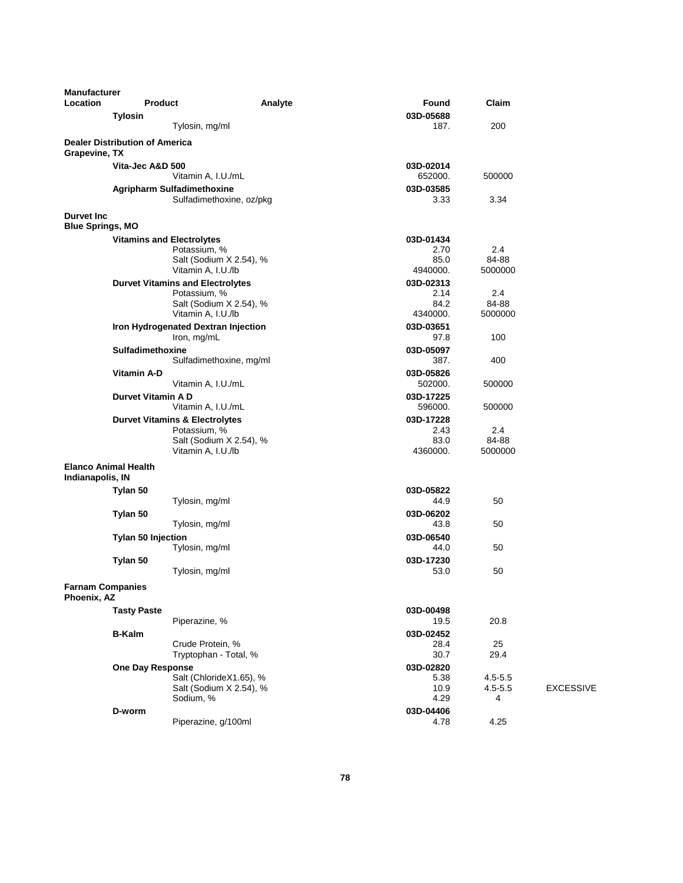| Manufacturer Location | Product | Analyte | Found | Claim | |
|---|---|---|---|---|---|
| | **Tylosin** | | **03D-05688** | | |
| | | Tylosin, mg/ml | 187. | 200 | |
| **Dealer Distribution of America Grapevine, TX** | | | | | |
| | **Vita-Jec A&D 500** | | **03D-02014** | | |
| | | Vitamin A, I.U./mL | 652000. | 500000 | |
| | **Agripharm Sulfadimethoxine** | | **03D-03585** | | |
| | | Sulfadimethoxine, oz/pkg | 3.33 | 3.34 | |
| **Durvet Inc Blue Springs, MO** | | | | | |
| | **Vitamins and Electrolytes** | | **03D-01434** | | |
| | | Potassium, % | 2.70 | 2.4 | |
| | | Salt (Sodium X 2.54), % | 85.0 | 84-88 | |
| | | Vitamin A, I.U./lb | 4940000. | 5000000 | |
| | **Durvet Vitamins and Electrolytes** | | **03D-02313** | | |
| | | Potassium, % | 2.14 | 2.4 | |
| | | Salt (Sodium X 2.54), % | 84.2 | 84-88 | |
| | | Vitamin A, I.U./lb | 4340000. | 5000000 | |
| | **Iron Hydrogenated Dextran Injection** | | **03D-03651** | | |
| | | Iron, mg/mL | 97.8 | 100 | |
| | **Sulfadimethoxine** | | **03D-05097** | | |
| | | Sulfadimethoxine, mg/ml | 387. | 400 | |
| | **Vitamin A-D** | | **03D-05826** | | |
| | | Vitamin A, I.U./mL | 502000. | 500000 | |
| | **Durvet Vitamin A D** | | **03D-17225** | | |
| | | Vitamin A, I.U./mL | 596000. | 500000 | |
| | **Durvet Vitamins & Electrolytes** | | **03D-17228** | | |
| | | Potassium, % | 2.43 | 2.4 | |
| | | Salt (Sodium X 2.54), % | 83.0 | 84-88 | |
| | | Vitamin A, I.U./lb | 4360000. | 5000000 | |
| **Elanco Animal Health Indianapolis, IN** | | | | | |
| | **Tylan 50** | | **03D-05822** | | |
| | | Tylosin, mg/ml | 44.9 | 50 | |
| | **Tylan 50** | | **03D-06202** | | |
| | | Tylosin, mg/ml | 43.8 | 50 | |
| | **Tylan 50 Injection** | | **03D-06540** | | |
| | | Tylosin, mg/ml | 44.0 | 50 | |
| | **Tylan 50** | | **03D-17230** | | |
| | | Tylosin, mg/ml | 53.0 | 50 | |
| **Farnam Companies Phoenix, AZ** | | | | | |
| | **Tasty Paste** | | **03D-00498** | | |
| | | Piperazine, % | 19.5 | 20.8 | |
| | **B-Kalm** | | **03D-02452** | | |
| | | Crude Protein, % | 28.4 | 25 | |
| | | Tryptophan - Total, % | 30.7 | 29.4 | |
| | **One Day Response** | | **03D-02820** | | |
| | | Salt (ChlorideX1.65), % | 5.38 | 4.5-5.5 | |
| | | Salt (Sodium X 2.54), % | 10.9 | 4.5-5.5 | EXCESSIVE |
| | | Sodium, % | 4.29 | 4 | |
| | **D-worm** | | **03D-04406** | | |
| | | Piperazine, g/100ml | 4.78 | 4.25 | |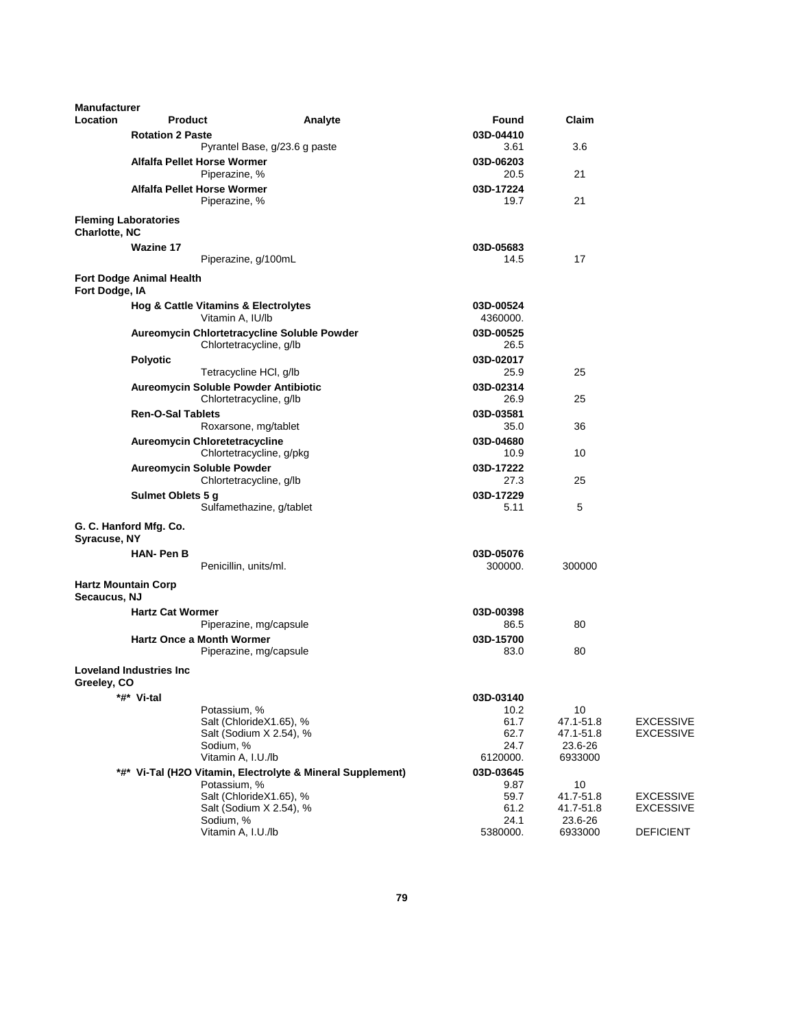| Manufacturer Location | Product | Analyte | Found | Claim | |
|---|---|---|---|---|---|
| | **Rotation 2 Paste** | | **03D-04410** | | |
| | | Pyrantel Base, g/23.6 g paste | 3.61 | 3.6 | |
| | **Alfalfa Pellet Horse Wormer** | | **03D-06203** | | |
| | | Piperazine, % | 20.5 | 21 | |
| | **Alfalfa Pellet Horse Wormer** | | **03D-17224** | | |
| | | Piperazine, % | 19.7 | 21 | |
| **Fleming Laboratories Charlotte, NC** | | | | | |
| | **Wazine 17** | | **03D-05683** | | |
| | | Piperazine, g/100mL | 14.5 | 17 | |
| **Fort Dodge Animal Health Fort Dodge, IA** | | | | | |
| | **Hog & Cattle Vitamins & Electrolytes** | | **03D-00524** | | |
| | | Vitamin A, IU/lb | 4360000. | | |
| | **Aureomycin Chlortetracycline Soluble Powder** | | **03D-00525** | | |
| | | Chlortetracycline, g/lb | 26.5 | | |
| | **Polyotic** | | **03D-02017** | | |
| | | Tetracycline HCl, g/lb | 25.9 | 25 | |
| | **Aureomycin Soluble Powder Antibiotic** | | **03D-02314** | | |
| | | Chlortetracycline, g/lb | 26.9 | 25 | |
| | **Ren-O-Sal Tablets** | | **03D-03581** | | |
| | | Roxarsone, mg/tablet | 35.0 | 36 | |
| | **Aureomycin Chloretetracycline** | | **03D-04680** | | |
| | | Chlortetracycline, g/pkg | 10.9 | 10 | |
| | **Aureomycin Soluble Powder** | | **03D-17222** | | |
| | | Chlortetracycline, g/lb | 27.3 | 25 | |
| | **Sulmet Oblets 5 g** | | **03D-17229** | | |
| | | Sulfamethazine, g/tablet | 5.11 | 5 | |
| **G. C. Hanford Mfg. Co. Syracuse, NY** | | | | | |
| | **HAN- Pen B** | | **03D-05076** | | |
| | | Penicillin, units/ml. | 300000. | 300000 | |
| **Hartz Mountain Corp Secaucus, NJ** | | | | | |
| | **Hartz Cat Wormer** | | **03D-00398** | | |
| | | Piperazine, mg/capsule | 86.5 | 80 | |
| | **Hartz Once a Month Wormer** | | **03D-15700** | | |
| | | Piperazine, mg/capsule | 83.0 | 80 | |
| **Loveland Industries Inc Greeley, CO** | | | | | |
| | **\*#\* Vi-tal** | | **03D-03140** | | |
| | | Potassium, % | 10.2 | 10 | |
| | | Salt (ChlorideX1.65), % | 61.7 | 47.1-51.8 | EXCESSIVE |
| | | Salt (Sodium X 2.54), % | 62.7 | 47.1-51.8 | EXCESSIVE |
| | | Sodium, % | 24.7 | 23.6-26 | |
| | | Vitamin A, I.U./lb | 6120000. | 6933000 | |
| | **\*#\* Vi-Tal (H2O Vitamin, Electrolyte & Mineral Supplement)** | | **03D-03645** | | |
| | | Potassium, % | 9.87 | 10 | |
| | | Salt (ChlorideX1.65), % | 59.7 | 41.7-51.8 | EXCESSIVE |
| | | Salt (Sodium X 2.54), % | 61.2 | 41.7-51.8 | EXCESSIVE |
| | | Sodium, % | 24.1 | 23.6-26 | |
| | | Vitamin A, I.U./lb | 5380000. | 6933000 | DEFICIENT |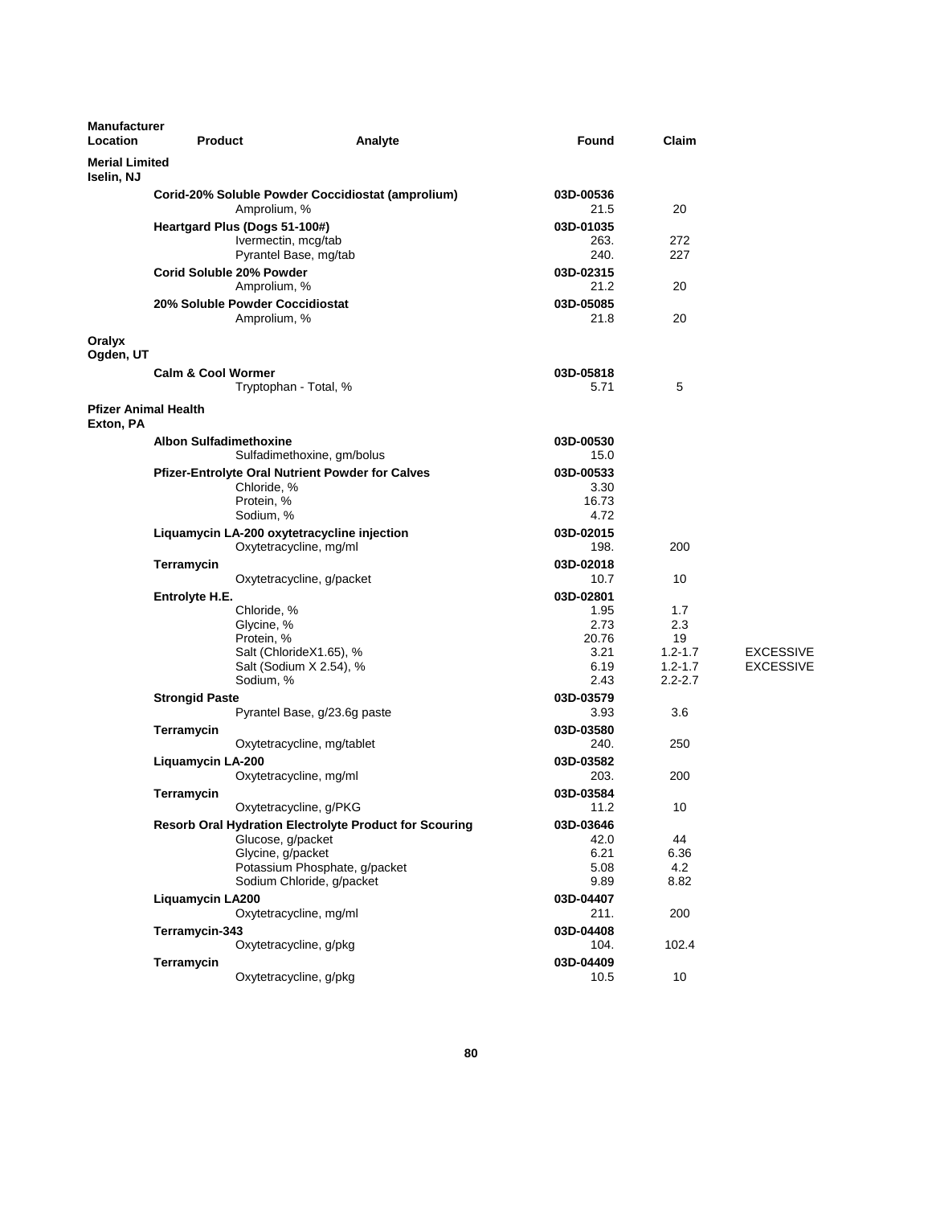| Manufacturer Location | Product | Analyte | Found | Claim | |
|---|---|---|---|---|---|
| **Merial Limited Iselin, NJ** | | | | | |
| | **Corid-20% Soluble Powder Coccidiostat (amprolium)** | | **03D-00536** | | |
| | | Amprolium, % | 21.5 | 20 | |
| | **Heartgard Plus (Dogs 51-100#)** | | **03D-01035** | | |
| | | Ivermectin, mcg/tab | 263. | 272 | |
| | | Pyrantel Base, mg/tab | 240. | 227 | |
| | **Corid Soluble 20% Powder** | | **03D-02315** | | |
| | | Amprolium, % | 21.2 | 20 | |
| | **20% Soluble Powder Coccidiostat** | | **03D-05085** | | |
| | | Amprolium, % | 21.8 | 20 | |
| **Oralyx Ogden, UT** | | | | | |
| | **Calm & Cool Wormer** | | **03D-05818** | | |
| | | Tryptophan - Total, % | 5.71 | 5 | |
| **Pfizer Animal Health Exton, PA** | | | | | |
| | **Albon Sulfadimethoxine** | | **03D-00530** | | |
| | | Sulfadimethoxine, gm/bolus | 15.0 | | |
| | **Pfizer-Entrolyte Oral Nutrient Powder for Calves** | | **03D-00533** | | |
| | | Chloride, % | 3.30 | | |
| | | Protein, % | 16.73 | | |
| | | Sodium, % | 4.72 | | |
| | **Liquamycin LA-200 oxytetracycline injection** | | **03D-02015** | | |
| | | Oxytetracycline, mg/ml | 198. | 200 | |
| | **Terramycin** | | **03D-02018** | | |
| | | Oxytetracycline, g/packet | 10.7 | 10 | |
| | **Entrolyte H.E.** | | **03D-02801** | | |
| | | Chloride, % | 1.95 | 1.7 | |
| | | Glycine, % | 2.73 | 2.3 | |
| | | Protein, % | 20.76 | 19 | |
| | | Salt (ChlorideX1.65), % | 3.21 | 1.2-1.7 | EXCESSIVE |
| | | Salt (Sodium X 2.54), % | 6.19 | 1.2-1.7 | EXCESSIVE |
| | | Sodium, % | 2.43 | 2.2-2.7 | |
| | **Strongid Paste** | | **03D-03579** | | |
| | | Pyrantel Base, g/23.6g paste | 3.93 | 3.6 | |
| | **Terramycin** | | **03D-03580** | | |
| | | Oxytetracycline, mg/tablet | 240. | 250 | |
| | **Liquamycin LA-200** | | **03D-03582** | | |
| | | Oxytetracycline, mg/ml | 203. | 200 | |
| | **Terramycin** | | **03D-03584** | | |
| | | Oxytetracycline, g/PKG | 11.2 | 10 | |
| | **Resorb Oral Hydration Electrolyte Product for Scouring** | | **03D-03646** | | |
| | | Glucose, g/packet | 42.0 | 44 | |
| | | Glycine, g/packet | 6.21 | 6.36 | |
| | | Potassium Phosphate, g/packet | 5.08 | 4.2 | |
| | | Sodium Chloride, g/packet | 9.89 | 8.82 | |
| | **Liquamycin LA200** | | **03D-04407** | | |
| | | Oxytetracycline, mg/ml | 211. | 200 | |
| | **Terramycin-343** | | **03D-04408** | | |
| | | Oxytetracycline, g/pkg | 104. | 102.4 | |
| | **Terramycin** | | **03D-04409** | | |
| | | Oxytetracycline, g/pkg | 10.5 | 10 | |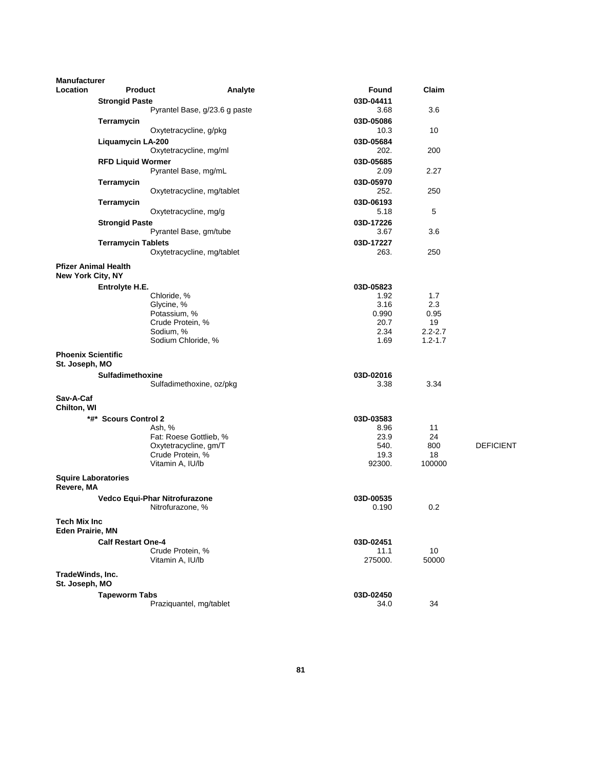| Manufacturer Location | Product | Analyte | Found | Claim | |
|---|---|---|---|---|---|
| | **Strongid Paste** | | **03D-04411** | | |
| | | Pyrantel Base, g/23.6 g paste | 3.68 | 3.6 | |
| | **Terramycin** | | **03D-05086** | | |
| | | Oxytetracycline, g/pkg | 10.3 | 10 | |
| | **Liquamycin LA-200** | | **03D-05684** | | |
| | | Oxytetracycline, mg/ml | 202. | 200 | |
| | **RFD Liquid Wormer** | | **03D-05685** | | |
| | | Pyrantel Base, mg/mL | 2.09 | 2.27 | |
| | **Terramycin** | | **03D-05970** | | |
| | | Oxytetracycline, mg/tablet | 252. | 250 | |
| | **Terramycin** | | **03D-06193** | | |
| | | Oxytetracycline, mg/g | 5.18 | 5 | |
| | **Strongid Paste** | | **03D-17226** | | |
| | | Pyrantel Base, gm/tube | 3.67 | 3.6 | |
| | **Terramycin Tablets** | | **03D-17227** | | |
| | | Oxytetracycline, mg/tablet | 263. | 250 | |
| **Pfizer Animal Health New York City, NY** | | | | | |
| | **Entrolyte H.E.** | | **03D-05823** | | |
| | | Chloride, % | 1.92 | 1.7 | |
| | | Glycine, % | 3.16 | 2.3 | |
| | | Potassium, % | 0.990 | 0.95 | |
| | | Crude Protein, % | 20.7 | 19 | |
| | | Sodium, % | 2.34 | 2.2-2.7 | |
| | | Sodium Chloride, % | 1.69 | 1.2-1.7 | |
| **Phoenix Scientific St. Joseph, MO** | | | | | |
| | **Sulfadimethoxine** | | **03D-02016** | | |
| | | Sulfadimethoxine, oz/pkg | 3.38 | 3.34 | |
| **Sav-A-Caf Chilton, WI** | | | | | |
| | ***#* Scours Control 2** | | **03D-03583** | | |
| | | Ash, % | 8.96 | 11 | |
| | | Fat: Roese Gottlieb, % | 23.9 | 24 | |
| | | Oxytetracycline, gm/T | 540. | 800 | DEFICIENT |
| | | Crude Protein, % | 19.3 | 18 | |
| | | Vitamin A, IU/lb | 92300. | 100000 | |
| **Squire Laboratories Revere, MA** | | | | | |
| | **Vedco Equi-Phar Nitrofurazone** | | **03D-00535** | | |
| | | Nitrofurazone, % | 0.190 | 0.2 | |
| **Tech Mix Inc Eden Prairie, MN** | | | | | |
| | **Calf Restart One-4** | | **03D-02451** | | |
| | | Crude Protein, % | 11.1 | 10 | |
| | | Vitamin A, IU/lb | 275000. | 50000 | |
| **TradeWinds, Inc. St. Joseph, MO** | | | | | |
| | **Tapeworm Tabs** | | **03D-02450** | | |
| | | Praziquantel, mg/tablet | 34.0 | 34 | |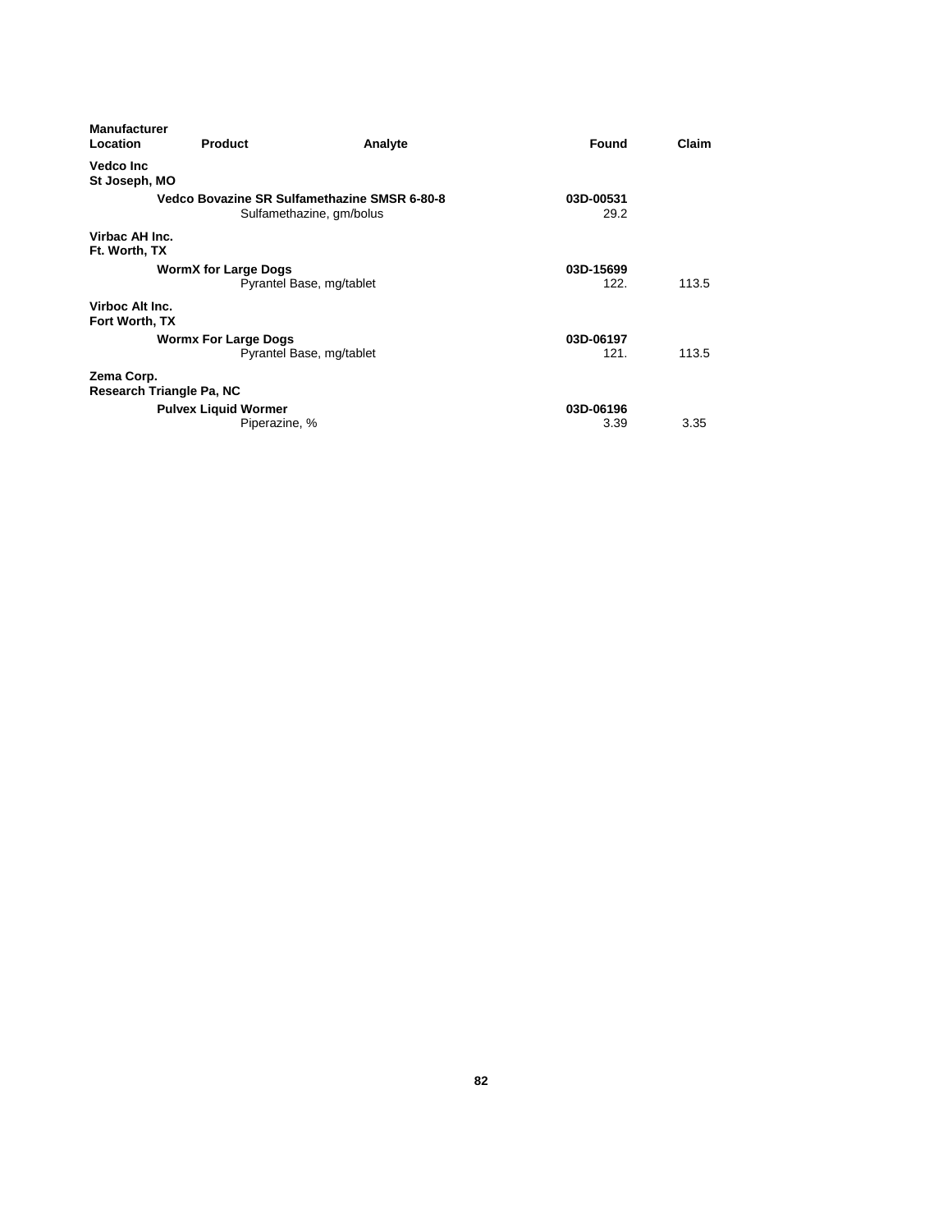| Manufacturer Location | Product | Analyte | Found | Claim |
|---|---|---|---|---|
| **Vedco Inc St Joseph, MO** | | | | |
| | **Vedco Bovazine SR Sulfamethazine SMSR 6-80-8** | | **03D-00531** | |
| | | Sulfamethazine, gm/bolus | 29.2 | |
| **Virbac AH Inc. Ft. Worth, TX** | | | | |
| | **WormX for Large Dogs** | | **03D-15699** | |
| | | Pyrantel Base, mg/tablet | 122. | 113.5 |
| **Virboc Alt Inc. Fort Worth, TX** | | | | |
| | **Wormx For Large Dogs** | | **03D-06197** | |
| | | Pyrantel Base, mg/tablet | 121. | 113.5 |
| **Zema Corp. Research Triangle Pa, NC** | | | | |
| | **Pulvex Liquid Wormer** | | **03D-06196** | |
| | | Piperazine, % | 3.39 | 3.35 |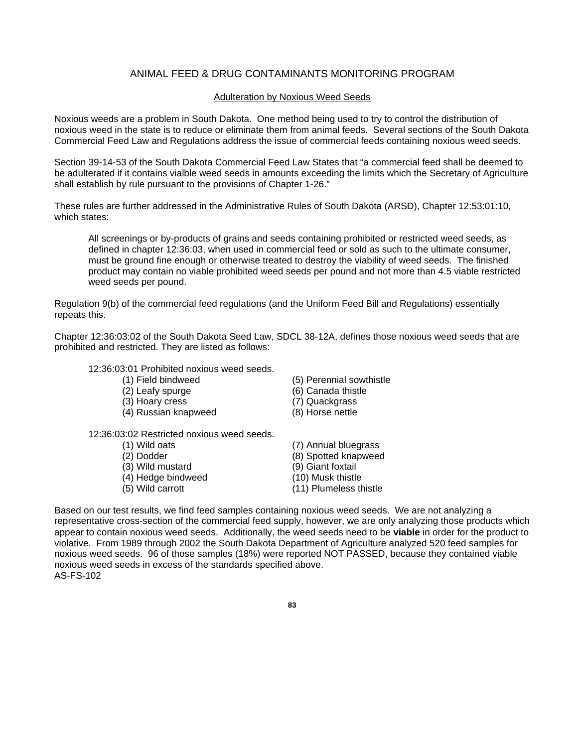## ANIMAL FEED & DRUG CONTAMINANTS MONITORING PROGRAM

### Adulteration by Noxious Weed Seeds

Noxious weeds are a problem in South Dakota. One method being used to try to control the distribution of noxious weed in the state is to reduce or eliminate them from animal feeds. Several sections of the South Dakota Commercial Feed Law and Regulations address the issue of commercial feeds containing noxious weed seeds.

Section 39-14-53 of the South Dakota Commercial Feed Law States that "a commercial feed shall be deemed to be adulterated if it contains vialble weed seeds in amounts exceeding the limits which the Secretary of Agriculture shall establish by rule pursuant to the provisions of Chapter 1-26."

These rules are further addressed in the Administrative Rules of South Dakota (ARSD), Chapter 12:53:01:10, which states:

> All screenings or by-products of grains and seeds containing prohibited or restricted weed seeds, as defined in chapter 12:36:03, when used in commercial feed or sold as such to the ultimate consumer, must be ground fine enough or otherwise treated to destroy the viability of weed seeds. The finished product may contain no viable prohibited weed seeds per pound and not more than 4.5 viable restricted weed seeds per pound.

Regulation 9(b) of the commercial feed regulations (and the Uniform Feed Bill and Regulations) essentially repeats this.

Chapter 12:36:03:02 of the South Dakota Seed Law, SDCL 38-12A, defines those noxious weed seeds that are prohibited and restricted. They are listed as follows:

12:36:03:01 Prohibited noxious weed seeds.

- (1) Field bindweed
- (2) Leafy spurge
- (3) Hoary cress
- (4) Russian knapweed
- (5) Perennial sowthistle
- (6) Canada thistle
- (7) Quackgrass
- (8) Horse nettle

12:36:03:02 Restricted noxious weed seeds.

- (1) Wild oats
- (2) Dodder
- (3) Wild mustard
- (4) Hedge bindweed
- (5) Wild carrott
- (7) Annual bluegrass
- (8) Spotted knapweed
- (9) Giant foxtail
- (10) Musk thistle
- (11) Plumeless thistle

Based on our test results, we find feed samples containing noxious weed seeds. We are not analyzing a representative cross-section of the commercial feed supply, however, we are only analyzing those products which appear to contain noxious weed seeds. Additionally, the weed seeds need to be **viable** in order for the product to violative. From 1989 through 2002 the South Dakota Department of Agriculture analyzed 520 feed samples for noxious weed seeds. 96 of those samples (18%) were reported NOT PASSED, because they contained viable noxious weed seeds in excess of the standards specified above.

AS-FS-102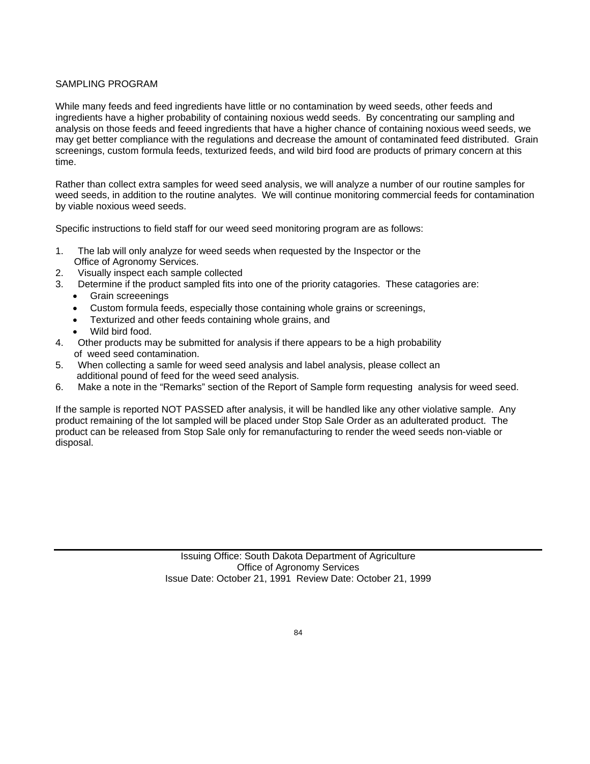SAMPLING PROGRAM

While many feeds and feed ingredients have little or no contamination by weed seeds, other feeds and ingredients have a higher probability of containing noxious wedd seeds. By concentrating our sampling and analysis on those feeds and feeed ingredients that have a higher chance of containing noxious weed seeds, we may get better compliance with the regulations and decrease the amount of contaminated feed distributed. Grain screenings, custom formula feeds, texturized feeds, and wild bird food are products of primary concern at this time.

Rather than collect extra samples for weed seed analysis, we will analyze a number of our routine samples for weed seeds, in addition to the routine analytes. We will continue monitoring commercial feeds for contamination by viable noxious weed seeds.

Specific instructions to field staff for our weed seed monitoring program are as follows:

1. The lab will only analyze for weed seeds when requested by the Inspector or the Office of Agronomy Services.
2. Visually inspect each sample collected
3. Determine if the product sampled fits into one of the priority catagories. These catagories are:
   - Grain screeenings
   - Custom formula feeds, especially those containing whole grains or screenings,
   - Texturized and other feeds containing whole grains, and
   - Wild bird food.
4. Other products may be submitted for analysis if there appears to be a high probability of weed seed contamination.
5. When collecting a samle for weed seed analysis and label analysis, please collect an additional pound of feed for the weed seed analysis.
6. Make a note in the “Remarks” section of the Report of Sample form requesting analysis for weed seed.

If the sample is reported NOT PASSED after analysis, it will be handled like any other violative sample. Any product remaining of the lot sampled will be placed under Stop Sale Order as an adulterated product. The product can be released from Stop Sale only for remanufacturing to render the weed seeds non-viable or disposal.

Issuing Office: South Dakota Department of Agriculture
Office of Agronomy Services
Issue Date: October 21, 1991 Review Date: October 21, 1999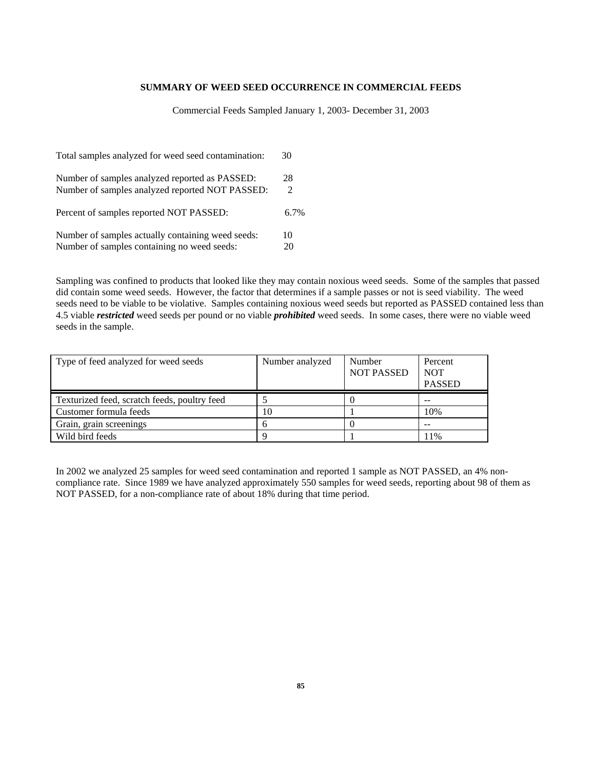## SUMMARY OF WEED SEED OCCURRENCE IN COMMERCIAL FEEDS

Commercial Feeds Sampled January 1, 2003- December 31, 2003

Total samples analyzed for weed seed contamination: 30

Number of samples analyzed reported as PASSED: 28
Number of samples analyzed reported NOT PASSED: 2

Percent of samples reported NOT PASSED: 6.7%

Number of samples actually containing weed seeds: 10
Number of samples containing no weed seeds: 20

Sampling was confined to products that looked like they may contain noxious weed seeds. Some of the samples that passed did contain some weed seeds. However, the factor that determines if a sample passes or not is seed viability. The weed seeds need to be viable to be violative. Samples containing noxious weed seeds but reported as PASSED contained less than 4.5 viable ***restricted*** weed seeds per pound or no viable ***prohibited*** weed seeds. In some cases, there were no viable weed seeds in the sample.

| Type of feed analyzed for weed seeds | Number analyzed | Number NOT PASSED | Percent NOT PASSED |
|---|---|---|---|
| Texturized feed, scratch feeds, poultry feed | 5 | 0 | -- |
| Customer formula feeds | 10 | 1 | 10% |
| Grain, grain screenings | 6 | 0 | -- |
| Wild bird feeds | 9 | 1 | 11% |

In 2002 we analyzed 25 samples for weed seed contamination and reported 1 sample as NOT PASSED, an 4% non-compliance rate. Since 1989 we have analyzed approximately 550 samples for weed seeds, reporting about 98 of them as NOT PASSED, for a non-compliance rate of about 18% during that time period.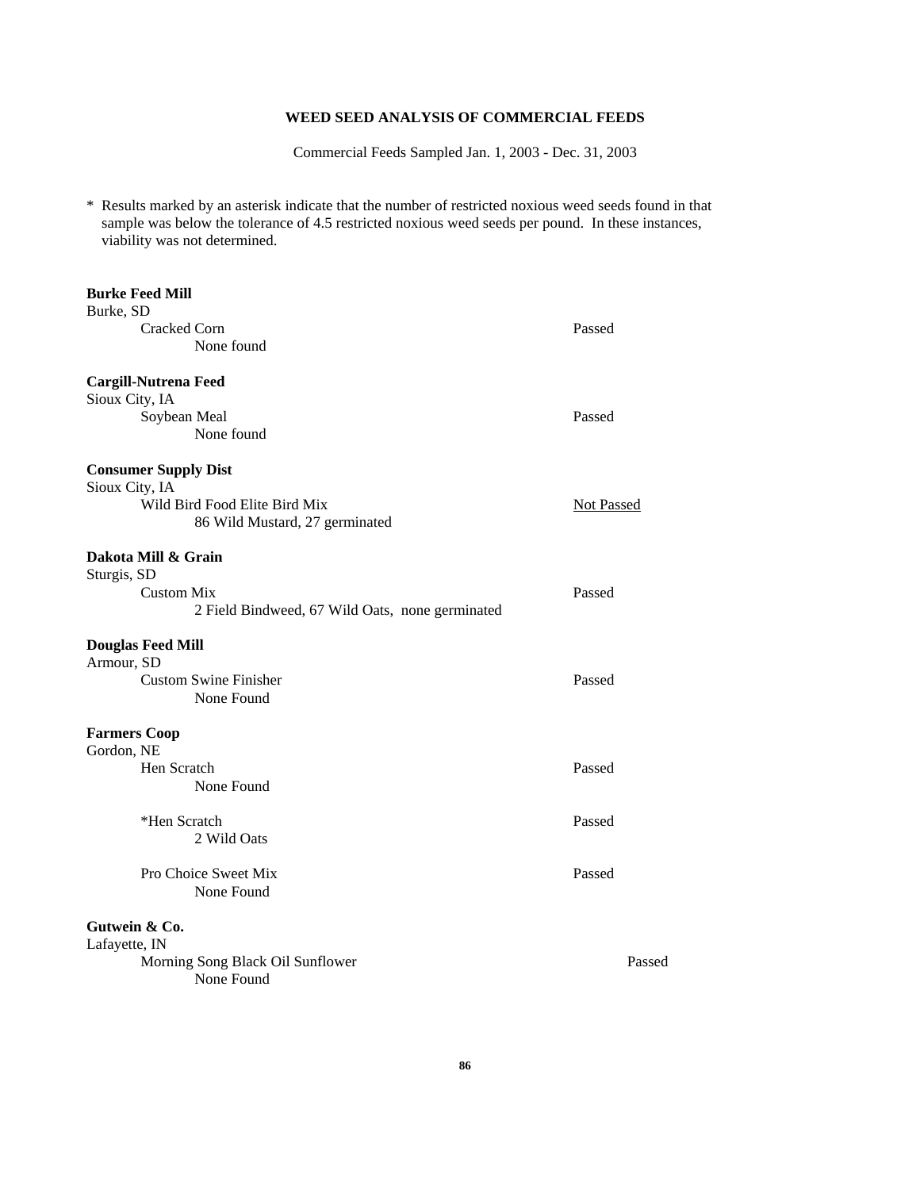## WEED SEED ANALYSIS OF COMMERCIAL FEEDS

Commercial Feeds Sampled Jan. 1, 2003 - Dec. 31, 2003

* Results marked by an asterisk indicate that the number of restricted noxious weed seeds found in that sample was below the tolerance of 4.5 restricted noxious weed seeds per pound. In these instances, viability was not determined.

**Burke Feed Mill**
Burke, SD

| | |
|---|---|
| Cracked Corn<br>None found | Passed |

**Cargill-Nutrena Feed**
Sioux City, IA

| | |
|---|---|
| Soybean Meal<br>None found | Passed |

**Consumer Supply Dist**
Sioux City, IA

| | |
|---|---|
| Wild Bird Food Elite Bird Mix<br>86 Wild Mustard, 27 germinated | <u>Not Passed</u> |

**Dakota Mill & Grain**
Sturgis, SD

| | |
|---|---|
| Custom Mix<br>2 Field Bindweed, 67 Wild Oats, none germinated | Passed |

**Douglas Feed Mill**
Armour, SD

| | |
|---|---|
| Custom Swine Finisher<br>None Found | Passed |

**Farmers Coop**
Gordon, NE

| | |
|---|---|
| Hen Scratch<br>None Found | Passed |
| *Hen Scratch<br>2 Wild Oats | Passed |
| Pro Choice Sweet Mix<br>None Found | Passed |

**Gutwein & Co.**
Lafayette, IN

| | |
|---|---|
| Morning Song Black Oil Sunflower<br>None Found | Passed |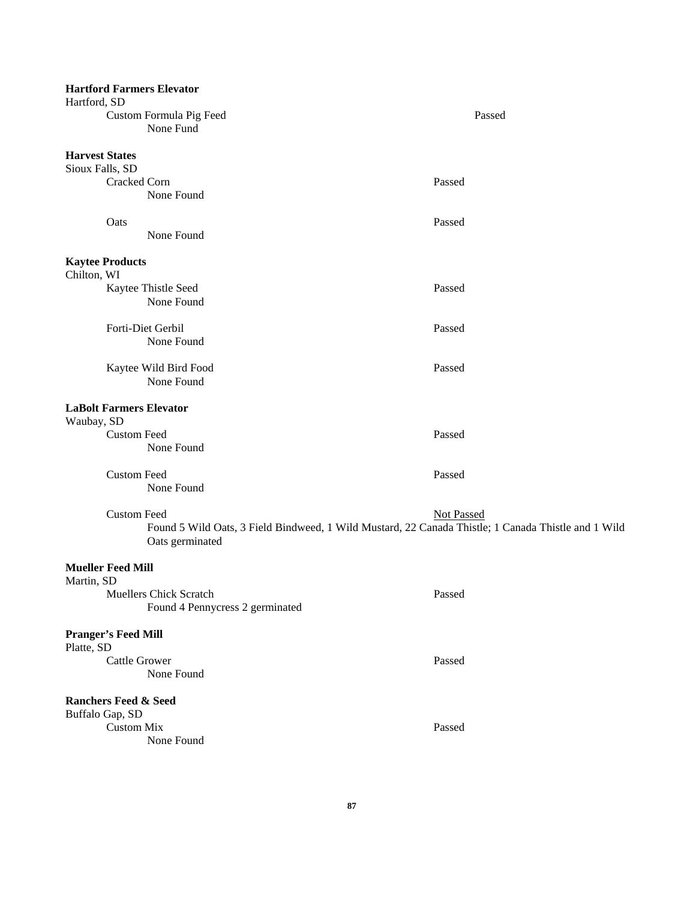**Hartford Farmers Elevator**
Hartford, SD

Custom Formula Pig Feed — Passed
None Fund

**Harvest States**
Sioux Falls, SD

Cracked Corn — Passed
None Found

Oats — Passed
None Found

**Kaytee Products**
Chilton, WI

Kaytee Thistle Seed — Passed
None Found

Forti-Diet Gerbil — Passed
None Found

Kaytee Wild Bird Food — Passed
None Found

**LaBolt Farmers Elevator**
Waubay, SD

Custom Feed — Passed
None Found

Custom Feed — Passed
None Found

Custom Feed — Not Passed
Found 5 Wild Oats, 3 Field Bindweed, 1 Wild Mustard, 22 Canada Thistle; 1 Canada Thistle and 1 Wild Oats germinated

**Mueller Feed Mill**
Martin, SD

Muellers Chick Scratch — Passed
Found 4 Pennycress 2 germinated

**Pranger's Feed Mill**
Platte, SD

Cattle Grower — Passed
None Found

**Ranchers Feed & Seed**
Buffalo Gap, SD

Custom Mix — Passed
None Found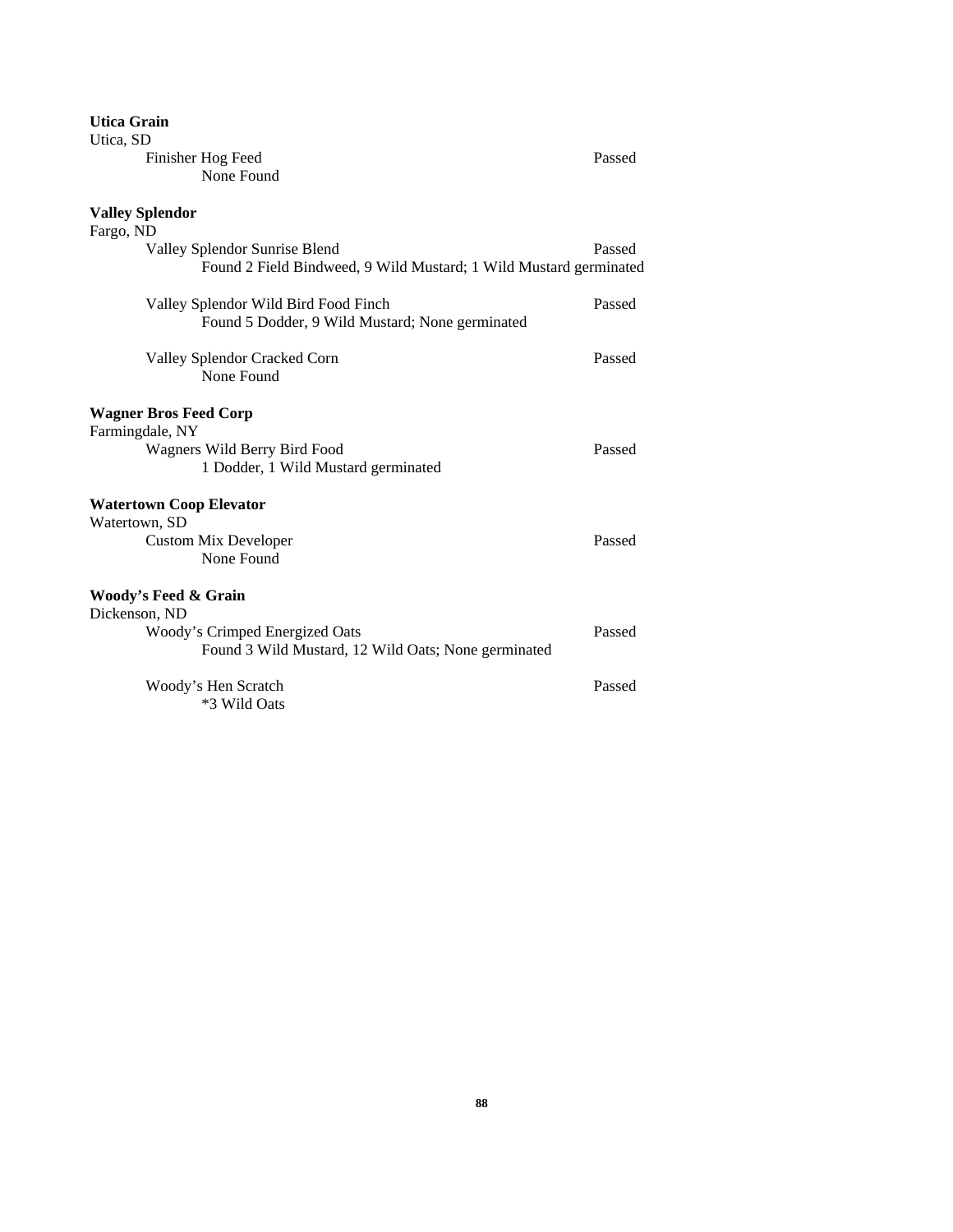**Utica Grain**
Utica, SD

Finisher Hog Feed — Passed
None Found

**Valley Splendor**
Fargo, ND

Valley Splendor Sunrise Blend — Passed
Found 2 Field Bindweed, 9 Wild Mustard; 1 Wild Mustard germinated

Valley Splendor Wild Bird Food Finch — Passed
Found 5 Dodder, 9 Wild Mustard; None germinated

Valley Splendor Cracked Corn — Passed
None Found

**Wagner Bros Feed Corp**
Farmingdale, NY

Wagners Wild Berry Bird Food — Passed
1 Dodder, 1 Wild Mustard germinated

**Watertown Coop Elevator**
Watertown, SD

Custom Mix Developer — Passed
None Found

**Woody's Feed & Grain**
Dickenson, ND

Woody's Crimped Energized Oats — Passed
Found 3 Wild Mustard, 12 Wild Oats; None germinated

Woody's Hen Scratch — Passed
*3 Wild Oats